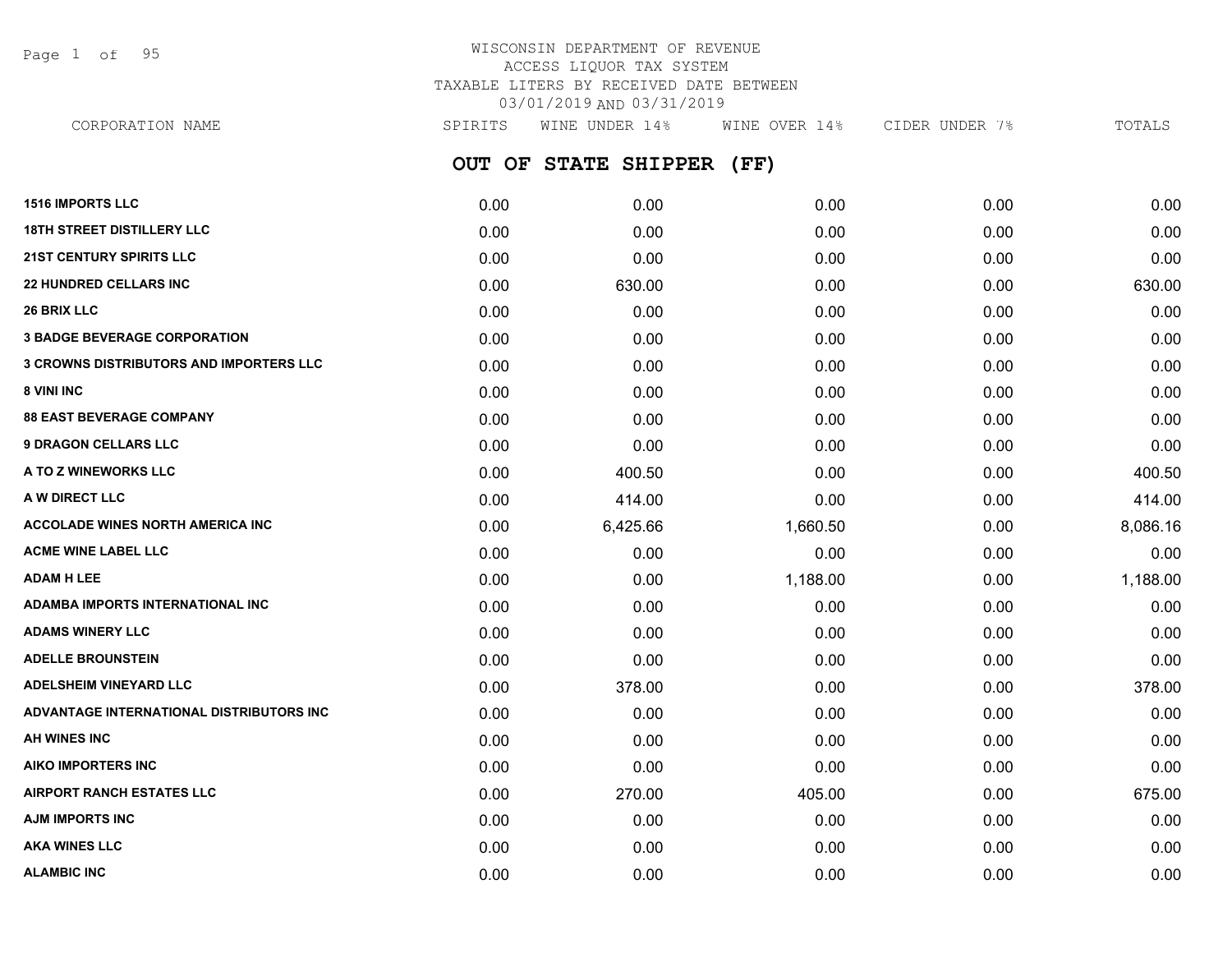# WISCONSIN DEPARTMENT OF REVENUE
## ACCESS LIQUOR TAX SYSTEM
### TAXABLE LITERS BY RECEIVED DATE BETWEEN 03/01/2019 AND 03/31/2019

## OUT OF STATE SHIPPER (FF)

| CORPORATION NAME | SPIRITS | WINE UNDER 14% | WINE OVER 14% | CIDER UNDER 7% | TOTALS |
|---|---|---|---|---|---|
| 1516 IMPORTS LLC | 0.00 | 0.00 | 0.00 | 0.00 | 0.00 |
| 18TH STREET DISTILLERY LLC | 0.00 | 0.00 | 0.00 | 0.00 | 0.00 |
| 21ST CENTURY SPIRITS LLC | 0.00 | 0.00 | 0.00 | 0.00 | 0.00 |
| 22 HUNDRED CELLARS INC | 0.00 | 630.00 | 0.00 | 0.00 | 630.00 |
| 26 BRIX LLC | 0.00 | 0.00 | 0.00 | 0.00 | 0.00 |
| 3 BADGE BEVERAGE CORPORATION | 0.00 | 0.00 | 0.00 | 0.00 | 0.00 |
| 3 CROWNS DISTRIBUTORS AND IMPORTERS LLC | 0.00 | 0.00 | 0.00 | 0.00 | 0.00 |
| 8 VINI INC | 0.00 | 0.00 | 0.00 | 0.00 | 0.00 |
| 88 EAST BEVERAGE COMPANY | 0.00 | 0.00 | 0.00 | 0.00 | 0.00 |
| 9 DRAGON CELLARS LLC | 0.00 | 0.00 | 0.00 | 0.00 | 0.00 |
| A TO Z WINEWORKS LLC | 0.00 | 400.50 | 0.00 | 0.00 | 400.50 |
| A W DIRECT LLC | 0.00 | 414.00 | 0.00 | 0.00 | 414.00 |
| ACCOLADE WINES NORTH AMERICA INC | 0.00 | 6,425.66 | 1,660.50 | 0.00 | 8,086.16 |
| ACME WINE LABEL LLC | 0.00 | 0.00 | 0.00 | 0.00 | 0.00 |
| ADAM H LEE | 0.00 | 0.00 | 1,188.00 | 0.00 | 1,188.00 |
| ADAMBA IMPORTS INTERNATIONAL INC | 0.00 | 0.00 | 0.00 | 0.00 | 0.00 |
| ADAMS WINERY LLC | 0.00 | 0.00 | 0.00 | 0.00 | 0.00 |
| ADELLE BROUNSTEIN | 0.00 | 0.00 | 0.00 | 0.00 | 0.00 |
| ADELSHEIM VINEYARD LLC | 0.00 | 378.00 | 0.00 | 0.00 | 378.00 |
| ADVANTAGE INTERNATIONAL DISTRIBUTORS INC | 0.00 | 0.00 | 0.00 | 0.00 | 0.00 |
| AH WINES INC | 0.00 | 0.00 | 0.00 | 0.00 | 0.00 |
| AIKO IMPORTERS INC | 0.00 | 0.00 | 0.00 | 0.00 | 0.00 |
| AIRPORT RANCH ESTATES LLC | 0.00 | 270.00 | 405.00 | 0.00 | 675.00 |
| AJM IMPORTS INC | 0.00 | 0.00 | 0.00 | 0.00 | 0.00 |
| AKA WINES LLC | 0.00 | 0.00 | 0.00 | 0.00 | 0.00 |
| ALAMBIC INC | 0.00 | 0.00 | 0.00 | 0.00 | 0.00 |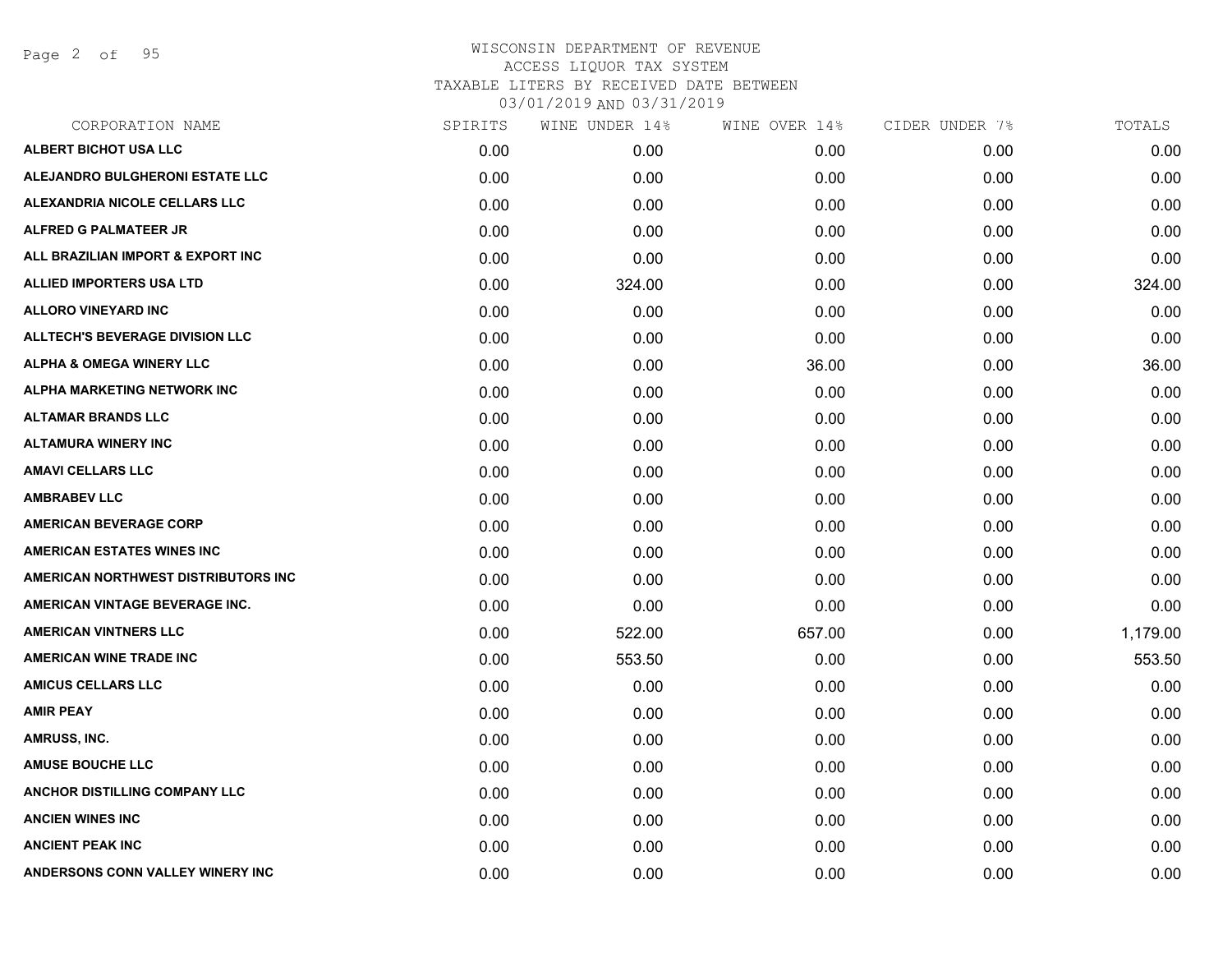# WISCONSIN DEPARTMENT OF REVENUE
## ACCESS LIQUOR TAX SYSTEM
### TAXABLE LITERS BY RECEIVED DATE BETWEEN 03/01/2019 AND 03/31/2019

| CORPORATION NAME | SPIRITS | WINE UNDER 14% | WINE OVER 14% | CIDER UNDER 7% | TOTALS |
|---|---|---|---|---|---|
| ALBERT BICHOT USA LLC | 0.00 | 0.00 | 0.00 | 0.00 | 0.00 |
| ALEJANDRO BULGHERONI ESTATE LLC | 0.00 | 0.00 | 0.00 | 0.00 | 0.00 |
| ALEXANDRIA NICOLE CELLARS LLC | 0.00 | 0.00 | 0.00 | 0.00 | 0.00 |
| ALFRED G PALMATEER JR | 0.00 | 0.00 | 0.00 | 0.00 | 0.00 |
| ALL BRAZILIAN IMPORT & EXPORT INC | 0.00 | 0.00 | 0.00 | 0.00 | 0.00 |
| ALLIED IMPORTERS USA LTD | 0.00 | 324.00 | 0.00 | 0.00 | 324.00 |
| ALLORO VINEYARD INC | 0.00 | 0.00 | 0.00 | 0.00 | 0.00 |
| ALLTECH'S BEVERAGE DIVISION LLC | 0.00 | 0.00 | 0.00 | 0.00 | 0.00 |
| ALPHA & OMEGA WINERY LLC | 0.00 | 0.00 | 36.00 | 0.00 | 36.00 |
| ALPHA MARKETING NETWORK INC | 0.00 | 0.00 | 0.00 | 0.00 | 0.00 |
| ALTAMAR BRANDS LLC | 0.00 | 0.00 | 0.00 | 0.00 | 0.00 |
| ALTAMURA WINERY INC | 0.00 | 0.00 | 0.00 | 0.00 | 0.00 |
| AMAVI CELLARS LLC | 0.00 | 0.00 | 0.00 | 0.00 | 0.00 |
| AMBRABEV LLC | 0.00 | 0.00 | 0.00 | 0.00 | 0.00 |
| AMERICAN BEVERAGE CORP | 0.00 | 0.00 | 0.00 | 0.00 | 0.00 |
| AMERICAN ESTATES WINES INC | 0.00 | 0.00 | 0.00 | 0.00 | 0.00 |
| AMERICAN NORTHWEST DISTRIBUTORS INC | 0.00 | 0.00 | 0.00 | 0.00 | 0.00 |
| AMERICAN VINTAGE BEVERAGE INC. | 0.00 | 0.00 | 0.00 | 0.00 | 0.00 |
| AMERICAN VINTNERS LLC | 0.00 | 522.00 | 657.00 | 0.00 | 1,179.00 |
| AMERICAN WINE TRADE INC | 0.00 | 553.50 | 0.00 | 0.00 | 553.50 |
| AMICUS CELLARS LLC | 0.00 | 0.00 | 0.00 | 0.00 | 0.00 |
| AMIR PEAY | 0.00 | 0.00 | 0.00 | 0.00 | 0.00 |
| AMRUSS, INC. | 0.00 | 0.00 | 0.00 | 0.00 | 0.00 |
| AMUSE BOUCHE LLC | 0.00 | 0.00 | 0.00 | 0.00 | 0.00 |
| ANCHOR DISTILLING COMPANY LLC | 0.00 | 0.00 | 0.00 | 0.00 | 0.00 |
| ANCIEN WINES INC | 0.00 | 0.00 | 0.00 | 0.00 | 0.00 |
| ANCIENT PEAK INC | 0.00 | 0.00 | 0.00 | 0.00 | 0.00 |
| ANDERSONS CONN VALLEY WINERY INC | 0.00 | 0.00 | 0.00 | 0.00 | 0.00 |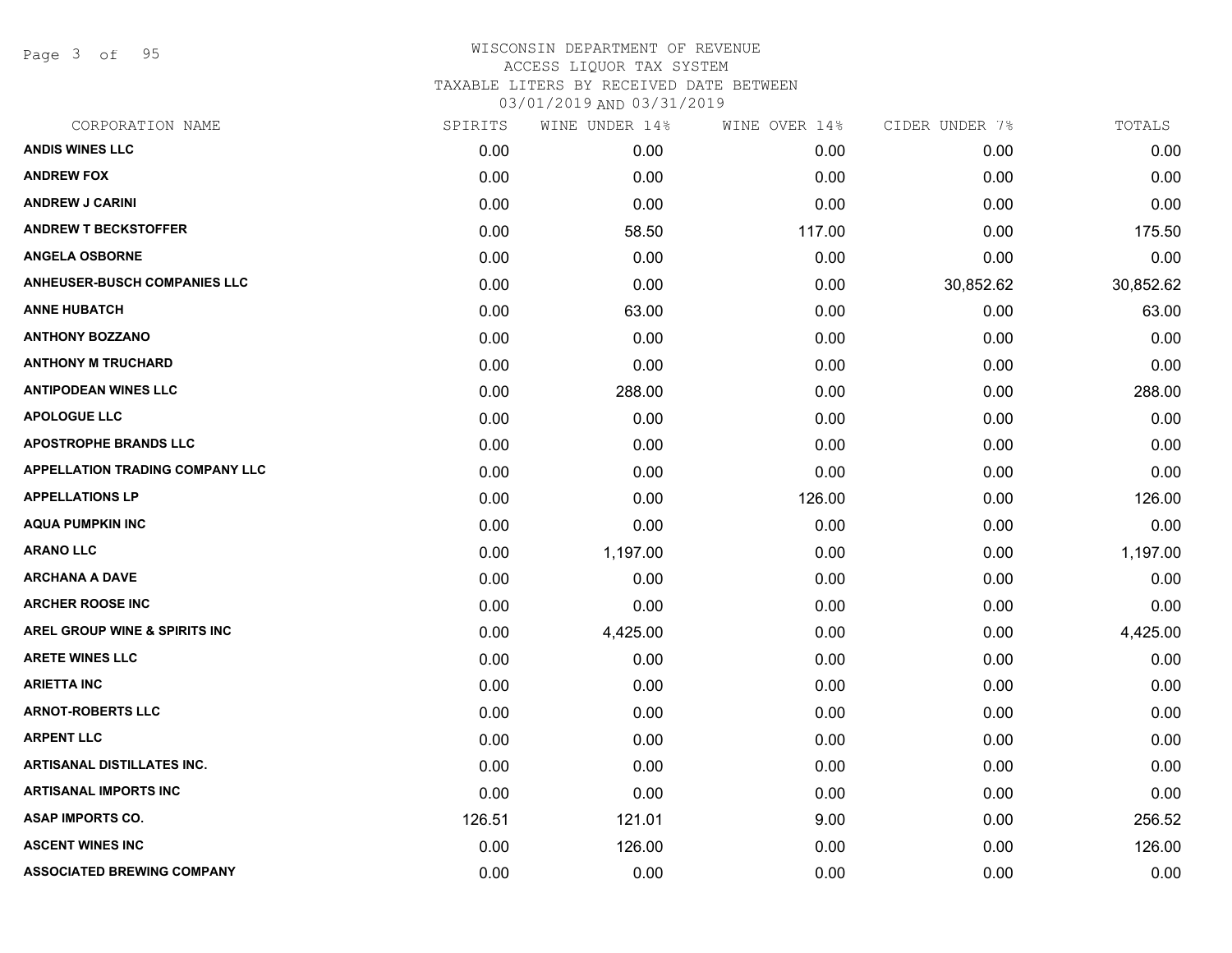WISCONSIN DEPARTMENT OF REVENUE
ACCESS LIQUOR TAX SYSTEM
TAXABLE LITERS BY RECEIVED DATE BETWEEN
03/01/2019 AND 03/31/2019

| CORPORATION NAME | SPIRITS | WINE UNDER 14% | WINE OVER 14% | CIDER UNDER 7% | TOTALS |
|---|---|---|---|---|---|
| ANDIS WINES LLC | 0.00 | 0.00 | 0.00 | 0.00 | 0.00 |
| ANDREW FOX | 0.00 | 0.00 | 0.00 | 0.00 | 0.00 |
| ANDREW J CARINI | 0.00 | 0.00 | 0.00 | 0.00 | 0.00 |
| ANDREW T BECKSTOFFER | 0.00 | 58.50 | 117.00 | 0.00 | 175.50 |
| ANGELA OSBORNE | 0.00 | 0.00 | 0.00 | 0.00 | 0.00 |
| ANHEUSER-BUSCH COMPANIES LLC | 0.00 | 0.00 | 0.00 | 30,852.62 | 30,852.62 |
| ANNE HUBATCH | 0.00 | 63.00 | 0.00 | 0.00 | 63.00 |
| ANTHONY BOZZANO | 0.00 | 0.00 | 0.00 | 0.00 | 0.00 |
| ANTHONY M TRUCHARD | 0.00 | 0.00 | 0.00 | 0.00 | 0.00 |
| ANTIPODEAN WINES LLC | 0.00 | 288.00 | 0.00 | 0.00 | 288.00 |
| APOLOGUE LLC | 0.00 | 0.00 | 0.00 | 0.00 | 0.00 |
| APOSTROPHE BRANDS LLC | 0.00 | 0.00 | 0.00 | 0.00 | 0.00 |
| APPELLATION TRADING COMPANY LLC | 0.00 | 0.00 | 0.00 | 0.00 | 0.00 |
| APPELLATIONS LP | 0.00 | 0.00 | 126.00 | 0.00 | 126.00 |
| AQUA PUMPKIN INC | 0.00 | 0.00 | 0.00 | 0.00 | 0.00 |
| ARANO LLC | 0.00 | 1,197.00 | 0.00 | 0.00 | 1,197.00 |
| ARCHANA A DAVE | 0.00 | 0.00 | 0.00 | 0.00 | 0.00 |
| ARCHER ROOSE INC | 0.00 | 0.00 | 0.00 | 0.00 | 0.00 |
| AREL GROUP WINE & SPIRITS INC | 0.00 | 4,425.00 | 0.00 | 0.00 | 4,425.00 |
| ARETE WINES LLC | 0.00 | 0.00 | 0.00 | 0.00 | 0.00 |
| ARIETTA INC | 0.00 | 0.00 | 0.00 | 0.00 | 0.00 |
| ARNOT-ROBERTS LLC | 0.00 | 0.00 | 0.00 | 0.00 | 0.00 |
| ARPENT LLC | 0.00 | 0.00 | 0.00 | 0.00 | 0.00 |
| ARTISANAL DISTILLATES INC. | 0.00 | 0.00 | 0.00 | 0.00 | 0.00 |
| ARTISANAL IMPORTS INC | 0.00 | 0.00 | 0.00 | 0.00 | 0.00 |
| ASAP IMPORTS CO. | 126.51 | 121.01 | 9.00 | 0.00 | 256.52 |
| ASCENT WINES INC | 0.00 | 126.00 | 0.00 | 0.00 | 126.00 |
| ASSOCIATED BREWING COMPANY | 0.00 | 0.00 | 0.00 | 0.00 | 0.00 |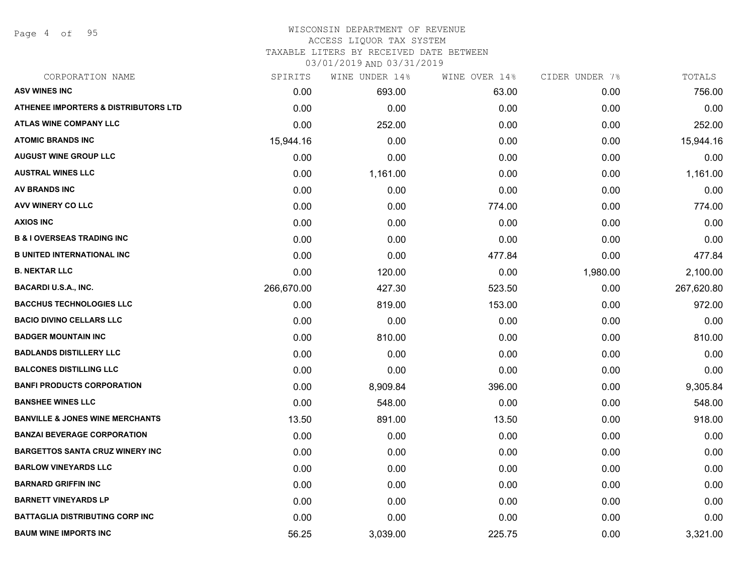WISCONSIN DEPARTMENT OF REVENUE
ACCESS LIQUOR TAX SYSTEM
TAXABLE LITERS BY RECEIVED DATE BETWEEN
03/01/2019 AND 03/31/2019

| CORPORATION NAME | SPIRITS | WINE UNDER 14% | WINE OVER 14% | CIDER UNDER 7% | TOTALS |
|---|---|---|---|---|---|
| ASV WINES INC | 0.00 | 693.00 | 63.00 | 0.00 | 756.00 |
| ATHENEE IMPORTERS & DISTRIBUTORS LTD | 0.00 | 0.00 | 0.00 | 0.00 | 0.00 |
| ATLAS WINE COMPANY LLC | 0.00 | 252.00 | 0.00 | 0.00 | 252.00 |
| ATOMIC BRANDS INC | 15,944.16 | 0.00 | 0.00 | 0.00 | 15,944.16 |
| AUGUST WINE GROUP LLC | 0.00 | 0.00 | 0.00 | 0.00 | 0.00 |
| AUSTRAL WINES LLC | 0.00 | 1,161.00 | 0.00 | 0.00 | 1,161.00 |
| AV BRANDS INC | 0.00 | 0.00 | 0.00 | 0.00 | 0.00 |
| AVV WINERY CO LLC | 0.00 | 0.00 | 774.00 | 0.00 | 774.00 |
| AXIOS INC | 0.00 | 0.00 | 0.00 | 0.00 | 0.00 |
| B & I OVERSEAS TRADING INC | 0.00 | 0.00 | 0.00 | 0.00 | 0.00 |
| B UNITED INTERNATIONAL INC | 0.00 | 0.00 | 477.84 | 0.00 | 477.84 |
| B. NEKTAR LLC | 0.00 | 120.00 | 0.00 | 1,980.00 | 2,100.00 |
| BACARDI U.S.A., INC. | 266,670.00 | 427.30 | 523.50 | 0.00 | 267,620.80 |
| BACCHUS TECHNOLOGIES LLC | 0.00 | 819.00 | 153.00 | 0.00 | 972.00 |
| BACIO DIVINO CELLARS LLC | 0.00 | 0.00 | 0.00 | 0.00 | 0.00 |
| BADGER MOUNTAIN INC | 0.00 | 810.00 | 0.00 | 0.00 | 810.00 |
| BADLANDS DISTILLERY LLC | 0.00 | 0.00 | 0.00 | 0.00 | 0.00 |
| BALCONES DISTILLING LLC | 0.00 | 0.00 | 0.00 | 0.00 | 0.00 |
| BANFI PRODUCTS CORPORATION | 0.00 | 8,909.84 | 396.00 | 0.00 | 9,305.84 |
| BANSHEE WINES LLC | 0.00 | 548.00 | 0.00 | 0.00 | 548.00 |
| BANVILLE & JONES WINE MERCHANTS | 13.50 | 891.00 | 13.50 | 0.00 | 918.00 |
| BANZAI BEVERAGE CORPORATION | 0.00 | 0.00 | 0.00 | 0.00 | 0.00 |
| BARGETTOS SANTA CRUZ WINERY INC | 0.00 | 0.00 | 0.00 | 0.00 | 0.00 |
| BARLOW VINEYARDS LLC | 0.00 | 0.00 | 0.00 | 0.00 | 0.00 |
| BARNARD GRIFFIN INC | 0.00 | 0.00 | 0.00 | 0.00 | 0.00 |
| BARNETT VINEYARDS LP | 0.00 | 0.00 | 0.00 | 0.00 | 0.00 |
| BATTAGLIA DISTRIBUTING CORP INC | 0.00 | 0.00 | 0.00 | 0.00 | 0.00 |
| BAUM WINE IMPORTS INC | 56.25 | 3,039.00 | 225.75 | 0.00 | 3,321.00 |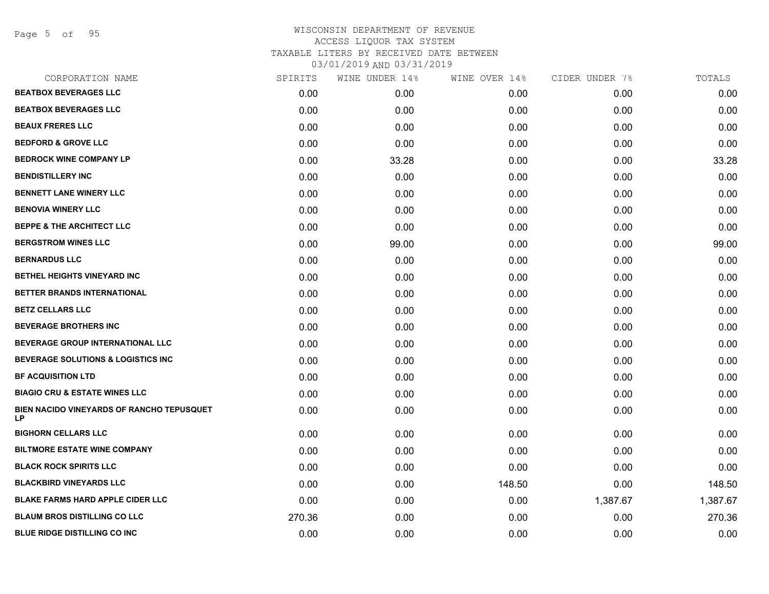# WISCONSIN DEPARTMENT OF REVENUE
ACCESS LIQUOR TAX SYSTEM
TAXABLE LITERS BY RECEIVED DATE BETWEEN
03/01/2019 AND 03/31/2019

| CORPORATION NAME | SPIRITS | WINE UNDER 14% | WINE OVER 14% | CIDER UNDER 7% | TOTALS |
|---|---|---|---|---|---|
| BEATBOX BEVERAGES LLC | 0.00 | 0.00 | 0.00 | 0.00 | 0.00 |
| BEATBOX BEVERAGES LLC | 0.00 | 0.00 | 0.00 | 0.00 | 0.00 |
| BEAUX FRERES LLC | 0.00 | 0.00 | 0.00 | 0.00 | 0.00 |
| BEDFORD & GROVE LLC | 0.00 | 0.00 | 0.00 | 0.00 | 0.00 |
| BEDROCK WINE COMPANY LP | 0.00 | 33.28 | 0.00 | 0.00 | 33.28 |
| BENDISTILLERY INC | 0.00 | 0.00 | 0.00 | 0.00 | 0.00 |
| BENNETT LANE WINERY LLC | 0.00 | 0.00 | 0.00 | 0.00 | 0.00 |
| BENOVIA WINERY LLC | 0.00 | 0.00 | 0.00 | 0.00 | 0.00 |
| BEPPE & THE ARCHITECT LLC | 0.00 | 0.00 | 0.00 | 0.00 | 0.00 |
| BERGSTROM WINES LLC | 0.00 | 99.00 | 0.00 | 0.00 | 99.00 |
| BERNARDUS LLC | 0.00 | 0.00 | 0.00 | 0.00 | 0.00 |
| BETHEL HEIGHTS VINEYARD INC | 0.00 | 0.00 | 0.00 | 0.00 | 0.00 |
| BETTER BRANDS INTERNATIONAL | 0.00 | 0.00 | 0.00 | 0.00 | 0.00 |
| BETZ CELLARS LLC | 0.00 | 0.00 | 0.00 | 0.00 | 0.00 |
| BEVERAGE BROTHERS INC | 0.00 | 0.00 | 0.00 | 0.00 | 0.00 |
| BEVERAGE GROUP INTERNATIONAL LLC | 0.00 | 0.00 | 0.00 | 0.00 | 0.00 |
| BEVERAGE SOLUTIONS & LOGISTICS INC | 0.00 | 0.00 | 0.00 | 0.00 | 0.00 |
| BF ACQUISITION LTD | 0.00 | 0.00 | 0.00 | 0.00 | 0.00 |
| BIAGIO CRU & ESTATE WINES LLC | 0.00 | 0.00 | 0.00 | 0.00 | 0.00 |
| BIEN NACIDO VINEYARDS OF RANCHO TEPUSQUET LP | 0.00 | 0.00 | 0.00 | 0.00 | 0.00 |
| BIGHORN CELLARS LLC | 0.00 | 0.00 | 0.00 | 0.00 | 0.00 |
| BILTMORE ESTATE WINE COMPANY | 0.00 | 0.00 | 0.00 | 0.00 | 0.00 |
| BLACK ROCK SPIRITS LLC | 0.00 | 0.00 | 0.00 | 0.00 | 0.00 |
| BLACKBIRD VINEYARDS LLC | 0.00 | 0.00 | 148.50 | 0.00 | 148.50 |
| BLAKE FARMS HARD APPLE CIDER LLC | 0.00 | 0.00 | 0.00 | 1,387.67 | 1,387.67 |
| BLAUM BROS DISTILLING CO LLC | 270.36 | 0.00 | 0.00 | 0.00 | 270.36 |
| BLUE RIDGE DISTILLING CO INC | 0.00 | 0.00 | 0.00 | 0.00 | 0.00 |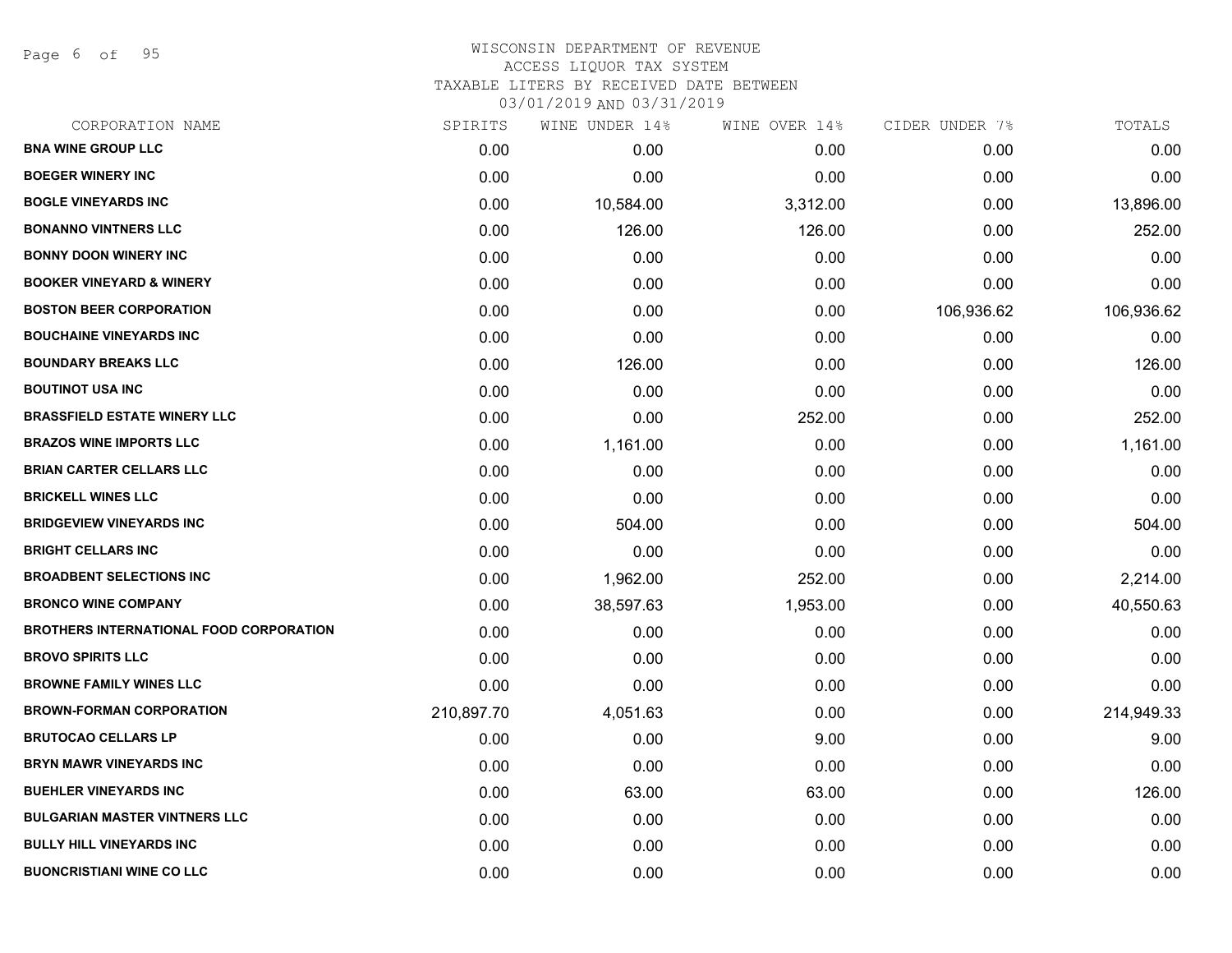# WISCONSIN DEPARTMENT OF REVENUE
ACCESS LIQUOR TAX SYSTEM
TAXABLE LITERS BY RECEIVED DATE BETWEEN
03/01/2019 AND 03/31/2019

| CORPORATION NAME | SPIRITS | WINE UNDER 14% | WINE OVER 14% | CIDER UNDER 7% | TOTALS |
|---|---|---|---|---|---|
| BNA WINE GROUP LLC | 0.00 | 0.00 | 0.00 | 0.00 | 0.00 |
| BOEGER WINERY INC | 0.00 | 0.00 | 0.00 | 0.00 | 0.00 |
| BOGLE VINEYARDS INC | 0.00 | 10,584.00 | 3,312.00 | 0.00 | 13,896.00 |
| BONANNO VINTNERS LLC | 0.00 | 126.00 | 126.00 | 0.00 | 252.00 |
| BONNY DOON WINERY INC | 0.00 | 0.00 | 0.00 | 0.00 | 0.00 |
| BOOKER VINEYARD & WINERY | 0.00 | 0.00 | 0.00 | 0.00 | 0.00 |
| BOSTON BEER CORPORATION | 0.00 | 0.00 | 0.00 | 106,936.62 | 106,936.62 |
| BOUCHAINE VINEYARDS INC | 0.00 | 0.00 | 0.00 | 0.00 | 0.00 |
| BOUNDARY BREAKS LLC | 0.00 | 126.00 | 0.00 | 0.00 | 126.00 |
| BOUTINOT USA INC | 0.00 | 0.00 | 0.00 | 0.00 | 0.00 |
| BRASSFIELD ESTATE WINERY LLC | 0.00 | 0.00 | 252.00 | 0.00 | 252.00 |
| BRAZOS WINE IMPORTS LLC | 0.00 | 1,161.00 | 0.00 | 0.00 | 1,161.00 |
| BRIAN CARTER CELLARS LLC | 0.00 | 0.00 | 0.00 | 0.00 | 0.00 |
| BRICKELL WINES LLC | 0.00 | 0.00 | 0.00 | 0.00 | 0.00 |
| BRIDGEVIEW VINEYARDS INC | 0.00 | 504.00 | 0.00 | 0.00 | 504.00 |
| BRIGHT CELLARS INC | 0.00 | 0.00 | 0.00 | 0.00 | 0.00 |
| BROADBENT SELECTIONS INC | 0.00 | 1,962.00 | 252.00 | 0.00 | 2,214.00 |
| BRONCO WINE COMPANY | 0.00 | 38,597.63 | 1,953.00 | 0.00 | 40,550.63 |
| BROTHERS INTERNATIONAL FOOD CORPORATION | 0.00 | 0.00 | 0.00 | 0.00 | 0.00 |
| BROVO SPIRITS LLC | 0.00 | 0.00 | 0.00 | 0.00 | 0.00 |
| BROWNE FAMILY WINES LLC | 0.00 | 0.00 | 0.00 | 0.00 | 0.00 |
| BROWN-FORMAN CORPORATION | 210,897.70 | 4,051.63 | 0.00 | 0.00 | 214,949.33 |
| BRUTOCAO CELLARS LP | 0.00 | 0.00 | 9.00 | 0.00 | 9.00 |
| BRYN MAWR VINEYARDS INC | 0.00 | 0.00 | 0.00 | 0.00 | 0.00 |
| BUEHLER VINEYARDS INC | 0.00 | 63.00 | 63.00 | 0.00 | 126.00 |
| BULGARIAN MASTER VINTNERS LLC | 0.00 | 0.00 | 0.00 | 0.00 | 0.00 |
| BULLY HILL VINEYARDS INC | 0.00 | 0.00 | 0.00 | 0.00 | 0.00 |
| BUONCRISTIANI WINE CO LLC | 0.00 | 0.00 | 0.00 | 0.00 | 0.00 |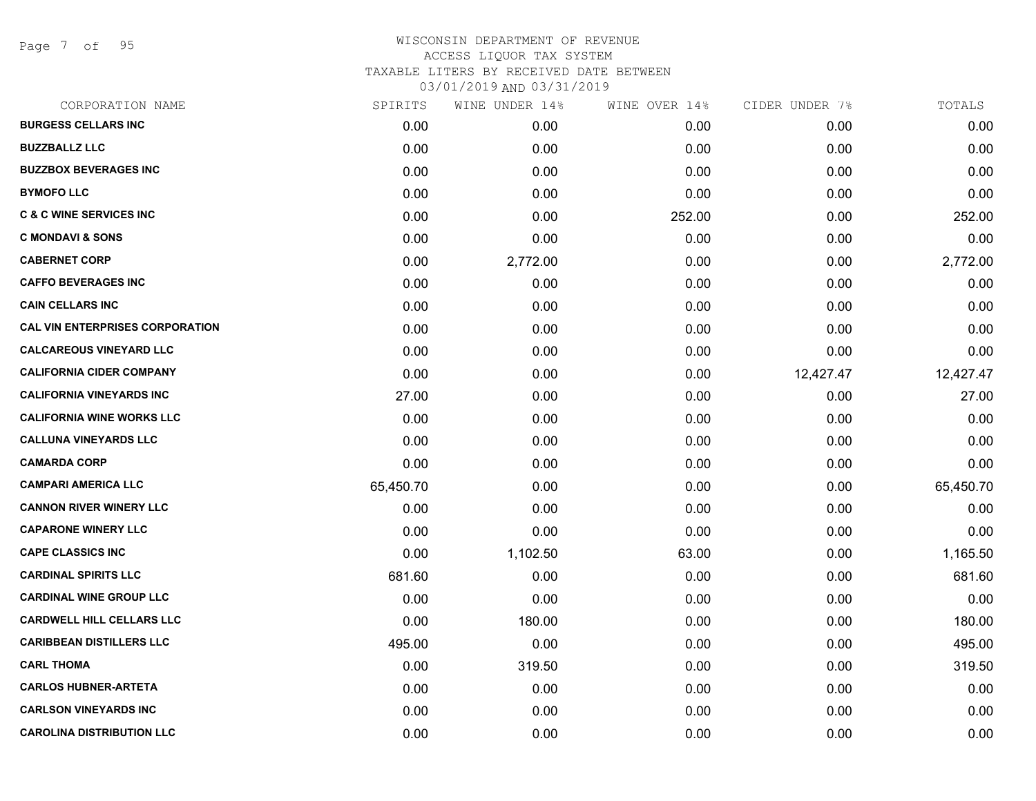# WISCONSIN DEPARTMENT OF REVENUE
## ACCESS LIQUOR TAX SYSTEM
### TAXABLE LITERS BY RECEIVED DATE BETWEEN 03/01/2019 AND 03/31/2019

| CORPORATION NAME | SPIRITS | WINE UNDER 14% | WINE OVER 14% | CIDER UNDER 7% | TOTALS |
|---|---|---|---|---|---|
| BURGESS CELLARS INC | 0.00 | 0.00 | 0.00 | 0.00 | 0.00 |
| BUZZBALLZ LLC | 0.00 | 0.00 | 0.00 | 0.00 | 0.00 |
| BUZZBOX BEVERAGES INC | 0.00 | 0.00 | 0.00 | 0.00 | 0.00 |
| BYMOFO LLC | 0.00 | 0.00 | 0.00 | 0.00 | 0.00 |
| C & C WINE SERVICES INC | 0.00 | 0.00 | 252.00 | 0.00 | 252.00 |
| C MONDAVI & SONS | 0.00 | 0.00 | 0.00 | 0.00 | 0.00 |
| CABERNET CORP | 0.00 | 2,772.00 | 0.00 | 0.00 | 2,772.00 |
| CAFFO BEVERAGES INC | 0.00 | 0.00 | 0.00 | 0.00 | 0.00 |
| CAIN CELLARS INC | 0.00 | 0.00 | 0.00 | 0.00 | 0.00 |
| CAL VIN ENTERPRISES CORPORATION | 0.00 | 0.00 | 0.00 | 0.00 | 0.00 |
| CALCAREOUS VINEYARD LLC | 0.00 | 0.00 | 0.00 | 0.00 | 0.00 |
| CALIFORNIA CIDER COMPANY | 0.00 | 0.00 | 0.00 | 12,427.47 | 12,427.47 |
| CALIFORNIA VINEYARDS INC | 27.00 | 0.00 | 0.00 | 0.00 | 27.00 |
| CALIFORNIA WINE WORKS LLC | 0.00 | 0.00 | 0.00 | 0.00 | 0.00 |
| CALLUNA VINEYARDS LLC | 0.00 | 0.00 | 0.00 | 0.00 | 0.00 |
| CAMARDA CORP | 0.00 | 0.00 | 0.00 | 0.00 | 0.00 |
| CAMPARI AMERICA LLC | 65,450.70 | 0.00 | 0.00 | 0.00 | 65,450.70 |
| CANNON RIVER WINERY LLC | 0.00 | 0.00 | 0.00 | 0.00 | 0.00 |
| CAPARONE WINERY LLC | 0.00 | 0.00 | 0.00 | 0.00 | 0.00 |
| CAPE CLASSICS INC | 0.00 | 1,102.50 | 63.00 | 0.00 | 1,165.50 |
| CARDINAL SPIRITS LLC | 681.60 | 0.00 | 0.00 | 0.00 | 681.60 |
| CARDINAL WINE GROUP LLC | 0.00 | 0.00 | 0.00 | 0.00 | 0.00 |
| CARDWELL HILL CELLARS LLC | 0.00 | 180.00 | 0.00 | 0.00 | 180.00 |
| CARIBBEAN DISTILLERS LLC | 495.00 | 0.00 | 0.00 | 0.00 | 495.00 |
| CARL THOMA | 0.00 | 319.50 | 0.00 | 0.00 | 319.50 |
| CARLOS HUBNER-ARTETA | 0.00 | 0.00 | 0.00 | 0.00 | 0.00 |
| CARLSON VINEYARDS INC | 0.00 | 0.00 | 0.00 | 0.00 | 0.00 |
| CAROLINA DISTRIBUTION LLC | 0.00 | 0.00 | 0.00 | 0.00 | 0.00 |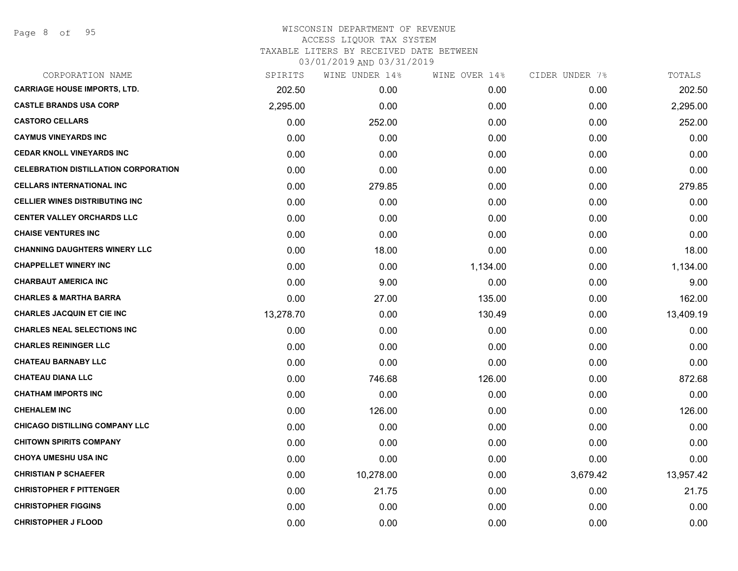WISCONSIN DEPARTMENT OF REVENUE
ACCESS LIQUOR TAX SYSTEM
TAXABLE LITERS BY RECEIVED DATE BETWEEN
03/01/2019 AND 03/31/2019

| CORPORATION NAME | SPIRITS | WINE UNDER 14% | WINE OVER 14% | CIDER UNDER 7% | TOTALS |
|---|---|---|---|---|---|
| CARRIAGE HOUSE IMPORTS, LTD. | 202.50 | 0.00 | 0.00 | 0.00 | 202.50 |
| CASTLE BRANDS USA CORP | 2,295.00 | 0.00 | 0.00 | 0.00 | 2,295.00 |
| CASTORO CELLARS | 0.00 | 252.00 | 0.00 | 0.00 | 252.00 |
| CAYMUS VINEYARDS INC | 0.00 | 0.00 | 0.00 | 0.00 | 0.00 |
| CEDAR KNOLL VINEYARDS INC | 0.00 | 0.00 | 0.00 | 0.00 | 0.00 |
| CELEBRATION DISTILLATION CORPORATION | 0.00 | 0.00 | 0.00 | 0.00 | 0.00 |
| CELLARS INTERNATIONAL INC | 0.00 | 279.85 | 0.00 | 0.00 | 279.85 |
| CELLIER WINES DISTRIBUTING INC | 0.00 | 0.00 | 0.00 | 0.00 | 0.00 |
| CENTER VALLEY ORCHARDS LLC | 0.00 | 0.00 | 0.00 | 0.00 | 0.00 |
| CHAISE VENTURES INC | 0.00 | 0.00 | 0.00 | 0.00 | 0.00 |
| CHANNING DAUGHTERS WINERY LLC | 0.00 | 18.00 | 0.00 | 0.00 | 18.00 |
| CHAPPELLET WINERY INC | 0.00 | 0.00 | 1,134.00 | 0.00 | 1,134.00 |
| CHARBAUT AMERICA INC | 0.00 | 9.00 | 0.00 | 0.00 | 9.00 |
| CHARLES & MARTHA BARRA | 0.00 | 27.00 | 135.00 | 0.00 | 162.00 |
| CHARLES JACQUIN ET CIE INC | 13,278.70 | 0.00 | 130.49 | 0.00 | 13,409.19 |
| CHARLES NEAL SELECTIONS INC | 0.00 | 0.00 | 0.00 | 0.00 | 0.00 |
| CHARLES REININGER LLC | 0.00 | 0.00 | 0.00 | 0.00 | 0.00 |
| CHATEAU BARNABY LLC | 0.00 | 0.00 | 0.00 | 0.00 | 0.00 |
| CHATEAU DIANA LLC | 0.00 | 746.68 | 126.00 | 0.00 | 872.68 |
| CHATHAM IMPORTS INC | 0.00 | 0.00 | 0.00 | 0.00 | 0.00 |
| CHEHALEM INC | 0.00 | 126.00 | 0.00 | 0.00 | 126.00 |
| CHICAGO DISTILLING COMPANY LLC | 0.00 | 0.00 | 0.00 | 0.00 | 0.00 |
| CHITOWN SPIRITS COMPANY | 0.00 | 0.00 | 0.00 | 0.00 | 0.00 |
| CHOYA UMESHU USA INC | 0.00 | 0.00 | 0.00 | 0.00 | 0.00 |
| CHRISTIAN P SCHAEFER | 0.00 | 10,278.00 | 0.00 | 3,679.42 | 13,957.42 |
| CHRISTOPHER F PITTENGER | 0.00 | 21.75 | 0.00 | 0.00 | 21.75 |
| CHRISTOPHER FIGGINS | 0.00 | 0.00 | 0.00 | 0.00 | 0.00 |
| CHRISTOPHER J FLOOD | 0.00 | 0.00 | 0.00 | 0.00 | 0.00 |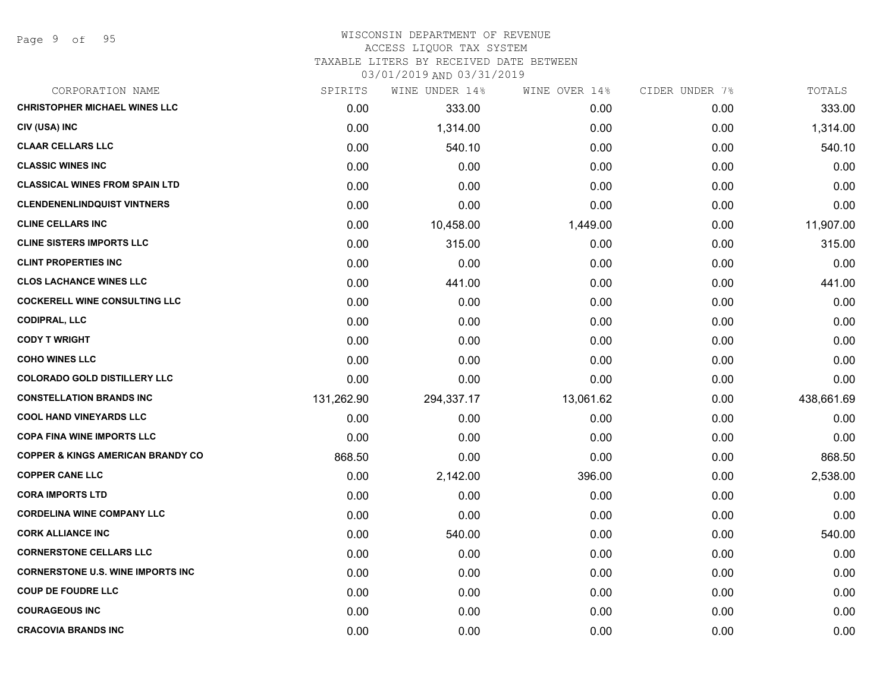# WISCONSIN DEPARTMENT OF REVENUE
## ACCESS LIQUOR TAX SYSTEM
### TAXABLE LITERS BY RECEIVED DATE BETWEEN 03/01/2019 AND 03/31/2019

| CORPORATION NAME | SPIRITS | WINE UNDER 14% | WINE OVER 14% | CIDER UNDER 7% | TOTALS |
|---|---|---|---|---|---|
| CHRISTOPHER MICHAEL WINES LLC | 0.00 | 333.00 | 0.00 | 0.00 | 333.00 |
| CIV (USA) INC | 0.00 | 1,314.00 | 0.00 | 0.00 | 1,314.00 |
| CLAAR CELLARS LLC | 0.00 | 540.10 | 0.00 | 0.00 | 540.10 |
| CLASSIC WINES INC | 0.00 | 0.00 | 0.00 | 0.00 | 0.00 |
| CLASSICAL WINES FROM SPAIN LTD | 0.00 | 0.00 | 0.00 | 0.00 | 0.00 |
| CLENDENENLINDQUIST VINTNERS | 0.00 | 0.00 | 0.00 | 0.00 | 0.00 |
| CLINE CELLARS INC | 0.00 | 10,458.00 | 1,449.00 | 0.00 | 11,907.00 |
| CLINE SISTERS IMPORTS LLC | 0.00 | 315.00 | 0.00 | 0.00 | 315.00 |
| CLINT PROPERTIES INC | 0.00 | 0.00 | 0.00 | 0.00 | 0.00 |
| CLOS LACHANCE WINES LLC | 0.00 | 441.00 | 0.00 | 0.00 | 441.00 |
| COCKERELL WINE CONSULTING LLC | 0.00 | 0.00 | 0.00 | 0.00 | 0.00 |
| CODIPRAL, LLC | 0.00 | 0.00 | 0.00 | 0.00 | 0.00 |
| CODY T WRIGHT | 0.00 | 0.00 | 0.00 | 0.00 | 0.00 |
| COHO WINES LLC | 0.00 | 0.00 | 0.00 | 0.00 | 0.00 |
| COLORADO GOLD DISTILLERY LLC | 0.00 | 0.00 | 0.00 | 0.00 | 0.00 |
| CONSTELLATION BRANDS INC | 131,262.90 | 294,337.17 | 13,061.62 | 0.00 | 438,661.69 |
| COOL HAND VINEYARDS LLC | 0.00 | 0.00 | 0.00 | 0.00 | 0.00 |
| COPA FINA WINE IMPORTS LLC | 0.00 | 0.00 | 0.00 | 0.00 | 0.00 |
| COPPER & KINGS AMERICAN BRANDY CO | 868.50 | 0.00 | 0.00 | 0.00 | 868.50 |
| COPPER CANE LLC | 0.00 | 2,142.00 | 396.00 | 0.00 | 2,538.00 |
| CORA IMPORTS LTD | 0.00 | 0.00 | 0.00 | 0.00 | 0.00 |
| CORDELINA WINE COMPANY LLC | 0.00 | 0.00 | 0.00 | 0.00 | 0.00 |
| CORK ALLIANCE INC | 0.00 | 540.00 | 0.00 | 0.00 | 540.00 |
| CORNERSTONE CELLARS LLC | 0.00 | 0.00 | 0.00 | 0.00 | 0.00 |
| CORNERSTONE U.S. WINE IMPORTS INC | 0.00 | 0.00 | 0.00 | 0.00 | 0.00 |
| COUP DE FOUDRE LLC | 0.00 | 0.00 | 0.00 | 0.00 | 0.00 |
| COURAGEOUS INC | 0.00 | 0.00 | 0.00 | 0.00 | 0.00 |
| CRACOVIA BRANDS INC | 0.00 | 0.00 | 0.00 | 0.00 | 0.00 |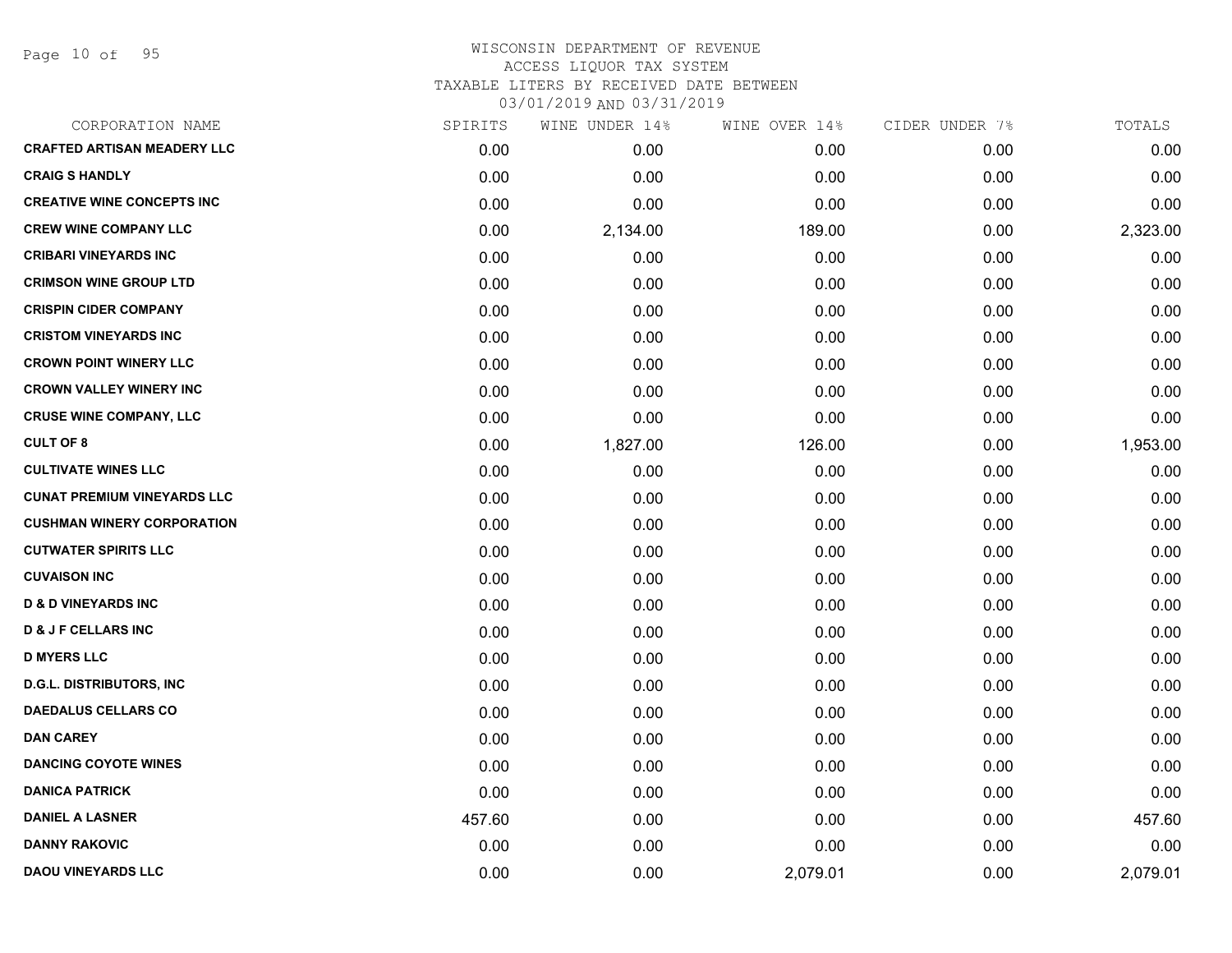WISCONSIN DEPARTMENT OF REVENUE
ACCESS LIQUOR TAX SYSTEM
TAXABLE LITERS BY RECEIVED DATE BETWEEN
03/01/2019 AND 03/31/2019

| CORPORATION NAME | SPIRITS | WINE UNDER 14% | WINE OVER 14% | CIDER UNDER 7% | TOTALS |
|---|---|---|---|---|---|
| CRAFTED ARTISAN MEADERY LLC | 0.00 | 0.00 | 0.00 | 0.00 | 0.00 |
| CRAIG S HANDLY | 0.00 | 0.00 | 0.00 | 0.00 | 0.00 |
| CREATIVE WINE CONCEPTS INC | 0.00 | 0.00 | 0.00 | 0.00 | 0.00 |
| CREW WINE COMPANY LLC | 0.00 | 2,134.00 | 189.00 | 0.00 | 2,323.00 |
| CRIBARI VINEYARDS INC | 0.00 | 0.00 | 0.00 | 0.00 | 0.00 |
| CRIMSON WINE GROUP LTD | 0.00 | 0.00 | 0.00 | 0.00 | 0.00 |
| CRISPIN CIDER COMPANY | 0.00 | 0.00 | 0.00 | 0.00 | 0.00 |
| CRISTOM VINEYARDS INC | 0.00 | 0.00 | 0.00 | 0.00 | 0.00 |
| CROWN POINT WINERY LLC | 0.00 | 0.00 | 0.00 | 0.00 | 0.00 |
| CROWN VALLEY WINERY INC | 0.00 | 0.00 | 0.00 | 0.00 | 0.00 |
| CRUSE WINE COMPANY, LLC | 0.00 | 0.00 | 0.00 | 0.00 | 0.00 |
| CULT OF 8 | 0.00 | 1,827.00 | 126.00 | 0.00 | 1,953.00 |
| CULTIVATE WINES LLC | 0.00 | 0.00 | 0.00 | 0.00 | 0.00 |
| CUNAT PREMIUM VINEYARDS LLC | 0.00 | 0.00 | 0.00 | 0.00 | 0.00 |
| CUSHMAN WINERY CORPORATION | 0.00 | 0.00 | 0.00 | 0.00 | 0.00 |
| CUTWATER SPIRITS LLC | 0.00 | 0.00 | 0.00 | 0.00 | 0.00 |
| CUVAISON INC | 0.00 | 0.00 | 0.00 | 0.00 | 0.00 |
| D & D VINEYARDS INC | 0.00 | 0.00 | 0.00 | 0.00 | 0.00 |
| D & J F CELLARS INC | 0.00 | 0.00 | 0.00 | 0.00 | 0.00 |
| D MYERS LLC | 0.00 | 0.00 | 0.00 | 0.00 | 0.00 |
| D.G.L. DISTRIBUTORS, INC | 0.00 | 0.00 | 0.00 | 0.00 | 0.00 |
| DAEDALUS CELLARS CO | 0.00 | 0.00 | 0.00 | 0.00 | 0.00 |
| DAN CAREY | 0.00 | 0.00 | 0.00 | 0.00 | 0.00 |
| DANCING COYOTE WINES | 0.00 | 0.00 | 0.00 | 0.00 | 0.00 |
| DANICA PATRICK | 0.00 | 0.00 | 0.00 | 0.00 | 0.00 |
| DANIEL A LASNER | 457.60 | 0.00 | 0.00 | 0.00 | 457.60 |
| DANNY RAKOVIC | 0.00 | 0.00 | 0.00 | 0.00 | 0.00 |
| DAOU VINEYARDS LLC | 0.00 | 0.00 | 2,079.01 | 0.00 | 2,079.01 |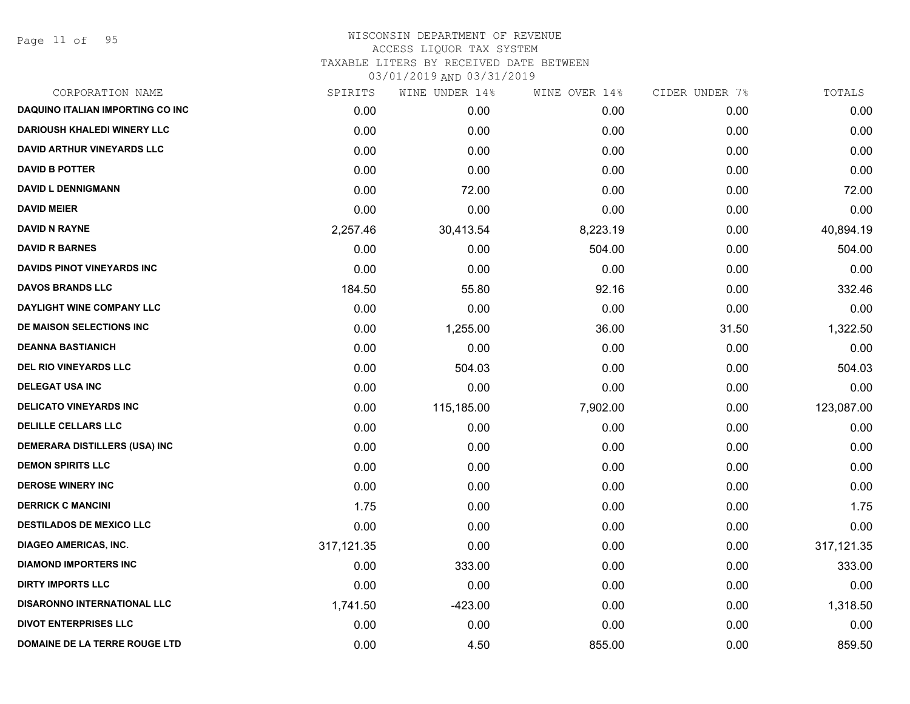# WISCONSIN DEPARTMENT OF REVENUE
## ACCESS LIQUOR TAX SYSTEM
### TAXABLE LITERS BY RECEIVED DATE BETWEEN 03/01/2019 AND 03/31/2019

| CORPORATION NAME | SPIRITS | WINE UNDER 14% | WINE OVER 14% | CIDER UNDER 7% | TOTALS |
|---|---|---|---|---|---|
| DAQUINO ITALIAN IMPORTING CO INC | 0.00 | 0.00 | 0.00 | 0.00 | 0.00 |
| DARIOUSH KHALEDI WINERY LLC | 0.00 | 0.00 | 0.00 | 0.00 | 0.00 |
| DAVID ARTHUR VINEYARDS LLC | 0.00 | 0.00 | 0.00 | 0.00 | 0.00 |
| DAVID B POTTER | 0.00 | 0.00 | 0.00 | 0.00 | 0.00 |
| DAVID L DENNIGMANN | 0.00 | 72.00 | 0.00 | 0.00 | 72.00 |
| DAVID MEIER | 0.00 | 0.00 | 0.00 | 0.00 | 0.00 |
| DAVID N RAYNE | 2,257.46 | 30,413.54 | 8,223.19 | 0.00 | 40,894.19 |
| DAVID R BARNES | 0.00 | 0.00 | 504.00 | 0.00 | 504.00 |
| DAVIDS PINOT VINEYARDS INC | 0.00 | 0.00 | 0.00 | 0.00 | 0.00 |
| DAVOS BRANDS LLC | 184.50 | 55.80 | 92.16 | 0.00 | 332.46 |
| DAYLIGHT WINE COMPANY LLC | 0.00 | 0.00 | 0.00 | 0.00 | 0.00 |
| DE MAISON SELECTIONS INC | 0.00 | 1,255.00 | 36.00 | 31.50 | 1,322.50 |
| DEANNA BASTIANICH | 0.00 | 0.00 | 0.00 | 0.00 | 0.00 |
| DEL RIO VINEYARDS LLC | 0.00 | 504.03 | 0.00 | 0.00 | 504.03 |
| DELEGAT USA INC | 0.00 | 0.00 | 0.00 | 0.00 | 0.00 |
| DELICATO VINEYARDS INC | 0.00 | 115,185.00 | 7,902.00 | 0.00 | 123,087.00 |
| DELILLE CELLARS LLC | 0.00 | 0.00 | 0.00 | 0.00 | 0.00 |
| DEMERARA DISTILLERS (USA) INC | 0.00 | 0.00 | 0.00 | 0.00 | 0.00 |
| DEMON SPIRITS LLC | 0.00 | 0.00 | 0.00 | 0.00 | 0.00 |
| DEROSE WINERY INC | 0.00 | 0.00 | 0.00 | 0.00 | 0.00 |
| DERRICK C MANCINI | 1.75 | 0.00 | 0.00 | 0.00 | 1.75 |
| DESTILADOS DE MEXICO LLC | 0.00 | 0.00 | 0.00 | 0.00 | 0.00 |
| DIAGEO AMERICAS, INC. | 317,121.35 | 0.00 | 0.00 | 0.00 | 317,121.35 |
| DIAMOND IMPORTERS INC | 0.00 | 333.00 | 0.00 | 0.00 | 333.00 |
| DIRTY IMPORTS LLC | 0.00 | 0.00 | 0.00 | 0.00 | 0.00 |
| DISARONNO INTERNATIONAL LLC | 1,741.50 | -423.00 | 0.00 | 0.00 | 1,318.50 |
| DIVOT ENTERPRISES LLC | 0.00 | 0.00 | 0.00 | 0.00 | 0.00 |
| DOMAINE DE LA TERRE ROUGE LTD | 0.00 | 4.50 | 855.00 | 0.00 | 859.50 |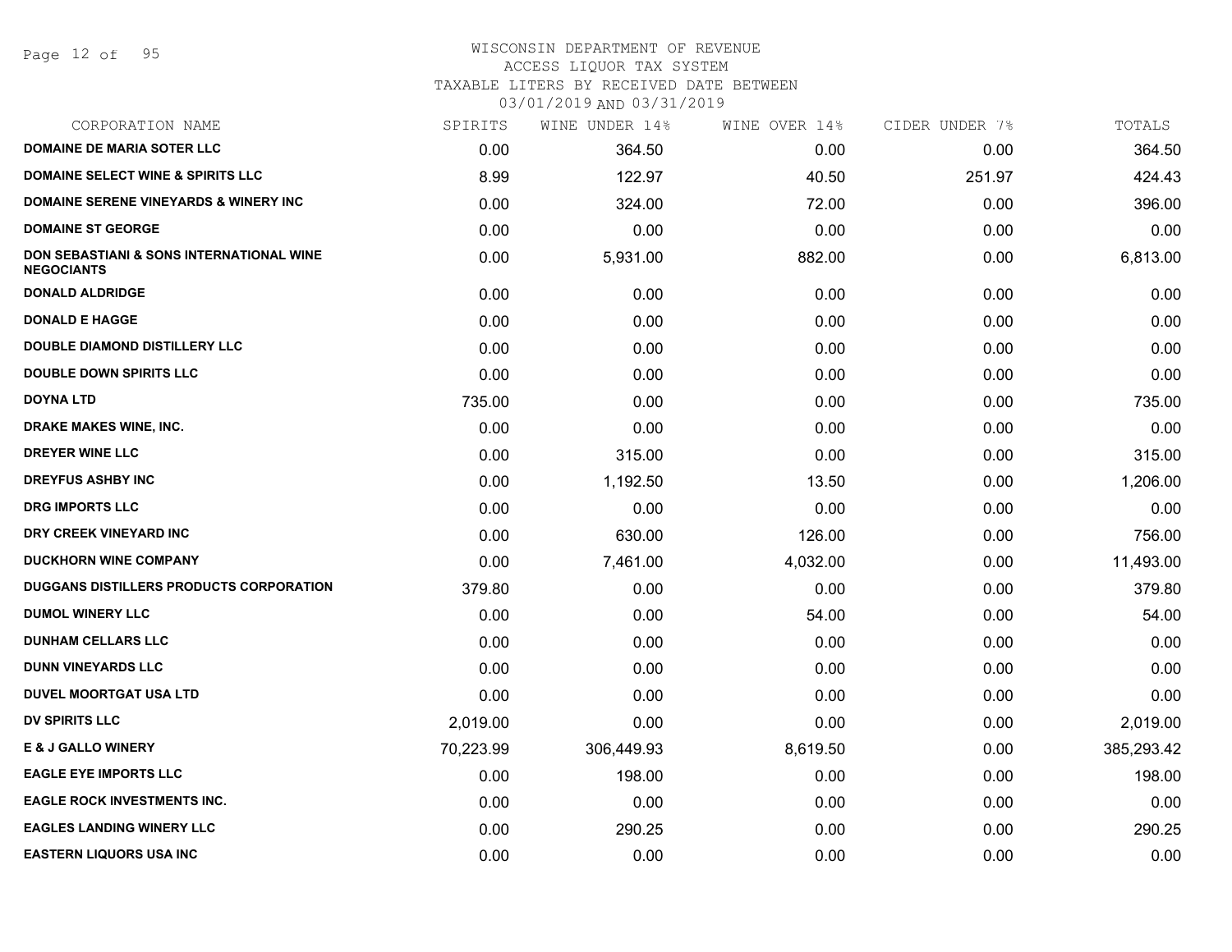WISCONSIN DEPARTMENT OF REVENUE
ACCESS LIQUOR TAX SYSTEM
TAXABLE LITERS BY RECEIVED DATE BETWEEN
03/01/2019 AND 03/31/2019

| CORPORATION NAME | SPIRITS | WINE UNDER 14% | WINE OVER 14% | CIDER UNDER 7% | TOTALS |
|---|---|---|---|---|---|
| DOMAINE DE MARIA SOTER LLC | 0.00 | 364.50 | 0.00 | 0.00 | 364.50 |
| DOMAINE SELECT WINE & SPIRITS LLC | 8.99 | 122.97 | 40.50 | 251.97 | 424.43 |
| DOMAINE SERENE VINEYARDS & WINERY INC | 0.00 | 324.00 | 72.00 | 0.00 | 396.00 |
| DOMAINE ST GEORGE | 0.00 | 0.00 | 0.00 | 0.00 | 0.00 |
| DON SEBASTIANI & SONS INTERNATIONAL WINE NEGOCIANTS | 0.00 | 5,931.00 | 882.00 | 0.00 | 6,813.00 |
| DONALD ALDRIDGE | 0.00 | 0.00 | 0.00 | 0.00 | 0.00 |
| DONALD E HAGGE | 0.00 | 0.00 | 0.00 | 0.00 | 0.00 |
| DOUBLE DIAMOND DISTILLERY LLC | 0.00 | 0.00 | 0.00 | 0.00 | 0.00 |
| DOUBLE DOWN SPIRITS LLC | 0.00 | 0.00 | 0.00 | 0.00 | 0.00 |
| DOYNA LTD | 735.00 | 0.00 | 0.00 | 0.00 | 735.00 |
| DRAKE MAKES WINE, INC. | 0.00 | 0.00 | 0.00 | 0.00 | 0.00 |
| DREYER WINE LLC | 0.00 | 315.00 | 0.00 | 0.00 | 315.00 |
| DREYFUS ASHBY INC | 0.00 | 1,192.50 | 13.50 | 0.00 | 1,206.00 |
| DRG IMPORTS LLC | 0.00 | 0.00 | 0.00 | 0.00 | 0.00 |
| DRY CREEK VINEYARD INC | 0.00 | 630.00 | 126.00 | 0.00 | 756.00 |
| DUCKHORN WINE COMPANY | 0.00 | 7,461.00 | 4,032.00 | 0.00 | 11,493.00 |
| DUGGANS DISTILLERS PRODUCTS CORPORATION | 379.80 | 0.00 | 0.00 | 0.00 | 379.80 |
| DUMOL WINERY LLC | 0.00 | 0.00 | 54.00 | 0.00 | 54.00 |
| DUNHAM CELLARS LLC | 0.00 | 0.00 | 0.00 | 0.00 | 0.00 |
| DUNN VINEYARDS LLC | 0.00 | 0.00 | 0.00 | 0.00 | 0.00 |
| DUVEL MOORTGAT USA LTD | 0.00 | 0.00 | 0.00 | 0.00 | 0.00 |
| DV SPIRITS LLC | 2,019.00 | 0.00 | 0.00 | 0.00 | 2,019.00 |
| E & J GALLO WINERY | 70,223.99 | 306,449.93 | 8,619.50 | 0.00 | 385,293.42 |
| EAGLE EYE IMPORTS LLC | 0.00 | 198.00 | 0.00 | 0.00 | 198.00 |
| EAGLE ROCK INVESTMENTS INC. | 0.00 | 0.00 | 0.00 | 0.00 | 0.00 |
| EAGLES LANDING WINERY LLC | 0.00 | 290.25 | 0.00 | 0.00 | 290.25 |
| EASTERN LIQUORS USA INC | 0.00 | 0.00 | 0.00 | 0.00 | 0.00 |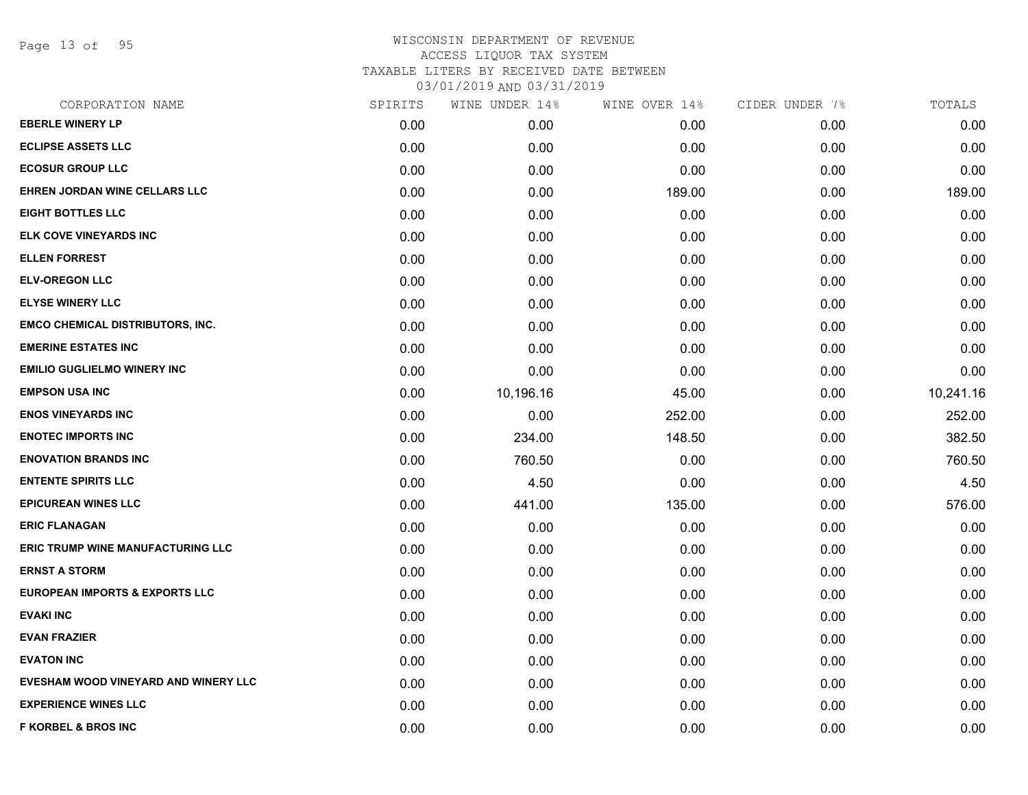# WISCONSIN DEPARTMENT OF REVENUE
ACCESS LIQUOR TAX SYSTEM
TAXABLE LITERS BY RECEIVED DATE BETWEEN
03/01/2019 AND 03/31/2019

| CORPORATION NAME | SPIRITS | WINE UNDER 14% | WINE OVER 14% | CIDER UNDER 7% | TOTALS |
|---|---|---|---|---|---|
| EBERLE WINERY LP | 0.00 | 0.00 | 0.00 | 0.00 | 0.00 |
| ECLIPSE ASSETS LLC | 0.00 | 0.00 | 0.00 | 0.00 | 0.00 |
| ECOSUR GROUP LLC | 0.00 | 0.00 | 0.00 | 0.00 | 0.00 |
| EHREN JORDAN WINE CELLARS LLC | 0.00 | 0.00 | 189.00 | 0.00 | 189.00 |
| EIGHT BOTTLES LLC | 0.00 | 0.00 | 0.00 | 0.00 | 0.00 |
| ELK COVE VINEYARDS INC | 0.00 | 0.00 | 0.00 | 0.00 | 0.00 |
| ELLEN FORREST | 0.00 | 0.00 | 0.00 | 0.00 | 0.00 |
| ELV-OREGON LLC | 0.00 | 0.00 | 0.00 | 0.00 | 0.00 |
| ELYSE WINERY LLC | 0.00 | 0.00 | 0.00 | 0.00 | 0.00 |
| EMCO CHEMICAL DISTRIBUTORS, INC. | 0.00 | 0.00 | 0.00 | 0.00 | 0.00 |
| EMERINE ESTATES INC | 0.00 | 0.00 | 0.00 | 0.00 | 0.00 |
| EMILIO GUGLIELMO WINERY INC | 0.00 | 0.00 | 0.00 | 0.00 | 0.00 |
| EMPSON USA INC | 0.00 | 10,196.16 | 45.00 | 0.00 | 10,241.16 |
| ENOS VINEYARDS INC | 0.00 | 0.00 | 252.00 | 0.00 | 252.00 |
| ENOTEC IMPORTS INC | 0.00 | 234.00 | 148.50 | 0.00 | 382.50 |
| ENOVATION BRANDS INC | 0.00 | 760.50 | 0.00 | 0.00 | 760.50 |
| ENTENTE SPIRITS LLC | 0.00 | 4.50 | 0.00 | 0.00 | 4.50 |
| EPICUREAN WINES LLC | 0.00 | 441.00 | 135.00 | 0.00 | 576.00 |
| ERIC FLANAGAN | 0.00 | 0.00 | 0.00 | 0.00 | 0.00 |
| ERIC TRUMP WINE MANUFACTURING LLC | 0.00 | 0.00 | 0.00 | 0.00 | 0.00 |
| ERNST A STORM | 0.00 | 0.00 | 0.00 | 0.00 | 0.00 |
| EUROPEAN IMPORTS & EXPORTS LLC | 0.00 | 0.00 | 0.00 | 0.00 | 0.00 |
| EVAKI INC | 0.00 | 0.00 | 0.00 | 0.00 | 0.00 |
| EVAN FRAZIER | 0.00 | 0.00 | 0.00 | 0.00 | 0.00 |
| EVATON INC | 0.00 | 0.00 | 0.00 | 0.00 | 0.00 |
| EVESHAM WOOD VINEYARD AND WINERY LLC | 0.00 | 0.00 | 0.00 | 0.00 | 0.00 |
| EXPERIENCE WINES LLC | 0.00 | 0.00 | 0.00 | 0.00 | 0.00 |
| F KORBEL & BROS INC | 0.00 | 0.00 | 0.00 | 0.00 | 0.00 |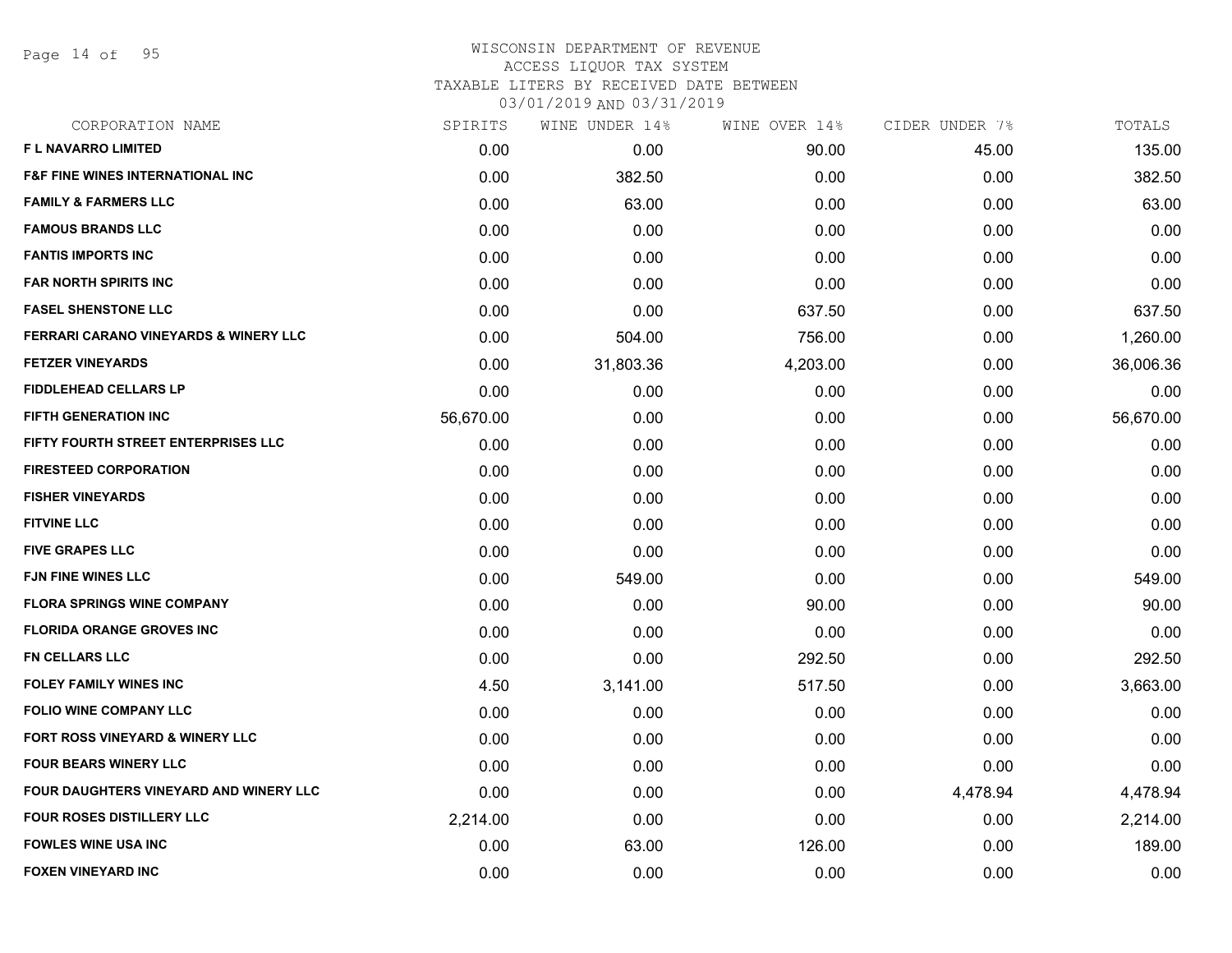WISCONSIN DEPARTMENT OF REVENUE
ACCESS LIQUOR TAX SYSTEM
TAXABLE LITERS BY RECEIVED DATE BETWEEN
03/01/2019 AND 03/31/2019

| CORPORATION NAME | SPIRITS | WINE UNDER 14% | WINE OVER 14% | CIDER UNDER 7% | TOTALS |
|---|---|---|---|---|---|
| **F L NAVARRO LIMITED** | 0.00 | 0.00 | 90.00 | 45.00 | 135.00 |
| **F&F FINE WINES INTERNATIONAL INC** | 0.00 | 382.50 | 0.00 | 0.00 | 382.50 |
| **FAMILY & FARMERS LLC** | 0.00 | 63.00 | 0.00 | 0.00 | 63.00 |
| **FAMOUS BRANDS LLC** | 0.00 | 0.00 | 0.00 | 0.00 | 0.00 |
| **FANTIS IMPORTS INC** | 0.00 | 0.00 | 0.00 | 0.00 | 0.00 |
| **FAR NORTH SPIRITS INC** | 0.00 | 0.00 | 0.00 | 0.00 | 0.00 |
| **FASEL SHENSTONE LLC** | 0.00 | 0.00 | 637.50 | 0.00 | 637.50 |
| **FERRARI CARANO VINEYARDS & WINERY LLC** | 0.00 | 504.00 | 756.00 | 0.00 | 1,260.00 |
| **FETZER VINEYARDS** | 0.00 | 31,803.36 | 4,203.00 | 0.00 | 36,006.36 |
| **FIDDLEHEAD CELLARS LP** | 0.00 | 0.00 | 0.00 | 0.00 | 0.00 |
| **FIFTH GENERATION INC** | 56,670.00 | 0.00 | 0.00 | 0.00 | 56,670.00 |
| **FIFTY FOURTH STREET ENTERPRISES LLC** | 0.00 | 0.00 | 0.00 | 0.00 | 0.00 |
| **FIRESTEED CORPORATION** | 0.00 | 0.00 | 0.00 | 0.00 | 0.00 |
| **FISHER VINEYARDS** | 0.00 | 0.00 | 0.00 | 0.00 | 0.00 |
| **FITVINE LLC** | 0.00 | 0.00 | 0.00 | 0.00 | 0.00 |
| **FIVE GRAPES LLC** | 0.00 | 0.00 | 0.00 | 0.00 | 0.00 |
| **FJN FINE WINES LLC** | 0.00 | 549.00 | 0.00 | 0.00 | 549.00 |
| **FLORA SPRINGS WINE COMPANY** | 0.00 | 0.00 | 90.00 | 0.00 | 90.00 |
| **FLORIDA ORANGE GROVES INC** | 0.00 | 0.00 | 0.00 | 0.00 | 0.00 |
| **FN CELLARS LLC** | 0.00 | 0.00 | 292.50 | 0.00 | 292.50 |
| **FOLEY FAMILY WINES INC** | 4.50 | 3,141.00 | 517.50 | 0.00 | 3,663.00 |
| **FOLIO WINE COMPANY LLC** | 0.00 | 0.00 | 0.00 | 0.00 | 0.00 |
| **FORT ROSS VINEYARD & WINERY LLC** | 0.00 | 0.00 | 0.00 | 0.00 | 0.00 |
| **FOUR BEARS WINERY LLC** | 0.00 | 0.00 | 0.00 | 0.00 | 0.00 |
| **FOUR DAUGHTERS VINEYARD AND WINERY LLC** | 0.00 | 0.00 | 0.00 | 4,478.94 | 4,478.94 |
| **FOUR ROSES DISTILLERY LLC** | 2,214.00 | 0.00 | 0.00 | 0.00 | 2,214.00 |
| **FOWLES WINE USA INC** | 0.00 | 63.00 | 126.00 | 0.00 | 189.00 |
| **FOXEN VINEYARD INC** | 0.00 | 0.00 | 0.00 | 0.00 | 0.00 |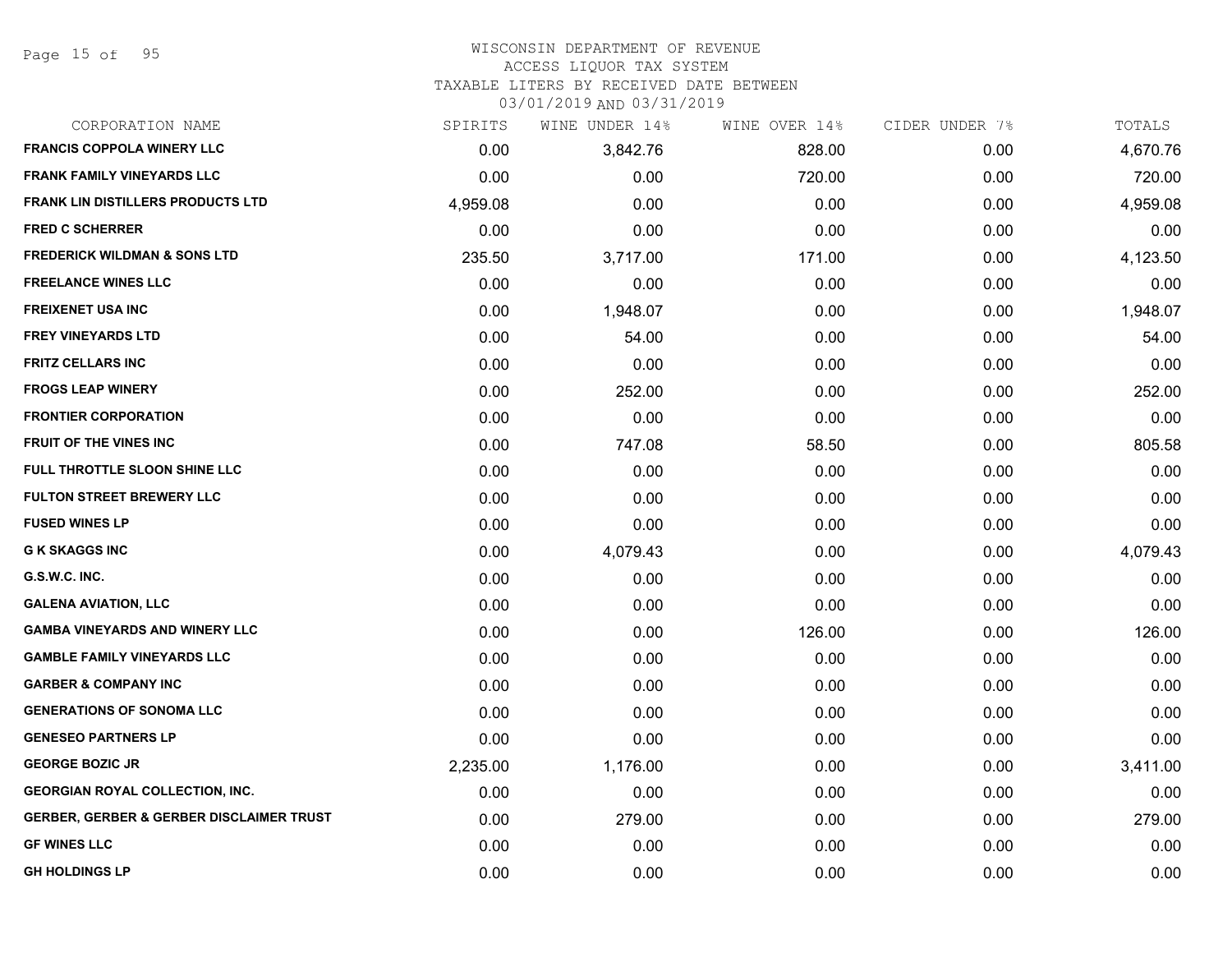WISCONSIN DEPARTMENT OF REVENUE
ACCESS LIQUOR TAX SYSTEM
TAXABLE LITERS BY RECEIVED DATE BETWEEN
03/01/2019 AND 03/31/2019

| CORPORATION NAME | SPIRITS | WINE UNDER 14% | WINE OVER 14% | CIDER UNDER 7% | TOTALS |
|---|---|---|---|---|---|
| FRANCIS COPPOLA WINERY LLC | 0.00 | 3,842.76 | 828.00 | 0.00 | 4,670.76 |
| FRANK FAMILY VINEYARDS LLC | 0.00 | 0.00 | 720.00 | 0.00 | 720.00 |
| FRANK LIN DISTILLERS PRODUCTS LTD | 4,959.08 | 0.00 | 0.00 | 0.00 | 4,959.08 |
| FRED C SCHERRER | 0.00 | 0.00 | 0.00 | 0.00 | 0.00 |
| FREDERICK WILDMAN & SONS LTD | 235.50 | 3,717.00 | 171.00 | 0.00 | 4,123.50 |
| FREELANCE WINES LLC | 0.00 | 0.00 | 0.00 | 0.00 | 0.00 |
| FREIXENET USA INC | 0.00 | 1,948.07 | 0.00 | 0.00 | 1,948.07 |
| FREY VINEYARDS LTD | 0.00 | 54.00 | 0.00 | 0.00 | 54.00 |
| FRITZ CELLARS INC | 0.00 | 0.00 | 0.00 | 0.00 | 0.00 |
| FROGS LEAP WINERY | 0.00 | 252.00 | 0.00 | 0.00 | 252.00 |
| FRONTIER CORPORATION | 0.00 | 0.00 | 0.00 | 0.00 | 0.00 |
| FRUIT OF THE VINES INC | 0.00 | 747.08 | 58.50 | 0.00 | 805.58 |
| FULL THROTTLE SLOON SHINE LLC | 0.00 | 0.00 | 0.00 | 0.00 | 0.00 |
| FULTON STREET BREWERY LLC | 0.00 | 0.00 | 0.00 | 0.00 | 0.00 |
| FUSED WINES LP | 0.00 | 0.00 | 0.00 | 0.00 | 0.00 |
| G K SKAGGS INC | 0.00 | 4,079.43 | 0.00 | 0.00 | 4,079.43 |
| G.S.W.C. INC. | 0.00 | 0.00 | 0.00 | 0.00 | 0.00 |
| GALENA AVIATION, LLC | 0.00 | 0.00 | 0.00 | 0.00 | 0.00 |
| GAMBA VINEYARDS AND WINERY LLC | 0.00 | 0.00 | 126.00 | 0.00 | 126.00 |
| GAMBLE FAMILY VINEYARDS LLC | 0.00 | 0.00 | 0.00 | 0.00 | 0.00 |
| GARBER & COMPANY INC | 0.00 | 0.00 | 0.00 | 0.00 | 0.00 |
| GENERATIONS OF SONOMA LLC | 0.00 | 0.00 | 0.00 | 0.00 | 0.00 |
| GENESEO PARTNERS LP | 0.00 | 0.00 | 0.00 | 0.00 | 0.00 |
| GEORGE BOZIC JR | 2,235.00 | 1,176.00 | 0.00 | 0.00 | 3,411.00 |
| GEORGIAN ROYAL COLLECTION, INC. | 0.00 | 0.00 | 0.00 | 0.00 | 0.00 |
| GERBER, GERBER & GERBER DISCLAIMER TRUST | 0.00 | 279.00 | 0.00 | 0.00 | 279.00 |
| GF WINES LLC | 0.00 | 0.00 | 0.00 | 0.00 | 0.00 |
| GH HOLDINGS LP | 0.00 | 0.00 | 0.00 | 0.00 | 0.00 |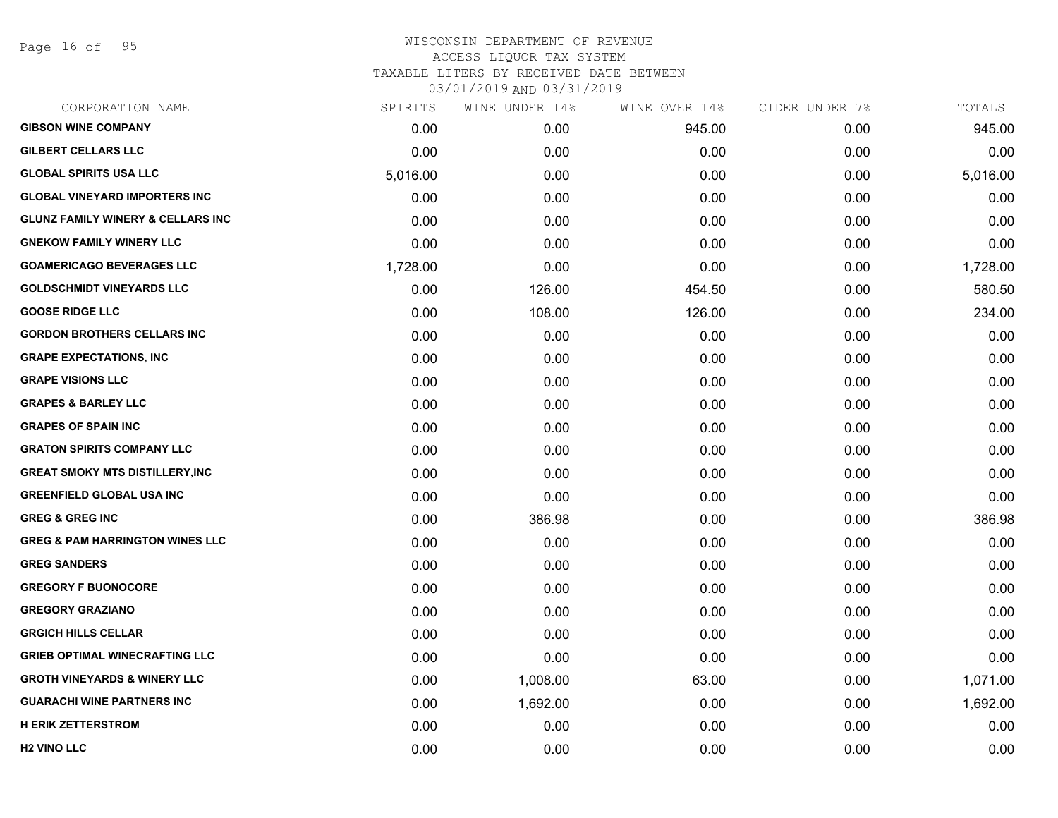# WISCONSIN DEPARTMENT OF REVENUE
ACCESS LIQUOR TAX SYSTEM
TAXABLE LITERS BY RECEIVED DATE BETWEEN
03/01/2019 AND 03/31/2019

| CORPORATION NAME | SPIRITS | WINE UNDER 14% | WINE OVER 14% | CIDER UNDER 7% | TOTALS |
|---|---|---|---|---|---|
| GIBSON WINE COMPANY | 0.00 | 0.00 | 945.00 | 0.00 | 945.00 |
| GILBERT CELLARS LLC | 0.00 | 0.00 | 0.00 | 0.00 | 0.00 |
| GLOBAL SPIRITS USA LLC | 5,016.00 | 0.00 | 0.00 | 0.00 | 5,016.00 |
| GLOBAL VINEYARD IMPORTERS INC | 0.00 | 0.00 | 0.00 | 0.00 | 0.00 |
| GLUNZ FAMILY WINERY & CELLARS INC | 0.00 | 0.00 | 0.00 | 0.00 | 0.00 |
| GNEKOW FAMILY WINERY LLC | 0.00 | 0.00 | 0.00 | 0.00 | 0.00 |
| GOAMERICAGO BEVERAGES LLC | 1,728.00 | 0.00 | 0.00 | 0.00 | 1,728.00 |
| GOLDSCHMIDT VINEYARDS LLC | 0.00 | 126.00 | 454.50 | 0.00 | 580.50 |
| GOOSE RIDGE LLC | 0.00 | 108.00 | 126.00 | 0.00 | 234.00 |
| GORDON BROTHERS CELLARS INC | 0.00 | 0.00 | 0.00 | 0.00 | 0.00 |
| GRAPE EXPECTATIONS, INC | 0.00 | 0.00 | 0.00 | 0.00 | 0.00 |
| GRAPE VISIONS LLC | 0.00 | 0.00 | 0.00 | 0.00 | 0.00 |
| GRAPES & BARLEY LLC | 0.00 | 0.00 | 0.00 | 0.00 | 0.00 |
| GRAPES OF SPAIN INC | 0.00 | 0.00 | 0.00 | 0.00 | 0.00 |
| GRATON SPIRITS COMPANY LLC | 0.00 | 0.00 | 0.00 | 0.00 | 0.00 |
| GREAT SMOKY MTS DISTILLERY,INC | 0.00 | 0.00 | 0.00 | 0.00 | 0.00 |
| GREENFIELD GLOBAL USA INC | 0.00 | 0.00 | 0.00 | 0.00 | 0.00 |
| GREG & GREG INC | 0.00 | 386.98 | 0.00 | 0.00 | 386.98 |
| GREG & PAM HARRINGTON WINES LLC | 0.00 | 0.00 | 0.00 | 0.00 | 0.00 |
| GREG SANDERS | 0.00 | 0.00 | 0.00 | 0.00 | 0.00 |
| GREGORY F BUONOCORE | 0.00 | 0.00 | 0.00 | 0.00 | 0.00 |
| GREGORY GRAZIANO | 0.00 | 0.00 | 0.00 | 0.00 | 0.00 |
| GRGICH HILLS CELLAR | 0.00 | 0.00 | 0.00 | 0.00 | 0.00 |
| GRIEB OPTIMAL WINECRAFTING LLC | 0.00 | 0.00 | 0.00 | 0.00 | 0.00 |
| GROTH VINEYARDS & WINERY LLC | 0.00 | 1,008.00 | 63.00 | 0.00 | 1,071.00 |
| GUARACHI WINE PARTNERS INC | 0.00 | 1,692.00 | 0.00 | 0.00 | 1,692.00 |
| H ERIK ZETTERSTROM | 0.00 | 0.00 | 0.00 | 0.00 | 0.00 |
| H2 VINO LLC | 0.00 | 0.00 | 0.00 | 0.00 | 0.00 |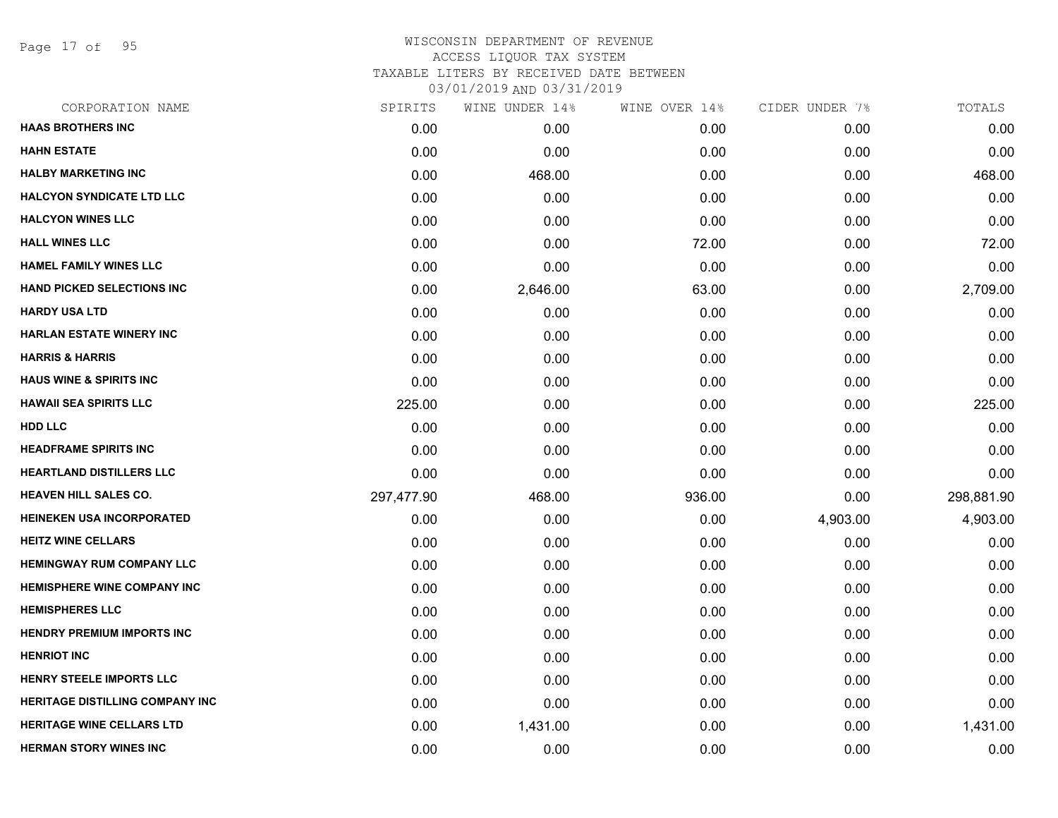# WISCONSIN DEPARTMENT OF REVENUE
## ACCESS LIQUOR TAX SYSTEM
### TAXABLE LITERS BY RECEIVED DATE BETWEEN 03/01/2019 AND 03/31/2019

| CORPORATION NAME | SPIRITS | WINE UNDER 14% | WINE OVER 14% | CIDER UNDER 7% | TOTALS |
|---|---|---|---|---|---|
| HAAS BROTHERS INC | 0.00 | 0.00 | 0.00 | 0.00 | 0.00 |
| HAHN ESTATE | 0.00 | 0.00 | 0.00 | 0.00 | 0.00 |
| HALBY MARKETING INC | 0.00 | 468.00 | 0.00 | 0.00 | 468.00 |
| HALCYON SYNDICATE LTD LLC | 0.00 | 0.00 | 0.00 | 0.00 | 0.00 |
| HALCYON WINES LLC | 0.00 | 0.00 | 0.00 | 0.00 | 0.00 |
| HALL WINES LLC | 0.00 | 0.00 | 72.00 | 0.00 | 72.00 |
| HAMEL FAMILY WINES LLC | 0.00 | 0.00 | 0.00 | 0.00 | 0.00 |
| HAND PICKED SELECTIONS INC | 0.00 | 2,646.00 | 63.00 | 0.00 | 2,709.00 |
| HARDY USA LTD | 0.00 | 0.00 | 0.00 | 0.00 | 0.00 |
| HARLAN ESTATE WINERY INC | 0.00 | 0.00 | 0.00 | 0.00 | 0.00 |
| HARRIS & HARRIS | 0.00 | 0.00 | 0.00 | 0.00 | 0.00 |
| HAUS WINE & SPIRITS INC | 0.00 | 0.00 | 0.00 | 0.00 | 0.00 |
| HAWAII SEA SPIRITS LLC | 225.00 | 0.00 | 0.00 | 0.00 | 225.00 |
| HDD LLC | 0.00 | 0.00 | 0.00 | 0.00 | 0.00 |
| HEADFRAME SPIRITS INC | 0.00 | 0.00 | 0.00 | 0.00 | 0.00 |
| HEARTLAND DISTILLERS LLC | 0.00 | 0.00 | 0.00 | 0.00 | 0.00 |
| HEAVEN HILL SALES CO. | 297,477.90 | 468.00 | 936.00 | 0.00 | 298,881.90 |
| HEINEKEN USA INCORPORATED | 0.00 | 0.00 | 0.00 | 4,903.00 | 4,903.00 |
| HEITZ WINE CELLARS | 0.00 | 0.00 | 0.00 | 0.00 | 0.00 |
| HEMINGWAY RUM COMPANY LLC | 0.00 | 0.00 | 0.00 | 0.00 | 0.00 |
| HEMISPHERE WINE COMPANY INC | 0.00 | 0.00 | 0.00 | 0.00 | 0.00 |
| HEMISPHERES LLC | 0.00 | 0.00 | 0.00 | 0.00 | 0.00 |
| HENDRY PREMIUM IMPORTS INC | 0.00 | 0.00 | 0.00 | 0.00 | 0.00 |
| HENRIOT INC | 0.00 | 0.00 | 0.00 | 0.00 | 0.00 |
| HENRY STEELE IMPORTS LLC | 0.00 | 0.00 | 0.00 | 0.00 | 0.00 |
| HERITAGE DISTILLING COMPANY INC | 0.00 | 0.00 | 0.00 | 0.00 | 0.00 |
| HERITAGE WINE CELLARS LTD | 0.00 | 1,431.00 | 0.00 | 0.00 | 1,431.00 |
| HERMAN STORY WINES INC | 0.00 | 0.00 | 0.00 | 0.00 | 0.00 |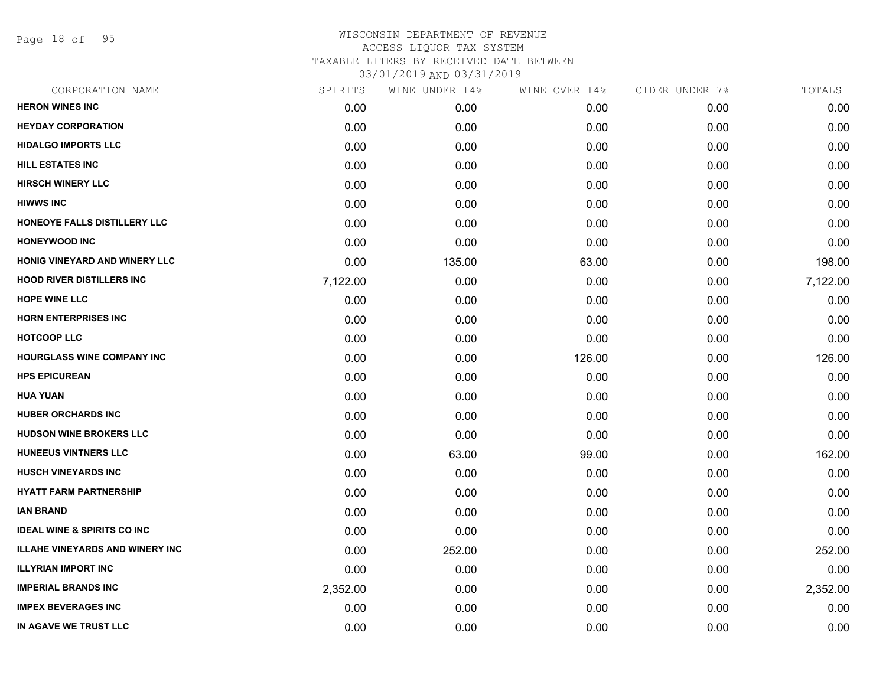# WISCONSIN DEPARTMENT OF REVENUE
## ACCESS LIQUOR TAX SYSTEM
### TAXABLE LITERS BY RECEIVED DATE BETWEEN 03/01/2019 AND 03/31/2019

| CORPORATION NAME | SPIRITS | WINE UNDER 14% | WINE OVER 14% | CIDER UNDER 7% | TOTALS |
|---|---|---|---|---|---|
| HERON WINES INC | 0.00 | 0.00 | 0.00 | 0.00 | 0.00 |
| HEYDAY CORPORATION | 0.00 | 0.00 | 0.00 | 0.00 | 0.00 |
| HIDALGO IMPORTS LLC | 0.00 | 0.00 | 0.00 | 0.00 | 0.00 |
| HILL ESTATES INC | 0.00 | 0.00 | 0.00 | 0.00 | 0.00 |
| HIRSCH WINERY LLC | 0.00 | 0.00 | 0.00 | 0.00 | 0.00 |
| HIWWS INC | 0.00 | 0.00 | 0.00 | 0.00 | 0.00 |
| HONEOYE FALLS DISTILLERY LLC | 0.00 | 0.00 | 0.00 | 0.00 | 0.00 |
| HONEYWOOD INC | 0.00 | 0.00 | 0.00 | 0.00 | 0.00 |
| HONIG VINEYARD AND WINERY LLC | 0.00 | 135.00 | 63.00 | 0.00 | 198.00 |
| HOOD RIVER DISTILLERS INC | 7,122.00 | 0.00 | 0.00 | 0.00 | 7,122.00 |
| HOPE WINE LLC | 0.00 | 0.00 | 0.00 | 0.00 | 0.00 |
| HORN ENTERPRISES INC | 0.00 | 0.00 | 0.00 | 0.00 | 0.00 |
| HOTCOOP LLC | 0.00 | 0.00 | 0.00 | 0.00 | 0.00 |
| HOURGLASS WINE COMPANY INC | 0.00 | 0.00 | 126.00 | 0.00 | 126.00 |
| HPS EPICUREAN | 0.00 | 0.00 | 0.00 | 0.00 | 0.00 |
| HUA YUAN | 0.00 | 0.00 | 0.00 | 0.00 | 0.00 |
| HUBER ORCHARDS INC | 0.00 | 0.00 | 0.00 | 0.00 | 0.00 |
| HUDSON WINE BROKERS LLC | 0.00 | 0.00 | 0.00 | 0.00 | 0.00 |
| HUNEEUS VINTNERS LLC | 0.00 | 63.00 | 99.00 | 0.00 | 162.00 |
| HUSCH VINEYARDS INC | 0.00 | 0.00 | 0.00 | 0.00 | 0.00 |
| HYATT FARM PARTNERSHIP | 0.00 | 0.00 | 0.00 | 0.00 | 0.00 |
| IAN BRAND | 0.00 | 0.00 | 0.00 | 0.00 | 0.00 |
| IDEAL WINE & SPIRITS CO INC | 0.00 | 0.00 | 0.00 | 0.00 | 0.00 |
| ILLAHE VINEYARDS AND WINERY INC | 0.00 | 252.00 | 0.00 | 0.00 | 252.00 |
| ILLYRIAN IMPORT INC | 0.00 | 0.00 | 0.00 | 0.00 | 0.00 |
| IMPERIAL BRANDS INC | 2,352.00 | 0.00 | 0.00 | 0.00 | 2,352.00 |
| IMPEX BEVERAGES INC | 0.00 | 0.00 | 0.00 | 0.00 | 0.00 |
| IN AGAVE WE TRUST LLC | 0.00 | 0.00 | 0.00 | 0.00 | 0.00 |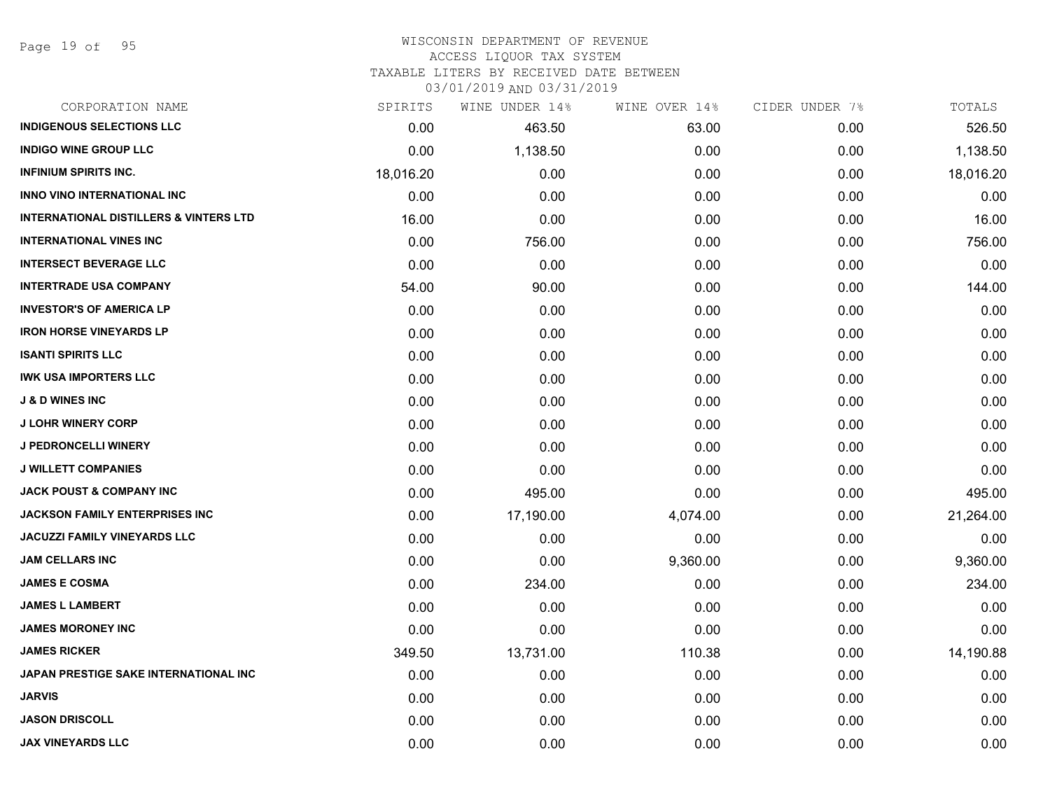# WISCONSIN DEPARTMENT OF REVENUE
## ACCESS LIQUOR TAX SYSTEM
### TAXABLE LITERS BY RECEIVED DATE BETWEEN 03/01/2019 AND 03/31/2019

| CORPORATION NAME | SPIRITS | WINE UNDER 14% | WINE OVER 14% | CIDER UNDER 7% | TOTALS |
|---|---|---|---|---|---|
| INDIGENOUS SELECTIONS LLC | 0.00 | 463.50 | 63.00 | 0.00 | 526.50 |
| INDIGO WINE GROUP LLC | 0.00 | 1,138.50 | 0.00 | 0.00 | 1,138.50 |
| INFINIUM SPIRITS INC. | 18,016.20 | 0.00 | 0.00 | 0.00 | 18,016.20 |
| INNO VINO INTERNATIONAL INC | 0.00 | 0.00 | 0.00 | 0.00 | 0.00 |
| INTERNATIONAL DISTILLERS & VINTERS LTD | 16.00 | 0.00 | 0.00 | 0.00 | 16.00 |
| INTERNATIONAL VINES INC | 0.00 | 756.00 | 0.00 | 0.00 | 756.00 |
| INTERSECT BEVERAGE LLC | 0.00 | 0.00 | 0.00 | 0.00 | 0.00 |
| INTERTRADE USA COMPANY | 54.00 | 90.00 | 0.00 | 0.00 | 144.00 |
| INVESTOR'S OF AMERICA LP | 0.00 | 0.00 | 0.00 | 0.00 | 0.00 |
| IRON HORSE VINEYARDS LP | 0.00 | 0.00 | 0.00 | 0.00 | 0.00 |
| ISANTI SPIRITS LLC | 0.00 | 0.00 | 0.00 | 0.00 | 0.00 |
| IWK USA IMPORTERS LLC | 0.00 | 0.00 | 0.00 | 0.00 | 0.00 |
| J & D WINES INC | 0.00 | 0.00 | 0.00 | 0.00 | 0.00 |
| J LOHR WINERY CORP | 0.00 | 0.00 | 0.00 | 0.00 | 0.00 |
| J PEDRONCELLI WINERY | 0.00 | 0.00 | 0.00 | 0.00 | 0.00 |
| J WILLETT COMPANIES | 0.00 | 0.00 | 0.00 | 0.00 | 0.00 |
| JACK POUST & COMPANY INC | 0.00 | 495.00 | 0.00 | 0.00 | 495.00 |
| JACKSON FAMILY ENTERPRISES INC | 0.00 | 17,190.00 | 4,074.00 | 0.00 | 21,264.00 |
| JACUZZI FAMILY VINEYARDS LLC | 0.00 | 0.00 | 0.00 | 0.00 | 0.00 |
| JAM CELLARS INC | 0.00 | 0.00 | 9,360.00 | 0.00 | 9,360.00 |
| JAMES E COSMA | 0.00 | 234.00 | 0.00 | 0.00 | 234.00 |
| JAMES L LAMBERT | 0.00 | 0.00 | 0.00 | 0.00 | 0.00 |
| JAMES MORONEY INC | 0.00 | 0.00 | 0.00 | 0.00 | 0.00 |
| JAMES RICKER | 349.50 | 13,731.00 | 110.38 | 0.00 | 14,190.88 |
| JAPAN PRESTIGE SAKE INTERNATIONAL INC | 0.00 | 0.00 | 0.00 | 0.00 | 0.00 |
| JARVIS | 0.00 | 0.00 | 0.00 | 0.00 | 0.00 |
| JASON DRISCOLL | 0.00 | 0.00 | 0.00 | 0.00 | 0.00 |
| JAX VINEYARDS LLC | 0.00 | 0.00 | 0.00 | 0.00 | 0.00 |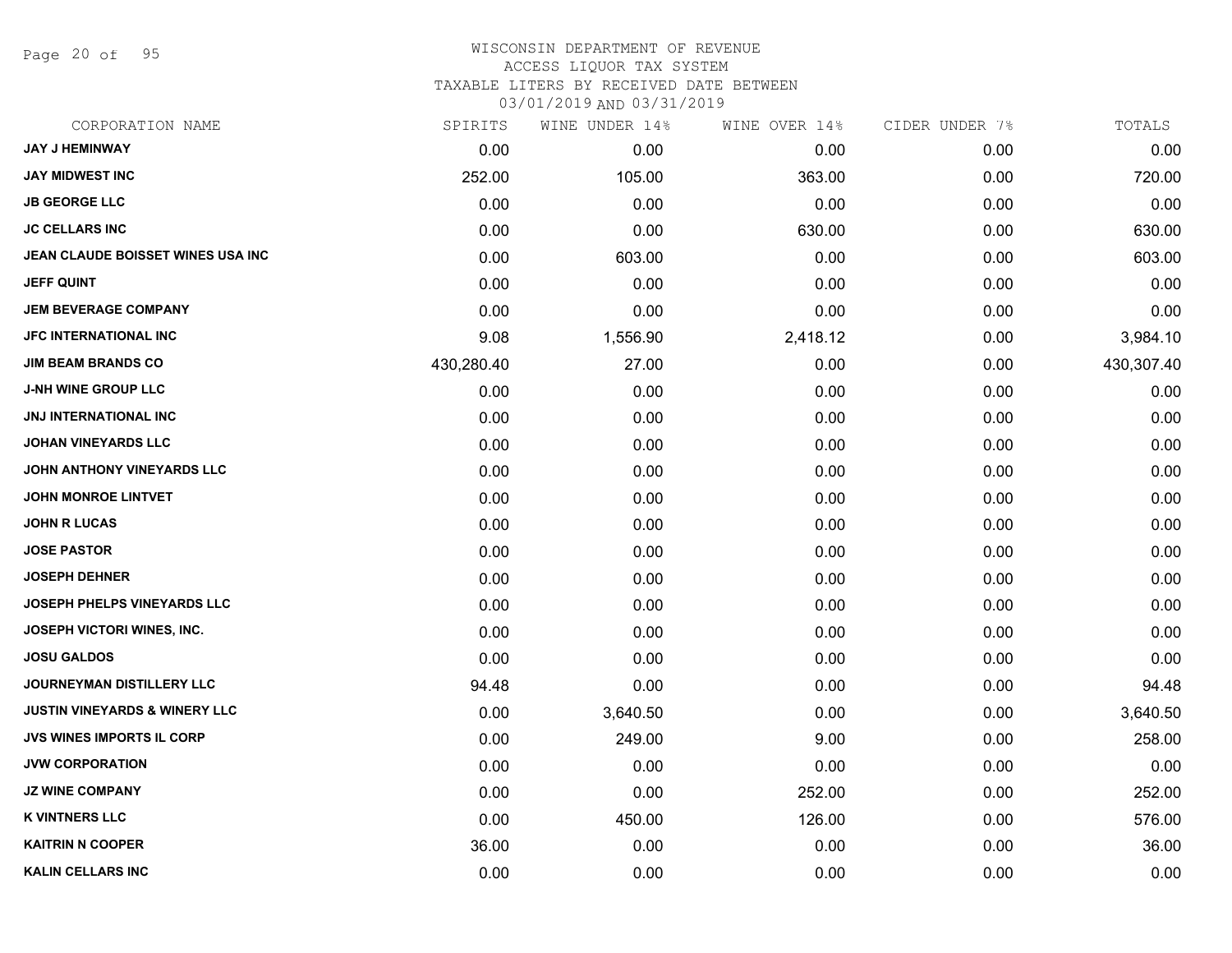# WISCONSIN DEPARTMENT OF REVENUE

ACCESS LIQUOR TAX SYSTEM

TAXABLE LITERS BY RECEIVED DATE BETWEEN

03/01/2019 AND 03/31/2019

| CORPORATION NAME | SPIRITS | WINE UNDER 14% | WINE OVER 14% | CIDER UNDER 7% | TOTALS |
|---|---|---|---|---|---|
| JAY J HEMINWAY | 0.00 | 0.00 | 0.00 | 0.00 | 0.00 |
| JAY MIDWEST INC | 252.00 | 105.00 | 363.00 | 0.00 | 720.00 |
| JB GEORGE LLC | 0.00 | 0.00 | 0.00 | 0.00 | 0.00 |
| JC CELLARS INC | 0.00 | 0.00 | 630.00 | 0.00 | 630.00 |
| JEAN CLAUDE BOISSET WINES USA INC | 0.00 | 603.00 | 0.00 | 0.00 | 603.00 |
| JEFF QUINT | 0.00 | 0.00 | 0.00 | 0.00 | 0.00 |
| JEM BEVERAGE COMPANY | 0.00 | 0.00 | 0.00 | 0.00 | 0.00 |
| JFC INTERNATIONAL INC | 9.08 | 1,556.90 | 2,418.12 | 0.00 | 3,984.10 |
| JIM BEAM BRANDS CO | 430,280.40 | 27.00 | 0.00 | 0.00 | 430,307.40 |
| J-NH WINE GROUP LLC | 0.00 | 0.00 | 0.00 | 0.00 | 0.00 |
| JNJ INTERNATIONAL INC | 0.00 | 0.00 | 0.00 | 0.00 | 0.00 |
| JOHAN VINEYARDS LLC | 0.00 | 0.00 | 0.00 | 0.00 | 0.00 |
| JOHN ANTHONY VINEYARDS LLC | 0.00 | 0.00 | 0.00 | 0.00 | 0.00 |
| JOHN MONROE LINTVET | 0.00 | 0.00 | 0.00 | 0.00 | 0.00 |
| JOHN R LUCAS | 0.00 | 0.00 | 0.00 | 0.00 | 0.00 |
| JOSE PASTOR | 0.00 | 0.00 | 0.00 | 0.00 | 0.00 |
| JOSEPH DEHNER | 0.00 | 0.00 | 0.00 | 0.00 | 0.00 |
| JOSEPH PHELPS VINEYARDS LLC | 0.00 | 0.00 | 0.00 | 0.00 | 0.00 |
| JOSEPH VICTORI WINES, INC. | 0.00 | 0.00 | 0.00 | 0.00 | 0.00 |
| JOSU GALDOS | 0.00 | 0.00 | 0.00 | 0.00 | 0.00 |
| JOURNEYMAN DISTILLERY LLC | 94.48 | 0.00 | 0.00 | 0.00 | 94.48 |
| JUSTIN VINEYARDS & WINERY LLC | 0.00 | 3,640.50 | 0.00 | 0.00 | 3,640.50 |
| JVS WINES IMPORTS IL CORP | 0.00 | 249.00 | 9.00 | 0.00 | 258.00 |
| JVW CORPORATION | 0.00 | 0.00 | 0.00 | 0.00 | 0.00 |
| JZ WINE COMPANY | 0.00 | 0.00 | 252.00 | 0.00 | 252.00 |
| K VINTNERS LLC | 0.00 | 450.00 | 126.00 | 0.00 | 576.00 |
| KAITRIN N COOPER | 36.00 | 0.00 | 0.00 | 0.00 | 36.00 |
| KALIN CELLARS INC | 0.00 | 0.00 | 0.00 | 0.00 | 0.00 |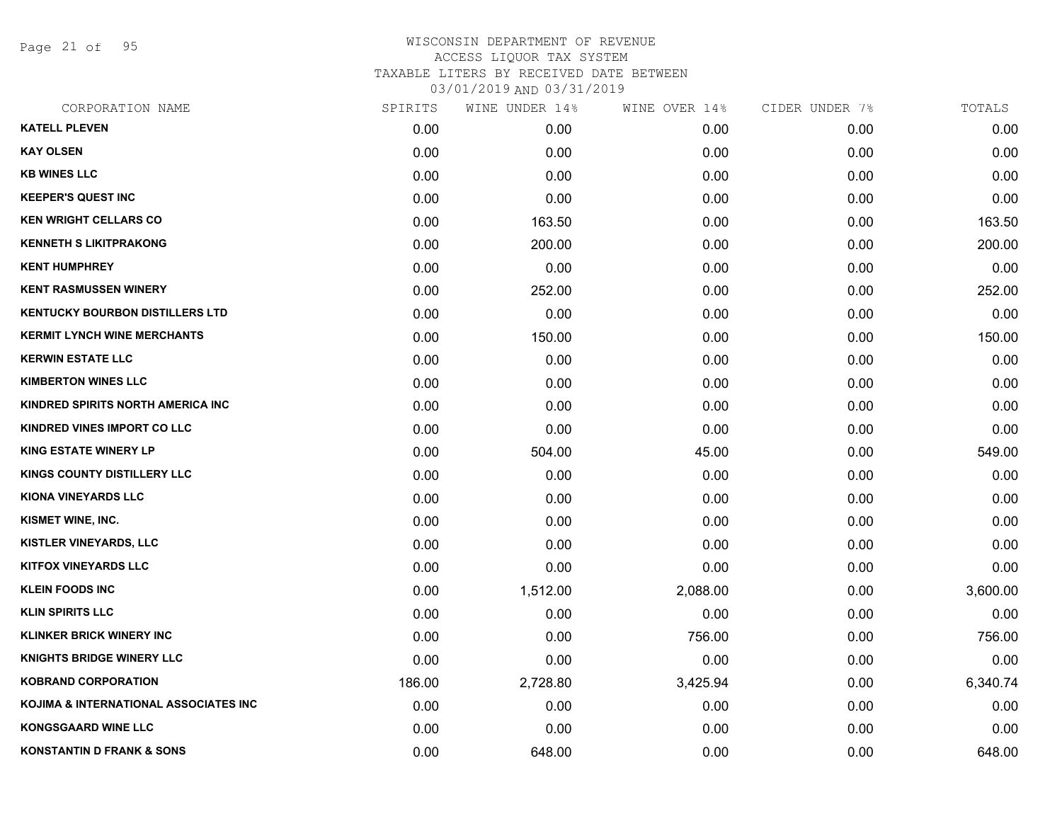WISCONSIN DEPARTMENT OF REVENUE
ACCESS LIQUOR TAX SYSTEM
TAXABLE LITERS BY RECEIVED DATE BETWEEN
03/01/2019 AND 03/31/2019

| CORPORATION NAME | SPIRITS | WINE UNDER 14% | WINE OVER 14% | CIDER UNDER 7% | TOTALS |
|---|---|---|---|---|---|
| KATELL PLEVEN | 0.00 | 0.00 | 0.00 | 0.00 | 0.00 |
| KAY OLSEN | 0.00 | 0.00 | 0.00 | 0.00 | 0.00 |
| KB WINES LLC | 0.00 | 0.00 | 0.00 | 0.00 | 0.00 |
| KEEPER'S QUEST INC | 0.00 | 0.00 | 0.00 | 0.00 | 0.00 |
| KEN WRIGHT CELLARS CO | 0.00 | 163.50 | 0.00 | 0.00 | 163.50 |
| KENNETH S LIKITPRAKONG | 0.00 | 200.00 | 0.00 | 0.00 | 200.00 |
| KENT HUMPHREY | 0.00 | 0.00 | 0.00 | 0.00 | 0.00 |
| KENT RASMUSSEN WINERY | 0.00 | 252.00 | 0.00 | 0.00 | 252.00 |
| KENTUCKY BOURBON DISTILLERS LTD | 0.00 | 0.00 | 0.00 | 0.00 | 0.00 |
| KERMIT LYNCH WINE MERCHANTS | 0.00 | 150.00 | 0.00 | 0.00 | 150.00 |
| KERWIN ESTATE LLC | 0.00 | 0.00 | 0.00 | 0.00 | 0.00 |
| KIMBERTON WINES LLC | 0.00 | 0.00 | 0.00 | 0.00 | 0.00 |
| KINDRED SPIRITS NORTH AMERICA INC | 0.00 | 0.00 | 0.00 | 0.00 | 0.00 |
| KINDRED VINES IMPORT CO LLC | 0.00 | 0.00 | 0.00 | 0.00 | 0.00 |
| KING ESTATE WINERY LP | 0.00 | 504.00 | 45.00 | 0.00 | 549.00 |
| KINGS COUNTY DISTILLERY LLC | 0.00 | 0.00 | 0.00 | 0.00 | 0.00 |
| KIONA VINEYARDS LLC | 0.00 | 0.00 | 0.00 | 0.00 | 0.00 |
| KISMET WINE, INC. | 0.00 | 0.00 | 0.00 | 0.00 | 0.00 |
| KISTLER VINEYARDS, LLC | 0.00 | 0.00 | 0.00 | 0.00 | 0.00 |
| KITFOX VINEYARDS LLC | 0.00 | 0.00 | 0.00 | 0.00 | 0.00 |
| KLEIN FOODS INC | 0.00 | 1,512.00 | 2,088.00 | 0.00 | 3,600.00 |
| KLIN SPIRITS LLC | 0.00 | 0.00 | 0.00 | 0.00 | 0.00 |
| KLINKER BRICK WINERY INC | 0.00 | 0.00 | 756.00 | 0.00 | 756.00 |
| KNIGHTS BRIDGE WINERY LLC | 0.00 | 0.00 | 0.00 | 0.00 | 0.00 |
| KOBRAND CORPORATION | 186.00 | 2,728.80 | 3,425.94 | 0.00 | 6,340.74 |
| KOJIMA & INTERNATIONAL ASSOCIATES INC | 0.00 | 0.00 | 0.00 | 0.00 | 0.00 |
| KONGSGAARD WINE LLC | 0.00 | 0.00 | 0.00 | 0.00 | 0.00 |
| KONSTANTIN D FRANK & SONS | 0.00 | 648.00 | 0.00 | 0.00 | 648.00 |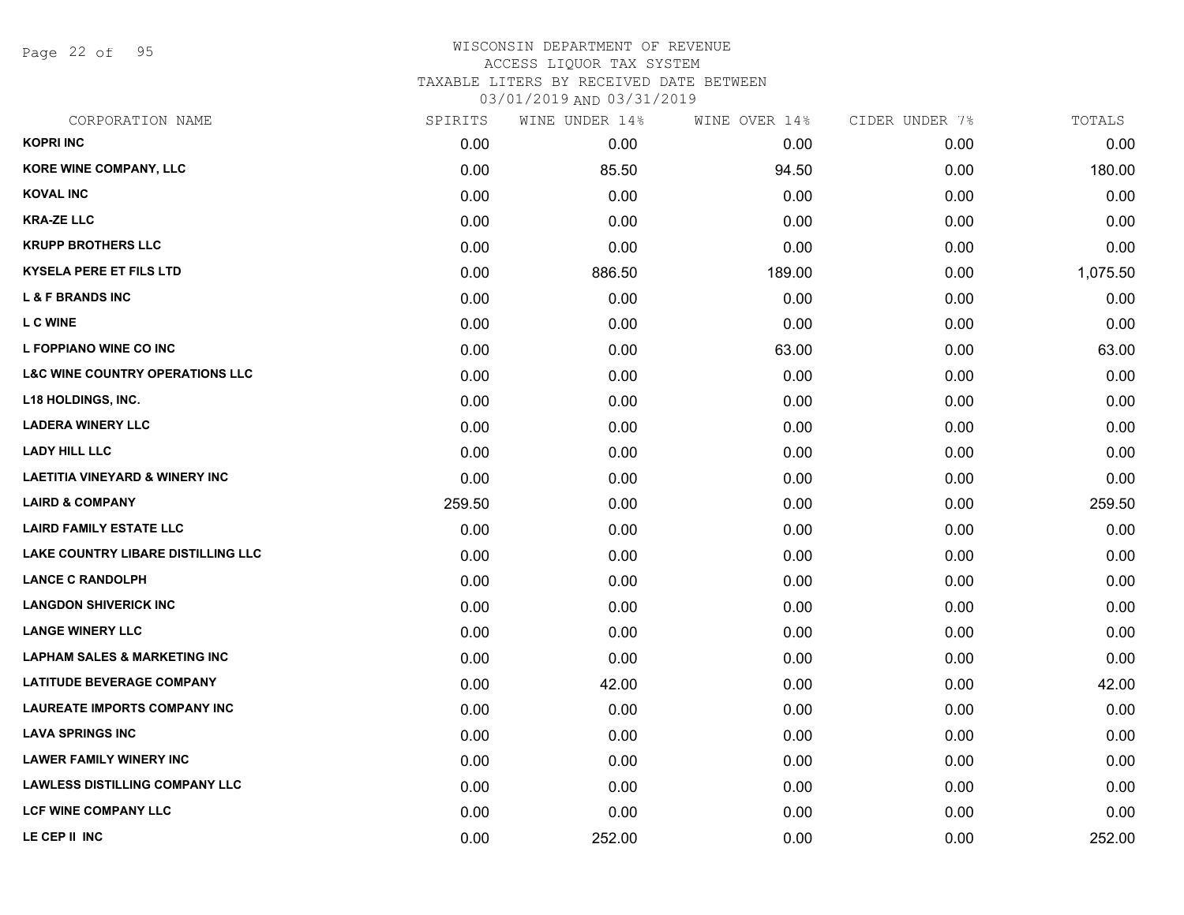# WISCONSIN DEPARTMENT OF REVENUE
## ACCESS LIQUOR TAX SYSTEM
### TAXABLE LITERS BY RECEIVED DATE BETWEEN 03/01/2019 AND 03/31/2019

| CORPORATION NAME | SPIRITS | WINE UNDER 14% | WINE OVER 14% | CIDER UNDER 7% | TOTALS |
|---|---|---|---|---|---|
| KOPRI INC | 0.00 | 0.00 | 0.00 | 0.00 | 0.00 |
| KORE WINE COMPANY, LLC | 0.00 | 85.50 | 94.50 | 0.00 | 180.00 |
| KOVAL INC | 0.00 | 0.00 | 0.00 | 0.00 | 0.00 |
| KRA-ZE LLC | 0.00 | 0.00 | 0.00 | 0.00 | 0.00 |
| KRUPP BROTHERS LLC | 0.00 | 0.00 | 0.00 | 0.00 | 0.00 |
| KYSELA PERE ET FILS LTD | 0.00 | 886.50 | 189.00 | 0.00 | 1,075.50 |
| L & F BRANDS INC | 0.00 | 0.00 | 0.00 | 0.00 | 0.00 |
| L C WINE | 0.00 | 0.00 | 0.00 | 0.00 | 0.00 |
| L FOPPIANO WINE CO INC | 0.00 | 0.00 | 63.00 | 0.00 | 63.00 |
| L&C WINE COUNTRY OPERATIONS LLC | 0.00 | 0.00 | 0.00 | 0.00 | 0.00 |
| L18 HOLDINGS, INC. | 0.00 | 0.00 | 0.00 | 0.00 | 0.00 |
| LADERA WINERY LLC | 0.00 | 0.00 | 0.00 | 0.00 | 0.00 |
| LADY HILL LLC | 0.00 | 0.00 | 0.00 | 0.00 | 0.00 |
| LAETITIA VINEYARD & WINERY INC | 0.00 | 0.00 | 0.00 | 0.00 | 0.00 |
| LAIRD & COMPANY | 259.50 | 0.00 | 0.00 | 0.00 | 259.50 |
| LAIRD FAMILY ESTATE LLC | 0.00 | 0.00 | 0.00 | 0.00 | 0.00 |
| LAKE COUNTRY LIBARE DISTILLING LLC | 0.00 | 0.00 | 0.00 | 0.00 | 0.00 |
| LANCE C RANDOLPH | 0.00 | 0.00 | 0.00 | 0.00 | 0.00 |
| LANGDON SHIVERICK INC | 0.00 | 0.00 | 0.00 | 0.00 | 0.00 |
| LANGE WINERY LLC | 0.00 | 0.00 | 0.00 | 0.00 | 0.00 |
| LAPHAM SALES & MARKETING INC | 0.00 | 0.00 | 0.00 | 0.00 | 0.00 |
| LATITUDE BEVERAGE COMPANY | 0.00 | 42.00 | 0.00 | 0.00 | 42.00 |
| LAUREATE IMPORTS COMPANY INC | 0.00 | 0.00 | 0.00 | 0.00 | 0.00 |
| LAVA SPRINGS INC | 0.00 | 0.00 | 0.00 | 0.00 | 0.00 |
| LAWER FAMILY WINERY INC | 0.00 | 0.00 | 0.00 | 0.00 | 0.00 |
| LAWLESS DISTILLING COMPANY LLC | 0.00 | 0.00 | 0.00 | 0.00 | 0.00 |
| LCF WINE COMPANY LLC | 0.00 | 0.00 | 0.00 | 0.00 | 0.00 |
| LE CEP II INC | 0.00 | 252.00 | 0.00 | 0.00 | 252.00 |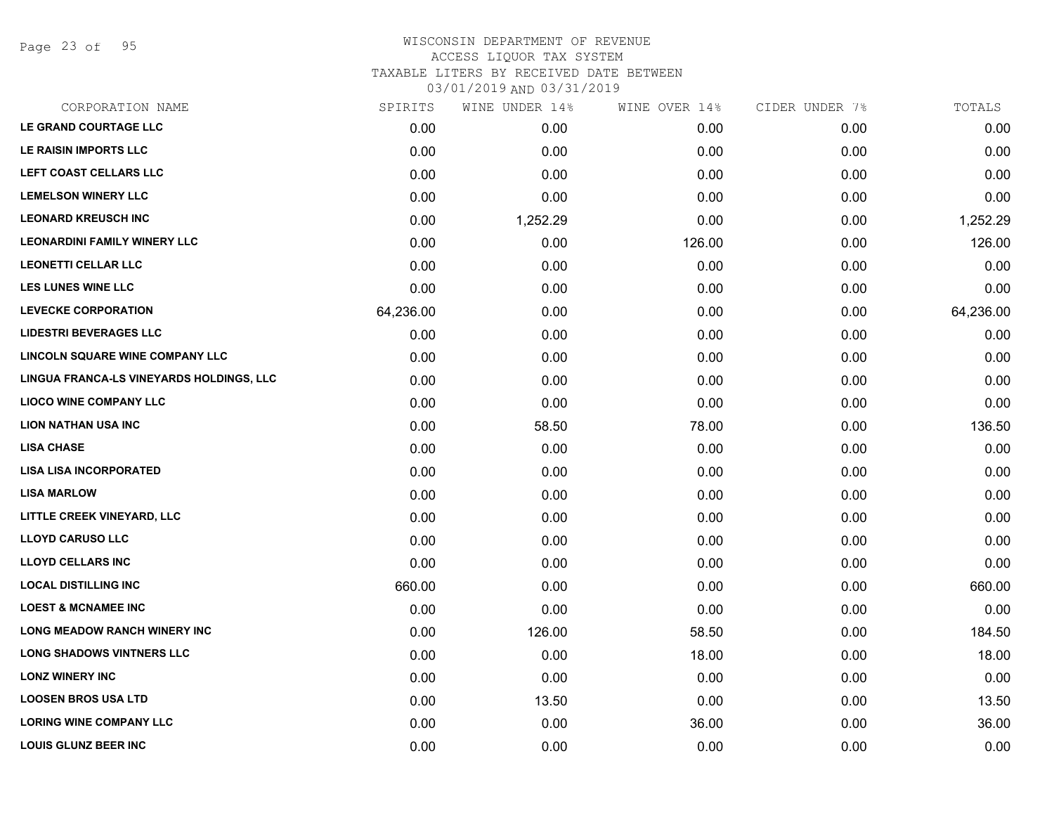# WISCONSIN DEPARTMENT OF REVENUE
## ACCESS LIQUOR TAX SYSTEM
### TAXABLE LITERS BY RECEIVED DATE BETWEEN 03/01/2019 AND 03/31/2019

| CORPORATION NAME | SPIRITS | WINE UNDER 14% | WINE OVER 14% | CIDER UNDER 7% | TOTALS |
|---|---|---|---|---|---|
| LE GRAND COURTAGE LLC | 0.00 | 0.00 | 0.00 | 0.00 | 0.00 |
| LE RAISIN IMPORTS LLC | 0.00 | 0.00 | 0.00 | 0.00 | 0.00 |
| LEFT COAST CELLARS LLC | 0.00 | 0.00 | 0.00 | 0.00 | 0.00 |
| LEMELSON WINERY LLC | 0.00 | 0.00 | 0.00 | 0.00 | 0.00 |
| LEONARD KREUSCH INC | 0.00 | 1,252.29 | 0.00 | 0.00 | 1,252.29 |
| LEONARDINI FAMILY WINERY LLC | 0.00 | 0.00 | 126.00 | 0.00 | 126.00 |
| LEONETTI CELLAR LLC | 0.00 | 0.00 | 0.00 | 0.00 | 0.00 |
| LES LUNES WINE LLC | 0.00 | 0.00 | 0.00 | 0.00 | 0.00 |
| LEVECKE CORPORATION | 64,236.00 | 0.00 | 0.00 | 0.00 | 64,236.00 |
| LIDESTRI BEVERAGES LLC | 0.00 | 0.00 | 0.00 | 0.00 | 0.00 |
| LINCOLN SQUARE WINE COMPANY LLC | 0.00 | 0.00 | 0.00 | 0.00 | 0.00 |
| LINGUA FRANCA-LS VINEYARDS HOLDINGS, LLC | 0.00 | 0.00 | 0.00 | 0.00 | 0.00 |
| LIOCO WINE COMPANY LLC | 0.00 | 0.00 | 0.00 | 0.00 | 0.00 |
| LION NATHAN USA INC | 0.00 | 58.50 | 78.00 | 0.00 | 136.50 |
| LISA CHASE | 0.00 | 0.00 | 0.00 | 0.00 | 0.00 |
| LISA LISA INCORPORATED | 0.00 | 0.00 | 0.00 | 0.00 | 0.00 |
| LISA MARLOW | 0.00 | 0.00 | 0.00 | 0.00 | 0.00 |
| LITTLE CREEK VINEYARD, LLC | 0.00 | 0.00 | 0.00 | 0.00 | 0.00 |
| LLOYD CARUSO LLC | 0.00 | 0.00 | 0.00 | 0.00 | 0.00 |
| LLOYD CELLARS INC | 0.00 | 0.00 | 0.00 | 0.00 | 0.00 |
| LOCAL DISTILLING INC | 660.00 | 0.00 | 0.00 | 0.00 | 660.00 |
| LOEST & MCNAMEE INC | 0.00 | 0.00 | 0.00 | 0.00 | 0.00 |
| LONG MEADOW RANCH WINERY INC | 0.00 | 126.00 | 58.50 | 0.00 | 184.50 |
| LONG SHADOWS VINTNERS LLC | 0.00 | 0.00 | 18.00 | 0.00 | 18.00 |
| LONZ WINERY INC | 0.00 | 0.00 | 0.00 | 0.00 | 0.00 |
| LOOSEN BROS USA LTD | 0.00 | 13.50 | 0.00 | 0.00 | 13.50 |
| LORING WINE COMPANY LLC | 0.00 | 0.00 | 36.00 | 0.00 | 36.00 |
| LOUIS GLUNZ BEER INC | 0.00 | 0.00 | 0.00 | 0.00 | 0.00 |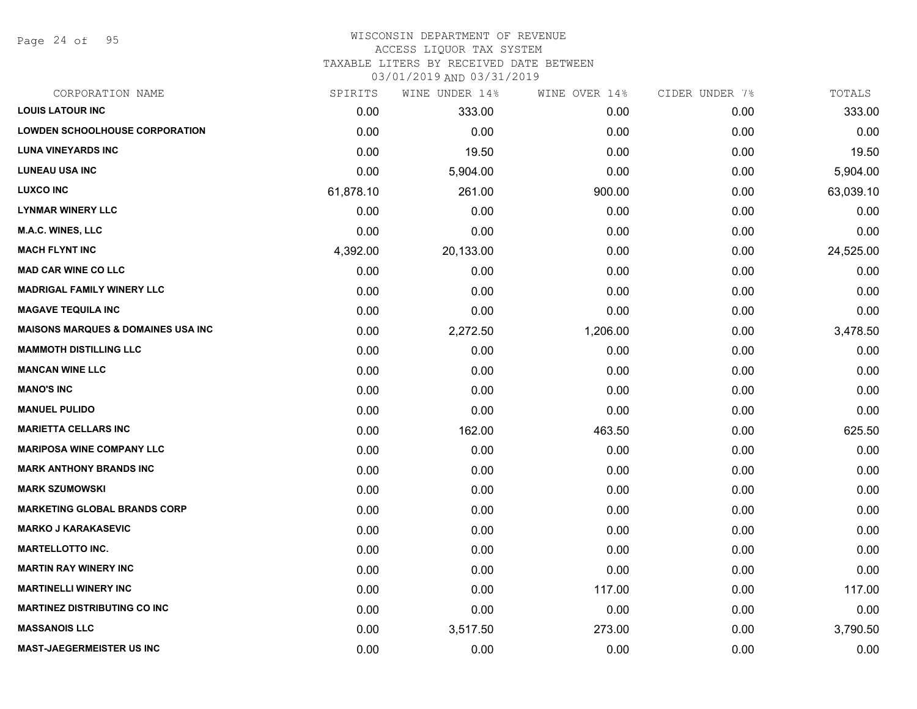WISCONSIN DEPARTMENT OF REVENUE
ACCESS LIQUOR TAX SYSTEM
TAXABLE LITERS BY RECEIVED DATE BETWEEN
03/01/2019 AND 03/31/2019

| CORPORATION NAME | SPIRITS | WINE UNDER 14% | WINE OVER 14% | CIDER UNDER 7% | TOTALS |
|---|---|---|---|---|---|
| **LOUIS LATOUR INC** | 0.00 | 333.00 | 0.00 | 0.00 | 333.00 |
| **LOWDEN SCHOOLHOUSE CORPORATION** | 0.00 | 0.00 | 0.00 | 0.00 | 0.00 |
| **LUNA VINEYARDS INC** | 0.00 | 19.50 | 0.00 | 0.00 | 19.50 |
| **LUNEAU USA INC** | 0.00 | 5,904.00 | 0.00 | 0.00 | 5,904.00 |
| **LUXCO INC** | 61,878.10 | 261.00 | 900.00 | 0.00 | 63,039.10 |
| **LYNMAR WINERY LLC** | 0.00 | 0.00 | 0.00 | 0.00 | 0.00 |
| **M.A.C. WINES, LLC** | 0.00 | 0.00 | 0.00 | 0.00 | 0.00 |
| **MACH FLYNT INC** | 4,392.00 | 20,133.00 | 0.00 | 0.00 | 24,525.00 |
| **MAD CAR WINE CO LLC** | 0.00 | 0.00 | 0.00 | 0.00 | 0.00 |
| **MADRIGAL FAMILY WINERY LLC** | 0.00 | 0.00 | 0.00 | 0.00 | 0.00 |
| **MAGAVE TEQUILA INC** | 0.00 | 0.00 | 0.00 | 0.00 | 0.00 |
| **MAISONS MARQUES & DOMAINES USA INC** | 0.00 | 2,272.50 | 1,206.00 | 0.00 | 3,478.50 |
| **MAMMOTH DISTILLING LLC** | 0.00 | 0.00 | 0.00 | 0.00 | 0.00 |
| **MANCAN WINE LLC** | 0.00 | 0.00 | 0.00 | 0.00 | 0.00 |
| **MANO'S INC** | 0.00 | 0.00 | 0.00 | 0.00 | 0.00 |
| **MANUEL PULIDO** | 0.00 | 0.00 | 0.00 | 0.00 | 0.00 |
| **MARIETTA CELLARS INC** | 0.00 | 162.00 | 463.50 | 0.00 | 625.50 |
| **MARIPOSA WINE COMPANY LLC** | 0.00 | 0.00 | 0.00 | 0.00 | 0.00 |
| **MARK ANTHONY BRANDS INC** | 0.00 | 0.00 | 0.00 | 0.00 | 0.00 |
| **MARK SZUMOWSKI** | 0.00 | 0.00 | 0.00 | 0.00 | 0.00 |
| **MARKETING GLOBAL BRANDS CORP** | 0.00 | 0.00 | 0.00 | 0.00 | 0.00 |
| **MARKO J KARAKASEVIC** | 0.00 | 0.00 | 0.00 | 0.00 | 0.00 |
| **MARTELLOTTO INC.** | 0.00 | 0.00 | 0.00 | 0.00 | 0.00 |
| **MARTIN RAY WINERY INC** | 0.00 | 0.00 | 0.00 | 0.00 | 0.00 |
| **MARTINELLI WINERY INC** | 0.00 | 0.00 | 117.00 | 0.00 | 117.00 |
| **MARTINEZ DISTRIBUTING CO INC** | 0.00 | 0.00 | 0.00 | 0.00 | 0.00 |
| **MASSANOIS LLC** | 0.00 | 3,517.50 | 273.00 | 0.00 | 3,790.50 |
| **MAST-JAEGERMEISTER US INC** | 0.00 | 0.00 | 0.00 | 0.00 | 0.00 |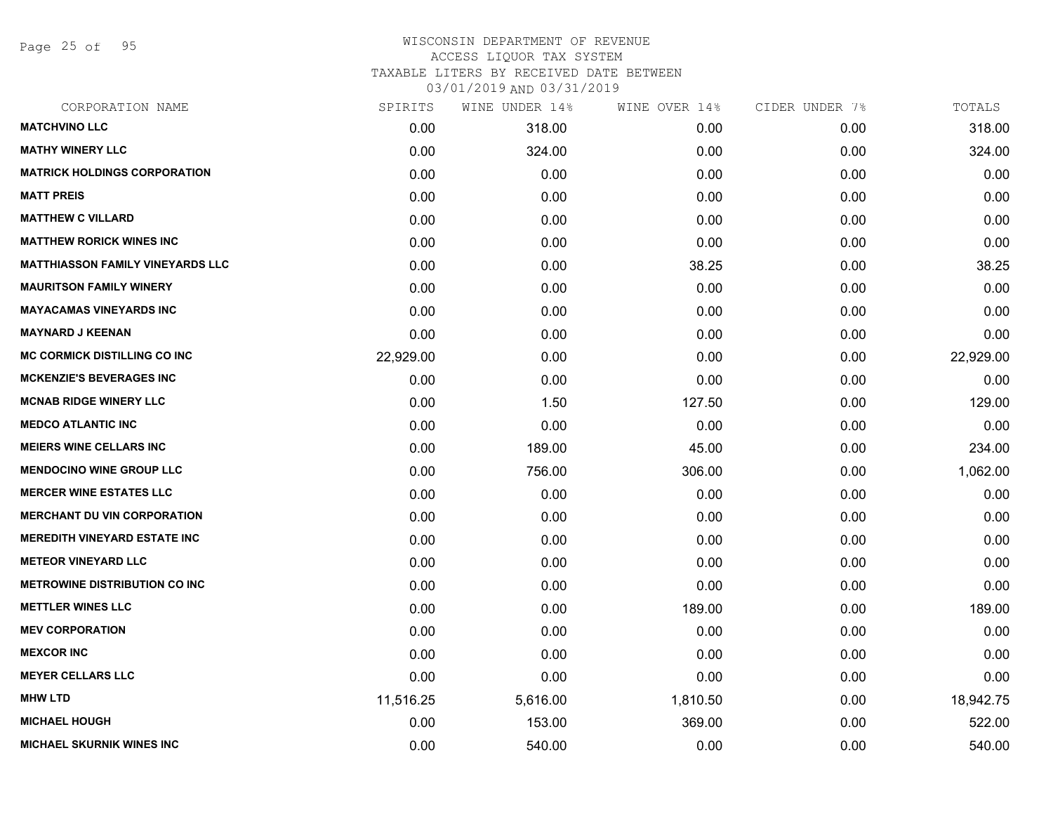WISCONSIN DEPARTMENT OF REVENUE
ACCESS LIQUOR TAX SYSTEM
TAXABLE LITERS BY RECEIVED DATE BETWEEN
03/01/2019 AND 03/31/2019

| CORPORATION NAME | SPIRITS | WINE UNDER 14% | WINE OVER 14% | CIDER UNDER 7% | TOTALS |
|---|---|---|---|---|---|
| **MATCHVINO LLC** | 0.00 | 318.00 | 0.00 | 0.00 | 318.00 |
| **MATHY WINERY LLC** | 0.00 | 324.00 | 0.00 | 0.00 | 324.00 |
| **MATRICK HOLDINGS CORPORATION** | 0.00 | 0.00 | 0.00 | 0.00 | 0.00 |
| **MATT PREIS** | 0.00 | 0.00 | 0.00 | 0.00 | 0.00 |
| **MATTHEW C VILLARD** | 0.00 | 0.00 | 0.00 | 0.00 | 0.00 |
| **MATTHEW RORICK WINES INC** | 0.00 | 0.00 | 0.00 | 0.00 | 0.00 |
| **MATTHIASSON FAMILY VINEYARDS LLC** | 0.00 | 0.00 | 38.25 | 0.00 | 38.25 |
| **MAURITSON FAMILY WINERY** | 0.00 | 0.00 | 0.00 | 0.00 | 0.00 |
| **MAYACAMAS VINEYARDS INC** | 0.00 | 0.00 | 0.00 | 0.00 | 0.00 |
| **MAYNARD J KEENAN** | 0.00 | 0.00 | 0.00 | 0.00 | 0.00 |
| **MC CORMICK DISTILLING CO INC** | 22,929.00 | 0.00 | 0.00 | 0.00 | 22,929.00 |
| **MCKENZIE'S BEVERAGES INC** | 0.00 | 0.00 | 0.00 | 0.00 | 0.00 |
| **MCNAB RIDGE WINERY LLC** | 0.00 | 1.50 | 127.50 | 0.00 | 129.00 |
| **MEDCO ATLANTIC INC** | 0.00 | 0.00 | 0.00 | 0.00 | 0.00 |
| **MEIERS WINE CELLARS INC** | 0.00 | 189.00 | 45.00 | 0.00 | 234.00 |
| **MENDOCINO WINE GROUP LLC** | 0.00 | 756.00 | 306.00 | 0.00 | 1,062.00 |
| **MERCER WINE ESTATES LLC** | 0.00 | 0.00 | 0.00 | 0.00 | 0.00 |
| **MERCHANT DU VIN CORPORATION** | 0.00 | 0.00 | 0.00 | 0.00 | 0.00 |
| **MEREDITH VINEYARD ESTATE INC** | 0.00 | 0.00 | 0.00 | 0.00 | 0.00 |
| **METEOR VINEYARD LLC** | 0.00 | 0.00 | 0.00 | 0.00 | 0.00 |
| **METROWINE DISTRIBUTION CO INC** | 0.00 | 0.00 | 0.00 | 0.00 | 0.00 |
| **METTLER WINES LLC** | 0.00 | 0.00 | 189.00 | 0.00 | 189.00 |
| **MEV CORPORATION** | 0.00 | 0.00 | 0.00 | 0.00 | 0.00 |
| **MEXCOR INC** | 0.00 | 0.00 | 0.00 | 0.00 | 0.00 |
| **MEYER CELLARS LLC** | 0.00 | 0.00 | 0.00 | 0.00 | 0.00 |
| **MHW LTD** | 11,516.25 | 5,616.00 | 1,810.50 | 0.00 | 18,942.75 |
| **MICHAEL HOUGH** | 0.00 | 153.00 | 369.00 | 0.00 | 522.00 |
| **MICHAEL SKURNIK WINES INC** | 0.00 | 540.00 | 0.00 | 0.00 | 540.00 |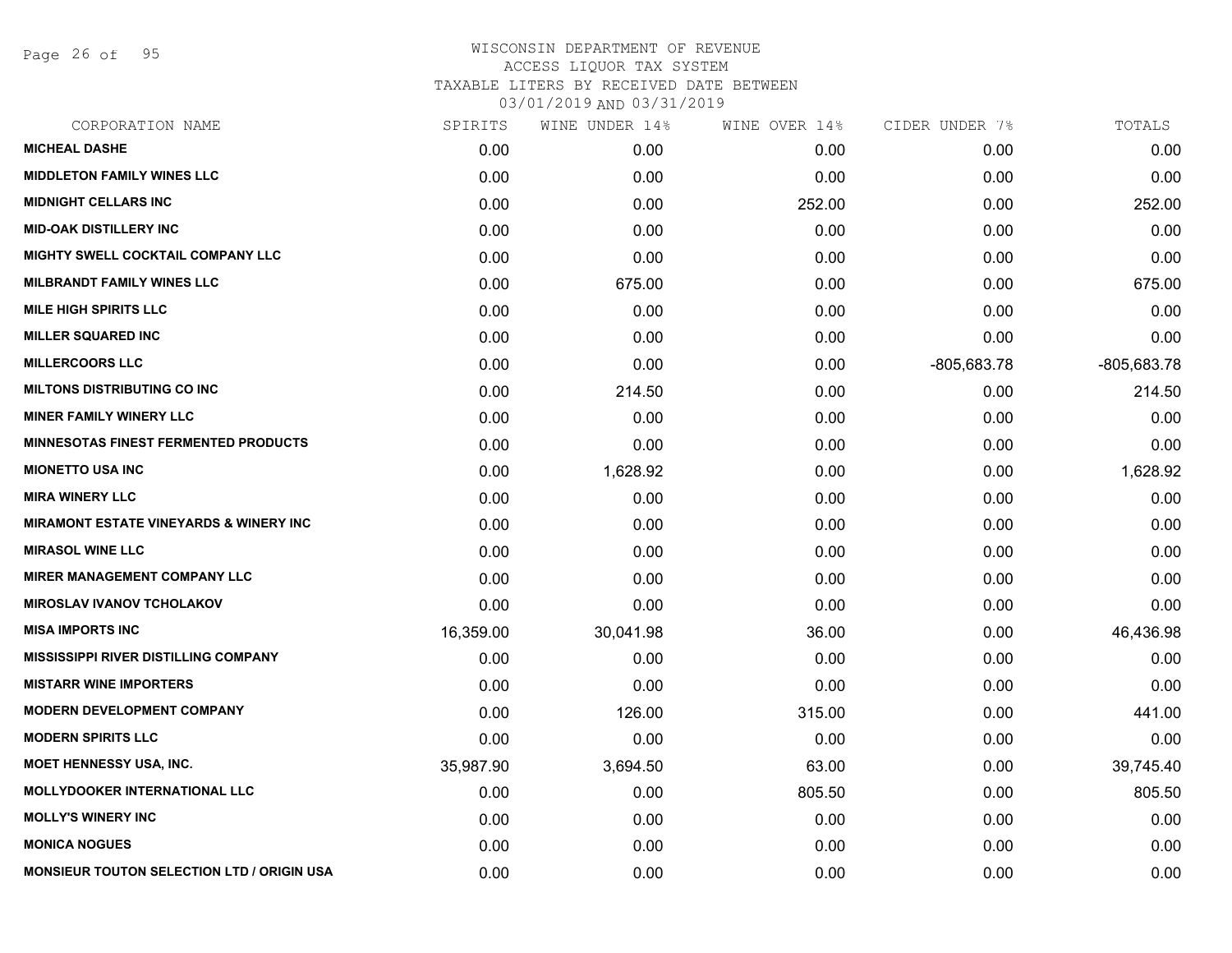WISCONSIN DEPARTMENT OF REVENUE
ACCESS LIQUOR TAX SYSTEM
TAXABLE LITERS BY RECEIVED DATE BETWEEN
03/01/2019 AND 03/31/2019

| CORPORATION NAME | SPIRITS | WINE UNDER 14% | WINE OVER 14% | CIDER UNDER 7% | TOTALS |
|---|---|---|---|---|---|
| MICHEAL DASHE | 0.00 | 0.00 | 0.00 | 0.00 | 0.00 |
| MIDDLETON FAMILY WINES LLC | 0.00 | 0.00 | 0.00 | 0.00 | 0.00 |
| MIDNIGHT CELLARS INC | 0.00 | 0.00 | 252.00 | 0.00 | 252.00 |
| MID-OAK DISTILLERY INC | 0.00 | 0.00 | 0.00 | 0.00 | 0.00 |
| MIGHTY SWELL COCKTAIL COMPANY LLC | 0.00 | 0.00 | 0.00 | 0.00 | 0.00 |
| MILBRANDT FAMILY WINES LLC | 0.00 | 675.00 | 0.00 | 0.00 | 675.00 |
| MILE HIGH SPIRITS LLC | 0.00 | 0.00 | 0.00 | 0.00 | 0.00 |
| MILLER SQUARED INC | 0.00 | 0.00 | 0.00 | 0.00 | 0.00 |
| MILLERCOORS LLC | 0.00 | 0.00 | 0.00 | -805,683.78 | -805,683.78 |
| MILTONS DISTRIBUTING CO INC | 0.00 | 214.50 | 0.00 | 0.00 | 214.50 |
| MINER FAMILY WINERY LLC | 0.00 | 0.00 | 0.00 | 0.00 | 0.00 |
| MINNESOTAS FINEST FERMENTED PRODUCTS | 0.00 | 0.00 | 0.00 | 0.00 | 0.00 |
| MIONETTO USA INC | 0.00 | 1,628.92 | 0.00 | 0.00 | 1,628.92 |
| MIRA WINERY LLC | 0.00 | 0.00 | 0.00 | 0.00 | 0.00 |
| MIRAMONT ESTATE VINEYARDS & WINERY INC | 0.00 | 0.00 | 0.00 | 0.00 | 0.00 |
| MIRASOL WINE LLC | 0.00 | 0.00 | 0.00 | 0.00 | 0.00 |
| MIRER MANAGEMENT COMPANY LLC | 0.00 | 0.00 | 0.00 | 0.00 | 0.00 |
| MIROSLAV IVANOV TCHOLAKOV | 0.00 | 0.00 | 0.00 | 0.00 | 0.00 |
| MISA IMPORTS INC | 16,359.00 | 30,041.98 | 36.00 | 0.00 | 46,436.98 |
| MISSISSIPPI RIVER DISTILLING COMPANY | 0.00 | 0.00 | 0.00 | 0.00 | 0.00 |
| MISTARR WINE IMPORTERS | 0.00 | 0.00 | 0.00 | 0.00 | 0.00 |
| MODERN DEVELOPMENT COMPANY | 0.00 | 126.00 | 315.00 | 0.00 | 441.00 |
| MODERN SPIRITS LLC | 0.00 | 0.00 | 0.00 | 0.00 | 0.00 |
| MOET HENNESSY USA, INC. | 35,987.90 | 3,694.50 | 63.00 | 0.00 | 39,745.40 |
| MOLLYDOOKER INTERNATIONAL LLC | 0.00 | 0.00 | 805.50 | 0.00 | 805.50 |
| MOLLY'S WINERY INC | 0.00 | 0.00 | 0.00 | 0.00 | 0.00 |
| MONICA NOGUES | 0.00 | 0.00 | 0.00 | 0.00 | 0.00 |
| MONSIEUR TOUTON SELECTION LTD / ORIGIN USA | 0.00 | 0.00 | 0.00 | 0.00 | 0.00 |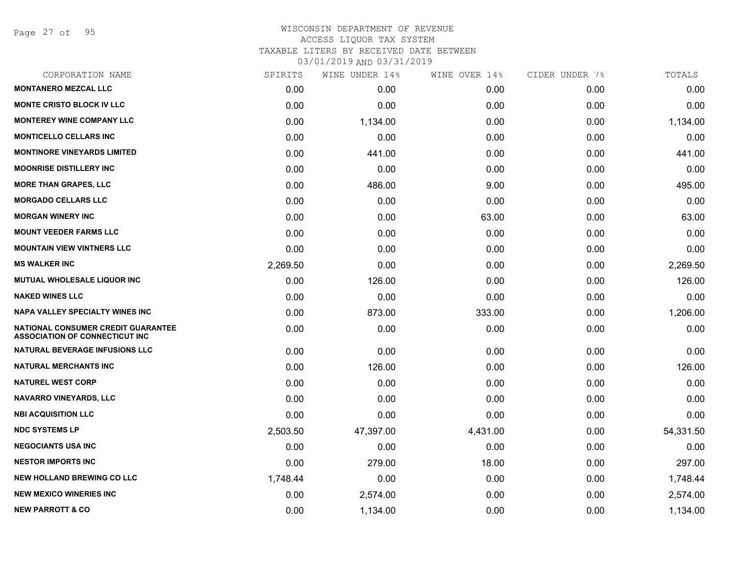WISCONSIN DEPARTMENT OF REVENUE
ACCESS LIQUOR TAX SYSTEM
TAXABLE LITERS BY RECEIVED DATE BETWEEN
03/01/2019 AND 03/31/2019

| CORPORATION NAME | SPIRITS | WINE UNDER 14% | WINE OVER 14% | CIDER UNDER 7% | TOTALS |
|---|---|---|---|---|---|
| MONTANERO MEZCAL LLC | 0.00 | 0.00 | 0.00 | 0.00 | 0.00 |
| MONTE CRISTO BLOCK IV LLC | 0.00 | 0.00 | 0.00 | 0.00 | 0.00 |
| MONTEREY WINE COMPANY LLC | 0.00 | 1,134.00 | 0.00 | 0.00 | 1,134.00 |
| MONTICELLO CELLARS INC | 0.00 | 0.00 | 0.00 | 0.00 | 0.00 |
| MONTINORE VINEYARDS LIMITED | 0.00 | 441.00 | 0.00 | 0.00 | 441.00 |
| MOONRISE DISTILLERY INC | 0.00 | 0.00 | 0.00 | 0.00 | 0.00 |
| MORE THAN GRAPES, LLC | 0.00 | 486.00 | 9.00 | 0.00 | 495.00 |
| MORGADO CELLARS LLC | 0.00 | 0.00 | 0.00 | 0.00 | 0.00 |
| MORGAN WINERY INC | 0.00 | 0.00 | 63.00 | 0.00 | 63.00 |
| MOUNT VEEDER FARMS LLC | 0.00 | 0.00 | 0.00 | 0.00 | 0.00 |
| MOUNTAIN VIEW VINTNERS LLC | 0.00 | 0.00 | 0.00 | 0.00 | 0.00 |
| MS WALKER INC | 2,269.50 | 0.00 | 0.00 | 0.00 | 2,269.50 |
| MUTUAL WHOLESALE LIQUOR INC | 0.00 | 126.00 | 0.00 | 0.00 | 126.00 |
| NAKED WINES LLC | 0.00 | 0.00 | 0.00 | 0.00 | 0.00 |
| NAPA VALLEY SPECIALTY WINES INC | 0.00 | 873.00 | 333.00 | 0.00 | 1,206.00 |
| NATIONAL CONSUMER CREDIT GUARANTEE ASSOCIATION OF CONNECTICUT INC | 0.00 | 0.00 | 0.00 | 0.00 | 0.00 |
| NATURAL BEVERAGE INFUSIONS LLC | 0.00 | 0.00 | 0.00 | 0.00 | 0.00 |
| NATURAL MERCHANTS INC | 0.00 | 126.00 | 0.00 | 0.00 | 126.00 |
| NATUREL WEST CORP | 0.00 | 0.00 | 0.00 | 0.00 | 0.00 |
| NAVARRO VINEYARDS, LLC | 0.00 | 0.00 | 0.00 | 0.00 | 0.00 |
| NBI ACQUISITION LLC | 0.00 | 0.00 | 0.00 | 0.00 | 0.00 |
| NDC SYSTEMS LP | 2,503.50 | 47,397.00 | 4,431.00 | 0.00 | 54,331.50 |
| NEGOCIANTS USA INC | 0.00 | 0.00 | 0.00 | 0.00 | 0.00 |
| NESTOR IMPORTS INC | 0.00 | 279.00 | 18.00 | 0.00 | 297.00 |
| NEW HOLLAND BREWING CO LLC | 1,748.44 | 0.00 | 0.00 | 0.00 | 1,748.44 |
| NEW MEXICO WINERIES INC | 0.00 | 2,574.00 | 0.00 | 0.00 | 2,574.00 |
| NEW PARROTT & CO | 0.00 | 1,134.00 | 0.00 | 0.00 | 1,134.00 |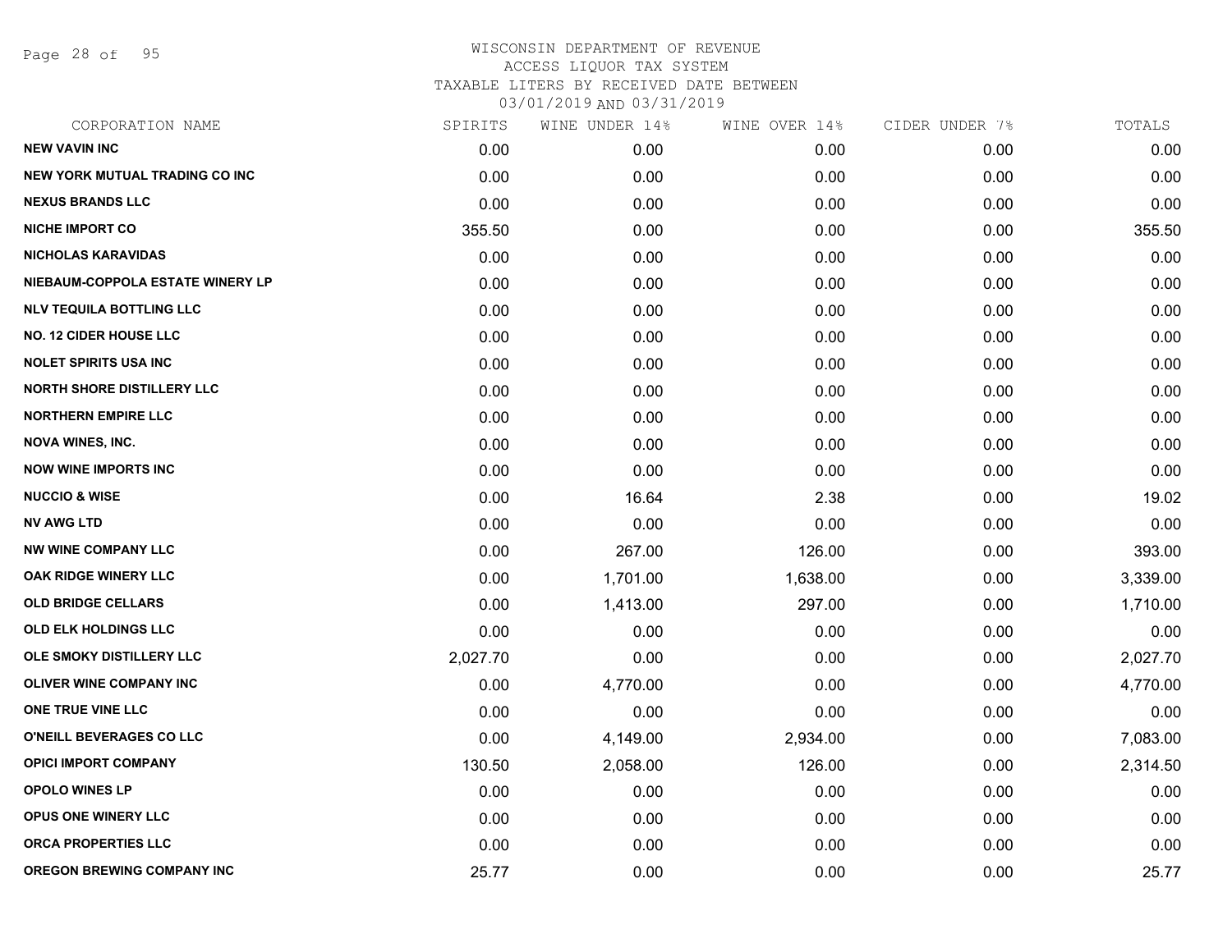WISCONSIN DEPARTMENT OF REVENUE
ACCESS LIQUOR TAX SYSTEM
TAXABLE LITERS BY RECEIVED DATE BETWEEN
03/01/2019 AND 03/31/2019

| CORPORATION NAME | SPIRITS | WINE UNDER 14% | WINE OVER 14% | CIDER UNDER 7% | TOTALS |
|---|---|---|---|---|---|
| NEW VAVIN INC | 0.00 | 0.00 | 0.00 | 0.00 | 0.00 |
| NEW YORK MUTUAL TRADING CO INC | 0.00 | 0.00 | 0.00 | 0.00 | 0.00 |
| NEXUS BRANDS LLC | 0.00 | 0.00 | 0.00 | 0.00 | 0.00 |
| NICHE IMPORT CO | 355.50 | 0.00 | 0.00 | 0.00 | 355.50 |
| NICHOLAS KARAVIDAS | 0.00 | 0.00 | 0.00 | 0.00 | 0.00 |
| NIEBAUM-COPPOLA ESTATE WINERY LP | 0.00 | 0.00 | 0.00 | 0.00 | 0.00 |
| NLV TEQUILA BOTTLING LLC | 0.00 | 0.00 | 0.00 | 0.00 | 0.00 |
| NO. 12 CIDER HOUSE LLC | 0.00 | 0.00 | 0.00 | 0.00 | 0.00 |
| NOLET SPIRITS USA INC | 0.00 | 0.00 | 0.00 | 0.00 | 0.00 |
| NORTH SHORE DISTILLERY LLC | 0.00 | 0.00 | 0.00 | 0.00 | 0.00 |
| NORTHERN EMPIRE LLC | 0.00 | 0.00 | 0.00 | 0.00 | 0.00 |
| NOVA WINES, INC. | 0.00 | 0.00 | 0.00 | 0.00 | 0.00 |
| NOW WINE IMPORTS INC | 0.00 | 0.00 | 0.00 | 0.00 | 0.00 |
| NUCCIO & WISE | 0.00 | 16.64 | 2.38 | 0.00 | 19.02 |
| NV AWG LTD | 0.00 | 0.00 | 0.00 | 0.00 | 0.00 |
| NW WINE COMPANY LLC | 0.00 | 267.00 | 126.00 | 0.00 | 393.00 |
| OAK RIDGE WINERY LLC | 0.00 | 1,701.00 | 1,638.00 | 0.00 | 3,339.00 |
| OLD BRIDGE CELLARS | 0.00 | 1,413.00 | 297.00 | 0.00 | 1,710.00 |
| OLD ELK HOLDINGS LLC | 0.00 | 0.00 | 0.00 | 0.00 | 0.00 |
| OLE SMOKY DISTILLERY LLC | 2,027.70 | 0.00 | 0.00 | 0.00 | 2,027.70 |
| OLIVER WINE COMPANY INC | 0.00 | 4,770.00 | 0.00 | 0.00 | 4,770.00 |
| ONE TRUE VINE LLC | 0.00 | 0.00 | 0.00 | 0.00 | 0.00 |
| O'NEILL BEVERAGES CO LLC | 0.00 | 4,149.00 | 2,934.00 | 0.00 | 7,083.00 |
| OPICI IMPORT COMPANY | 130.50 | 2,058.00 | 126.00 | 0.00 | 2,314.50 |
| OPOLO WINES LP | 0.00 | 0.00 | 0.00 | 0.00 | 0.00 |
| OPUS ONE WINERY LLC | 0.00 | 0.00 | 0.00 | 0.00 | 0.00 |
| ORCA PROPERTIES LLC | 0.00 | 0.00 | 0.00 | 0.00 | 0.00 |
| OREGON BREWING COMPANY INC | 25.77 | 0.00 | 0.00 | 0.00 | 25.77 |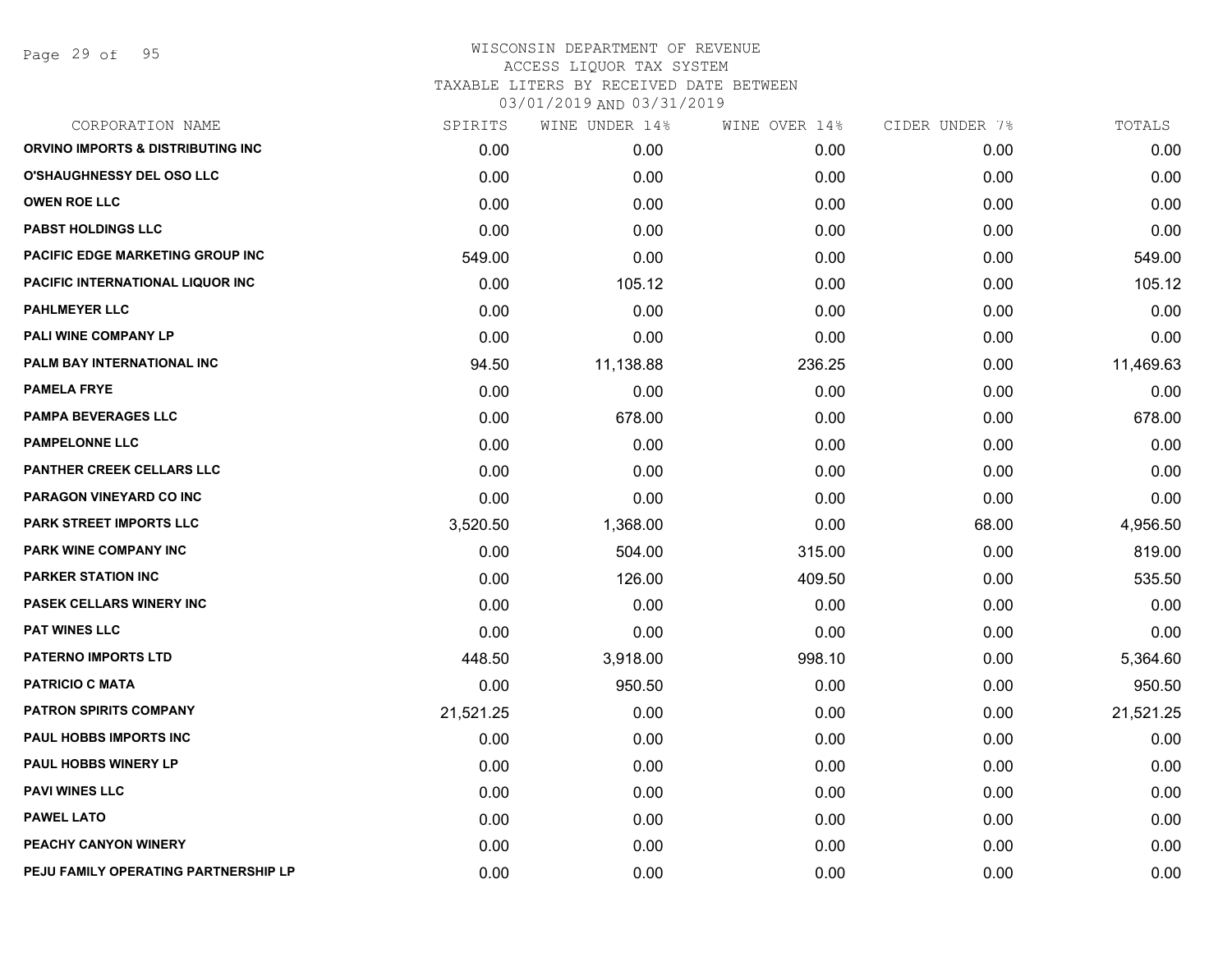# WISCONSIN DEPARTMENT OF REVENUE
## ACCESS LIQUOR TAX SYSTEM
### TAXABLE LITERS BY RECEIVED DATE BETWEEN 03/01/2019 AND 03/31/2019

| CORPORATION NAME | SPIRITS | WINE UNDER 14% | WINE OVER 14% | CIDER UNDER 7% | TOTALS |
|---|---|---|---|---|---|
| ORVINO IMPORTS & DISTRIBUTING INC | 0.00 | 0.00 | 0.00 | 0.00 | 0.00 |
| O'SHAUGHNESSY DEL OSO LLC | 0.00 | 0.00 | 0.00 | 0.00 | 0.00 |
| OWEN ROE LLC | 0.00 | 0.00 | 0.00 | 0.00 | 0.00 |
| PABST HOLDINGS LLC | 0.00 | 0.00 | 0.00 | 0.00 | 0.00 |
| PACIFIC EDGE MARKETING GROUP INC | 549.00 | 0.00 | 0.00 | 0.00 | 549.00 |
| PACIFIC INTERNATIONAL LIQUOR INC | 0.00 | 105.12 | 0.00 | 0.00 | 105.12 |
| PAHLMEYER LLC | 0.00 | 0.00 | 0.00 | 0.00 | 0.00 |
| PALI WINE COMPANY LP | 0.00 | 0.00 | 0.00 | 0.00 | 0.00 |
| PALM BAY INTERNATIONAL INC | 94.50 | 11,138.88 | 236.25 | 0.00 | 11,469.63 |
| PAMELA FRYE | 0.00 | 0.00 | 0.00 | 0.00 | 0.00 |
| PAMPA BEVERAGES LLC | 0.00 | 678.00 | 0.00 | 0.00 | 678.00 |
| PAMPELONNE LLC | 0.00 | 0.00 | 0.00 | 0.00 | 0.00 |
| PANTHER CREEK CELLARS LLC | 0.00 | 0.00 | 0.00 | 0.00 | 0.00 |
| PARAGON VINEYARD CO INC | 0.00 | 0.00 | 0.00 | 0.00 | 0.00 |
| PARK STREET IMPORTS LLC | 3,520.50 | 1,368.00 | 0.00 | 68.00 | 4,956.50 |
| PARK WINE COMPANY INC | 0.00 | 504.00 | 315.00 | 0.00 | 819.00 |
| PARKER STATION INC | 0.00 | 126.00 | 409.50 | 0.00 | 535.50 |
| PASEK CELLARS WINERY INC | 0.00 | 0.00 | 0.00 | 0.00 | 0.00 |
| PAT WINES LLC | 0.00 | 0.00 | 0.00 | 0.00 | 0.00 |
| PATERNO IMPORTS LTD | 448.50 | 3,918.00 | 998.10 | 0.00 | 5,364.60 |
| PATRICIO C MATA | 0.00 | 950.50 | 0.00 | 0.00 | 950.50 |
| PATRON SPIRITS COMPANY | 21,521.25 | 0.00 | 0.00 | 0.00 | 21,521.25 |
| PAUL HOBBS IMPORTS INC | 0.00 | 0.00 | 0.00 | 0.00 | 0.00 |
| PAUL HOBBS WINERY LP | 0.00 | 0.00 | 0.00 | 0.00 | 0.00 |
| PAVI WINES LLC | 0.00 | 0.00 | 0.00 | 0.00 | 0.00 |
| PAWEL LATO | 0.00 | 0.00 | 0.00 | 0.00 | 0.00 |
| PEACHY CANYON WINERY | 0.00 | 0.00 | 0.00 | 0.00 | 0.00 |
| PEJU FAMILY OPERATING PARTNERSHIP LP | 0.00 | 0.00 | 0.00 | 0.00 | 0.00 |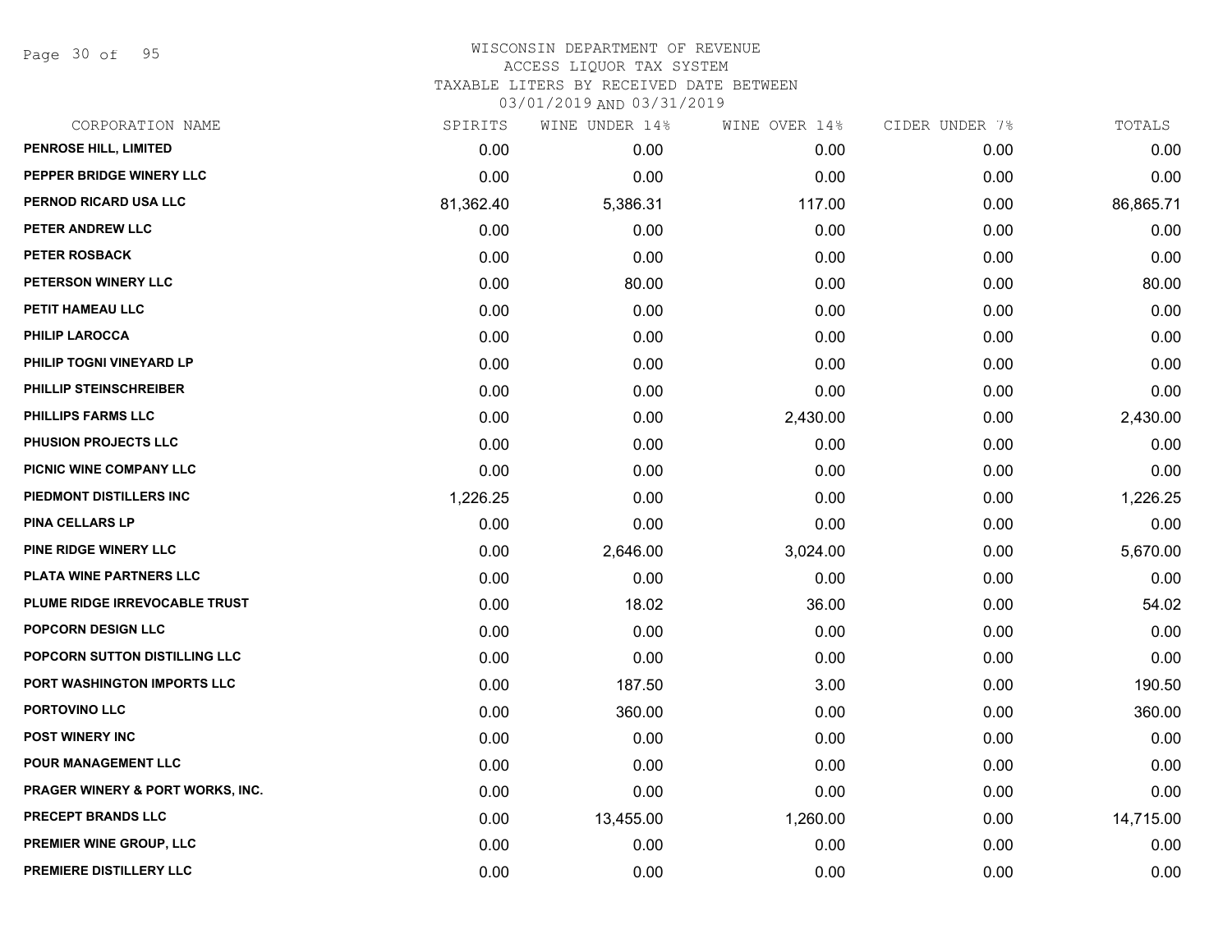WISCONSIN DEPARTMENT OF REVENUE
ACCESS LIQUOR TAX SYSTEM
TAXABLE LITERS BY RECEIVED DATE BETWEEN
03/01/2019 AND 03/31/2019

| CORPORATION NAME | SPIRITS | WINE UNDER 14% | WINE OVER 14% | CIDER UNDER 7% | TOTALS |
|---|---|---|---|---|---|
| PENROSE HILL, LIMITED | 0.00 | 0.00 | 0.00 | 0.00 | 0.00 |
| PEPPER BRIDGE WINERY LLC | 0.00 | 0.00 | 0.00 | 0.00 | 0.00 |
| PERNOD RICARD USA LLC | 81,362.40 | 5,386.31 | 117.00 | 0.00 | 86,865.71 |
| PETER ANDREW LLC | 0.00 | 0.00 | 0.00 | 0.00 | 0.00 |
| PETER ROSBACK | 0.00 | 0.00 | 0.00 | 0.00 | 0.00 |
| PETERSON WINERY LLC | 0.00 | 80.00 | 0.00 | 0.00 | 80.00 |
| PETIT HAMEAU LLC | 0.00 | 0.00 | 0.00 | 0.00 | 0.00 |
| PHILIP LAROCCA | 0.00 | 0.00 | 0.00 | 0.00 | 0.00 |
| PHILIP TOGNI VINEYARD LP | 0.00 | 0.00 | 0.00 | 0.00 | 0.00 |
| PHILLIP STEINSCHREIBER | 0.00 | 0.00 | 0.00 | 0.00 | 0.00 |
| PHILLIPS FARMS LLC | 0.00 | 0.00 | 2,430.00 | 0.00 | 2,430.00 |
| PHUSION PROJECTS LLC | 0.00 | 0.00 | 0.00 | 0.00 | 0.00 |
| PICNIC WINE COMPANY LLC | 0.00 | 0.00 | 0.00 | 0.00 | 0.00 |
| PIEDMONT DISTILLERS INC | 1,226.25 | 0.00 | 0.00 | 0.00 | 1,226.25 |
| PINA CELLARS LP | 0.00 | 0.00 | 0.00 | 0.00 | 0.00 |
| PINE RIDGE WINERY LLC | 0.00 | 2,646.00 | 3,024.00 | 0.00 | 5,670.00 |
| PLATA WINE PARTNERS LLC | 0.00 | 0.00 | 0.00 | 0.00 | 0.00 |
| PLUME RIDGE IRREVOCABLE TRUST | 0.00 | 18.02 | 36.00 | 0.00 | 54.02 |
| POPCORN DESIGN LLC | 0.00 | 0.00 | 0.00 | 0.00 | 0.00 |
| POPCORN SUTTON DISTILLING LLC | 0.00 | 0.00 | 0.00 | 0.00 | 0.00 |
| PORT WASHINGTON IMPORTS LLC | 0.00 | 187.50 | 3.00 | 0.00 | 190.50 |
| PORTOVINO LLC | 0.00 | 360.00 | 0.00 | 0.00 | 360.00 |
| POST WINERY INC | 0.00 | 0.00 | 0.00 | 0.00 | 0.00 |
| POUR MANAGEMENT LLC | 0.00 | 0.00 | 0.00 | 0.00 | 0.00 |
| PRAGER WINERY & PORT WORKS, INC. | 0.00 | 0.00 | 0.00 | 0.00 | 0.00 |
| PRECEPT BRANDS LLC | 0.00 | 13,455.00 | 1,260.00 | 0.00 | 14,715.00 |
| PREMIER WINE GROUP, LLC | 0.00 | 0.00 | 0.00 | 0.00 | 0.00 |
| PREMIERE DISTILLERY LLC | 0.00 | 0.00 | 0.00 | 0.00 | 0.00 |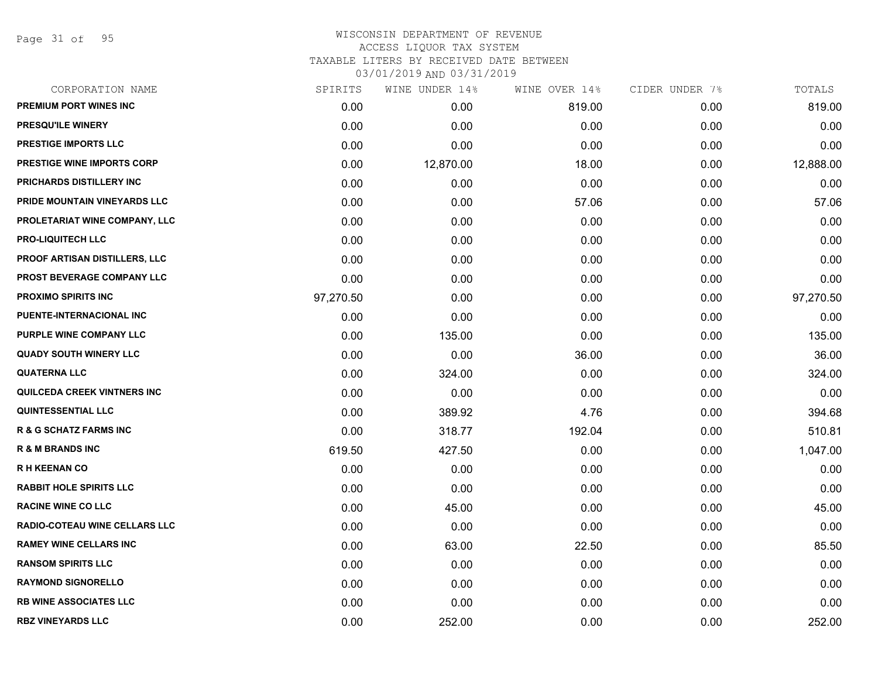WISCONSIN DEPARTMENT OF REVENUE
ACCESS LIQUOR TAX SYSTEM
TAXABLE LITERS BY RECEIVED DATE BETWEEN
03/01/2019 AND 03/31/2019

| CORPORATION NAME | SPIRITS | WINE UNDER 14% | WINE OVER 14% | CIDER UNDER 7% | TOTALS |
|---|---|---|---|---|---|
| PREMIUM PORT WINES INC | 0.00 | 0.00 | 819.00 | 0.00 | 819.00 |
| PRESQU'ILE WINERY | 0.00 | 0.00 | 0.00 | 0.00 | 0.00 |
| PRESTIGE IMPORTS LLC | 0.00 | 0.00 | 0.00 | 0.00 | 0.00 |
| PRESTIGE WINE IMPORTS CORP | 0.00 | 12,870.00 | 18.00 | 0.00 | 12,888.00 |
| PRICHARDS DISTILLERY INC | 0.00 | 0.00 | 0.00 | 0.00 | 0.00 |
| PRIDE MOUNTAIN VINEYARDS LLC | 0.00 | 0.00 | 57.06 | 0.00 | 57.06 |
| PROLETARIAT WINE COMPANY, LLC | 0.00 | 0.00 | 0.00 | 0.00 | 0.00 |
| PRO-LIQUITECH LLC | 0.00 | 0.00 | 0.00 | 0.00 | 0.00 |
| PROOF ARTISAN DISTILLERS, LLC | 0.00 | 0.00 | 0.00 | 0.00 | 0.00 |
| PROST BEVERAGE COMPANY LLC | 0.00 | 0.00 | 0.00 | 0.00 | 0.00 |
| PROXIMO SPIRITS INC | 97,270.50 | 0.00 | 0.00 | 0.00 | 97,270.50 |
| PUENTE-INTERNACIONAL INC | 0.00 | 0.00 | 0.00 | 0.00 | 0.00 |
| PURPLE WINE COMPANY LLC | 0.00 | 135.00 | 0.00 | 0.00 | 135.00 |
| QUADY SOUTH WINERY LLC | 0.00 | 0.00 | 36.00 | 0.00 | 36.00 |
| QUATERNA LLC | 0.00 | 324.00 | 0.00 | 0.00 | 324.00 |
| QUILCEDA CREEK VINTNERS INC | 0.00 | 0.00 | 0.00 | 0.00 | 0.00 |
| QUINTESSENTIAL LLC | 0.00 | 389.92 | 4.76 | 0.00 | 394.68 |
| R & G SCHATZ FARMS INC | 0.00 | 318.77 | 192.04 | 0.00 | 510.81 |
| R & M BRANDS INC | 619.50 | 427.50 | 0.00 | 0.00 | 1,047.00 |
| R H KEENAN CO | 0.00 | 0.00 | 0.00 | 0.00 | 0.00 |
| RABBIT HOLE SPIRITS LLC | 0.00 | 0.00 | 0.00 | 0.00 | 0.00 |
| RACINE WINE CO LLC | 0.00 | 45.00 | 0.00 | 0.00 | 45.00 |
| RADIO-COTEAU WINE CELLARS LLC | 0.00 | 0.00 | 0.00 | 0.00 | 0.00 |
| RAMEY WINE CELLARS INC | 0.00 | 63.00 | 22.50 | 0.00 | 85.50 |
| RANSOM SPIRITS LLC | 0.00 | 0.00 | 0.00 | 0.00 | 0.00 |
| RAYMOND SIGNORELLO | 0.00 | 0.00 | 0.00 | 0.00 | 0.00 |
| RB WINE ASSOCIATES LLC | 0.00 | 0.00 | 0.00 | 0.00 | 0.00 |
| RBZ VINEYARDS LLC | 0.00 | 252.00 | 0.00 | 0.00 | 252.00 |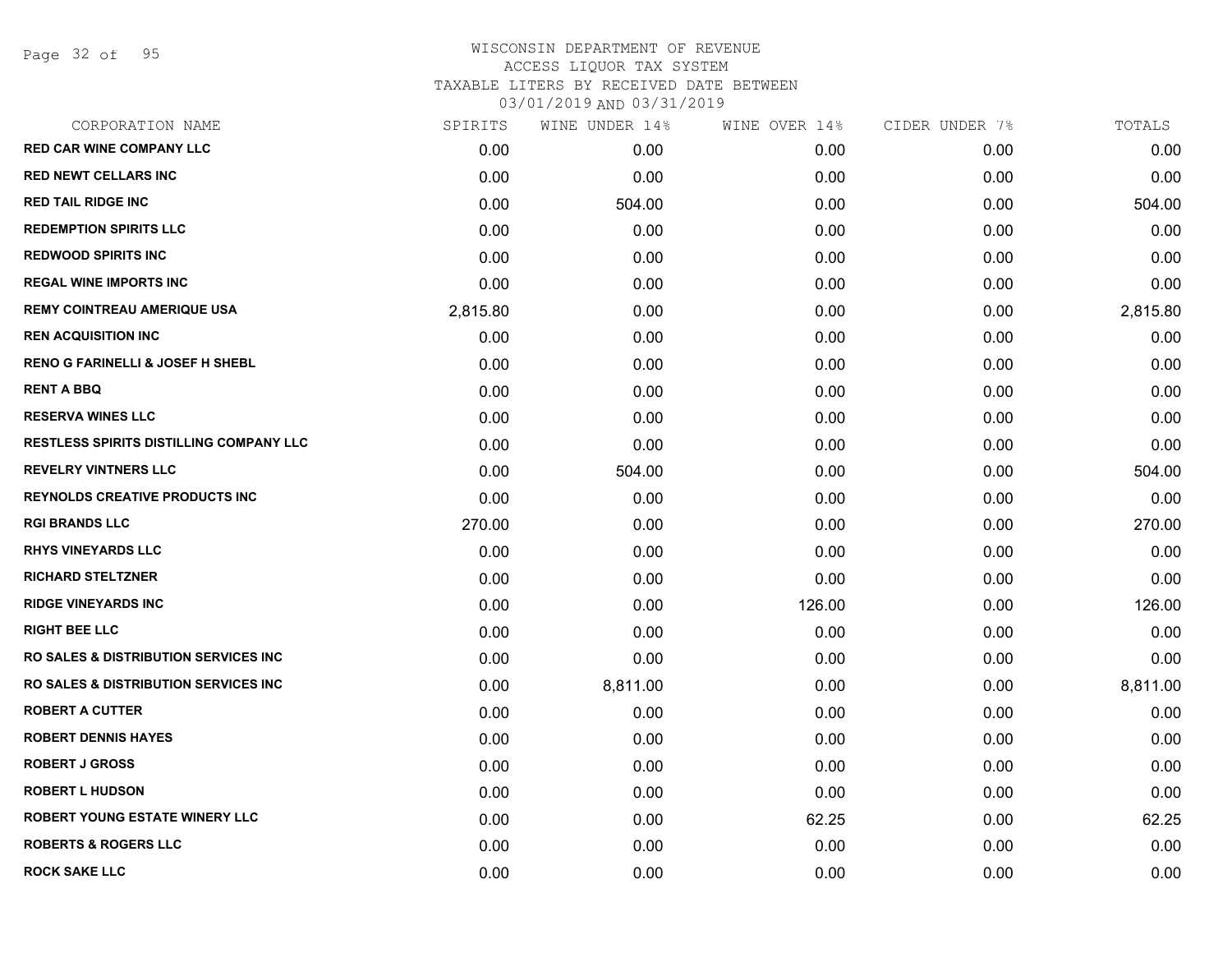WISCONSIN DEPARTMENT OF REVENUE
ACCESS LIQUOR TAX SYSTEM
TAXABLE LITERS BY RECEIVED DATE BETWEEN
03/01/2019 AND 03/31/2019

| CORPORATION NAME | SPIRITS | WINE UNDER 14% | WINE OVER 14% | CIDER UNDER 7% | TOTALS |
|---|---|---|---|---|---|
| RED CAR WINE COMPANY LLC | 0.00 | 0.00 | 0.00 | 0.00 | 0.00 |
| RED NEWT CELLARS INC | 0.00 | 0.00 | 0.00 | 0.00 | 0.00 |
| RED TAIL RIDGE INC | 0.00 | 504.00 | 0.00 | 0.00 | 504.00 |
| REDEMPTION SPIRITS LLC | 0.00 | 0.00 | 0.00 | 0.00 | 0.00 |
| REDWOOD SPIRITS INC | 0.00 | 0.00 | 0.00 | 0.00 | 0.00 |
| REGAL WINE IMPORTS INC | 0.00 | 0.00 | 0.00 | 0.00 | 0.00 |
| REMY COINTREAU AMERIQUE USA | 2,815.80 | 0.00 | 0.00 | 0.00 | 2,815.80 |
| REN ACQUISITION INC | 0.00 | 0.00 | 0.00 | 0.00 | 0.00 |
| RENO G FARINELLI & JOSEF H SHEBL | 0.00 | 0.00 | 0.00 | 0.00 | 0.00 |
| RENT A BBQ | 0.00 | 0.00 | 0.00 | 0.00 | 0.00 |
| RESERVA WINES LLC | 0.00 | 0.00 | 0.00 | 0.00 | 0.00 |
| RESTLESS SPIRITS DISTILLING COMPANY LLC | 0.00 | 0.00 | 0.00 | 0.00 | 0.00 |
| REVELRY VINTNERS LLC | 0.00 | 504.00 | 0.00 | 0.00 | 504.00 |
| REYNOLDS CREATIVE PRODUCTS INC | 0.00 | 0.00 | 0.00 | 0.00 | 0.00 |
| RGI BRANDS LLC | 270.00 | 0.00 | 0.00 | 0.00 | 270.00 |
| RHYS VINEYARDS LLC | 0.00 | 0.00 | 0.00 | 0.00 | 0.00 |
| RICHARD STELTZNER | 0.00 | 0.00 | 0.00 | 0.00 | 0.00 |
| RIDGE VINEYARDS INC | 0.00 | 0.00 | 126.00 | 0.00 | 126.00 |
| RIGHT BEE LLC | 0.00 | 0.00 | 0.00 | 0.00 | 0.00 |
| RO SALES & DISTRIBUTION SERVICES INC | 0.00 | 0.00 | 0.00 | 0.00 | 0.00 |
| RO SALES & DISTRIBUTION SERVICES INC | 0.00 | 8,811.00 | 0.00 | 0.00 | 8,811.00 |
| ROBERT A CUTTER | 0.00 | 0.00 | 0.00 | 0.00 | 0.00 |
| ROBERT DENNIS HAYES | 0.00 | 0.00 | 0.00 | 0.00 | 0.00 |
| ROBERT J GROSS | 0.00 | 0.00 | 0.00 | 0.00 | 0.00 |
| ROBERT L HUDSON | 0.00 | 0.00 | 0.00 | 0.00 | 0.00 |
| ROBERT YOUNG ESTATE WINERY LLC | 0.00 | 0.00 | 62.25 | 0.00 | 62.25 |
| ROBERTS & ROGERS LLC | 0.00 | 0.00 | 0.00 | 0.00 | 0.00 |
| ROCK SAKE LLC | 0.00 | 0.00 | 0.00 | 0.00 | 0.00 |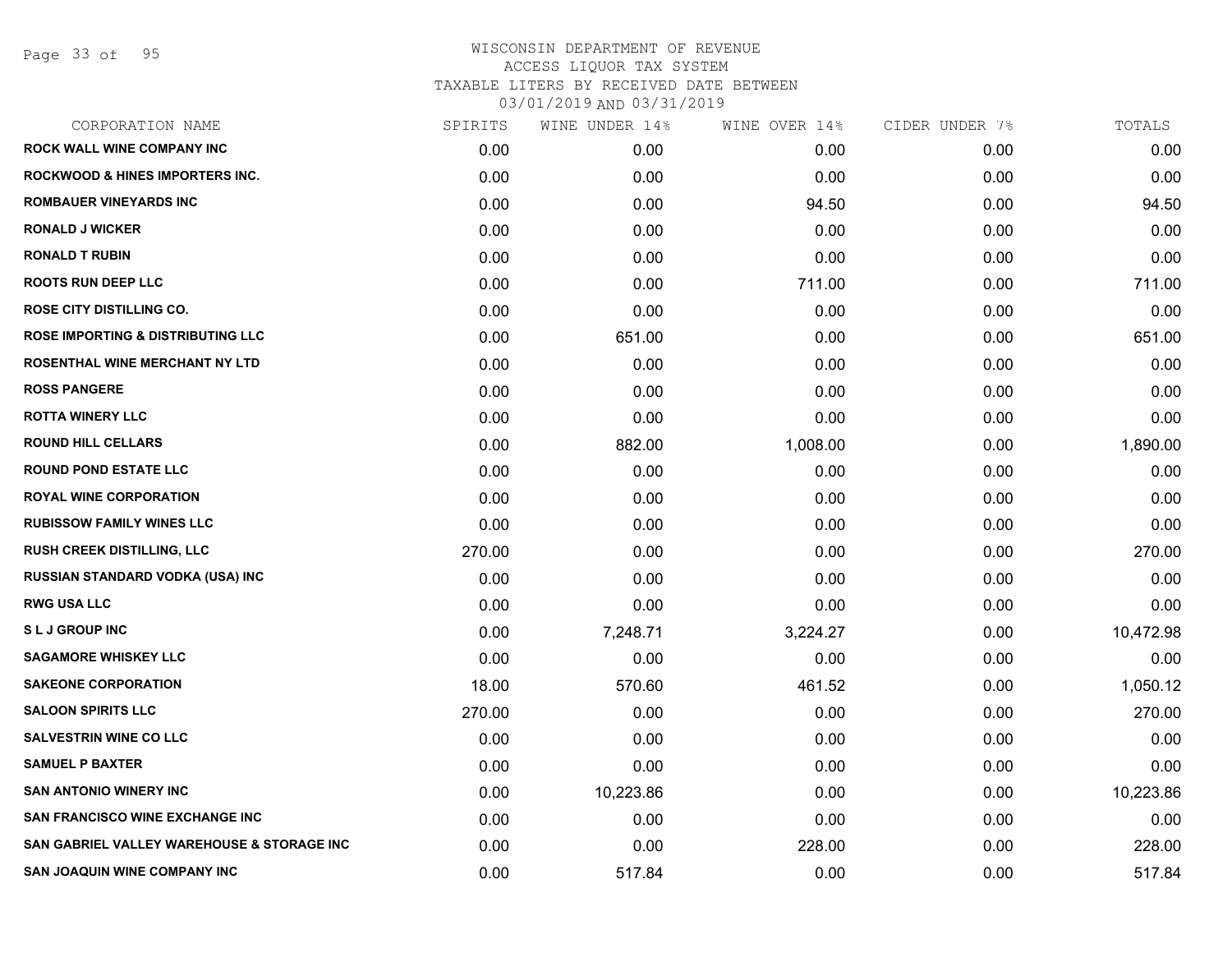WISCONSIN DEPARTMENT OF REVENUE
ACCESS LIQUOR TAX SYSTEM
TAXABLE LITERS BY RECEIVED DATE BETWEEN
03/01/2019 AND 03/31/2019

| CORPORATION NAME | SPIRITS | WINE UNDER 14% | WINE OVER 14% | CIDER UNDER 7% | TOTALS |
|---|---|---|---|---|---|
| ROCK WALL WINE COMPANY INC | 0.00 | 0.00 | 0.00 | 0.00 | 0.00 |
| ROCKWOOD & HINES IMPORTERS INC. | 0.00 | 0.00 | 0.00 | 0.00 | 0.00 |
| ROMBAUER VINEYARDS INC | 0.00 | 0.00 | 94.50 | 0.00 | 94.50 |
| RONALD J WICKER | 0.00 | 0.00 | 0.00 | 0.00 | 0.00 |
| RONALD T RUBIN | 0.00 | 0.00 | 0.00 | 0.00 | 0.00 |
| ROOTS RUN DEEP LLC | 0.00 | 0.00 | 711.00 | 0.00 | 711.00 |
| ROSE CITY DISTILLING CO. | 0.00 | 0.00 | 0.00 | 0.00 | 0.00 |
| ROSE IMPORTING & DISTRIBUTING LLC | 0.00 | 651.00 | 0.00 | 0.00 | 651.00 |
| ROSENTHAL WINE MERCHANT NY LTD | 0.00 | 0.00 | 0.00 | 0.00 | 0.00 |
| ROSS PANGERE | 0.00 | 0.00 | 0.00 | 0.00 | 0.00 |
| ROTTA WINERY LLC | 0.00 | 0.00 | 0.00 | 0.00 | 0.00 |
| ROUND HILL CELLARS | 0.00 | 882.00 | 1,008.00 | 0.00 | 1,890.00 |
| ROUND POND ESTATE LLC | 0.00 | 0.00 | 0.00 | 0.00 | 0.00 |
| ROYAL WINE CORPORATION | 0.00 | 0.00 | 0.00 | 0.00 | 0.00 |
| RUBISSOW FAMILY WINES LLC | 0.00 | 0.00 | 0.00 | 0.00 | 0.00 |
| RUSH CREEK DISTILLING, LLC | 270.00 | 0.00 | 0.00 | 0.00 | 270.00 |
| RUSSIAN STANDARD VODKA (USA) INC | 0.00 | 0.00 | 0.00 | 0.00 | 0.00 |
| RWG USA LLC | 0.00 | 0.00 | 0.00 | 0.00 | 0.00 |
| S L J GROUP INC | 0.00 | 7,248.71 | 3,224.27 | 0.00 | 10,472.98 |
| SAGAMORE WHISKEY LLC | 0.00 | 0.00 | 0.00 | 0.00 | 0.00 |
| SAKEONE CORPORATION | 18.00 | 570.60 | 461.52 | 0.00 | 1,050.12 |
| SALOON SPIRITS LLC | 270.00 | 0.00 | 0.00 | 0.00 | 270.00 |
| SALVESTRIN WINE CO LLC | 0.00 | 0.00 | 0.00 | 0.00 | 0.00 |
| SAMUEL P BAXTER | 0.00 | 0.00 | 0.00 | 0.00 | 0.00 |
| SAN ANTONIO WINERY INC | 0.00 | 10,223.86 | 0.00 | 0.00 | 10,223.86 |
| SAN FRANCISCO WINE EXCHANGE INC | 0.00 | 0.00 | 0.00 | 0.00 | 0.00 |
| SAN GABRIEL VALLEY WAREHOUSE & STORAGE INC | 0.00 | 0.00 | 228.00 | 0.00 | 228.00 |
| SAN JOAQUIN WINE COMPANY INC | 0.00 | 517.84 | 0.00 | 0.00 | 517.84 |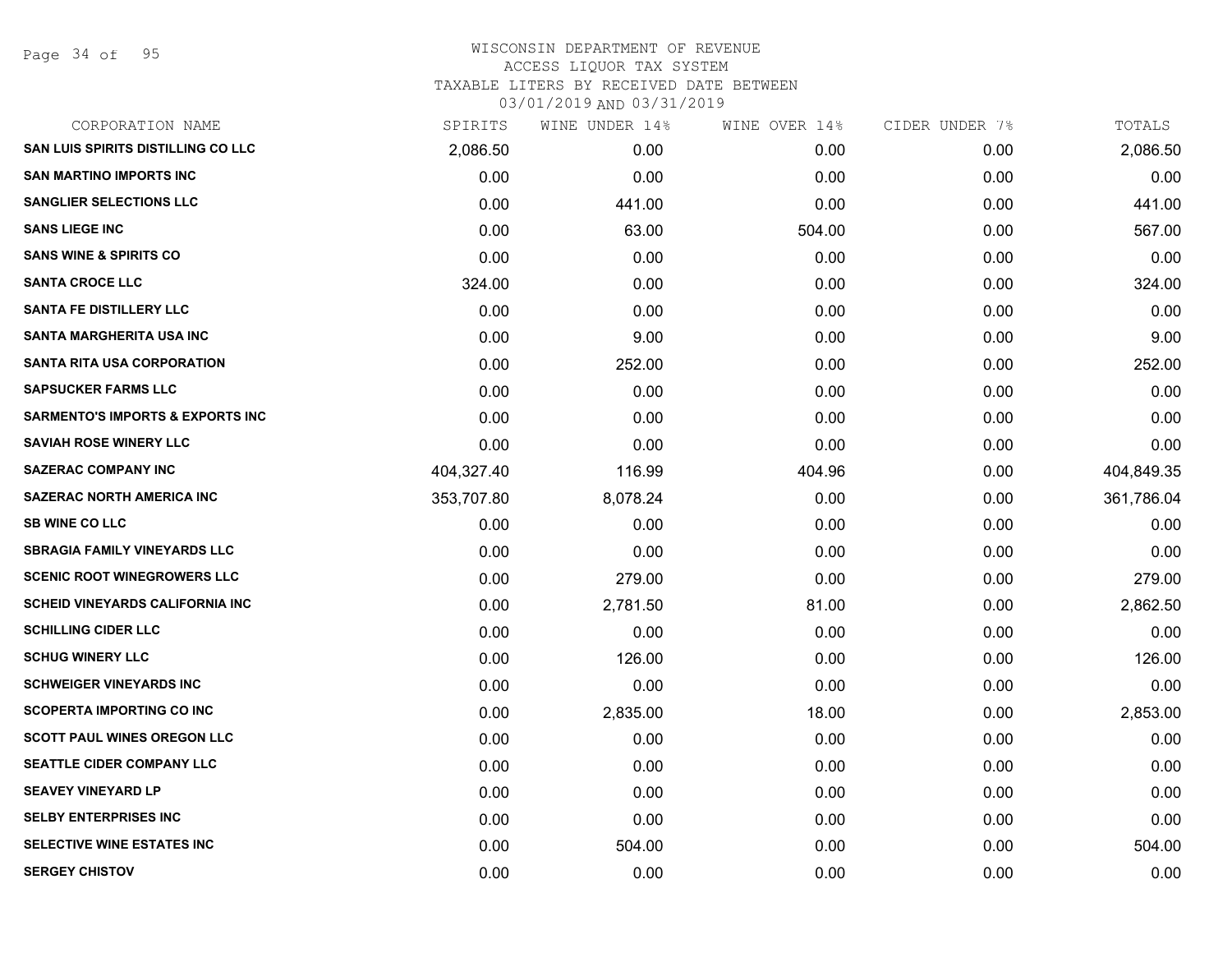WISCONSIN DEPARTMENT OF REVENUE
ACCESS LIQUOR TAX SYSTEM
TAXABLE LITERS BY RECEIVED DATE BETWEEN
03/01/2019 AND 03/31/2019

| CORPORATION NAME | SPIRITS | WINE UNDER 14% | WINE OVER 14% | CIDER UNDER 7% | TOTALS |
|---|---|---|---|---|---|
| SAN LUIS SPIRITS DISTILLING CO LLC | 2,086.50 | 0.00 | 0.00 | 0.00 | 2,086.50 |
| SAN MARTINO IMPORTS INC | 0.00 | 0.00 | 0.00 | 0.00 | 0.00 |
| SANGLIER SELECTIONS LLC | 0.00 | 441.00 | 0.00 | 0.00 | 441.00 |
| SANS LIEGE INC | 0.00 | 63.00 | 504.00 | 0.00 | 567.00 |
| SANS WINE & SPIRITS CO | 0.00 | 0.00 | 0.00 | 0.00 | 0.00 |
| SANTA CROCE LLC | 324.00 | 0.00 | 0.00 | 0.00 | 324.00 |
| SANTA FE DISTILLERY LLC | 0.00 | 0.00 | 0.00 | 0.00 | 0.00 |
| SANTA MARGHERITA USA INC | 0.00 | 9.00 | 0.00 | 0.00 | 9.00 |
| SANTA RITA USA CORPORATION | 0.00 | 252.00 | 0.00 | 0.00 | 252.00 |
| SAPSUCKER FARMS LLC | 0.00 | 0.00 | 0.00 | 0.00 | 0.00 |
| SARMENTO'S IMPORTS & EXPORTS INC | 0.00 | 0.00 | 0.00 | 0.00 | 0.00 |
| SAVIAH ROSE WINERY LLC | 0.00 | 0.00 | 0.00 | 0.00 | 0.00 |
| SAZERAC COMPANY INC | 404,327.40 | 116.99 | 404.96 | 0.00 | 404,849.35 |
| SAZERAC NORTH AMERICA INC | 353,707.80 | 8,078.24 | 0.00 | 0.00 | 361,786.04 |
| SB WINE CO LLC | 0.00 | 0.00 | 0.00 | 0.00 | 0.00 |
| SBRAGIA FAMILY VINEYARDS LLC | 0.00 | 0.00 | 0.00 | 0.00 | 0.00 |
| SCENIC ROOT WINEGROWERS LLC | 0.00 | 279.00 | 0.00 | 0.00 | 279.00 |
| SCHEID VINEYARDS CALIFORNIA INC | 0.00 | 2,781.50 | 81.00 | 0.00 | 2,862.50 |
| SCHILLING CIDER LLC | 0.00 | 0.00 | 0.00 | 0.00 | 0.00 |
| SCHUG WINERY LLC | 0.00 | 126.00 | 0.00 | 0.00 | 126.00 |
| SCHWEIGER VINEYARDS INC | 0.00 | 0.00 | 0.00 | 0.00 | 0.00 |
| SCOPERTA IMPORTING CO INC | 0.00 | 2,835.00 | 18.00 | 0.00 | 2,853.00 |
| SCOTT PAUL WINES OREGON LLC | 0.00 | 0.00 | 0.00 | 0.00 | 0.00 |
| SEATTLE CIDER COMPANY LLC | 0.00 | 0.00 | 0.00 | 0.00 | 0.00 |
| SEAVEY VINEYARD LP | 0.00 | 0.00 | 0.00 | 0.00 | 0.00 |
| SELBY ENTERPRISES INC | 0.00 | 0.00 | 0.00 | 0.00 | 0.00 |
| SELECTIVE WINE ESTATES INC | 0.00 | 504.00 | 0.00 | 0.00 | 504.00 |
| SERGEY CHISTOV | 0.00 | 0.00 | 0.00 | 0.00 | 0.00 |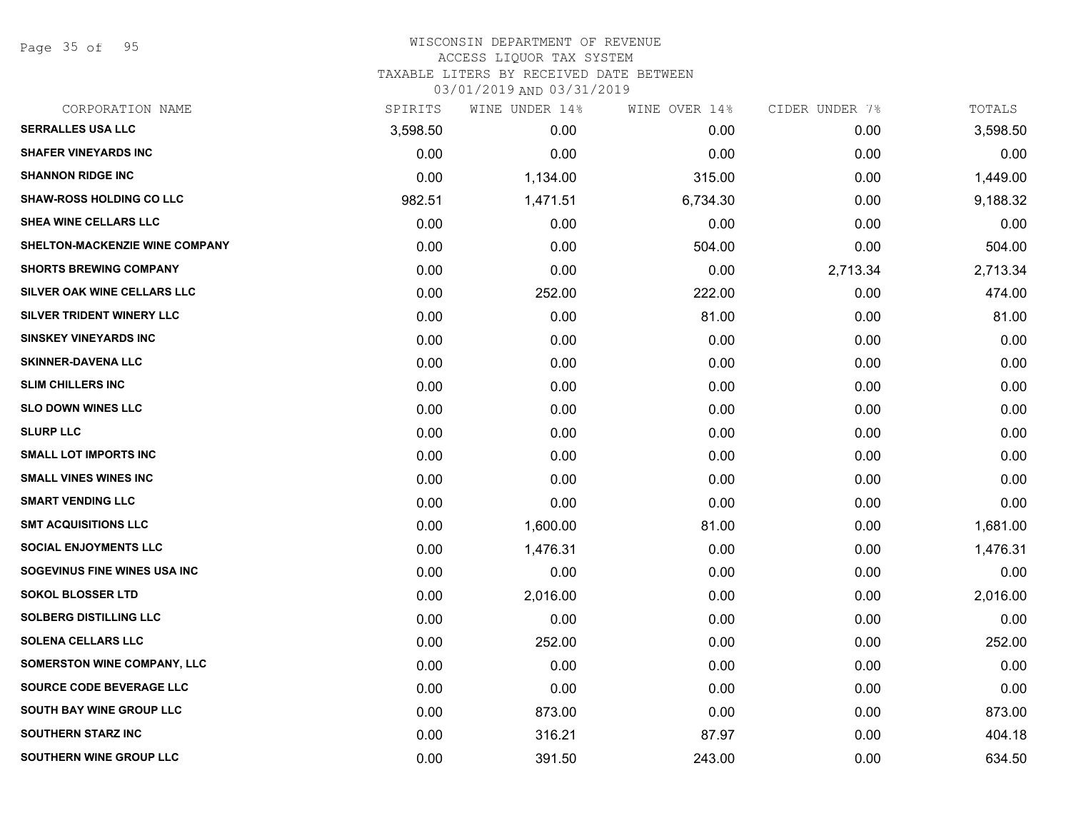# WISCONSIN DEPARTMENT OF REVENUE
ACCESS LIQUOR TAX SYSTEM
TAXABLE LITERS BY RECEIVED DATE BETWEEN
03/01/2019 AND 03/31/2019

| CORPORATION NAME | SPIRITS | WINE UNDER 14% | WINE OVER 14% | CIDER UNDER 7% | TOTALS |
|---|---|---|---|---|---|
| SERRALLES USA LLC | 3,598.50 | 0.00 | 0.00 | 0.00 | 3,598.50 |
| SHAFER VINEYARDS INC | 0.00 | 0.00 | 0.00 | 0.00 | 0.00 |
| SHANNON RIDGE INC | 0.00 | 1,134.00 | 315.00 | 0.00 | 1,449.00 |
| SHAW-ROSS HOLDING CO LLC | 982.51 | 1,471.51 | 6,734.30 | 0.00 | 9,188.32 |
| SHEA WINE CELLARS LLC | 0.00 | 0.00 | 0.00 | 0.00 | 0.00 |
| SHELTON-MACKENZIE WINE COMPANY | 0.00 | 0.00 | 504.00 | 0.00 | 504.00 |
| SHORTS BREWING COMPANY | 0.00 | 0.00 | 0.00 | 2,713.34 | 2,713.34 |
| SILVER OAK WINE CELLARS LLC | 0.00 | 252.00 | 222.00 | 0.00 | 474.00 |
| SILVER TRIDENT WINERY LLC | 0.00 | 0.00 | 81.00 | 0.00 | 81.00 |
| SINSKEY VINEYARDS INC | 0.00 | 0.00 | 0.00 | 0.00 | 0.00 |
| SKINNER-DAVENA LLC | 0.00 | 0.00 | 0.00 | 0.00 | 0.00 |
| SLIM CHILLERS INC | 0.00 | 0.00 | 0.00 | 0.00 | 0.00 |
| SLO DOWN WINES LLC | 0.00 | 0.00 | 0.00 | 0.00 | 0.00 |
| SLURP LLC | 0.00 | 0.00 | 0.00 | 0.00 | 0.00 |
| SMALL LOT IMPORTS INC | 0.00 | 0.00 | 0.00 | 0.00 | 0.00 |
| SMALL VINES WINES INC | 0.00 | 0.00 | 0.00 | 0.00 | 0.00 |
| SMART VENDING LLC | 0.00 | 0.00 | 0.00 | 0.00 | 0.00 |
| SMT ACQUISITIONS LLC | 0.00 | 1,600.00 | 81.00 | 0.00 | 1,681.00 |
| SOCIAL ENJOYMENTS LLC | 0.00 | 1,476.31 | 0.00 | 0.00 | 1,476.31 |
| SOGEVINUS FINE WINES USA INC | 0.00 | 0.00 | 0.00 | 0.00 | 0.00 |
| SOKOL BLOSSER LTD | 0.00 | 2,016.00 | 0.00 | 0.00 | 2,016.00 |
| SOLBERG DISTILLING LLC | 0.00 | 0.00 | 0.00 | 0.00 | 0.00 |
| SOLENA CELLARS LLC | 0.00 | 252.00 | 0.00 | 0.00 | 252.00 |
| SOMERSTON WINE COMPANY, LLC | 0.00 | 0.00 | 0.00 | 0.00 | 0.00 |
| SOURCE CODE BEVERAGE LLC | 0.00 | 0.00 | 0.00 | 0.00 | 0.00 |
| SOUTH BAY WINE GROUP LLC | 0.00 | 873.00 | 0.00 | 0.00 | 873.00 |
| SOUTHERN STARZ INC | 0.00 | 316.21 | 87.97 | 0.00 | 404.18 |
| SOUTHERN WINE GROUP LLC | 0.00 | 391.50 | 243.00 | 0.00 | 634.50 |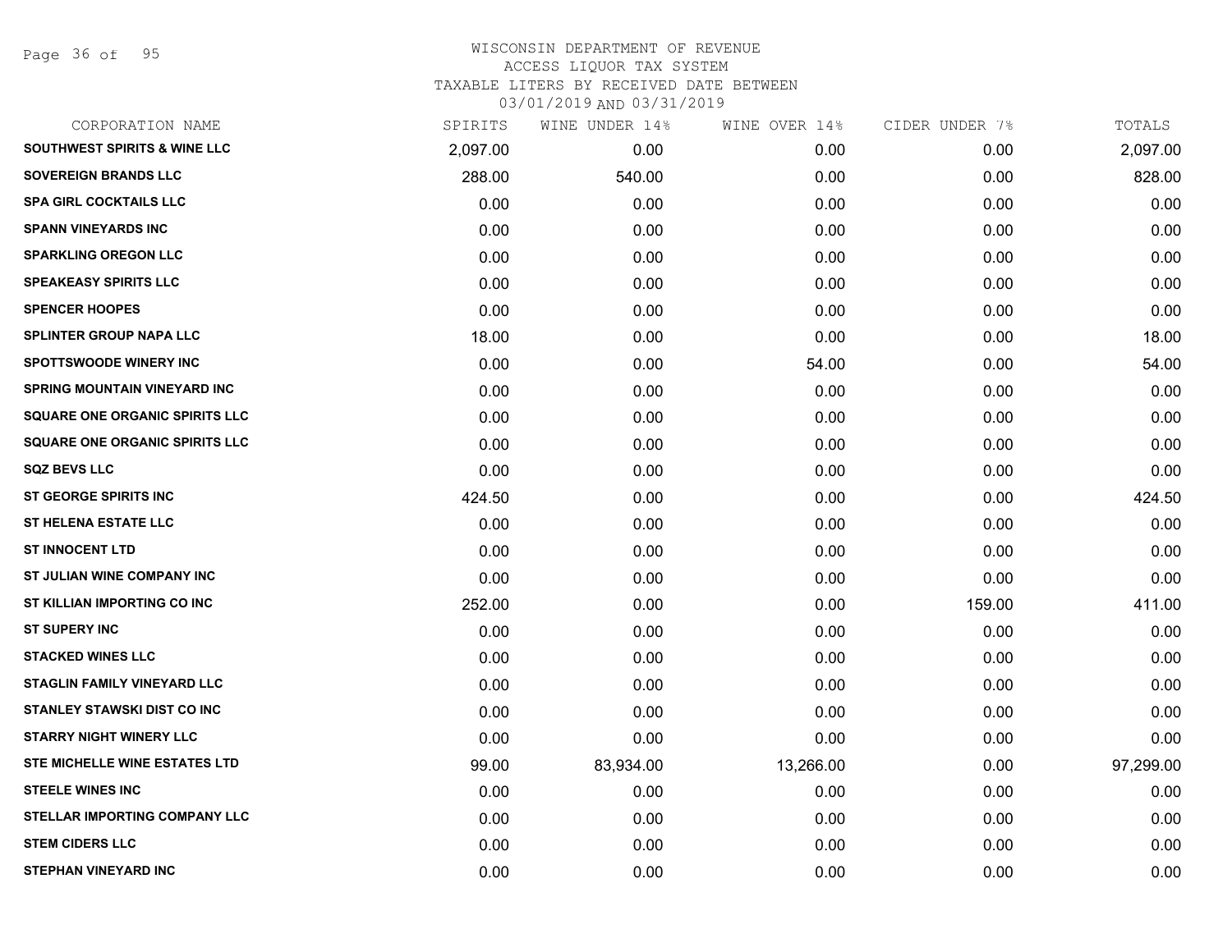WISCONSIN DEPARTMENT OF REVENUE
ACCESS LIQUOR TAX SYSTEM
TAXABLE LITERS BY RECEIVED DATE BETWEEN
03/01/2019 AND 03/31/2019

| CORPORATION NAME | SPIRITS | WINE UNDER 14% | WINE OVER 14% | CIDER UNDER 7% | TOTALS |
|---|---|---|---|---|---|
| SOUTHWEST SPIRITS & WINE LLC | 2,097.00 | 0.00 | 0.00 | 0.00 | 2,097.00 |
| SOVEREIGN BRANDS LLC | 288.00 | 540.00 | 0.00 | 0.00 | 828.00 |
| SPA GIRL COCKTAILS LLC | 0.00 | 0.00 | 0.00 | 0.00 | 0.00 |
| SPANN VINEYARDS INC | 0.00 | 0.00 | 0.00 | 0.00 | 0.00 |
| SPARKLING OREGON LLC | 0.00 | 0.00 | 0.00 | 0.00 | 0.00 |
| SPEAKEASY SPIRITS LLC | 0.00 | 0.00 | 0.00 | 0.00 | 0.00 |
| SPENCER HOOPES | 0.00 | 0.00 | 0.00 | 0.00 | 0.00 |
| SPLINTER GROUP NAPA LLC | 18.00 | 0.00 | 0.00 | 0.00 | 18.00 |
| SPOTTSWOODE WINERY INC | 0.00 | 0.00 | 54.00 | 0.00 | 54.00 |
| SPRING MOUNTAIN VINEYARD INC | 0.00 | 0.00 | 0.00 | 0.00 | 0.00 |
| SQUARE ONE ORGANIC SPIRITS LLC | 0.00 | 0.00 | 0.00 | 0.00 | 0.00 |
| SQUARE ONE ORGANIC SPIRITS LLC | 0.00 | 0.00 | 0.00 | 0.00 | 0.00 |
| SQZ BEVS LLC | 0.00 | 0.00 | 0.00 | 0.00 | 0.00 |
| ST GEORGE SPIRITS INC | 424.50 | 0.00 | 0.00 | 0.00 | 424.50 |
| ST HELENA ESTATE LLC | 0.00 | 0.00 | 0.00 | 0.00 | 0.00 |
| ST INNOCENT LTD | 0.00 | 0.00 | 0.00 | 0.00 | 0.00 |
| ST JULIAN WINE COMPANY INC | 0.00 | 0.00 | 0.00 | 0.00 | 0.00 |
| ST KILLIAN IMPORTING CO INC | 252.00 | 0.00 | 0.00 | 159.00 | 411.00 |
| ST SUPERY INC | 0.00 | 0.00 | 0.00 | 0.00 | 0.00 |
| STACKED WINES LLC | 0.00 | 0.00 | 0.00 | 0.00 | 0.00 |
| STAGLIN FAMILY VINEYARD LLC | 0.00 | 0.00 | 0.00 | 0.00 | 0.00 |
| STANLEY STAWSKI DIST CO INC | 0.00 | 0.00 | 0.00 | 0.00 | 0.00 |
| STARRY NIGHT WINERY LLC | 0.00 | 0.00 | 0.00 | 0.00 | 0.00 |
| STE MICHELLE WINE ESTATES LTD | 99.00 | 83,934.00 | 13,266.00 | 0.00 | 97,299.00 |
| STEELE WINES INC | 0.00 | 0.00 | 0.00 | 0.00 | 0.00 |
| STELLAR IMPORTING COMPANY LLC | 0.00 | 0.00 | 0.00 | 0.00 | 0.00 |
| STEM CIDERS LLC | 0.00 | 0.00 | 0.00 | 0.00 | 0.00 |
| STEPHAN VINEYARD INC | 0.00 | 0.00 | 0.00 | 0.00 | 0.00 |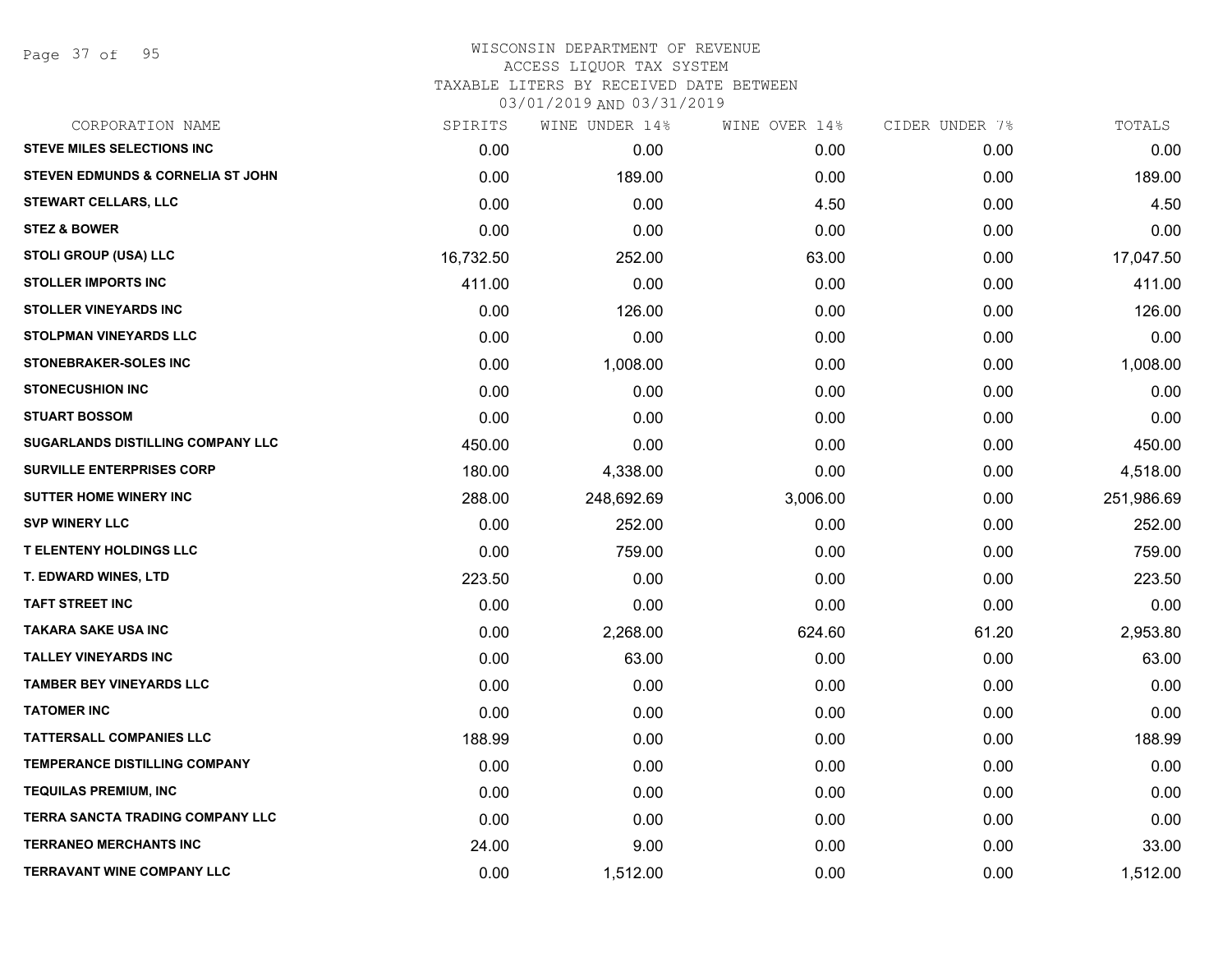# WISCONSIN DEPARTMENT OF REVENUE
ACCESS LIQUOR TAX SYSTEM
TAXABLE LITERS BY RECEIVED DATE BETWEEN
03/01/2019 AND 03/31/2019

| CORPORATION NAME | SPIRITS | WINE UNDER 14% | WINE OVER 14% | CIDER UNDER 7% | TOTALS |
|---|---|---|---|---|---|
| STEVE MILES SELECTIONS INC | 0.00 | 0.00 | 0.00 | 0.00 | 0.00 |
| STEVEN EDMUNDS & CORNELIA ST JOHN | 0.00 | 189.00 | 0.00 | 0.00 | 189.00 |
| STEWART CELLARS, LLC | 0.00 | 0.00 | 4.50 | 0.00 | 4.50 |
| STEZ & BOWER | 0.00 | 0.00 | 0.00 | 0.00 | 0.00 |
| STOLI GROUP (USA) LLC | 16,732.50 | 252.00 | 63.00 | 0.00 | 17,047.50 |
| STOLLER IMPORTS INC | 411.00 | 0.00 | 0.00 | 0.00 | 411.00 |
| STOLLER VINEYARDS INC | 0.00 | 126.00 | 0.00 | 0.00 | 126.00 |
| STOLPMAN VINEYARDS LLC | 0.00 | 0.00 | 0.00 | 0.00 | 0.00 |
| STONEBRAKER-SOLES INC | 0.00 | 1,008.00 | 0.00 | 0.00 | 1,008.00 |
| STONECUSHION INC | 0.00 | 0.00 | 0.00 | 0.00 | 0.00 |
| STUART BOSSOM | 0.00 | 0.00 | 0.00 | 0.00 | 0.00 |
| SUGARLANDS DISTILLING COMPANY LLC | 450.00 | 0.00 | 0.00 | 0.00 | 450.00 |
| SURVILLE ENTERPRISES CORP | 180.00 | 4,338.00 | 0.00 | 0.00 | 4,518.00 |
| SUTTER HOME WINERY INC | 288.00 | 248,692.69 | 3,006.00 | 0.00 | 251,986.69 |
| SVP WINERY LLC | 0.00 | 252.00 | 0.00 | 0.00 | 252.00 |
| T ELENTENY HOLDINGS LLC | 0.00 | 759.00 | 0.00 | 0.00 | 759.00 |
| T. EDWARD WINES, LTD | 223.50 | 0.00 | 0.00 | 0.00 | 223.50 |
| TAFT STREET INC | 0.00 | 0.00 | 0.00 | 0.00 | 0.00 |
| TAKARA SAKE USA INC | 0.00 | 2,268.00 | 624.60 | 61.20 | 2,953.80 |
| TALLEY VINEYARDS INC | 0.00 | 63.00 | 0.00 | 0.00 | 63.00 |
| TAMBER BEY VINEYARDS LLC | 0.00 | 0.00 | 0.00 | 0.00 | 0.00 |
| TATOMER INC | 0.00 | 0.00 | 0.00 | 0.00 | 0.00 |
| TATTERSALL COMPANIES LLC | 188.99 | 0.00 | 0.00 | 0.00 | 188.99 |
| TEMPERANCE DISTILLING COMPANY | 0.00 | 0.00 | 0.00 | 0.00 | 0.00 |
| TEQUILAS PREMIUM, INC | 0.00 | 0.00 | 0.00 | 0.00 | 0.00 |
| TERRA SANCTA TRADING COMPANY LLC | 0.00 | 0.00 | 0.00 | 0.00 | 0.00 |
| TERRANEO MERCHANTS INC | 24.00 | 9.00 | 0.00 | 0.00 | 33.00 |
| TERRAVANT WINE COMPANY LLC | 0.00 | 1,512.00 | 0.00 | 0.00 | 1,512.00 |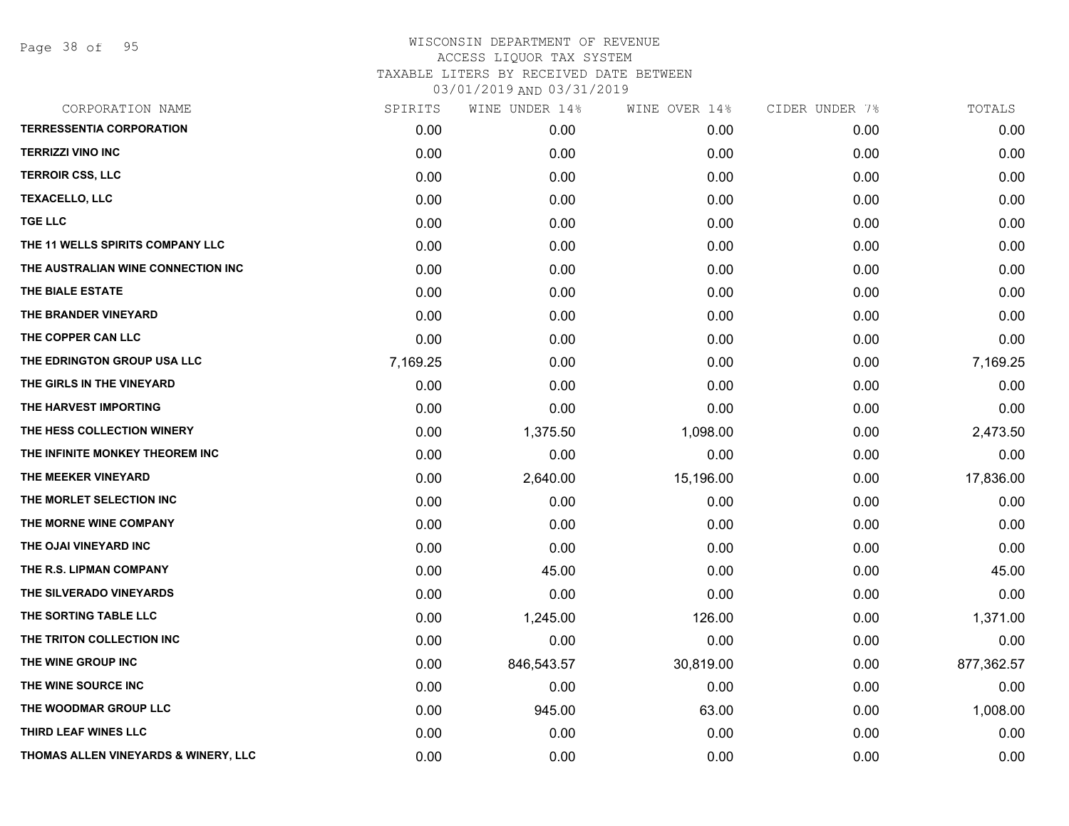WISCONSIN DEPARTMENT OF REVENUE
ACCESS LIQUOR TAX SYSTEM
TAXABLE LITERS BY RECEIVED DATE BETWEEN
03/01/2019 AND 03/31/2019

| CORPORATION NAME | SPIRITS | WINE UNDER 14% | WINE OVER 14% | CIDER UNDER 7% | TOTALS |
|---|---|---|---|---|---|
| TERRESSENTIA CORPORATION | 0.00 | 0.00 | 0.00 | 0.00 | 0.00 |
| TERRIZZI VINO INC | 0.00 | 0.00 | 0.00 | 0.00 | 0.00 |
| TERROIR CSS, LLC | 0.00 | 0.00 | 0.00 | 0.00 | 0.00 |
| TEXACELLO, LLC | 0.00 | 0.00 | 0.00 | 0.00 | 0.00 |
| TGE LLC | 0.00 | 0.00 | 0.00 | 0.00 | 0.00 |
| THE 11 WELLS SPIRITS COMPANY LLC | 0.00 | 0.00 | 0.00 | 0.00 | 0.00 |
| THE AUSTRALIAN WINE CONNECTION INC | 0.00 | 0.00 | 0.00 | 0.00 | 0.00 |
| THE BIALE ESTATE | 0.00 | 0.00 | 0.00 | 0.00 | 0.00 |
| THE BRANDER VINEYARD | 0.00 | 0.00 | 0.00 | 0.00 | 0.00 |
| THE COPPER CAN LLC | 0.00 | 0.00 | 0.00 | 0.00 | 0.00 |
| THE EDRINGTON GROUP USA LLC | 7,169.25 | 0.00 | 0.00 | 0.00 | 7,169.25 |
| THE GIRLS IN THE VINEYARD | 0.00 | 0.00 | 0.00 | 0.00 | 0.00 |
| THE HARVEST IMPORTING | 0.00 | 0.00 | 0.00 | 0.00 | 0.00 |
| THE HESS COLLECTION WINERY | 0.00 | 1,375.50 | 1,098.00 | 0.00 | 2,473.50 |
| THE INFINITE MONKEY THEOREM INC | 0.00 | 0.00 | 0.00 | 0.00 | 0.00 |
| THE MEEKER VINEYARD | 0.00 | 2,640.00 | 15,196.00 | 0.00 | 17,836.00 |
| THE MORLET SELECTION INC | 0.00 | 0.00 | 0.00 | 0.00 | 0.00 |
| THE MORNE WINE COMPANY | 0.00 | 0.00 | 0.00 | 0.00 | 0.00 |
| THE OJAI VINEYARD INC | 0.00 | 0.00 | 0.00 | 0.00 | 0.00 |
| THE R.S. LIPMAN COMPANY | 0.00 | 45.00 | 0.00 | 0.00 | 45.00 |
| THE SILVERADO VINEYARDS | 0.00 | 0.00 | 0.00 | 0.00 | 0.00 |
| THE SORTING TABLE LLC | 0.00 | 1,245.00 | 126.00 | 0.00 | 1,371.00 |
| THE TRITON COLLECTION INC | 0.00 | 0.00 | 0.00 | 0.00 | 0.00 |
| THE WINE GROUP INC | 0.00 | 846,543.57 | 30,819.00 | 0.00 | 877,362.57 |
| THE WINE SOURCE INC | 0.00 | 0.00 | 0.00 | 0.00 | 0.00 |
| THE WOODMAR GROUP LLC | 0.00 | 945.00 | 63.00 | 0.00 | 1,008.00 |
| THIRD LEAF WINES LLC | 0.00 | 0.00 | 0.00 | 0.00 | 0.00 |
| THOMAS ALLEN VINEYARDS & WINERY, LLC | 0.00 | 0.00 | 0.00 | 0.00 | 0.00 |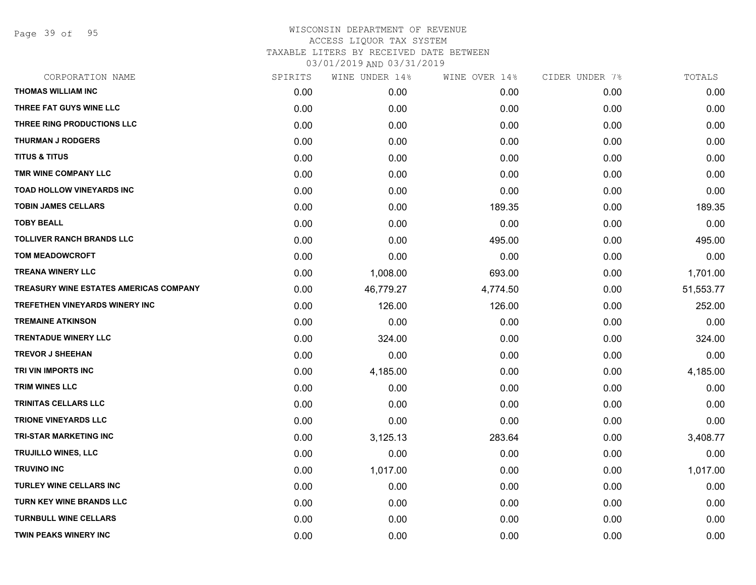WISCONSIN DEPARTMENT OF REVENUE
ACCESS LIQUOR TAX SYSTEM
TAXABLE LITERS BY RECEIVED DATE BETWEEN
03/01/2019 AND 03/31/2019

| CORPORATION NAME | SPIRITS | WINE UNDER 14% | WINE OVER 14% | CIDER UNDER 7% | TOTALS |
|---|---|---|---|---|---|
| THOMAS WILLIAM INC | 0.00 | 0.00 | 0.00 | 0.00 | 0.00 |
| THREE FAT GUYS WINE LLC | 0.00 | 0.00 | 0.00 | 0.00 | 0.00 |
| THREE RING PRODUCTIONS LLC | 0.00 | 0.00 | 0.00 | 0.00 | 0.00 |
| THURMAN J RODGERS | 0.00 | 0.00 | 0.00 | 0.00 | 0.00 |
| TITUS & TITUS | 0.00 | 0.00 | 0.00 | 0.00 | 0.00 |
| TMR WINE COMPANY LLC | 0.00 | 0.00 | 0.00 | 0.00 | 0.00 |
| TOAD HOLLOW VINEYARDS INC | 0.00 | 0.00 | 0.00 | 0.00 | 0.00 |
| TOBIN JAMES CELLARS | 0.00 | 0.00 | 189.35 | 0.00 | 189.35 |
| TOBY BEALL | 0.00 | 0.00 | 0.00 | 0.00 | 0.00 |
| TOLLIVER RANCH BRANDS LLC | 0.00 | 0.00 | 495.00 | 0.00 | 495.00 |
| TOM MEADOWCROFT | 0.00 | 0.00 | 0.00 | 0.00 | 0.00 |
| TREANA WINERY LLC | 0.00 | 1,008.00 | 693.00 | 0.00 | 1,701.00 |
| TREASURY WINE ESTATES AMERICAS COMPANY | 0.00 | 46,779.27 | 4,774.50 | 0.00 | 51,553.77 |
| TREFETHEN VINEYARDS WINERY INC | 0.00 | 126.00 | 126.00 | 0.00 | 252.00 |
| TREMAINE ATKINSON | 0.00 | 0.00 | 0.00 | 0.00 | 0.00 |
| TRENTADUE WINERY LLC | 0.00 | 324.00 | 0.00 | 0.00 | 324.00 |
| TREVOR J SHEEHAN | 0.00 | 0.00 | 0.00 | 0.00 | 0.00 |
| TRI VIN IMPORTS INC | 0.00 | 4,185.00 | 0.00 | 0.00 | 4,185.00 |
| TRIM WINES LLC | 0.00 | 0.00 | 0.00 | 0.00 | 0.00 |
| TRINITAS CELLARS LLC | 0.00 | 0.00 | 0.00 | 0.00 | 0.00 |
| TRIONE VINEYARDS LLC | 0.00 | 0.00 | 0.00 | 0.00 | 0.00 |
| TRI-STAR MARKETING INC | 0.00 | 3,125.13 | 283.64 | 0.00 | 3,408.77 |
| TRUJILLO WINES, LLC | 0.00 | 0.00 | 0.00 | 0.00 | 0.00 |
| TRUVINO INC | 0.00 | 1,017.00 | 0.00 | 0.00 | 1,017.00 |
| TURLEY WINE CELLARS INC | 0.00 | 0.00 | 0.00 | 0.00 | 0.00 |
| TURN KEY WINE BRANDS LLC | 0.00 | 0.00 | 0.00 | 0.00 | 0.00 |
| TURNBULL WINE CELLARS | 0.00 | 0.00 | 0.00 | 0.00 | 0.00 |
| TWIN PEAKS WINERY INC | 0.00 | 0.00 | 0.00 | 0.00 | 0.00 |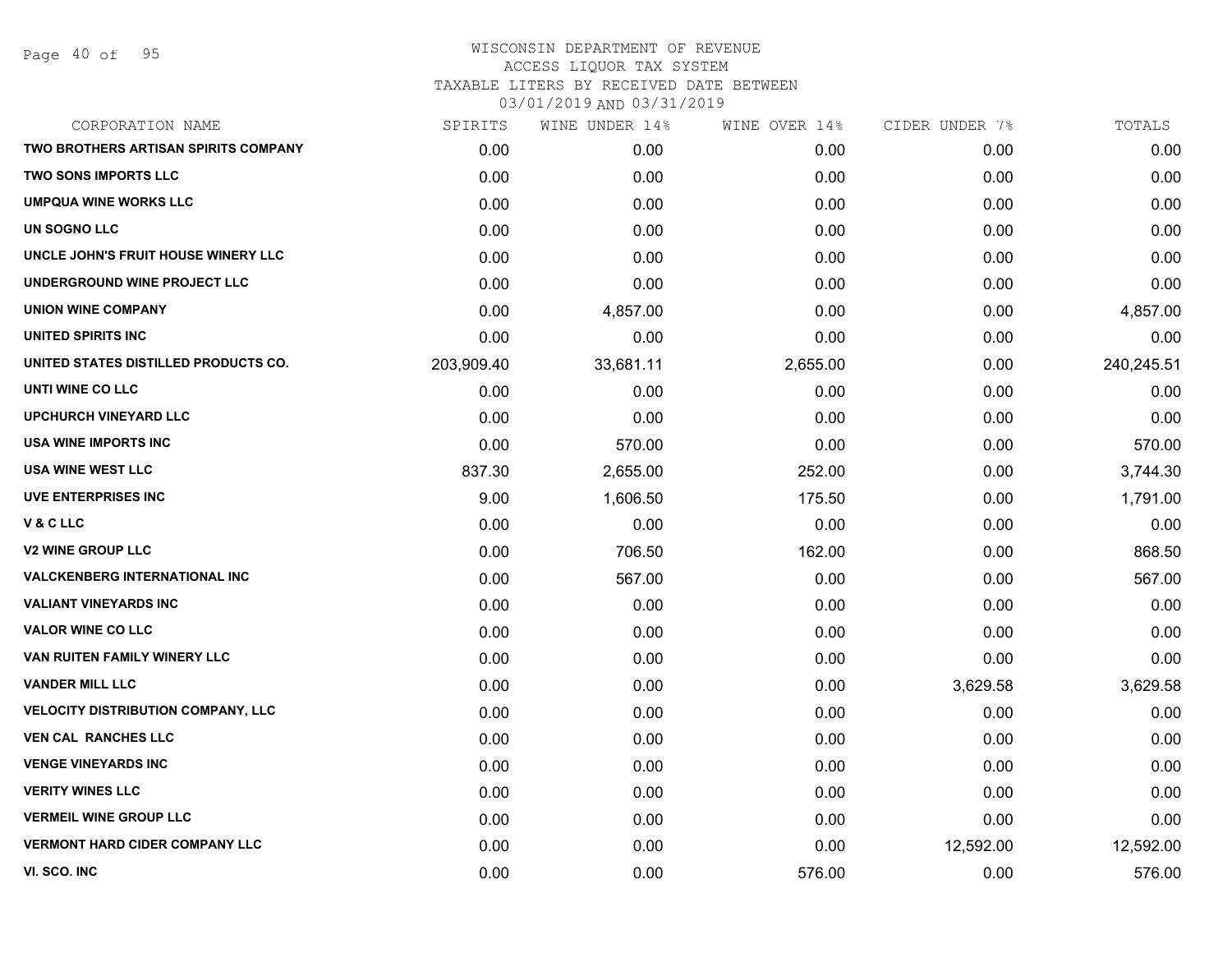WISCONSIN DEPARTMENT OF REVENUE
ACCESS LIQUOR TAX SYSTEM
TAXABLE LITERS BY RECEIVED DATE BETWEEN
03/01/2019 AND 03/31/2019

| CORPORATION NAME | SPIRITS | WINE UNDER 14% | WINE OVER 14% | CIDER UNDER 7% | TOTALS |
|---|---|---|---|---|---|
| TWO BROTHERS ARTISAN SPIRITS COMPANY | 0.00 | 0.00 | 0.00 | 0.00 | 0.00 |
| TWO SONS IMPORTS LLC | 0.00 | 0.00 | 0.00 | 0.00 | 0.00 |
| UMPQUA WINE WORKS LLC | 0.00 | 0.00 | 0.00 | 0.00 | 0.00 |
| UN SOGNO LLC | 0.00 | 0.00 | 0.00 | 0.00 | 0.00 |
| UNCLE JOHN'S FRUIT HOUSE WINERY LLC | 0.00 | 0.00 | 0.00 | 0.00 | 0.00 |
| UNDERGROUND WINE PROJECT LLC | 0.00 | 0.00 | 0.00 | 0.00 | 0.00 |
| UNION WINE COMPANY | 0.00 | 4,857.00 | 0.00 | 0.00 | 4,857.00 |
| UNITED SPIRITS INC | 0.00 | 0.00 | 0.00 | 0.00 | 0.00 |
| UNITED STATES DISTILLED PRODUCTS CO. | 203,909.40 | 33,681.11 | 2,655.00 | 0.00 | 240,245.51 |
| UNTI WINE CO LLC | 0.00 | 0.00 | 0.00 | 0.00 | 0.00 |
| UPCHURCH VINEYARD LLC | 0.00 | 0.00 | 0.00 | 0.00 | 0.00 |
| USA WINE IMPORTS INC | 0.00 | 570.00 | 0.00 | 0.00 | 570.00 |
| USA WINE WEST LLC | 837.30 | 2,655.00 | 252.00 | 0.00 | 3,744.30 |
| UVE ENTERPRISES INC | 9.00 | 1,606.50 | 175.50 | 0.00 | 1,791.00 |
| V & C LLC | 0.00 | 0.00 | 0.00 | 0.00 | 0.00 |
| V2 WINE GROUP LLC | 0.00 | 706.50 | 162.00 | 0.00 | 868.50 |
| VALCKENBERG INTERNATIONAL INC | 0.00 | 567.00 | 0.00 | 0.00 | 567.00 |
| VALIANT VINEYARDS INC | 0.00 | 0.00 | 0.00 | 0.00 | 0.00 |
| VALOR WINE CO LLC | 0.00 | 0.00 | 0.00 | 0.00 | 0.00 |
| VAN RUITEN FAMILY WINERY LLC | 0.00 | 0.00 | 0.00 | 0.00 | 0.00 |
| VANDER MILL LLC | 0.00 | 0.00 | 0.00 | 3,629.58 | 3,629.58 |
| VELOCITY DISTRIBUTION COMPANY, LLC | 0.00 | 0.00 | 0.00 | 0.00 | 0.00 |
| VEN CAL RANCHES LLC | 0.00 | 0.00 | 0.00 | 0.00 | 0.00 |
| VENGE VINEYARDS INC | 0.00 | 0.00 | 0.00 | 0.00 | 0.00 |
| VERITY WINES LLC | 0.00 | 0.00 | 0.00 | 0.00 | 0.00 |
| VERMEIL WINE GROUP LLC | 0.00 | 0.00 | 0.00 | 0.00 | 0.00 |
| VERMONT HARD CIDER COMPANY LLC | 0.00 | 0.00 | 0.00 | 12,592.00 | 12,592.00 |
| VI. SCO. INC | 0.00 | 0.00 | 576.00 | 0.00 | 576.00 |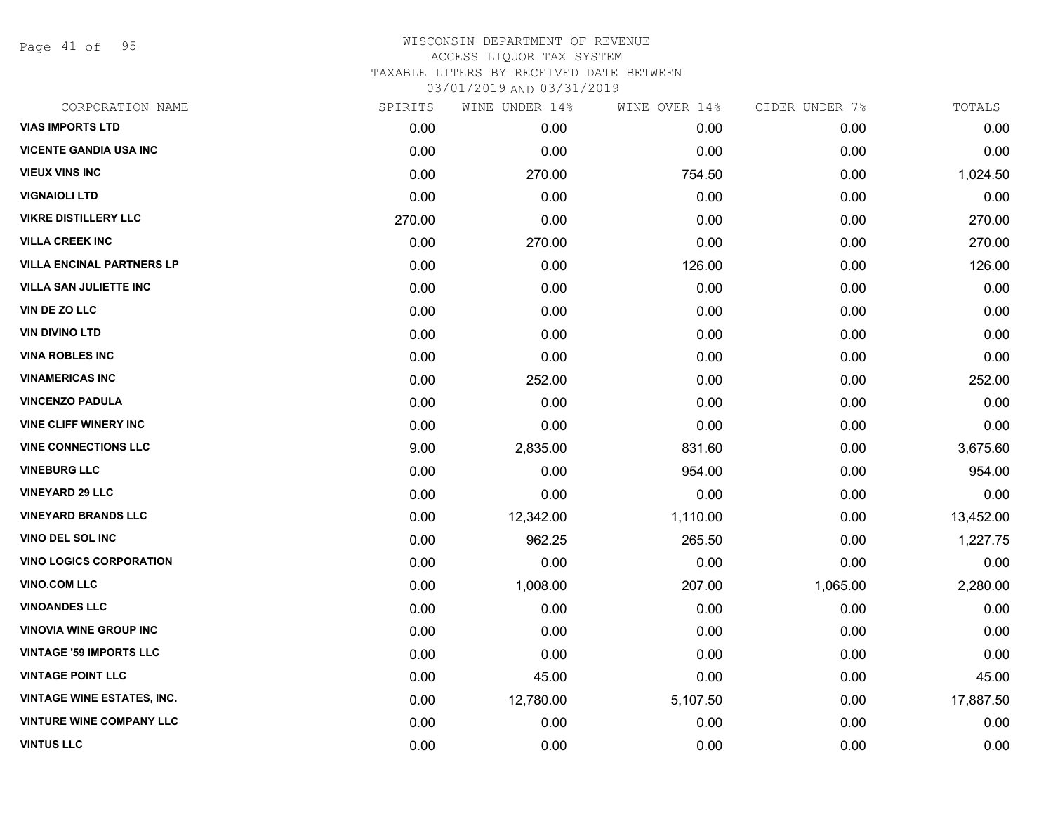# WISCONSIN DEPARTMENT OF REVENUE
## ACCESS LIQUOR TAX SYSTEM
### TAXABLE LITERS BY RECEIVED DATE BETWEEN 03/01/2019 AND 03/31/2019

| CORPORATION NAME | SPIRITS | WINE UNDER 14% | WINE OVER 14% | CIDER UNDER 7% | TOTALS |
|---|---|---|---|---|---|
| VIAS IMPORTS LTD | 0.00 | 0.00 | 0.00 | 0.00 | 0.00 |
| VICENTE GANDIA USA INC | 0.00 | 0.00 | 0.00 | 0.00 | 0.00 |
| VIEUX VINS INC | 0.00 | 270.00 | 754.50 | 0.00 | 1,024.50 |
| VIGNAIOLI LTD | 0.00 | 0.00 | 0.00 | 0.00 | 0.00 |
| VIKRE DISTILLERY LLC | 270.00 | 0.00 | 0.00 | 0.00 | 270.00 |
| VILLA CREEK INC | 0.00 | 270.00 | 0.00 | 0.00 | 270.00 |
| VILLA ENCINAL PARTNERS LP | 0.00 | 0.00 | 126.00 | 0.00 | 126.00 |
| VILLA SAN JULIETTE INC | 0.00 | 0.00 | 0.00 | 0.00 | 0.00 |
| VIN DE ZO LLC | 0.00 | 0.00 | 0.00 | 0.00 | 0.00 |
| VIN DIVINO LTD | 0.00 | 0.00 | 0.00 | 0.00 | 0.00 |
| VINA ROBLES INC | 0.00 | 0.00 | 0.00 | 0.00 | 0.00 |
| VINAMERICAS INC | 0.00 | 252.00 | 0.00 | 0.00 | 252.00 |
| VINCENZO PADULA | 0.00 | 0.00 | 0.00 | 0.00 | 0.00 |
| VINE CLIFF WINERY INC | 0.00 | 0.00 | 0.00 | 0.00 | 0.00 |
| VINE CONNECTIONS LLC | 9.00 | 2,835.00 | 831.60 | 0.00 | 3,675.60 |
| VINEBURG LLC | 0.00 | 0.00 | 954.00 | 0.00 | 954.00 |
| VINEYARD 29 LLC | 0.00 | 0.00 | 0.00 | 0.00 | 0.00 |
| VINEYARD BRANDS LLC | 0.00 | 12,342.00 | 1,110.00 | 0.00 | 13,452.00 |
| VINO DEL SOL INC | 0.00 | 962.25 | 265.50 | 0.00 | 1,227.75 |
| VINO LOGICS CORPORATION | 0.00 | 0.00 | 0.00 | 0.00 | 0.00 |
| VINO.COM LLC | 0.00 | 1,008.00 | 207.00 | 1,065.00 | 2,280.00 |
| VINOANDES LLC | 0.00 | 0.00 | 0.00 | 0.00 | 0.00 |
| VINOVIA WINE GROUP INC | 0.00 | 0.00 | 0.00 | 0.00 | 0.00 |
| VINTAGE '59 IMPORTS LLC | 0.00 | 0.00 | 0.00 | 0.00 | 0.00 |
| VINTAGE POINT LLC | 0.00 | 45.00 | 0.00 | 0.00 | 45.00 |
| VINTAGE WINE ESTATES, INC. | 0.00 | 12,780.00 | 5,107.50 | 0.00 | 17,887.50 |
| VINTURE WINE COMPANY LLC | 0.00 | 0.00 | 0.00 | 0.00 | 0.00 |
| VINTUS LLC | 0.00 | 0.00 | 0.00 | 0.00 | 0.00 |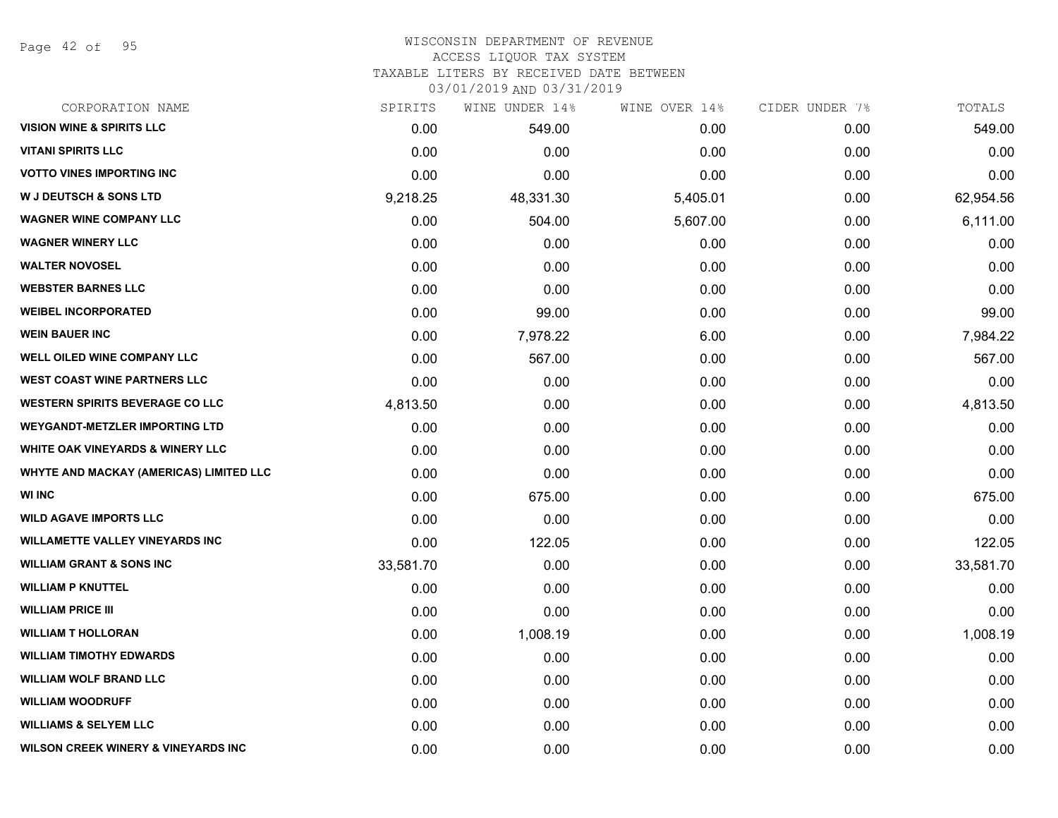# WISCONSIN DEPARTMENT OF REVENUE
ACCESS LIQUOR TAX SYSTEM
TAXABLE LITERS BY RECEIVED DATE BETWEEN
03/01/2019 AND 03/31/2019

| CORPORATION NAME | SPIRITS | WINE UNDER 14% | WINE OVER 14% | CIDER UNDER 7% | TOTALS |
|---|---|---|---|---|---|
| VISION WINE & SPIRITS LLC | 0.00 | 549.00 | 0.00 | 0.00 | 549.00 |
| VITANI SPIRITS LLC | 0.00 | 0.00 | 0.00 | 0.00 | 0.00 |
| VOTTO VINES IMPORTING INC | 0.00 | 0.00 | 0.00 | 0.00 | 0.00 |
| W J DEUTSCH & SONS LTD | 9,218.25 | 48,331.30 | 5,405.01 | 0.00 | 62,954.56 |
| WAGNER WINE COMPANY LLC | 0.00 | 504.00 | 5,607.00 | 0.00 | 6,111.00 |
| WAGNER WINERY LLC | 0.00 | 0.00 | 0.00 | 0.00 | 0.00 |
| WALTER NOVOSEL | 0.00 | 0.00 | 0.00 | 0.00 | 0.00 |
| WEBSTER BARNES LLC | 0.00 | 0.00 | 0.00 | 0.00 | 0.00 |
| WEIBEL INCORPORATED | 0.00 | 99.00 | 0.00 | 0.00 | 99.00 |
| WEIN BAUER INC | 0.00 | 7,978.22 | 6.00 | 0.00 | 7,984.22 |
| WELL OILED WINE COMPANY LLC | 0.00 | 567.00 | 0.00 | 0.00 | 567.00 |
| WEST COAST WINE PARTNERS LLC | 0.00 | 0.00 | 0.00 | 0.00 | 0.00 |
| WESTERN SPIRITS BEVERAGE CO LLC | 4,813.50 | 0.00 | 0.00 | 0.00 | 4,813.50 |
| WEYGANDT-METZLER IMPORTING LTD | 0.00 | 0.00 | 0.00 | 0.00 | 0.00 |
| WHITE OAK VINEYARDS & WINERY LLC | 0.00 | 0.00 | 0.00 | 0.00 | 0.00 |
| WHYTE AND MACKAY (AMERICAS) LIMITED LLC | 0.00 | 0.00 | 0.00 | 0.00 | 0.00 |
| WI INC | 0.00 | 675.00 | 0.00 | 0.00 | 675.00 |
| WILD AGAVE IMPORTS LLC | 0.00 | 0.00 | 0.00 | 0.00 | 0.00 |
| WILLAMETTE VALLEY VINEYARDS INC | 0.00 | 122.05 | 0.00 | 0.00 | 122.05 |
| WILLIAM GRANT & SONS INC | 33,581.70 | 0.00 | 0.00 | 0.00 | 33,581.70 |
| WILLIAM P KNUTTEL | 0.00 | 0.00 | 0.00 | 0.00 | 0.00 |
| WILLIAM PRICE III | 0.00 | 0.00 | 0.00 | 0.00 | 0.00 |
| WILLIAM T HOLLORAN | 0.00 | 1,008.19 | 0.00 | 0.00 | 1,008.19 |
| WILLIAM TIMOTHY EDWARDS | 0.00 | 0.00 | 0.00 | 0.00 | 0.00 |
| WILLIAM WOLF BRAND LLC | 0.00 | 0.00 | 0.00 | 0.00 | 0.00 |
| WILLIAM WOODRUFF | 0.00 | 0.00 | 0.00 | 0.00 | 0.00 |
| WILLIAMS & SELYEM LLC | 0.00 | 0.00 | 0.00 | 0.00 | 0.00 |
| WILSON CREEK WINERY & VINEYARDS INC | 0.00 | 0.00 | 0.00 | 0.00 | 0.00 |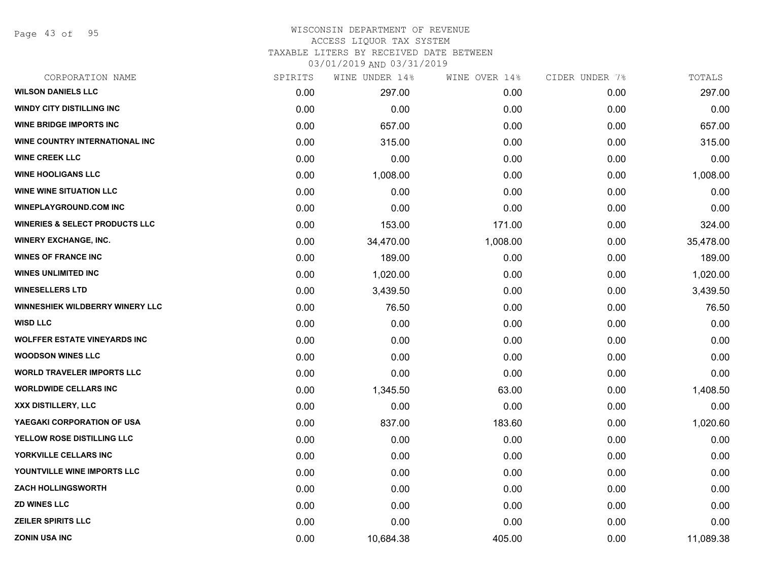WISCONSIN DEPARTMENT OF REVENUE
ACCESS LIQUOR TAX SYSTEM
TAXABLE LITERS BY RECEIVED DATE BETWEEN
03/01/2019 AND 03/31/2019

| CORPORATION NAME | SPIRITS | WINE UNDER 14% | WINE OVER 14% | CIDER UNDER 7% | TOTALS |
|---|---|---|---|---|---|
| **WILSON DANIELS LLC** | 0.00 | 297.00 | 0.00 | 0.00 | 297.00 |
| **WINDY CITY DISTILLING INC** | 0.00 | 0.00 | 0.00 | 0.00 | 0.00 |
| **WINE BRIDGE IMPORTS INC** | 0.00 | 657.00 | 0.00 | 0.00 | 657.00 |
| **WINE COUNTRY INTERNATIONAL INC** | 0.00 | 315.00 | 0.00 | 0.00 | 315.00 |
| **WINE CREEK LLC** | 0.00 | 0.00 | 0.00 | 0.00 | 0.00 |
| **WINE HOOLIGANS LLC** | 0.00 | 1,008.00 | 0.00 | 0.00 | 1,008.00 |
| **WINE WINE SITUATION LLC** | 0.00 | 0.00 | 0.00 | 0.00 | 0.00 |
| **WINEPLAYGROUND.COM INC** | 0.00 | 0.00 | 0.00 | 0.00 | 0.00 |
| **WINERIES & SELECT PRODUCTS LLC** | 0.00 | 153.00 | 171.00 | 0.00 | 324.00 |
| **WINERY EXCHANGE, INC.** | 0.00 | 34,470.00 | 1,008.00 | 0.00 | 35,478.00 |
| **WINES OF FRANCE INC** | 0.00 | 189.00 | 0.00 | 0.00 | 189.00 |
| **WINES UNLIMITED INC** | 0.00 | 1,020.00 | 0.00 | 0.00 | 1,020.00 |
| **WINESELLERS LTD** | 0.00 | 3,439.50 | 0.00 | 0.00 | 3,439.50 |
| **WINNESHIEK WILDBERRY WINERY LLC** | 0.00 | 76.50 | 0.00 | 0.00 | 76.50 |
| **WISD LLC** | 0.00 | 0.00 | 0.00 | 0.00 | 0.00 |
| **WOLFFER ESTATE VINEYARDS INC** | 0.00 | 0.00 | 0.00 | 0.00 | 0.00 |
| **WOODSON WINES LLC** | 0.00 | 0.00 | 0.00 | 0.00 | 0.00 |
| **WORLD TRAVELER IMPORTS LLC** | 0.00 | 0.00 | 0.00 | 0.00 | 0.00 |
| **WORLDWIDE CELLARS INC** | 0.00 | 1,345.50 | 63.00 | 0.00 | 1,408.50 |
| **XXX DISTILLERY, LLC** | 0.00 | 0.00 | 0.00 | 0.00 | 0.00 |
| **YAEGAKI CORPORATION OF USA** | 0.00 | 837.00 | 183.60 | 0.00 | 1,020.60 |
| **YELLOW ROSE DISTILLING LLC** | 0.00 | 0.00 | 0.00 | 0.00 | 0.00 |
| **YORKVILLE CELLARS INC** | 0.00 | 0.00 | 0.00 | 0.00 | 0.00 |
| **YOUNTVILLE WINE IMPORTS LLC** | 0.00 | 0.00 | 0.00 | 0.00 | 0.00 |
| **ZACH HOLLINGSWORTH** | 0.00 | 0.00 | 0.00 | 0.00 | 0.00 |
| **ZD WINES LLC** | 0.00 | 0.00 | 0.00 | 0.00 | 0.00 |
| **ZEILER SPIRITS LLC** | 0.00 | 0.00 | 0.00 | 0.00 | 0.00 |
| **ZONIN USA INC** | 0.00 | 10,684.38 | 405.00 | 0.00 | 11,089.38 |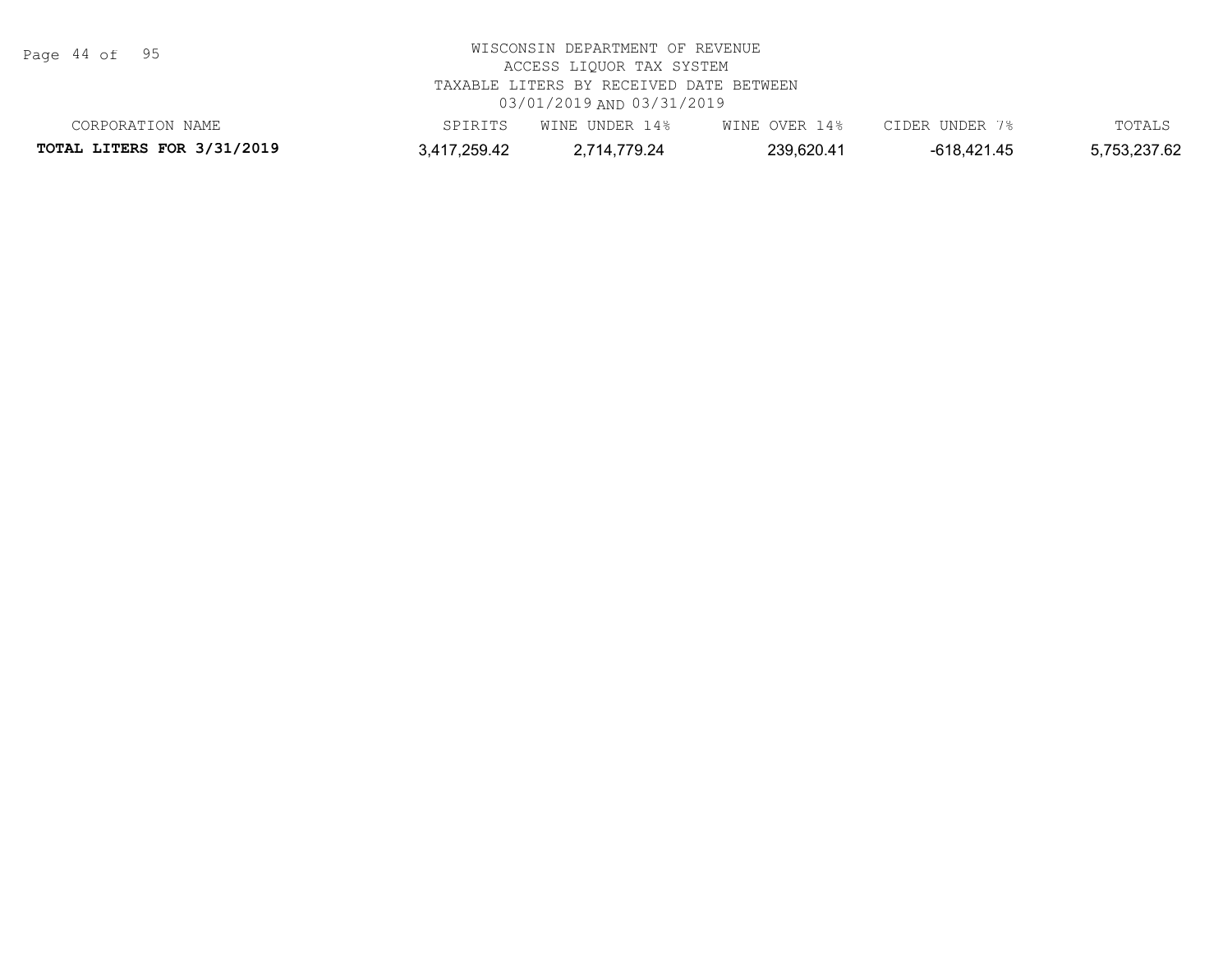WISCONSIN DEPARTMENT OF REVENUE
ACCESS LIQUOR TAX SYSTEM
TAXABLE LITERS BY RECEIVED DATE BETWEEN
03/01/2019 AND 03/31/2019

| CORPORATION NAME | SPIRITS | WINE UNDER 14% | WINE OVER 14% | CIDER UNDER 7% | TOTALS |
|---|---|---|---|---|---|
| **TOTAL LITERS FOR 3/31/2019** | 3,417,259.42 | 2,714,779.24 | 239,620.41 | -618,421.45 | 5,753,237.62 |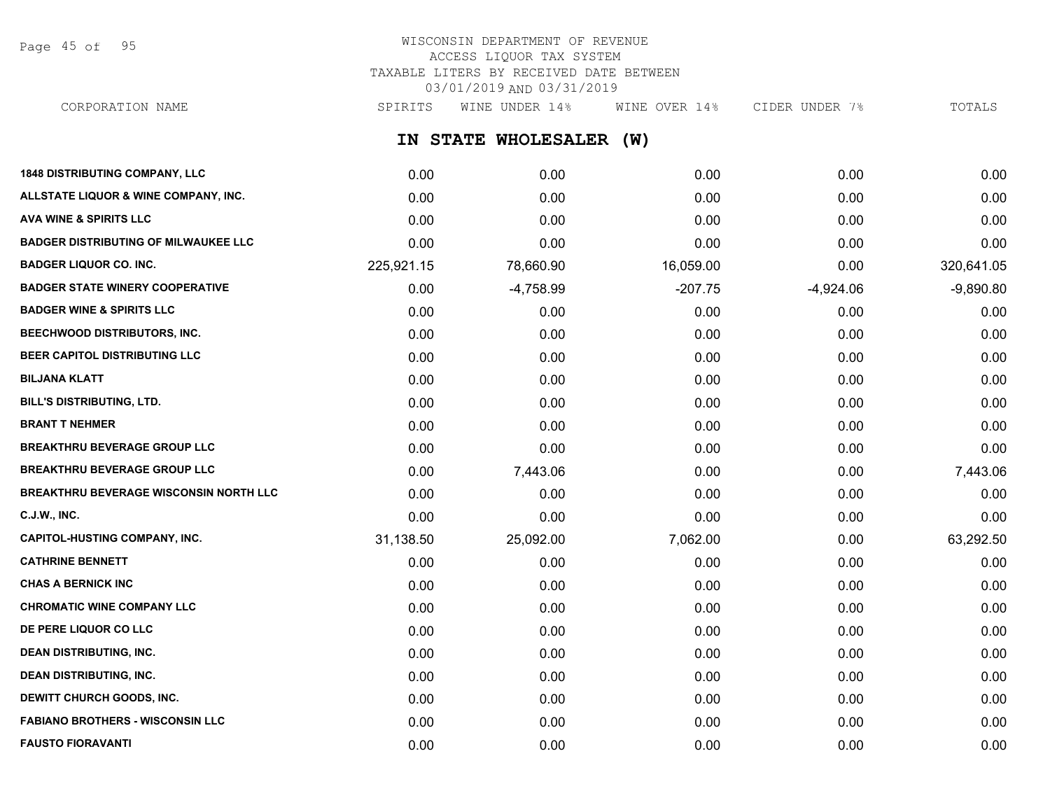WISCONSIN DEPARTMENT OF REVENUE
ACCESS LIQUOR TAX SYSTEM
TAXABLE LITERS BY RECEIVED DATE BETWEEN
03/01/2019 AND 03/31/2019

## IN STATE WHOLESALER (W)

| CORPORATION NAME | SPIRITS | WINE UNDER 14% | WINE OVER 14% | CIDER UNDER 7% | TOTALS |
|---|---|---|---|---|---|
| 1848 DISTRIBUTING COMPANY, LLC | 0.00 | 0.00 | 0.00 | 0.00 | 0.00 |
| ALLSTATE LIQUOR & WINE COMPANY, INC. | 0.00 | 0.00 | 0.00 | 0.00 | 0.00 |
| AVA WINE & SPIRITS LLC | 0.00 | 0.00 | 0.00 | 0.00 | 0.00 |
| BADGER DISTRIBUTING OF MILWAUKEE LLC | 0.00 | 0.00 | 0.00 | 0.00 | 0.00 |
| BADGER LIQUOR CO. INC. | 225,921.15 | 78,660.90 | 16,059.00 | 0.00 | 320,641.05 |
| BADGER STATE WINERY COOPERATIVE | 0.00 | -4,758.99 | -207.75 | -4,924.06 | -9,890.80 |
| BADGER WINE & SPIRITS LLC | 0.00 | 0.00 | 0.00 | 0.00 | 0.00 |
| BEECHWOOD DISTRIBUTORS, INC. | 0.00 | 0.00 | 0.00 | 0.00 | 0.00 |
| BEER CAPITOL DISTRIBUTING LLC | 0.00 | 0.00 | 0.00 | 0.00 | 0.00 |
| BILJANA KLATT | 0.00 | 0.00 | 0.00 | 0.00 | 0.00 |
| BILL'S DISTRIBUTING, LTD. | 0.00 | 0.00 | 0.00 | 0.00 | 0.00 |
| BRANT T NEHMER | 0.00 | 0.00 | 0.00 | 0.00 | 0.00 |
| BREAKTHRU BEVERAGE GROUP LLC | 0.00 | 0.00 | 0.00 | 0.00 | 0.00 |
| BREAKTHRU BEVERAGE GROUP LLC | 0.00 | 7,443.06 | 0.00 | 0.00 | 7,443.06 |
| BREAKTHRU BEVERAGE WISCONSIN NORTH LLC | 0.00 | 0.00 | 0.00 | 0.00 | 0.00 |
| C.J.W., INC. | 0.00 | 0.00 | 0.00 | 0.00 | 0.00 |
| CAPITOL-HUSTING COMPANY, INC. | 31,138.50 | 25,092.00 | 7,062.00 | 0.00 | 63,292.50 |
| CATHRINE BENNETT | 0.00 | 0.00 | 0.00 | 0.00 | 0.00 |
| CHAS A BERNICK INC | 0.00 | 0.00 | 0.00 | 0.00 | 0.00 |
| CHROMATIC WINE COMPANY LLC | 0.00 | 0.00 | 0.00 | 0.00 | 0.00 |
| DE PERE LIQUOR CO LLC | 0.00 | 0.00 | 0.00 | 0.00 | 0.00 |
| DEAN DISTRIBUTING, INC. | 0.00 | 0.00 | 0.00 | 0.00 | 0.00 |
| DEAN DISTRIBUTING, INC. | 0.00 | 0.00 | 0.00 | 0.00 | 0.00 |
| DEWITT CHURCH GOODS, INC. | 0.00 | 0.00 | 0.00 | 0.00 | 0.00 |
| FABIANO BROTHERS - WISCONSIN LLC | 0.00 | 0.00 | 0.00 | 0.00 | 0.00 |
| FAUSTO FIORAVANTI | 0.00 | 0.00 | 0.00 | 0.00 | 0.00 |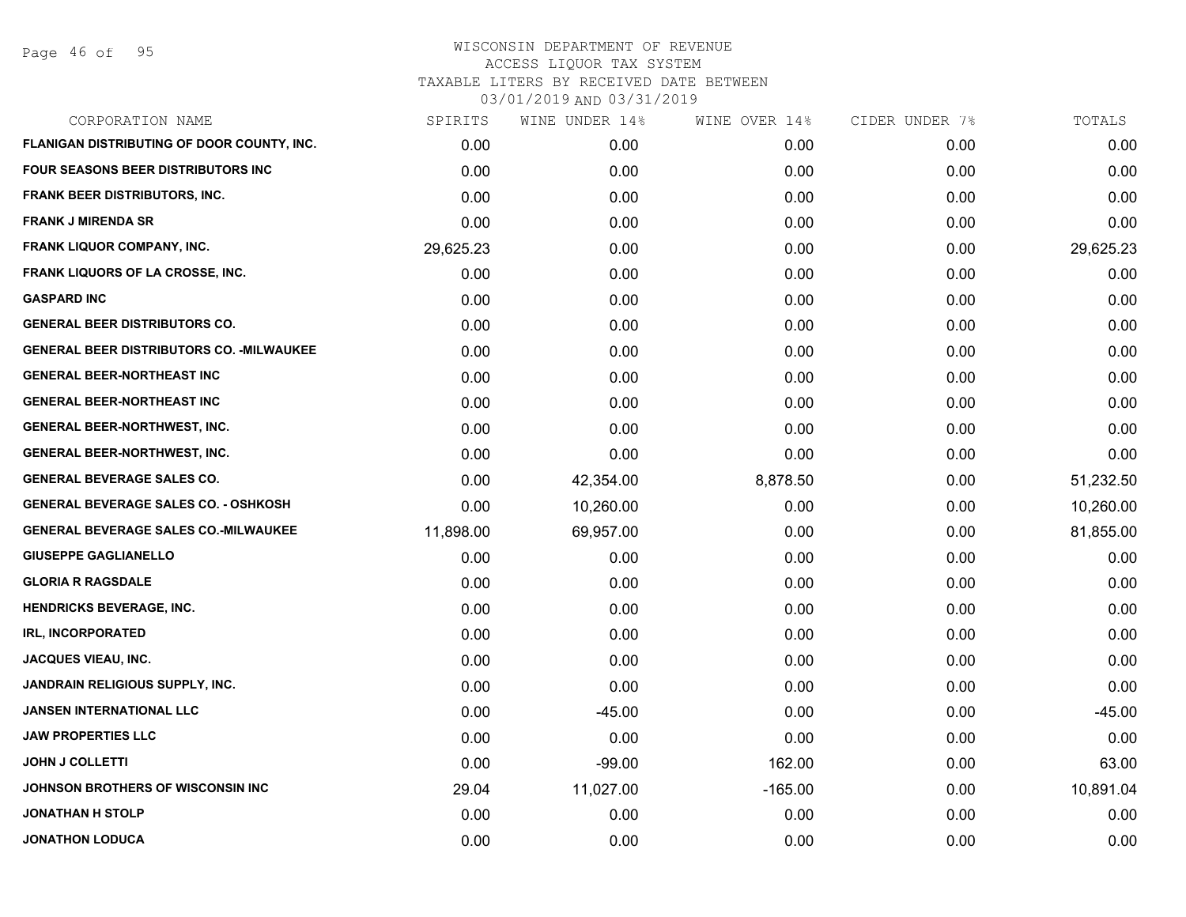WISCONSIN DEPARTMENT OF REVENUE
ACCESS LIQUOR TAX SYSTEM
TAXABLE LITERS BY RECEIVED DATE BETWEEN
03/01/2019 AND 03/31/2019

| CORPORATION NAME | SPIRITS | WINE UNDER 14% | WINE OVER 14% | CIDER UNDER 7% | TOTALS |
|---|---|---|---|---|---|
| FLANIGAN DISTRIBUTING OF DOOR COUNTY, INC. | 0.00 | 0.00 | 0.00 | 0.00 | 0.00 |
| FOUR SEASONS BEER DISTRIBUTORS INC | 0.00 | 0.00 | 0.00 | 0.00 | 0.00 |
| FRANK BEER DISTRIBUTORS, INC. | 0.00 | 0.00 | 0.00 | 0.00 | 0.00 |
| FRANK J MIRENDA SR | 0.00 | 0.00 | 0.00 | 0.00 | 0.00 |
| FRANK LIQUOR COMPANY, INC. | 29,625.23 | 0.00 | 0.00 | 0.00 | 29,625.23 |
| FRANK LIQUORS OF LA CROSSE, INC. | 0.00 | 0.00 | 0.00 | 0.00 | 0.00 |
| GASPARD INC | 0.00 | 0.00 | 0.00 | 0.00 | 0.00 |
| GENERAL BEER DISTRIBUTORS CO. | 0.00 | 0.00 | 0.00 | 0.00 | 0.00 |
| GENERAL BEER DISTRIBUTORS CO. -MILWAUKEE | 0.00 | 0.00 | 0.00 | 0.00 | 0.00 |
| GENERAL BEER-NORTHEAST INC | 0.00 | 0.00 | 0.00 | 0.00 | 0.00 |
| GENERAL BEER-NORTHEAST INC | 0.00 | 0.00 | 0.00 | 0.00 | 0.00 |
| GENERAL BEER-NORTHWEST, INC. | 0.00 | 0.00 | 0.00 | 0.00 | 0.00 |
| GENERAL BEER-NORTHWEST, INC. | 0.00 | 0.00 | 0.00 | 0.00 | 0.00 |
| GENERAL BEVERAGE SALES CO. | 0.00 | 42,354.00 | 8,878.50 | 0.00 | 51,232.50 |
| GENERAL BEVERAGE SALES CO. - OSHKOSH | 0.00 | 10,260.00 | 0.00 | 0.00 | 10,260.00 |
| GENERAL BEVERAGE SALES CO.-MILWAUKEE | 11,898.00 | 69,957.00 | 0.00 | 0.00 | 81,855.00 |
| GIUSEPPE GAGLIANELLO | 0.00 | 0.00 | 0.00 | 0.00 | 0.00 |
| GLORIA R RAGSDALE | 0.00 | 0.00 | 0.00 | 0.00 | 0.00 |
| HENDRICKS BEVERAGE, INC. | 0.00 | 0.00 | 0.00 | 0.00 | 0.00 |
| IRL, INCORPORATED | 0.00 | 0.00 | 0.00 | 0.00 | 0.00 |
| JACQUES VIEAU, INC. | 0.00 | 0.00 | 0.00 | 0.00 | 0.00 |
| JANDRAIN RELIGIOUS SUPPLY, INC. | 0.00 | 0.00 | 0.00 | 0.00 | 0.00 |
| JANSEN INTERNATIONAL LLC | 0.00 | -45.00 | 0.00 | 0.00 | -45.00 |
| JAW PROPERTIES LLC | 0.00 | 0.00 | 0.00 | 0.00 | 0.00 |
| JOHN J COLLETTI | 0.00 | -99.00 | 162.00 | 0.00 | 63.00 |
| JOHNSON BROTHERS OF WISCONSIN INC | 29.04 | 11,027.00 | -165.00 | 0.00 | 10,891.04 |
| JONATHAN H STOLP | 0.00 | 0.00 | 0.00 | 0.00 | 0.00 |
| JONATHON LODUCA | 0.00 | 0.00 | 0.00 | 0.00 | 0.00 |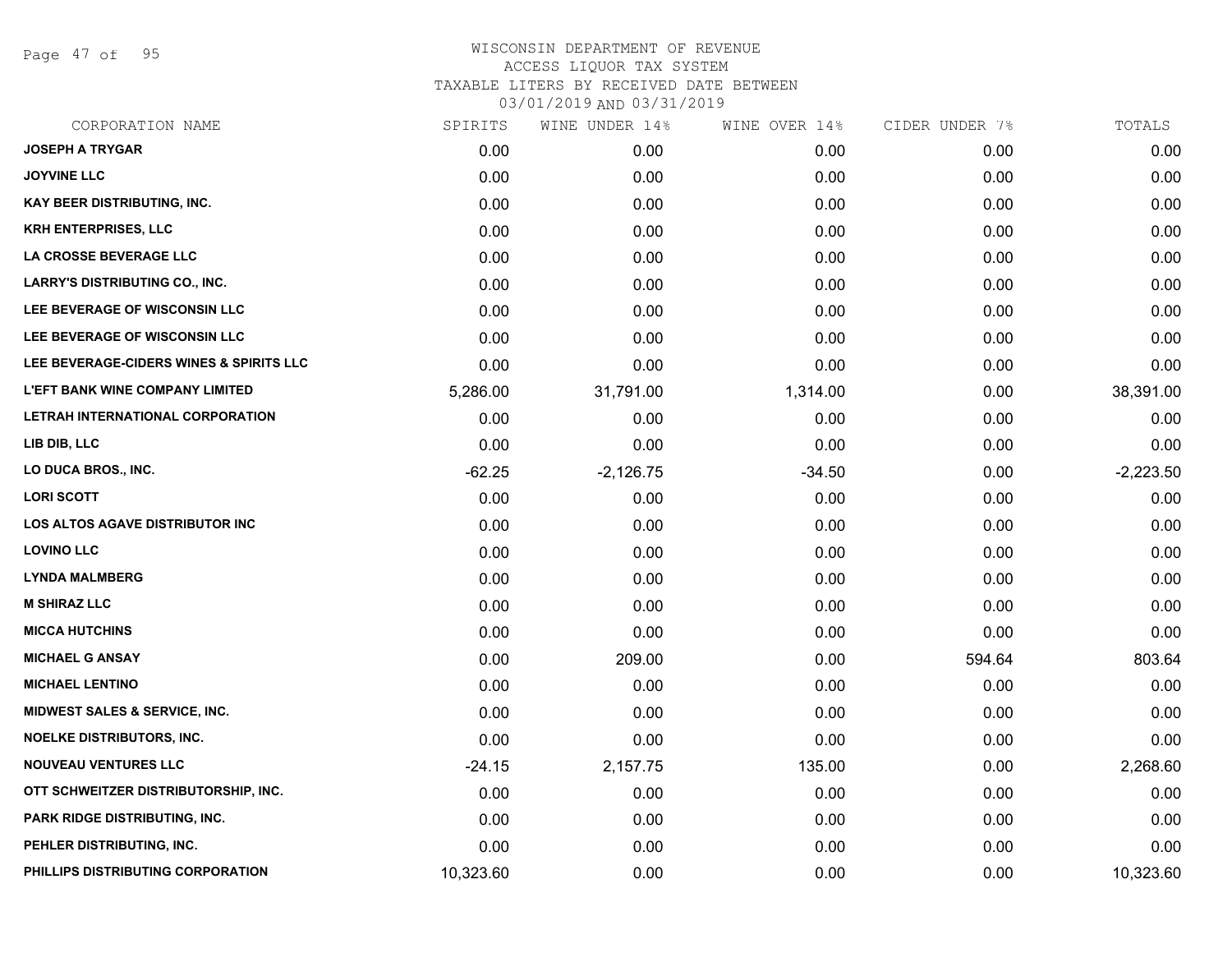WISCONSIN DEPARTMENT OF REVENUE
ACCESS LIQUOR TAX SYSTEM
TAXABLE LITERS BY RECEIVED DATE BETWEEN
03/01/2019 AND 03/31/2019

| CORPORATION NAME | SPIRITS | WINE UNDER 14% | WINE OVER 14% | CIDER UNDER 7% | TOTALS |
|---|---|---|---|---|---|
| JOSEPH A TRYGAR | 0.00 | 0.00 | 0.00 | 0.00 | 0.00 |
| JOYVINE LLC | 0.00 | 0.00 | 0.00 | 0.00 | 0.00 |
| KAY BEER DISTRIBUTING, INC. | 0.00 | 0.00 | 0.00 | 0.00 | 0.00 |
| KRH ENTERPRISES, LLC | 0.00 | 0.00 | 0.00 | 0.00 | 0.00 |
| LA CROSSE BEVERAGE LLC | 0.00 | 0.00 | 0.00 | 0.00 | 0.00 |
| LARRY'S DISTRIBUTING CO., INC. | 0.00 | 0.00 | 0.00 | 0.00 | 0.00 |
| LEE BEVERAGE OF WISCONSIN LLC | 0.00 | 0.00 | 0.00 | 0.00 | 0.00 |
| LEE BEVERAGE OF WISCONSIN LLC | 0.00 | 0.00 | 0.00 | 0.00 | 0.00 |
| LEE BEVERAGE-CIDERS WINES & SPIRITS LLC | 0.00 | 0.00 | 0.00 | 0.00 | 0.00 |
| L'EFT BANK WINE COMPANY LIMITED | 5,286.00 | 31,791.00 | 1,314.00 | 0.00 | 38,391.00 |
| LETRAH INTERNATIONAL CORPORATION | 0.00 | 0.00 | 0.00 | 0.00 | 0.00 |
| LIB DIB, LLC | 0.00 | 0.00 | 0.00 | 0.00 | 0.00 |
| LO DUCA BROS., INC. | -62.25 | -2,126.75 | -34.50 | 0.00 | -2,223.50 |
| LORI SCOTT | 0.00 | 0.00 | 0.00 | 0.00 | 0.00 |
| LOS ALTOS AGAVE DISTRIBUTOR INC | 0.00 | 0.00 | 0.00 | 0.00 | 0.00 |
| LOVINO LLC | 0.00 | 0.00 | 0.00 | 0.00 | 0.00 |
| LYNDA MALMBERG | 0.00 | 0.00 | 0.00 | 0.00 | 0.00 |
| M SHIRAZ LLC | 0.00 | 0.00 | 0.00 | 0.00 | 0.00 |
| MICCA HUTCHINS | 0.00 | 0.00 | 0.00 | 0.00 | 0.00 |
| MICHAEL G ANSAY | 0.00 | 209.00 | 0.00 | 594.64 | 803.64 |
| MICHAEL LENTINO | 0.00 | 0.00 | 0.00 | 0.00 | 0.00 |
| MIDWEST SALES & SERVICE, INC. | 0.00 | 0.00 | 0.00 | 0.00 | 0.00 |
| NOELKE DISTRIBUTORS, INC. | 0.00 | 0.00 | 0.00 | 0.00 | 0.00 |
| NOUVEAU VENTURES LLC | -24.15 | 2,157.75 | 135.00 | 0.00 | 2,268.60 |
| OTT SCHWEITZER DISTRIBUTORSHIP, INC. | 0.00 | 0.00 | 0.00 | 0.00 | 0.00 |
| PARK RIDGE DISTRIBUTING, INC. | 0.00 | 0.00 | 0.00 | 0.00 | 0.00 |
| PEHLER DISTRIBUTING, INC. | 0.00 | 0.00 | 0.00 | 0.00 | 0.00 |
| PHILLIPS DISTRIBUTING CORPORATION | 10,323.60 | 0.00 | 0.00 | 0.00 | 10,323.60 |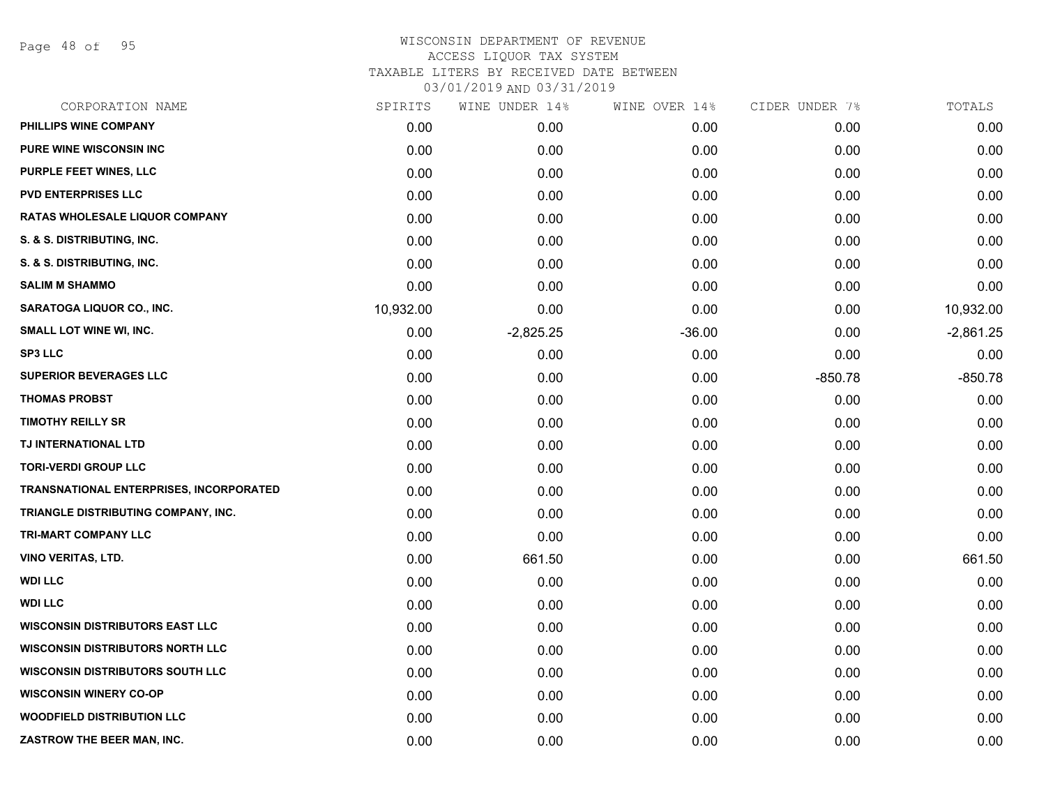WISCONSIN DEPARTMENT OF REVENUE
ACCESS LIQUOR TAX SYSTEM
TAXABLE LITERS BY RECEIVED DATE BETWEEN
03/01/2019 AND 03/31/2019

| CORPORATION NAME | SPIRITS | WINE UNDER 14% | WINE OVER 14% | CIDER UNDER 7% | TOTALS |
|---|---|---|---|---|---|
| PHILLIPS WINE COMPANY | 0.00 | 0.00 | 0.00 | 0.00 | 0.00 |
| PURE WINE WISCONSIN INC | 0.00 | 0.00 | 0.00 | 0.00 | 0.00 |
| PURPLE FEET WINES, LLC | 0.00 | 0.00 | 0.00 | 0.00 | 0.00 |
| PVD ENTERPRISES LLC | 0.00 | 0.00 | 0.00 | 0.00 | 0.00 |
| RATAS WHOLESALE LIQUOR COMPANY | 0.00 | 0.00 | 0.00 | 0.00 | 0.00 |
| S. & S. DISTRIBUTING, INC. | 0.00 | 0.00 | 0.00 | 0.00 | 0.00 |
| S. & S. DISTRIBUTING, INC. | 0.00 | 0.00 | 0.00 | 0.00 | 0.00 |
| SALIM M SHAMMO | 0.00 | 0.00 | 0.00 | 0.00 | 0.00 |
| SARATOGA LIQUOR CO., INC. | 10,932.00 | 0.00 | 0.00 | 0.00 | 10,932.00 |
| SMALL LOT WINE WI, INC. | 0.00 | -2,825.25 | -36.00 | 0.00 | -2,861.25 |
| SP3 LLC | 0.00 | 0.00 | 0.00 | 0.00 | 0.00 |
| SUPERIOR BEVERAGES LLC | 0.00 | 0.00 | 0.00 | -850.78 | -850.78 |
| THOMAS PROBST | 0.00 | 0.00 | 0.00 | 0.00 | 0.00 |
| TIMOTHY REILLY SR | 0.00 | 0.00 | 0.00 | 0.00 | 0.00 |
| TJ INTERNATIONAL LTD | 0.00 | 0.00 | 0.00 | 0.00 | 0.00 |
| TORI-VERDI GROUP LLC | 0.00 | 0.00 | 0.00 | 0.00 | 0.00 |
| TRANSNATIONAL ENTERPRISES, INCORPORATED | 0.00 | 0.00 | 0.00 | 0.00 | 0.00 |
| TRIANGLE DISTRIBUTING COMPANY, INC. | 0.00 | 0.00 | 0.00 | 0.00 | 0.00 |
| TRI-MART COMPANY LLC | 0.00 | 0.00 | 0.00 | 0.00 | 0.00 |
| VINO VERITAS, LTD. | 0.00 | 661.50 | 0.00 | 0.00 | 661.50 |
| WDI LLC | 0.00 | 0.00 | 0.00 | 0.00 | 0.00 |
| WDI LLC | 0.00 | 0.00 | 0.00 | 0.00 | 0.00 |
| WISCONSIN DISTRIBUTORS EAST LLC | 0.00 | 0.00 | 0.00 | 0.00 | 0.00 |
| WISCONSIN DISTRIBUTORS NORTH LLC | 0.00 | 0.00 | 0.00 | 0.00 | 0.00 |
| WISCONSIN DISTRIBUTORS SOUTH LLC | 0.00 | 0.00 | 0.00 | 0.00 | 0.00 |
| WISCONSIN WINERY CO-OP | 0.00 | 0.00 | 0.00 | 0.00 | 0.00 |
| WOODFIELD DISTRIBUTION LLC | 0.00 | 0.00 | 0.00 | 0.00 | 0.00 |
| ZASTROW THE BEER MAN, INC. | 0.00 | 0.00 | 0.00 | 0.00 | 0.00 |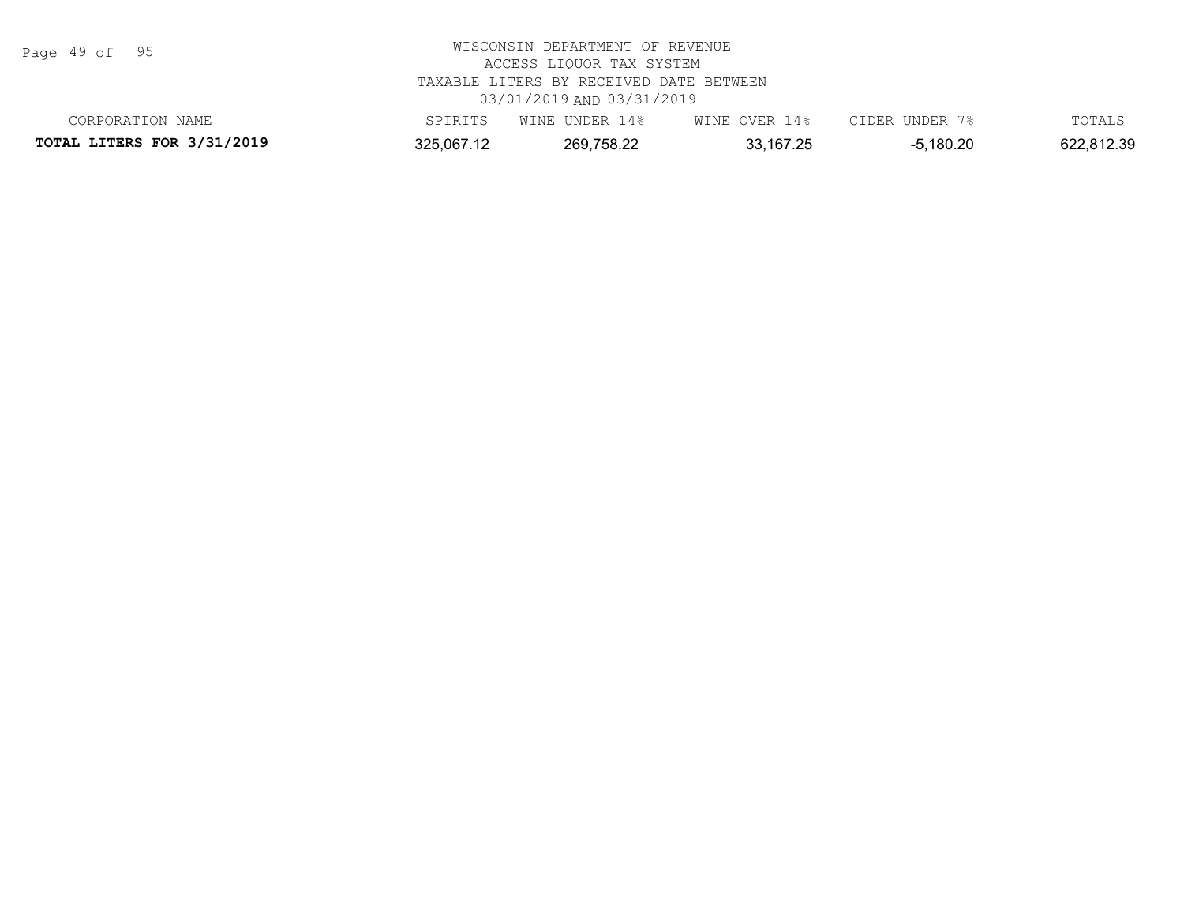WISCONSIN DEPARTMENT OF REVENUE
ACCESS LIQUOR TAX SYSTEM
TAXABLE LITERS BY RECEIVED DATE BETWEEN
03/01/2019 AND 03/31/2019

| CORPORATION NAME | SPIRITS | WINE UNDER 14% | WINE OVER 14% | CIDER UNDER 7% | TOTALS |
|---|---|---|---|---|---|
| **TOTAL LITERS FOR 3/31/2019** | 325,067.12 | 269,758.22 | 33,167.25 | -5,180.20 | 622,812.39 |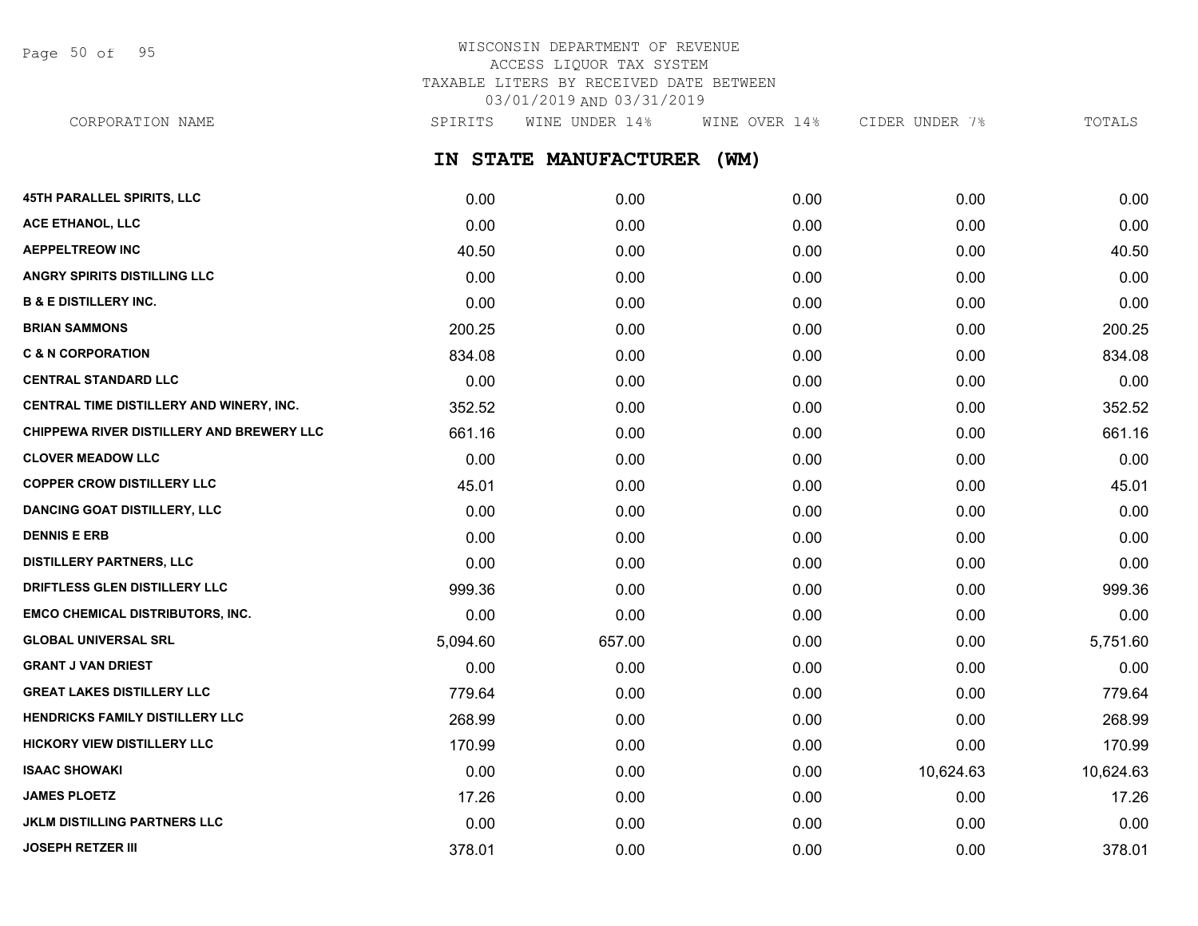WISCONSIN DEPARTMENT OF REVENUE
ACCESS LIQUOR TAX SYSTEM
TAXABLE LITERS BY RECEIVED DATE BETWEEN
03/01/2019 AND 03/31/2019

## IN STATE MANUFACTURER (WM)

| CORPORATION NAME | SPIRITS | WINE UNDER 14% | WINE OVER 14% | CIDER UNDER 7% | TOTALS |
|---|---|---|---|---|---|
| 45TH PARALLEL SPIRITS, LLC | 0.00 | 0.00 | 0.00 | 0.00 | 0.00 |
| ACE ETHANOL, LLC | 0.00 | 0.00 | 0.00 | 0.00 | 0.00 |
| AEPPELTREOW INC | 40.50 | 0.00 | 0.00 | 0.00 | 40.50 |
| ANGRY SPIRITS DISTILLING LLC | 0.00 | 0.00 | 0.00 | 0.00 | 0.00 |
| B & E DISTILLERY INC. | 0.00 | 0.00 | 0.00 | 0.00 | 0.00 |
| BRIAN SAMMONS | 200.25 | 0.00 | 0.00 | 0.00 | 200.25 |
| C & N CORPORATION | 834.08 | 0.00 | 0.00 | 0.00 | 834.08 |
| CENTRAL STANDARD LLC | 0.00 | 0.00 | 0.00 | 0.00 | 0.00 |
| CENTRAL TIME DISTILLERY AND WINERY, INC. | 352.52 | 0.00 | 0.00 | 0.00 | 352.52 |
| CHIPPEWA RIVER DISTILLERY AND BREWERY LLC | 661.16 | 0.00 | 0.00 | 0.00 | 661.16 |
| CLOVER MEADOW LLC | 0.00 | 0.00 | 0.00 | 0.00 | 0.00 |
| COPPER CROW DISTILLERY LLC | 45.01 | 0.00 | 0.00 | 0.00 | 45.01 |
| DANCING GOAT DISTILLERY, LLC | 0.00 | 0.00 | 0.00 | 0.00 | 0.00 |
| DENNIS E ERB | 0.00 | 0.00 | 0.00 | 0.00 | 0.00 |
| DISTILLERY PARTNERS, LLC | 0.00 | 0.00 | 0.00 | 0.00 | 0.00 |
| DRIFTLESS GLEN DISTILLERY LLC | 999.36 | 0.00 | 0.00 | 0.00 | 999.36 |
| EMCO CHEMICAL DISTRIBUTORS, INC. | 0.00 | 0.00 | 0.00 | 0.00 | 0.00 |
| GLOBAL UNIVERSAL SRL | 5,094.60 | 657.00 | 0.00 | 0.00 | 5,751.60 |
| GRANT J VAN DRIEST | 0.00 | 0.00 | 0.00 | 0.00 | 0.00 |
| GREAT LAKES DISTILLERY LLC | 779.64 | 0.00 | 0.00 | 0.00 | 779.64 |
| HENDRICKS FAMILY DISTILLERY LLC | 268.99 | 0.00 | 0.00 | 0.00 | 268.99 |
| HICKORY VIEW DISTILLERY LLC | 170.99 | 0.00 | 0.00 | 0.00 | 170.99 |
| ISAAC SHOWAKI | 0.00 | 0.00 | 0.00 | 10,624.63 | 10,624.63 |
| JAMES PLOETZ | 17.26 | 0.00 | 0.00 | 0.00 | 17.26 |
| JKLM DISTILLING PARTNERS LLC | 0.00 | 0.00 | 0.00 | 0.00 | 0.00 |
| JOSEPH RETZER III | 378.01 | 0.00 | 0.00 | 0.00 | 378.01 |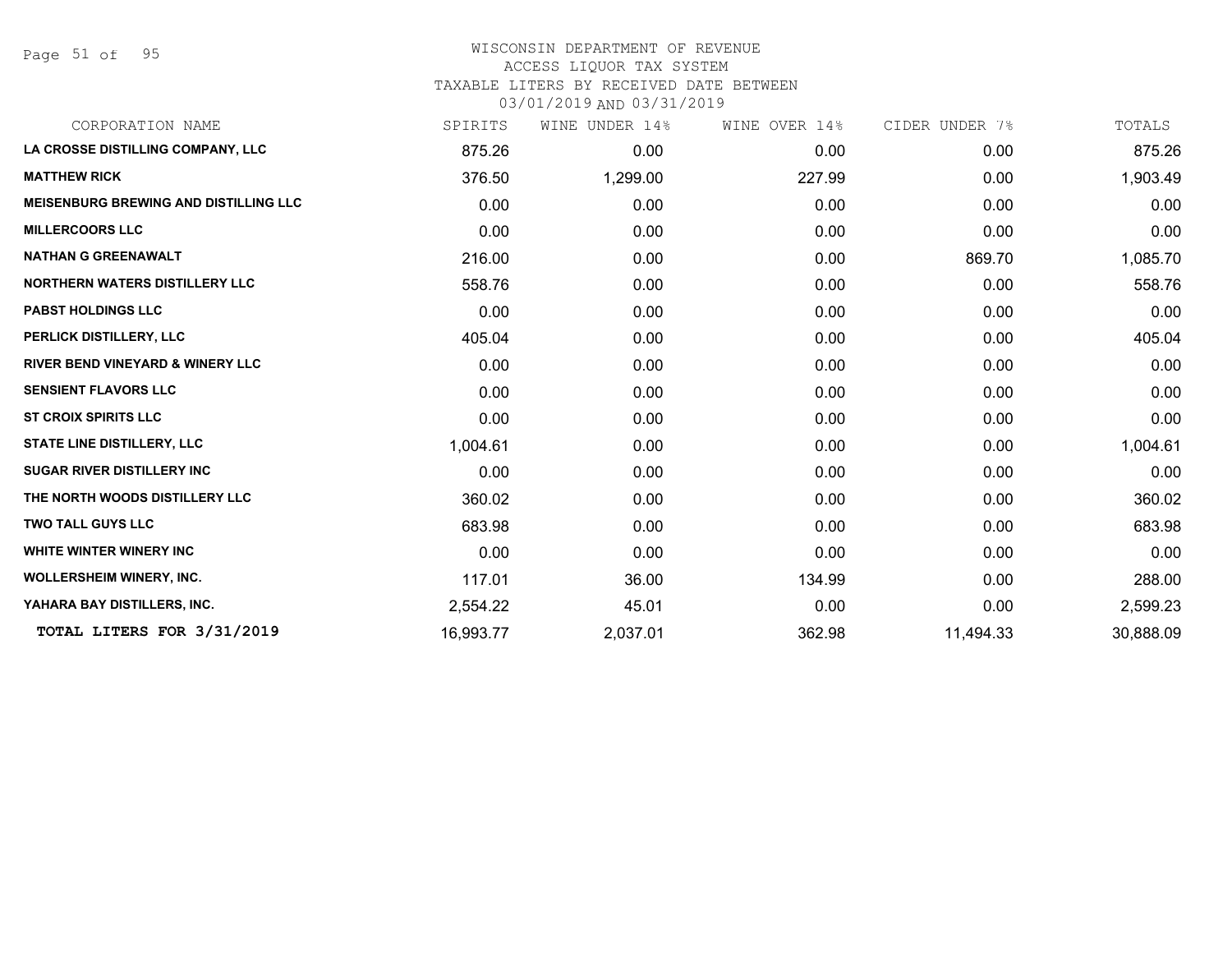WISCONSIN DEPARTMENT OF REVENUE
ACCESS LIQUOR TAX SYSTEM
TAXABLE LITERS BY RECEIVED DATE BETWEEN
03/01/2019 AND 03/31/2019

| CORPORATION NAME | SPIRITS | WINE UNDER 14% | WINE OVER 14% | CIDER UNDER 7% | TOTALS |
|---|---|---|---|---|---|
| **LA CROSSE DISTILLING COMPANY, LLC** | 875.26 | 0.00 | 0.00 | 0.00 | 875.26 |
| **MATTHEW RICK** | 376.50 | 1,299.00 | 227.99 | 0.00 | 1,903.49 |
| **MEISENBURG BREWING AND DISTILLING LLC** | 0.00 | 0.00 | 0.00 | 0.00 | 0.00 |
| **MILLERCOORS LLC** | 0.00 | 0.00 | 0.00 | 0.00 | 0.00 |
| **NATHAN G GREENAWALT** | 216.00 | 0.00 | 0.00 | 869.70 | 1,085.70 |
| **NORTHERN WATERS DISTILLERY LLC** | 558.76 | 0.00 | 0.00 | 0.00 | 558.76 |
| **PABST HOLDINGS LLC** | 0.00 | 0.00 | 0.00 | 0.00 | 0.00 |
| **PERLICK DISTILLERY, LLC** | 405.04 | 0.00 | 0.00 | 0.00 | 405.04 |
| **RIVER BEND VINEYARD & WINERY LLC** | 0.00 | 0.00 | 0.00 | 0.00 | 0.00 |
| **SENSIENT FLAVORS LLC** | 0.00 | 0.00 | 0.00 | 0.00 | 0.00 |
| **ST CROIX SPIRITS LLC** | 0.00 | 0.00 | 0.00 | 0.00 | 0.00 |
| **STATE LINE DISTILLERY, LLC** | 1,004.61 | 0.00 | 0.00 | 0.00 | 1,004.61 |
| **SUGAR RIVER DISTILLERY INC** | 0.00 | 0.00 | 0.00 | 0.00 | 0.00 |
| **THE NORTH WOODS DISTILLERY LLC** | 360.02 | 0.00 | 0.00 | 0.00 | 360.02 |
| **TWO TALL GUYS LLC** | 683.98 | 0.00 | 0.00 | 0.00 | 683.98 |
| **WHITE WINTER WINERY INC** | 0.00 | 0.00 | 0.00 | 0.00 | 0.00 |
| **WOLLERSHEIM WINERY, INC.** | 117.01 | 36.00 | 134.99 | 0.00 | 288.00 |
| **YAHARA BAY DISTILLERS, INC.** | 2,554.22 | 45.01 | 0.00 | 0.00 | 2,599.23 |
| **TOTAL LITERS FOR 3/31/2019** | 16,993.77 | 2,037.01 | 362.98 | 11,494.33 | 30,888.09 |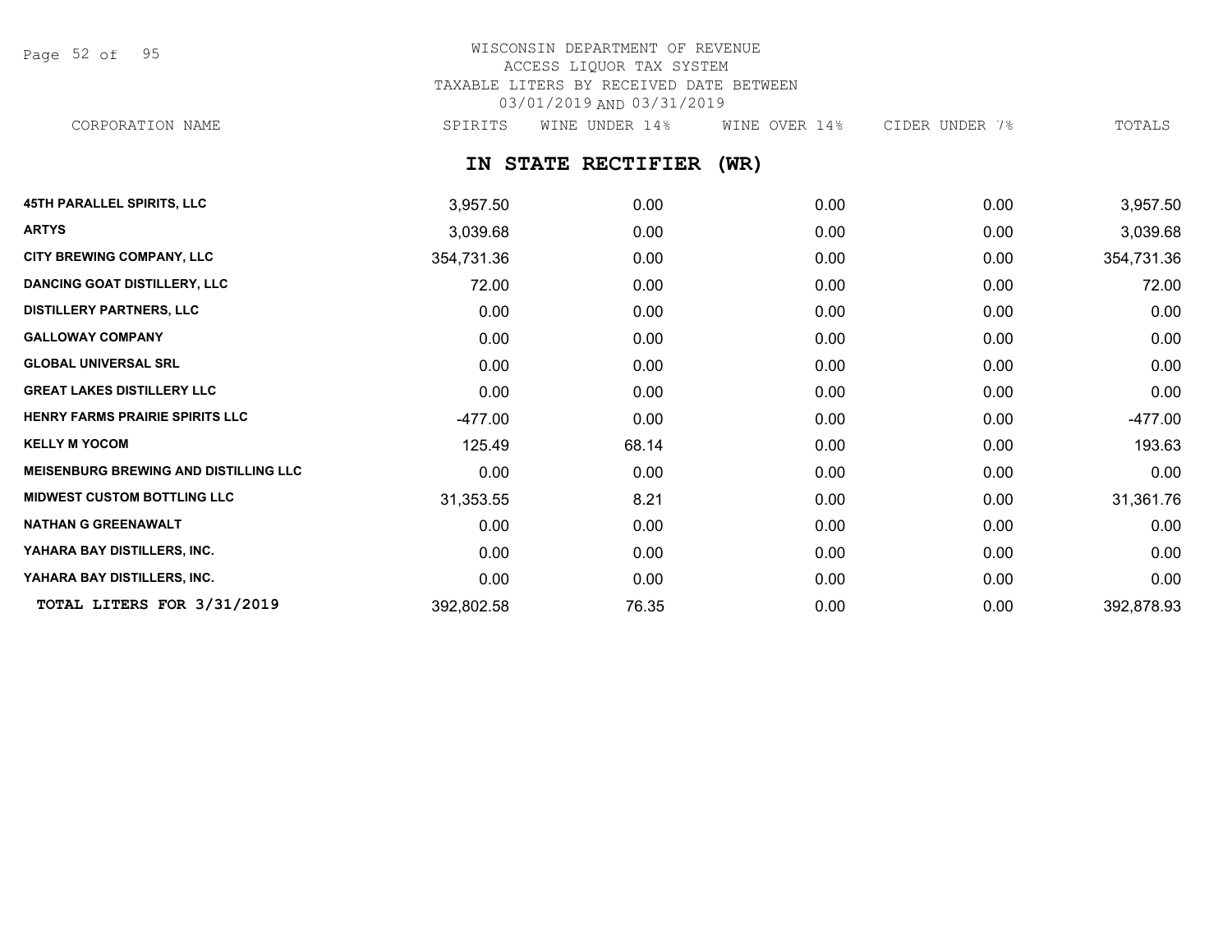WISCONSIN DEPARTMENT OF REVENUE
ACCESS LIQUOR TAX SYSTEM
TAXABLE LITERS BY RECEIVED DATE BETWEEN
03/01/2019 AND 03/31/2019

## IN STATE RECTIFIER (WR)

| CORPORATION NAME | SPIRITS | WINE UNDER 14% | WINE OVER 14% | CIDER UNDER 7% | TOTALS |
|---|---|---|---|---|---|
| **45TH PARALLEL SPIRITS, LLC** | 3,957.50 | 0.00 | 0.00 | 0.00 | 3,957.50 |
| **ARTYS** | 3,039.68 | 0.00 | 0.00 | 0.00 | 3,039.68 |
| **CITY BREWING COMPANY, LLC** | 354,731.36 | 0.00 | 0.00 | 0.00 | 354,731.36 |
| **DANCING GOAT DISTILLERY, LLC** | 72.00 | 0.00 | 0.00 | 0.00 | 72.00 |
| **DISTILLERY PARTNERS, LLC** | 0.00 | 0.00 | 0.00 | 0.00 | 0.00 |
| **GALLOWAY COMPANY** | 0.00 | 0.00 | 0.00 | 0.00 | 0.00 |
| **GLOBAL UNIVERSAL SRL** | 0.00 | 0.00 | 0.00 | 0.00 | 0.00 |
| **GREAT LAKES DISTILLERY LLC** | 0.00 | 0.00 | 0.00 | 0.00 | 0.00 |
| **HENRY FARMS PRAIRIE SPIRITS LLC** | -477.00 | 0.00 | 0.00 | 0.00 | -477.00 |
| **KELLY M YOCOM** | 125.49 | 68.14 | 0.00 | 0.00 | 193.63 |
| **MEISENBURG BREWING AND DISTILLING LLC** | 0.00 | 0.00 | 0.00 | 0.00 | 0.00 |
| **MIDWEST CUSTOM BOTTLING LLC** | 31,353.55 | 8.21 | 0.00 | 0.00 | 31,361.76 |
| **NATHAN G GREENAWALT** | 0.00 | 0.00 | 0.00 | 0.00 | 0.00 |
| **YAHARA BAY DISTILLERS, INC.** | 0.00 | 0.00 | 0.00 | 0.00 | 0.00 |
| **YAHARA BAY DISTILLERS, INC.** | 0.00 | 0.00 | 0.00 | 0.00 | 0.00 |
| **TOTAL LITERS FOR 3/31/2019** | 392,802.58 | 76.35 | 0.00 | 0.00 | 392,878.93 |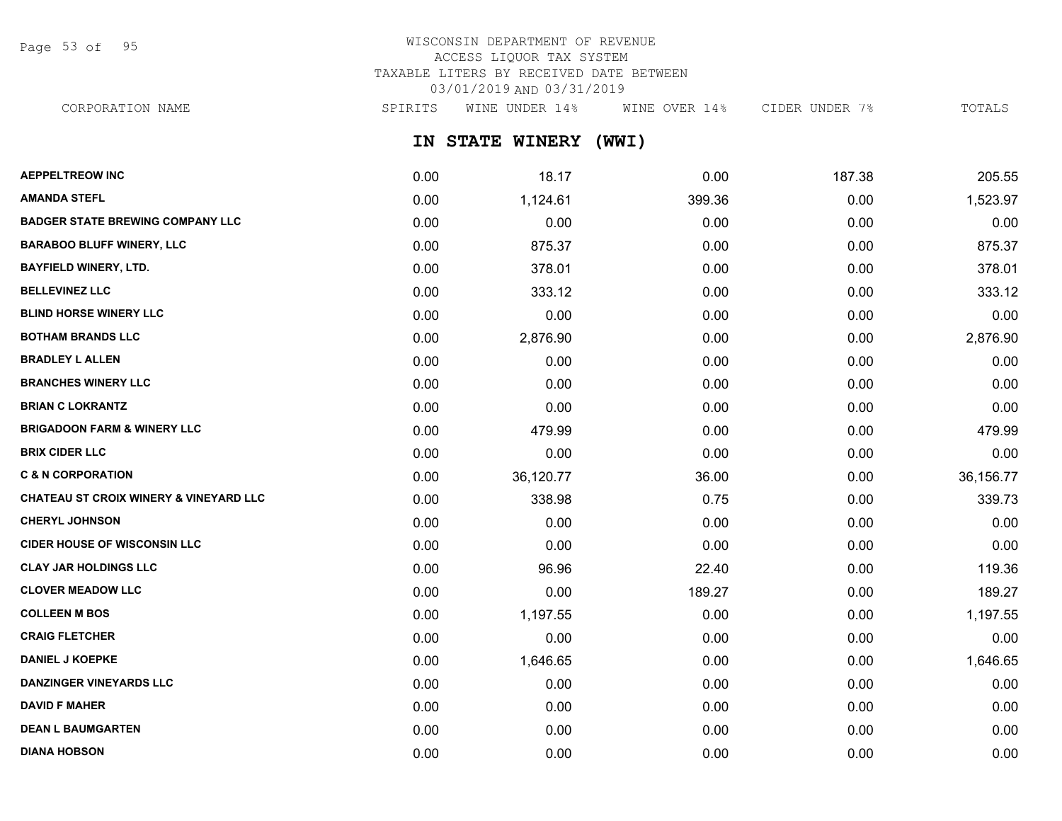WISCONSIN DEPARTMENT OF REVENUE
ACCESS LIQUOR TAX SYSTEM
TAXABLE LITERS BY RECEIVED DATE BETWEEN
03/01/2019 AND 03/31/2019

## IN STATE WINERY (WWI)

| CORPORATION NAME | SPIRITS | WINE UNDER 14% | WINE OVER 14% | CIDER UNDER 7% | TOTALS |
|---|---|---|---|---|---|
| **AEPPELTREOW INC** | 0.00 | 18.17 | 0.00 | 187.38 | 205.55 |
| **AMANDA STEFL** | 0.00 | 1,124.61 | 399.36 | 0.00 | 1,523.97 |
| **BADGER STATE BREWING COMPANY LLC** | 0.00 | 0.00 | 0.00 | 0.00 | 0.00 |
| **BARABOO BLUFF WINERY, LLC** | 0.00 | 875.37 | 0.00 | 0.00 | 875.37 |
| **BAYFIELD WINERY, LTD.** | 0.00 | 378.01 | 0.00 | 0.00 | 378.01 |
| **BELLEVINEZ LLC** | 0.00 | 333.12 | 0.00 | 0.00 | 333.12 |
| **BLIND HORSE WINERY LLC** | 0.00 | 0.00 | 0.00 | 0.00 | 0.00 |
| **BOTHAM BRANDS LLC** | 0.00 | 2,876.90 | 0.00 | 0.00 | 2,876.90 |
| **BRADLEY L ALLEN** | 0.00 | 0.00 | 0.00 | 0.00 | 0.00 |
| **BRANCHES WINERY LLC** | 0.00 | 0.00 | 0.00 | 0.00 | 0.00 |
| **BRIAN C LOKRANTZ** | 0.00 | 0.00 | 0.00 | 0.00 | 0.00 |
| **BRIGADOON FARM & WINERY LLC** | 0.00 | 479.99 | 0.00 | 0.00 | 479.99 |
| **BRIX CIDER LLC** | 0.00 | 0.00 | 0.00 | 0.00 | 0.00 |
| **C & N CORPORATION** | 0.00 | 36,120.77 | 36.00 | 0.00 | 36,156.77 |
| **CHATEAU ST CROIX WINERY & VINEYARD LLC** | 0.00 | 338.98 | 0.75 | 0.00 | 339.73 |
| **CHERYL JOHNSON** | 0.00 | 0.00 | 0.00 | 0.00 | 0.00 |
| **CIDER HOUSE OF WISCONSIN LLC** | 0.00 | 0.00 | 0.00 | 0.00 | 0.00 |
| **CLAY JAR HOLDINGS LLC** | 0.00 | 96.96 | 22.40 | 0.00 | 119.36 |
| **CLOVER MEADOW LLC** | 0.00 | 0.00 | 189.27 | 0.00 | 189.27 |
| **COLLEEN M BOS** | 0.00 | 1,197.55 | 0.00 | 0.00 | 1,197.55 |
| **CRAIG FLETCHER** | 0.00 | 0.00 | 0.00 | 0.00 | 0.00 |
| **DANIEL J KOEPKE** | 0.00 | 1,646.65 | 0.00 | 0.00 | 1,646.65 |
| **DANZINGER VINEYARDS LLC** | 0.00 | 0.00 | 0.00 | 0.00 | 0.00 |
| **DAVID F MAHER** | 0.00 | 0.00 | 0.00 | 0.00 | 0.00 |
| **DEAN L BAUMGARTEN** | 0.00 | 0.00 | 0.00 | 0.00 | 0.00 |
| **DIANA HOBSON** | 0.00 | 0.00 | 0.00 | 0.00 | 0.00 |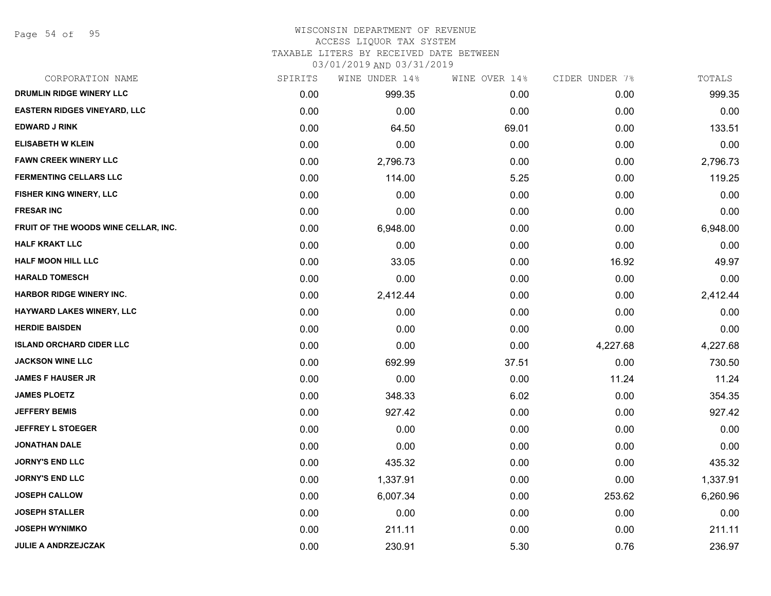WISCONSIN DEPARTMENT OF REVENUE
ACCESS LIQUOR TAX SYSTEM
TAXABLE LITERS BY RECEIVED DATE BETWEEN
03/01/2019 AND 03/31/2019

| CORPORATION NAME | SPIRITS | WINE UNDER 14% | WINE OVER 14% | CIDER UNDER 7% | TOTALS |
|---|---|---|---|---|---|
| DRUMLIN RIDGE WINERY LLC | 0.00 | 999.35 | 0.00 | 0.00 | 999.35 |
| EASTERN RIDGES VINEYARD, LLC | 0.00 | 0.00 | 0.00 | 0.00 | 0.00 |
| EDWARD J RINK | 0.00 | 64.50 | 69.01 | 0.00 | 133.51 |
| ELISABETH W KLEIN | 0.00 | 0.00 | 0.00 | 0.00 | 0.00 |
| FAWN CREEK WINERY LLC | 0.00 | 2,796.73 | 0.00 | 0.00 | 2,796.73 |
| FERMENTING CELLARS LLC | 0.00 | 114.00 | 5.25 | 0.00 | 119.25 |
| FISHER KING WINERY, LLC | 0.00 | 0.00 | 0.00 | 0.00 | 0.00 |
| FRESAR INC | 0.00 | 0.00 | 0.00 | 0.00 | 0.00 |
| FRUIT OF THE WOODS WINE CELLAR, INC. | 0.00 | 6,948.00 | 0.00 | 0.00 | 6,948.00 |
| HALF KRAKT LLC | 0.00 | 0.00 | 0.00 | 0.00 | 0.00 |
| HALF MOON HILL LLC | 0.00 | 33.05 | 0.00 | 16.92 | 49.97 |
| HARALD TOMESCH | 0.00 | 0.00 | 0.00 | 0.00 | 0.00 |
| HARBOR RIDGE WINERY INC. | 0.00 | 2,412.44 | 0.00 | 0.00 | 2,412.44 |
| HAYWARD LAKES WINERY, LLC | 0.00 | 0.00 | 0.00 | 0.00 | 0.00 |
| HERDIE BAISDEN | 0.00 | 0.00 | 0.00 | 0.00 | 0.00 |
| ISLAND ORCHARD CIDER LLC | 0.00 | 0.00 | 0.00 | 4,227.68 | 4,227.68 |
| JACKSON WINE LLC | 0.00 | 692.99 | 37.51 | 0.00 | 730.50 |
| JAMES F HAUSER JR | 0.00 | 0.00 | 0.00 | 11.24 | 11.24 |
| JAMES PLOETZ | 0.00 | 348.33 | 6.02 | 0.00 | 354.35 |
| JEFFERY BEMIS | 0.00 | 927.42 | 0.00 | 0.00 | 927.42 |
| JEFFREY L STOEGER | 0.00 | 0.00 | 0.00 | 0.00 | 0.00 |
| JONATHAN DALE | 0.00 | 0.00 | 0.00 | 0.00 | 0.00 |
| JORNY'S END LLC | 0.00 | 435.32 | 0.00 | 0.00 | 435.32 |
| JORNY'S END LLC | 0.00 | 1,337.91 | 0.00 | 0.00 | 1,337.91 |
| JOSEPH CALLOW | 0.00 | 6,007.34 | 0.00 | 253.62 | 6,260.96 |
| JOSEPH STALLER | 0.00 | 0.00 | 0.00 | 0.00 | 0.00 |
| JOSEPH WYNIMKO | 0.00 | 211.11 | 0.00 | 0.00 | 211.11 |
| JULIE A ANDRZEJCZAK | 0.00 | 230.91 | 5.30 | 0.76 | 236.97 |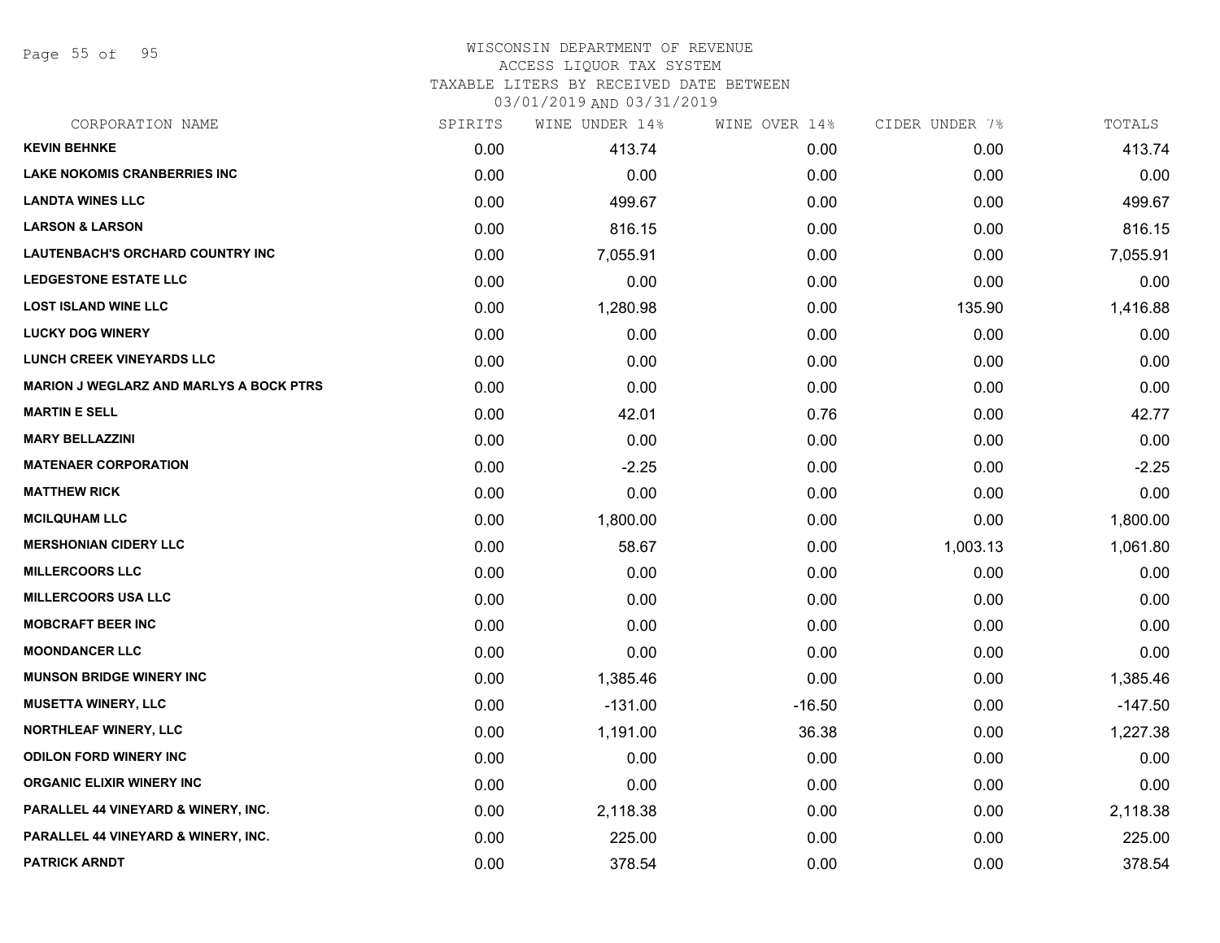# WISCONSIN DEPARTMENT OF REVENUE
## ACCESS LIQUOR TAX SYSTEM
## TAXABLE LITERS BY RECEIVED DATE BETWEEN
## 03/01/2019 AND 03/31/2019

| CORPORATION NAME | SPIRITS | WINE UNDER 14% | WINE OVER 14% | CIDER UNDER 7% | TOTALS |
|---|---|---|---|---|---|
| KEVIN BEHNKE | 0.00 | 413.74 | 0.00 | 0.00 | 413.74 |
| LAKE NOKOMIS CRANBERRIES INC | 0.00 | 0.00 | 0.00 | 0.00 | 0.00 |
| LANDTA WINES LLC | 0.00 | 499.67 | 0.00 | 0.00 | 499.67 |
| LARSON & LARSON | 0.00 | 816.15 | 0.00 | 0.00 | 816.15 |
| LAUTENBACH'S ORCHARD COUNTRY INC | 0.00 | 7,055.91 | 0.00 | 0.00 | 7,055.91 |
| LEDGESTONE ESTATE LLC | 0.00 | 0.00 | 0.00 | 0.00 | 0.00 |
| LOST ISLAND WINE LLC | 0.00 | 1,280.98 | 0.00 | 135.90 | 1,416.88 |
| LUCKY DOG WINERY | 0.00 | 0.00 | 0.00 | 0.00 | 0.00 |
| LUNCH CREEK VINEYARDS LLC | 0.00 | 0.00 | 0.00 | 0.00 | 0.00 |
| MARION J WEGLARZ AND MARLYS A BOCK PTRS | 0.00 | 0.00 | 0.00 | 0.00 | 0.00 |
| MARTIN E SELL | 0.00 | 42.01 | 0.76 | 0.00 | 42.77 |
| MARY BELLAZZINI | 0.00 | 0.00 | 0.00 | 0.00 | 0.00 |
| MATENAER CORPORATION | 0.00 | -2.25 | 0.00 | 0.00 | -2.25 |
| MATTHEW RICK | 0.00 | 0.00 | 0.00 | 0.00 | 0.00 |
| MCILQUHAM LLC | 0.00 | 1,800.00 | 0.00 | 0.00 | 1,800.00 |
| MERSHONIAN CIDERY LLC | 0.00 | 58.67 | 0.00 | 1,003.13 | 1,061.80 |
| MILLERCOORS LLC | 0.00 | 0.00 | 0.00 | 0.00 | 0.00 |
| MILLERCOORS USA LLC | 0.00 | 0.00 | 0.00 | 0.00 | 0.00 |
| MOBCRAFT BEER INC | 0.00 | 0.00 | 0.00 | 0.00 | 0.00 |
| MOONDANCER LLC | 0.00 | 0.00 | 0.00 | 0.00 | 0.00 |
| MUNSON BRIDGE WINERY INC | 0.00 | 1,385.46 | 0.00 | 0.00 | 1,385.46 |
| MUSETTA WINERY, LLC | 0.00 | -131.00 | -16.50 | 0.00 | -147.50 |
| NORTHLEAF WINERY, LLC | 0.00 | 1,191.00 | 36.38 | 0.00 | 1,227.38 |
| ODILON FORD WINERY INC | 0.00 | 0.00 | 0.00 | 0.00 | 0.00 |
| ORGANIC ELIXIR WINERY INC | 0.00 | 0.00 | 0.00 | 0.00 | 0.00 |
| PARALLEL 44 VINEYARD & WINERY, INC. | 0.00 | 2,118.38 | 0.00 | 0.00 | 2,118.38 |
| PARALLEL 44 VINEYARD & WINERY, INC. | 0.00 | 225.00 | 0.00 | 0.00 | 225.00 |
| PATRICK ARNDT | 0.00 | 378.54 | 0.00 | 0.00 | 378.54 |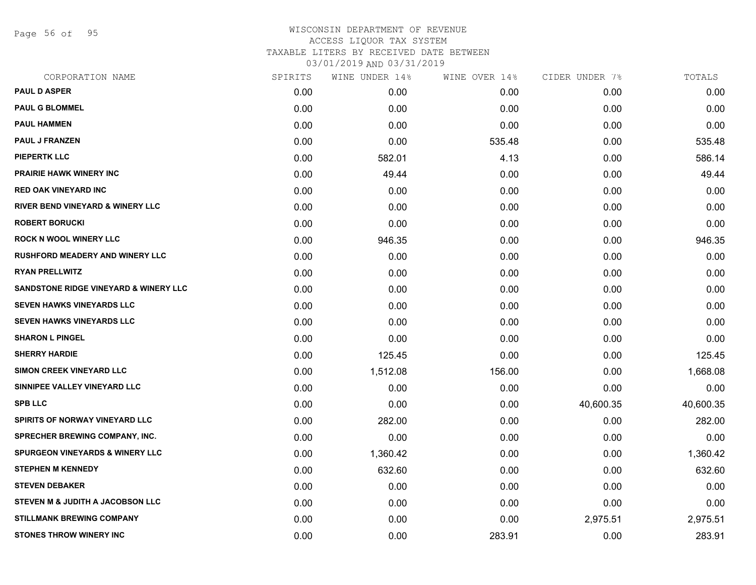# WISCONSIN DEPARTMENT OF REVENUE
## ACCESS LIQUOR TAX SYSTEM
### TAXABLE LITERS BY RECEIVED DATE BETWEEN 03/01/2019 AND 03/31/2019

| CORPORATION NAME | SPIRITS | WINE UNDER 14% | WINE OVER 14% | CIDER UNDER 7% | TOTALS |
|---|---|---|---|---|---|
| PAUL D ASPER | 0.00 | 0.00 | 0.00 | 0.00 | 0.00 |
| PAUL G BLOMMEL | 0.00 | 0.00 | 0.00 | 0.00 | 0.00 |
| PAUL HAMMEN | 0.00 | 0.00 | 0.00 | 0.00 | 0.00 |
| PAUL J FRANZEN | 0.00 | 0.00 | 535.48 | 0.00 | 535.48 |
| PIEPERTK LLC | 0.00 | 582.01 | 4.13 | 0.00 | 586.14 |
| PRAIRIE HAWK WINERY INC | 0.00 | 49.44 | 0.00 | 0.00 | 49.44 |
| RED OAK VINEYARD INC | 0.00 | 0.00 | 0.00 | 0.00 | 0.00 |
| RIVER BEND VINEYARD & WINERY LLC | 0.00 | 0.00 | 0.00 | 0.00 | 0.00 |
| ROBERT BORUCKI | 0.00 | 0.00 | 0.00 | 0.00 | 0.00 |
| ROCK N WOOL WINERY LLC | 0.00 | 946.35 | 0.00 | 0.00 | 946.35 |
| RUSHFORD MEADERY AND WINERY LLC | 0.00 | 0.00 | 0.00 | 0.00 | 0.00 |
| RYAN PRELLWITZ | 0.00 | 0.00 | 0.00 | 0.00 | 0.00 |
| SANDSTONE RIDGE VINEYARD & WINERY LLC | 0.00 | 0.00 | 0.00 | 0.00 | 0.00 |
| SEVEN HAWKS VINEYARDS LLC | 0.00 | 0.00 | 0.00 | 0.00 | 0.00 |
| SEVEN HAWKS VINEYARDS LLC | 0.00 | 0.00 | 0.00 | 0.00 | 0.00 |
| SHARON L PINGEL | 0.00 | 0.00 | 0.00 | 0.00 | 0.00 |
| SHERRY HARDIE | 0.00 | 125.45 | 0.00 | 0.00 | 125.45 |
| SIMON CREEK VINEYARD LLC | 0.00 | 1,512.08 | 156.00 | 0.00 | 1,668.08 |
| SINNIPEE VALLEY VINEYARD LLC | 0.00 | 0.00 | 0.00 | 0.00 | 0.00 |
| SPB LLC | 0.00 | 0.00 | 0.00 | 40,600.35 | 40,600.35 |
| SPIRITS OF NORWAY VINEYARD LLC | 0.00 | 282.00 | 0.00 | 0.00 | 282.00 |
| SPRECHER BREWING COMPANY, INC. | 0.00 | 0.00 | 0.00 | 0.00 | 0.00 |
| SPURGEON VINEYARDS & WINERY LLC | 0.00 | 1,360.42 | 0.00 | 0.00 | 1,360.42 |
| STEPHEN M KENNEDY | 0.00 | 632.60 | 0.00 | 0.00 | 632.60 |
| STEVEN DEBAKER | 0.00 | 0.00 | 0.00 | 0.00 | 0.00 |
| STEVEN M & JUDITH A JACOBSON LLC | 0.00 | 0.00 | 0.00 | 0.00 | 0.00 |
| STILLMANK BREWING COMPANY | 0.00 | 0.00 | 0.00 | 2,975.51 | 2,975.51 |
| STONES THROW WINERY INC | 0.00 | 0.00 | 283.91 | 0.00 | 283.91 |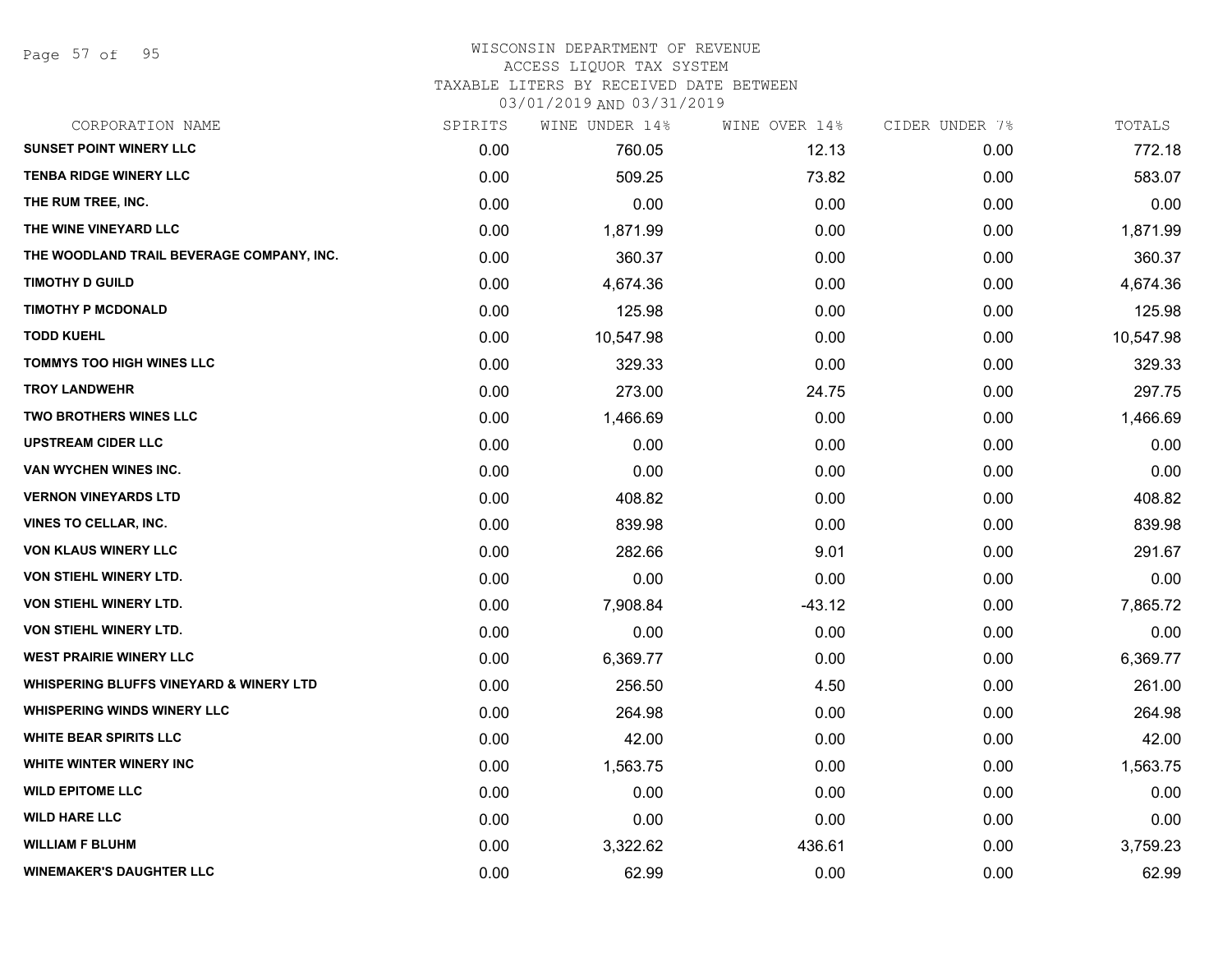# WISCONSIN DEPARTMENT OF REVENUE
## ACCESS LIQUOR TAX SYSTEM
## TAXABLE LITERS BY RECEIVED DATE BETWEEN 03/01/2019 AND 03/31/2019

| CORPORATION NAME | SPIRITS | WINE UNDER 14% | WINE OVER 14% | CIDER UNDER 7% | TOTALS |
|---|---|---|---|---|---|
| SUNSET POINT WINERY LLC | 0.00 | 760.05 | 12.13 | 0.00 | 772.18 |
| TENBA RIDGE WINERY LLC | 0.00 | 509.25 | 73.82 | 0.00 | 583.07 |
| THE RUM TREE, INC. | 0.00 | 0.00 | 0.00 | 0.00 | 0.00 |
| THE WINE VINEYARD LLC | 0.00 | 1,871.99 | 0.00 | 0.00 | 1,871.99 |
| THE WOODLAND TRAIL BEVERAGE COMPANY, INC. | 0.00 | 360.37 | 0.00 | 0.00 | 360.37 |
| TIMOTHY D GUILD | 0.00 | 4,674.36 | 0.00 | 0.00 | 4,674.36 |
| TIMOTHY P MCDONALD | 0.00 | 125.98 | 0.00 | 0.00 | 125.98 |
| TODD KUEHL | 0.00 | 10,547.98 | 0.00 | 0.00 | 10,547.98 |
| TOMMYS TOO HIGH WINES LLC | 0.00 | 329.33 | 0.00 | 0.00 | 329.33 |
| TROY LANDWEHR | 0.00 | 273.00 | 24.75 | 0.00 | 297.75 |
| TWO BROTHERS WINES LLC | 0.00 | 1,466.69 | 0.00 | 0.00 | 1,466.69 |
| UPSTREAM CIDER LLC | 0.00 | 0.00 | 0.00 | 0.00 | 0.00 |
| VAN WYCHEN WINES INC. | 0.00 | 0.00 | 0.00 | 0.00 | 0.00 |
| VERNON VINEYARDS LTD | 0.00 | 408.82 | 0.00 | 0.00 | 408.82 |
| VINES TO CELLAR, INC. | 0.00 | 839.98 | 0.00 | 0.00 | 839.98 |
| VON KLAUS WINERY LLC | 0.00 | 282.66 | 9.01 | 0.00 | 291.67 |
| VON STIEHL WINERY LTD. | 0.00 | 0.00 | 0.00 | 0.00 | 0.00 |
| VON STIEHL WINERY LTD. | 0.00 | 7,908.84 | -43.12 | 0.00 | 7,865.72 |
| VON STIEHL WINERY LTD. | 0.00 | 0.00 | 0.00 | 0.00 | 0.00 |
| WEST PRAIRIE WINERY LLC | 0.00 | 6,369.77 | 0.00 | 0.00 | 6,369.77 |
| WHISPERING BLUFFS VINEYARD & WINERY LTD | 0.00 | 256.50 | 4.50 | 0.00 | 261.00 |
| WHISPERING WINDS WINERY LLC | 0.00 | 264.98 | 0.00 | 0.00 | 264.98 |
| WHITE BEAR SPIRITS LLC | 0.00 | 42.00 | 0.00 | 0.00 | 42.00 |
| WHITE WINTER WINERY INC | 0.00 | 1,563.75 | 0.00 | 0.00 | 1,563.75 |
| WILD EPITOME LLC | 0.00 | 0.00 | 0.00 | 0.00 | 0.00 |
| WILD HARE LLC | 0.00 | 0.00 | 0.00 | 0.00 | 0.00 |
| WILLIAM F BLUHM | 0.00 | 3,322.62 | 436.61 | 0.00 | 3,759.23 |
| WINEMAKER'S DAUGHTER LLC | 0.00 | 62.99 | 0.00 | 0.00 | 62.99 |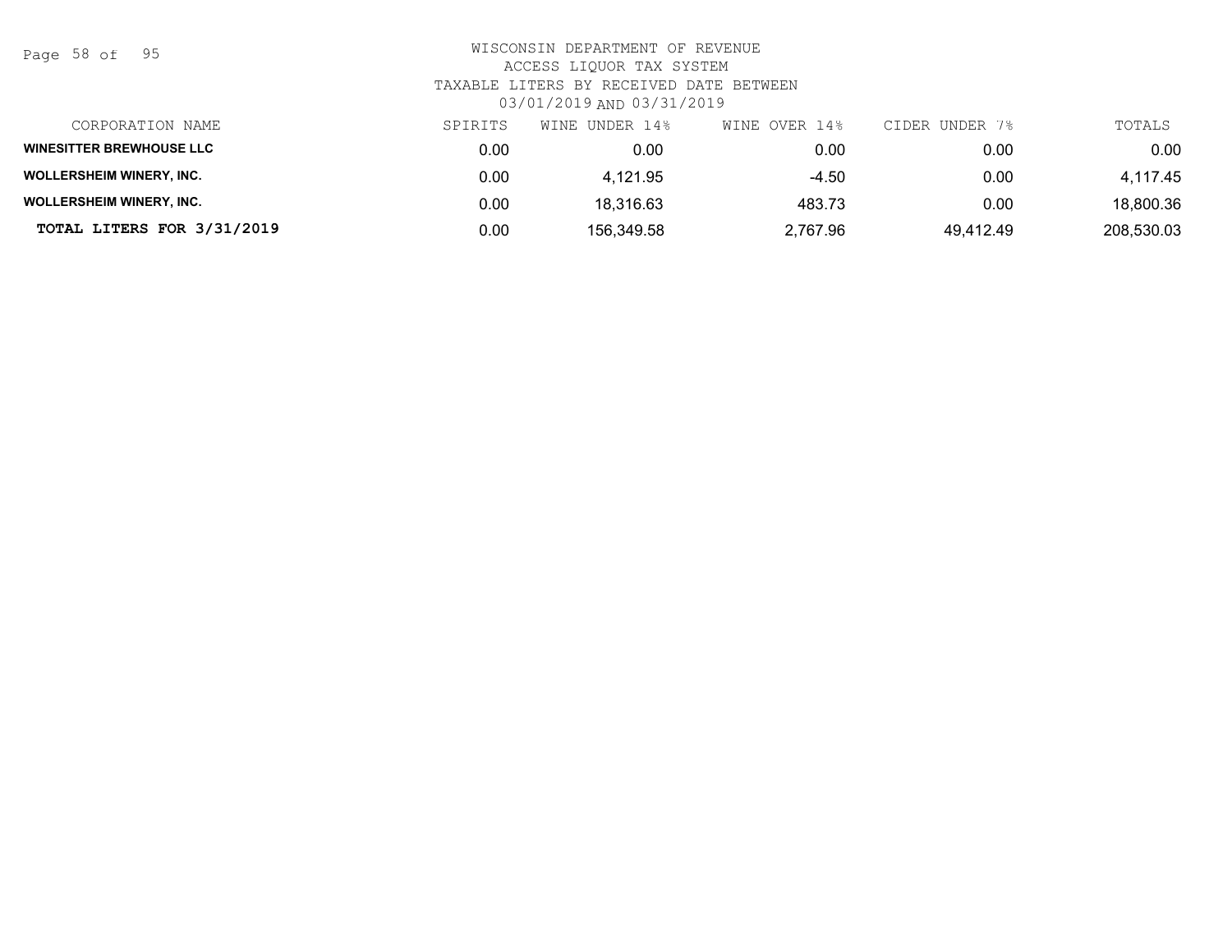WISCONSIN DEPARTMENT OF REVENUE
ACCESS LIQUOR TAX SYSTEM
TAXABLE LITERS BY RECEIVED DATE BETWEEN
03/01/2019 AND 03/31/2019

| CORPORATION NAME | SPIRITS | WINE UNDER 14% | WINE OVER 14% | CIDER UNDER 7% | TOTALS |
|---|---|---|---|---|---|
| **WINESITTER BREWHOUSE LLC** | 0.00 | 0.00 | 0.00 | 0.00 | 0.00 |
| **WOLLERSHEIM WINERY, INC.** | 0.00 | 4,121.95 | -4.50 | 0.00 | 4,117.45 |
| **WOLLERSHEIM WINERY, INC.** | 0.00 | 18,316.63 | 483.73 | 0.00 | 18,800.36 |
| **TOTAL LITERS FOR 3/31/2019** | 0.00 | 156,349.58 | 2,767.96 | 49,412.49 | 208,530.03 |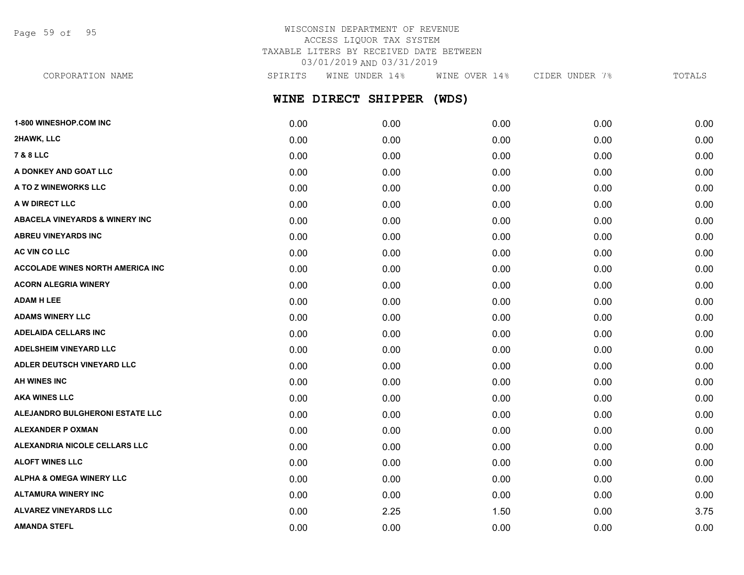WISCONSIN DEPARTMENT OF REVENUE
ACCESS LIQUOR TAX SYSTEM
TAXABLE LITERS BY RECEIVED DATE BETWEEN
03/01/2019 AND 03/31/2019

## WINE DIRECT SHIPPER (WDS)

| CORPORATION NAME | SPIRITS | WINE UNDER 14% | WINE OVER 14% | CIDER UNDER 7% | TOTALS |
|---|---|---|---|---|---|
| 1-800 WINESHOP.COM INC | 0.00 | 0.00 | 0.00 | 0.00 | 0.00 |
| 2HAWK, LLC | 0.00 | 0.00 | 0.00 | 0.00 | 0.00 |
| 7 & 8 LLC | 0.00 | 0.00 | 0.00 | 0.00 | 0.00 |
| A DONKEY AND GOAT LLC | 0.00 | 0.00 | 0.00 | 0.00 | 0.00 |
| A TO Z WINEWORKS LLC | 0.00 | 0.00 | 0.00 | 0.00 | 0.00 |
| A W DIRECT LLC | 0.00 | 0.00 | 0.00 | 0.00 | 0.00 |
| ABACELA VINEYARDS & WINERY INC | 0.00 | 0.00 | 0.00 | 0.00 | 0.00 |
| ABREU VINEYARDS INC | 0.00 | 0.00 | 0.00 | 0.00 | 0.00 |
| AC VIN CO LLC | 0.00 | 0.00 | 0.00 | 0.00 | 0.00 |
| ACCOLADE WINES NORTH AMERICA INC | 0.00 | 0.00 | 0.00 | 0.00 | 0.00 |
| ACORN ALEGRIA WINERY | 0.00 | 0.00 | 0.00 | 0.00 | 0.00 |
| ADAM H LEE | 0.00 | 0.00 | 0.00 | 0.00 | 0.00 |
| ADAMS WINERY LLC | 0.00 | 0.00 | 0.00 | 0.00 | 0.00 |
| ADELAIDA CELLARS INC | 0.00 | 0.00 | 0.00 | 0.00 | 0.00 |
| ADELSHEIM VINEYARD LLC | 0.00 | 0.00 | 0.00 | 0.00 | 0.00 |
| ADLER DEUTSCH VINEYARD LLC | 0.00 | 0.00 | 0.00 | 0.00 | 0.00 |
| AH WINES INC | 0.00 | 0.00 | 0.00 | 0.00 | 0.00 |
| AKA WINES LLC | 0.00 | 0.00 | 0.00 | 0.00 | 0.00 |
| ALEJANDRO BULGHERONI ESTATE LLC | 0.00 | 0.00 | 0.00 | 0.00 | 0.00 |
| ALEXANDER P OXMAN | 0.00 | 0.00 | 0.00 | 0.00 | 0.00 |
| ALEXANDRIA NICOLE CELLARS LLC | 0.00 | 0.00 | 0.00 | 0.00 | 0.00 |
| ALOFT WINES LLC | 0.00 | 0.00 | 0.00 | 0.00 | 0.00 |
| ALPHA & OMEGA WINERY LLC | 0.00 | 0.00 | 0.00 | 0.00 | 0.00 |
| ALTAMURA WINERY INC | 0.00 | 0.00 | 0.00 | 0.00 | 0.00 |
| ALVAREZ VINEYARDS LLC | 0.00 | 2.25 | 1.50 | 0.00 | 3.75 |
| AMANDA STEFL | 0.00 | 0.00 | 0.00 | 0.00 | 0.00 |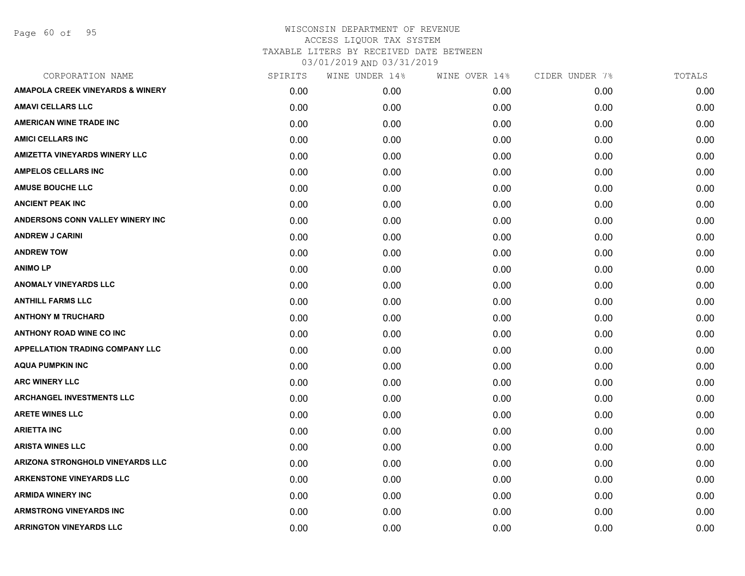WISCONSIN DEPARTMENT OF REVENUE
ACCESS LIQUOR TAX SYSTEM
TAXABLE LITERS BY RECEIVED DATE BETWEEN
03/01/2019 AND 03/31/2019

| CORPORATION NAME | SPIRITS | WINE UNDER 14% | WINE OVER 14% | CIDER UNDER 7% | TOTALS |
|---|---|---|---|---|---|
| AMAPOLA CREEK VINEYARDS & WINERY | 0.00 | 0.00 | 0.00 | 0.00 | 0.00 |
| AMAVI CELLARS LLC | 0.00 | 0.00 | 0.00 | 0.00 | 0.00 |
| AMERICAN WINE TRADE INC | 0.00 | 0.00 | 0.00 | 0.00 | 0.00 |
| AMICI CELLARS INC | 0.00 | 0.00 | 0.00 | 0.00 | 0.00 |
| AMIZETTA VINEYARDS WINERY LLC | 0.00 | 0.00 | 0.00 | 0.00 | 0.00 |
| AMPELOS CELLARS INC | 0.00 | 0.00 | 0.00 | 0.00 | 0.00 |
| AMUSE BOUCHE LLC | 0.00 | 0.00 | 0.00 | 0.00 | 0.00 |
| ANCIENT PEAK INC | 0.00 | 0.00 | 0.00 | 0.00 | 0.00 |
| ANDERSONS CONN VALLEY WINERY INC | 0.00 | 0.00 | 0.00 | 0.00 | 0.00 |
| ANDREW J CARINI | 0.00 | 0.00 | 0.00 | 0.00 | 0.00 |
| ANDREW TOW | 0.00 | 0.00 | 0.00 | 0.00 | 0.00 |
| ANIMO LP | 0.00 | 0.00 | 0.00 | 0.00 | 0.00 |
| ANOMALY VINEYARDS LLC | 0.00 | 0.00 | 0.00 | 0.00 | 0.00 |
| ANTHILL FARMS LLC | 0.00 | 0.00 | 0.00 | 0.00 | 0.00 |
| ANTHONY M TRUCHARD | 0.00 | 0.00 | 0.00 | 0.00 | 0.00 |
| ANTHONY ROAD WINE CO INC | 0.00 | 0.00 | 0.00 | 0.00 | 0.00 |
| APPELLATION TRADING COMPANY LLC | 0.00 | 0.00 | 0.00 | 0.00 | 0.00 |
| AQUA PUMPKIN INC | 0.00 | 0.00 | 0.00 | 0.00 | 0.00 |
| ARC WINERY LLC | 0.00 | 0.00 | 0.00 | 0.00 | 0.00 |
| ARCHANGEL INVESTMENTS LLC | 0.00 | 0.00 | 0.00 | 0.00 | 0.00 |
| ARETE WINES LLC | 0.00 | 0.00 | 0.00 | 0.00 | 0.00 |
| ARIETTA INC | 0.00 | 0.00 | 0.00 | 0.00 | 0.00 |
| ARISTA WINES LLC | 0.00 | 0.00 | 0.00 | 0.00 | 0.00 |
| ARIZONA STRONGHOLD VINEYARDS LLC | 0.00 | 0.00 | 0.00 | 0.00 | 0.00 |
| ARKENSTONE VINEYARDS LLC | 0.00 | 0.00 | 0.00 | 0.00 | 0.00 |
| ARMIDA WINERY INC | 0.00 | 0.00 | 0.00 | 0.00 | 0.00 |
| ARMSTRONG VINEYARDS INC | 0.00 | 0.00 | 0.00 | 0.00 | 0.00 |
| ARRINGTON VINEYARDS LLC | 0.00 | 0.00 | 0.00 | 0.00 | 0.00 |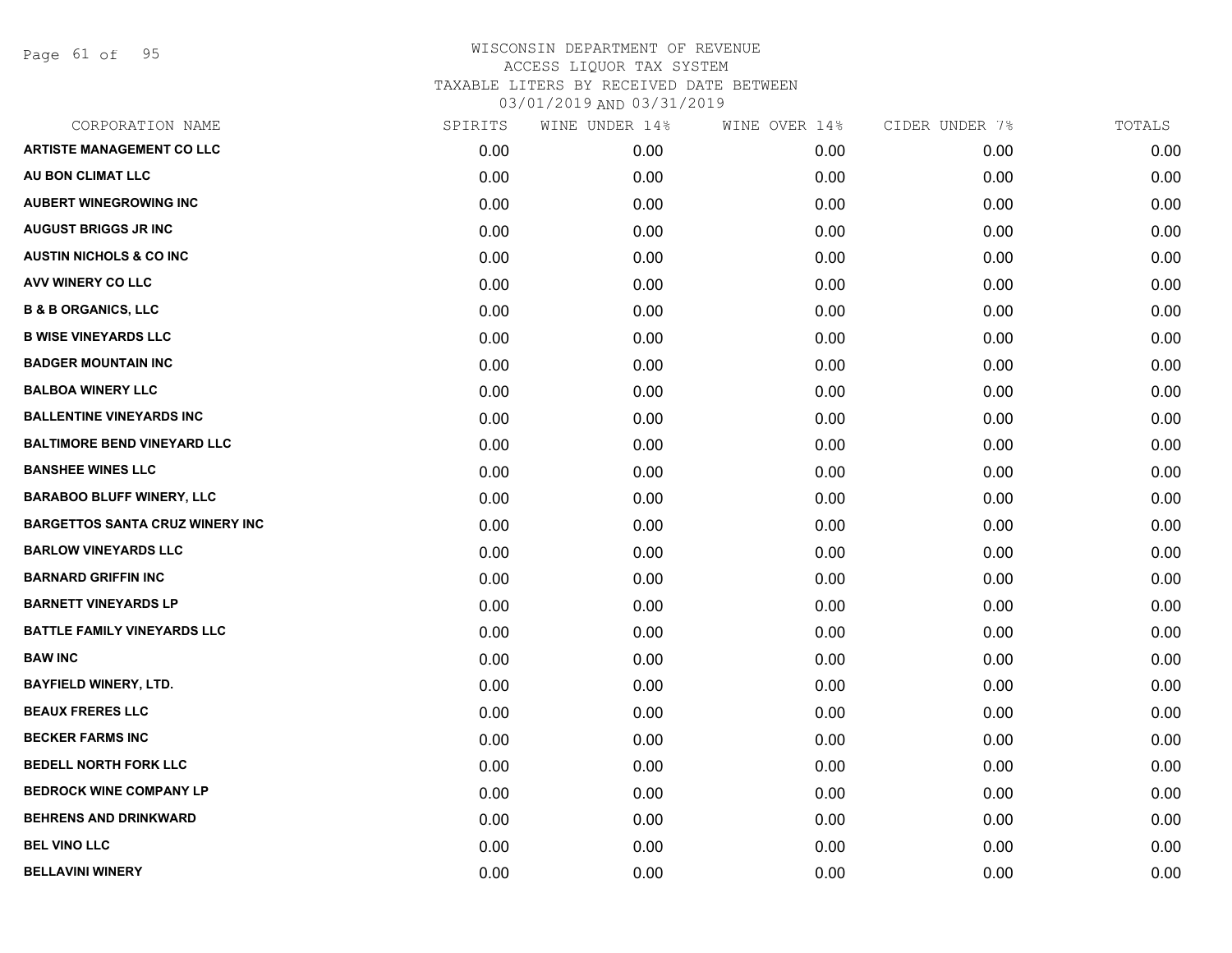WISCONSIN DEPARTMENT OF REVENUE
ACCESS LIQUOR TAX SYSTEM
TAXABLE LITERS BY RECEIVED DATE BETWEEN
03/01/2019 AND 03/31/2019

| CORPORATION NAME | SPIRITS | WINE UNDER 14% | WINE OVER 14% | CIDER UNDER 7% | TOTALS |
|---|---|---|---|---|---|
| ARTISTE MANAGEMENT CO LLC | 0.00 | 0.00 | 0.00 | 0.00 | 0.00 |
| AU BON CLIMAT LLC | 0.00 | 0.00 | 0.00 | 0.00 | 0.00 |
| AUBERT WINEGROWING INC | 0.00 | 0.00 | 0.00 | 0.00 | 0.00 |
| AUGUST BRIGGS JR INC | 0.00 | 0.00 | 0.00 | 0.00 | 0.00 |
| AUSTIN NICHOLS & CO INC | 0.00 | 0.00 | 0.00 | 0.00 | 0.00 |
| AVV WINERY CO LLC | 0.00 | 0.00 | 0.00 | 0.00 | 0.00 |
| B & B ORGANICS, LLC | 0.00 | 0.00 | 0.00 | 0.00 | 0.00 |
| B WISE VINEYARDS LLC | 0.00 | 0.00 | 0.00 | 0.00 | 0.00 |
| BADGER MOUNTAIN INC | 0.00 | 0.00 | 0.00 | 0.00 | 0.00 |
| BALBOA WINERY LLC | 0.00 | 0.00 | 0.00 | 0.00 | 0.00 |
| BALLENTINE VINEYARDS INC | 0.00 | 0.00 | 0.00 | 0.00 | 0.00 |
| BALTIMORE BEND VINEYARD LLC | 0.00 | 0.00 | 0.00 | 0.00 | 0.00 |
| BANSHEE WINES LLC | 0.00 | 0.00 | 0.00 | 0.00 | 0.00 |
| BARABOO BLUFF WINERY, LLC | 0.00 | 0.00 | 0.00 | 0.00 | 0.00 |
| BARGETTOS SANTA CRUZ WINERY INC | 0.00 | 0.00 | 0.00 | 0.00 | 0.00 |
| BARLOW VINEYARDS LLC | 0.00 | 0.00 | 0.00 | 0.00 | 0.00 |
| BARNARD GRIFFIN INC | 0.00 | 0.00 | 0.00 | 0.00 | 0.00 |
| BARNETT VINEYARDS LP | 0.00 | 0.00 | 0.00 | 0.00 | 0.00 |
| BATTLE FAMILY VINEYARDS LLC | 0.00 | 0.00 | 0.00 | 0.00 | 0.00 |
| BAW INC | 0.00 | 0.00 | 0.00 | 0.00 | 0.00 |
| BAYFIELD WINERY, LTD. | 0.00 | 0.00 | 0.00 | 0.00 | 0.00 |
| BEAUX FRERES LLC | 0.00 | 0.00 | 0.00 | 0.00 | 0.00 |
| BECKER FARMS INC | 0.00 | 0.00 | 0.00 | 0.00 | 0.00 |
| BEDELL NORTH FORK LLC | 0.00 | 0.00 | 0.00 | 0.00 | 0.00 |
| BEDROCK WINE COMPANY LP | 0.00 | 0.00 | 0.00 | 0.00 | 0.00 |
| BEHRENS AND DRINKWARD | 0.00 | 0.00 | 0.00 | 0.00 | 0.00 |
| BEL VINO LLC | 0.00 | 0.00 | 0.00 | 0.00 | 0.00 |
| BELLAVINI WINERY | 0.00 | 0.00 | 0.00 | 0.00 | 0.00 |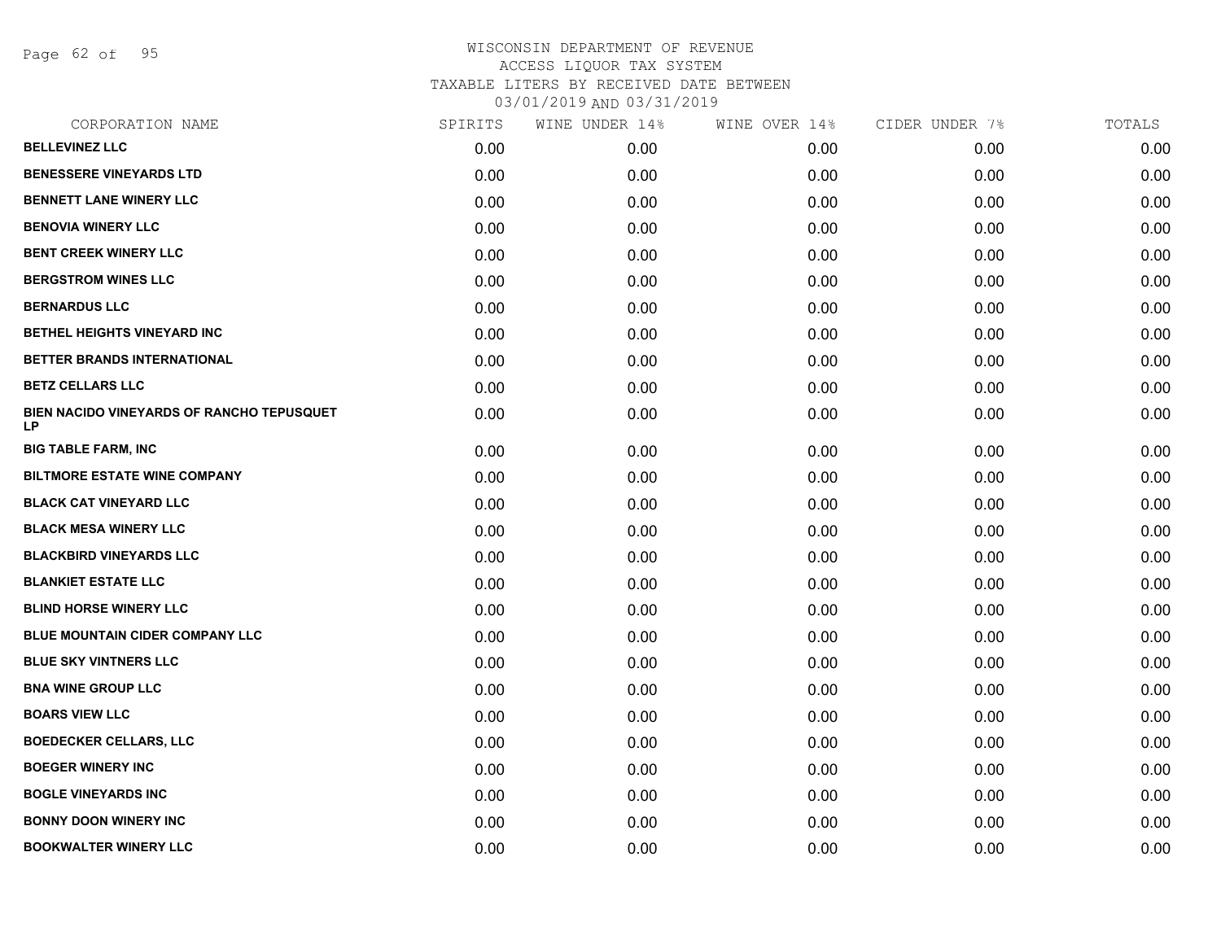# WISCONSIN DEPARTMENT OF REVENUE
## ACCESS LIQUOR TAX SYSTEM
### TAXABLE LITERS BY RECEIVED DATE BETWEEN 03/01/2019 AND 03/31/2019

| CORPORATION NAME | SPIRITS | WINE UNDER 14% | WINE OVER 14% | CIDER UNDER 7% | TOTALS |
|---|---|---|---|---|---|
| BELLEVINEZ LLC | 0.00 | 0.00 | 0.00 | 0.00 | 0.00 |
| BENESSERE VINEYARDS LTD | 0.00 | 0.00 | 0.00 | 0.00 | 0.00 |
| BENNETT LANE WINERY LLC | 0.00 | 0.00 | 0.00 | 0.00 | 0.00 |
| BENOVIA WINERY LLC | 0.00 | 0.00 | 0.00 | 0.00 | 0.00 |
| BENT CREEK WINERY LLC | 0.00 | 0.00 | 0.00 | 0.00 | 0.00 |
| BERGSTROM WINES LLC | 0.00 | 0.00 | 0.00 | 0.00 | 0.00 |
| BERNARDUS LLC | 0.00 | 0.00 | 0.00 | 0.00 | 0.00 |
| BETHEL HEIGHTS VINEYARD INC | 0.00 | 0.00 | 0.00 | 0.00 | 0.00 |
| BETTER BRANDS INTERNATIONAL | 0.00 | 0.00 | 0.00 | 0.00 | 0.00 |
| BETZ CELLARS LLC | 0.00 | 0.00 | 0.00 | 0.00 | 0.00 |
| BIEN NACIDO VINEYARDS OF RANCHO TEPUSQUET LP | 0.00 | 0.00 | 0.00 | 0.00 | 0.00 |
| BIG TABLE FARM, INC | 0.00 | 0.00 | 0.00 | 0.00 | 0.00 |
| BILTMORE ESTATE WINE COMPANY | 0.00 | 0.00 | 0.00 | 0.00 | 0.00 |
| BLACK CAT VINEYARD LLC | 0.00 | 0.00 | 0.00 | 0.00 | 0.00 |
| BLACK MESA WINERY LLC | 0.00 | 0.00 | 0.00 | 0.00 | 0.00 |
| BLACKBIRD VINEYARDS LLC | 0.00 | 0.00 | 0.00 | 0.00 | 0.00 |
| BLANKIET ESTATE LLC | 0.00 | 0.00 | 0.00 | 0.00 | 0.00 |
| BLIND HORSE WINERY LLC | 0.00 | 0.00 | 0.00 | 0.00 | 0.00 |
| BLUE MOUNTAIN CIDER COMPANY LLC | 0.00 | 0.00 | 0.00 | 0.00 | 0.00 |
| BLUE SKY VINTNERS LLC | 0.00 | 0.00 | 0.00 | 0.00 | 0.00 |
| BNA WINE GROUP LLC | 0.00 | 0.00 | 0.00 | 0.00 | 0.00 |
| BOARS VIEW LLC | 0.00 | 0.00 | 0.00 | 0.00 | 0.00 |
| BOEDECKER CELLARS, LLC | 0.00 | 0.00 | 0.00 | 0.00 | 0.00 |
| BOEGER WINERY INC | 0.00 | 0.00 | 0.00 | 0.00 | 0.00 |
| BOGLE VINEYARDS INC | 0.00 | 0.00 | 0.00 | 0.00 | 0.00 |
| BONNY DOON WINERY INC | 0.00 | 0.00 | 0.00 | 0.00 | 0.00 |
| BOOKWALTER WINERY LLC | 0.00 | 0.00 | 0.00 | 0.00 | 0.00 |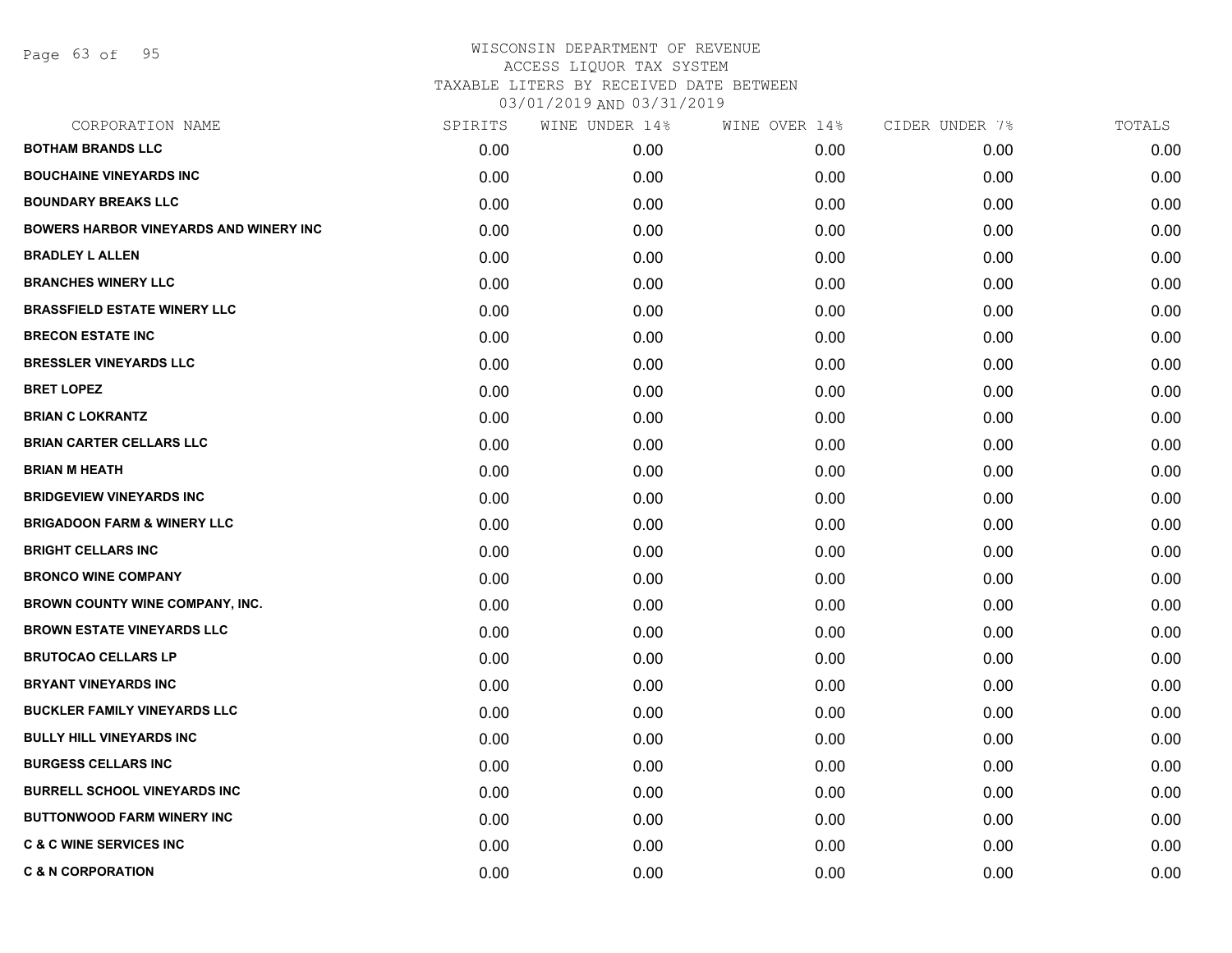WISCONSIN DEPARTMENT OF REVENUE
ACCESS LIQUOR TAX SYSTEM
TAXABLE LITERS BY RECEIVED DATE BETWEEN
03/01/2019 AND 03/31/2019

| CORPORATION NAME | SPIRITS | WINE UNDER 14% | WINE OVER 14% | CIDER UNDER 7% | TOTALS |
|---|---|---|---|---|---|
| BOTHAM BRANDS LLC | 0.00 | 0.00 | 0.00 | 0.00 | 0.00 |
| BOUCHAINE VINEYARDS INC | 0.00 | 0.00 | 0.00 | 0.00 | 0.00 |
| BOUNDARY BREAKS LLC | 0.00 | 0.00 | 0.00 | 0.00 | 0.00 |
| BOWERS HARBOR VINEYARDS AND WINERY INC | 0.00 | 0.00 | 0.00 | 0.00 | 0.00 |
| BRADLEY L ALLEN | 0.00 | 0.00 | 0.00 | 0.00 | 0.00 |
| BRANCHES WINERY LLC | 0.00 | 0.00 | 0.00 | 0.00 | 0.00 |
| BRASSFIELD ESTATE WINERY LLC | 0.00 | 0.00 | 0.00 | 0.00 | 0.00 |
| BRECON ESTATE INC | 0.00 | 0.00 | 0.00 | 0.00 | 0.00 |
| BRESSLER VINEYARDS LLC | 0.00 | 0.00 | 0.00 | 0.00 | 0.00 |
| BRET LOPEZ | 0.00 | 0.00 | 0.00 | 0.00 | 0.00 |
| BRIAN C LOKRANTZ | 0.00 | 0.00 | 0.00 | 0.00 | 0.00 |
| BRIAN CARTER CELLARS LLC | 0.00 | 0.00 | 0.00 | 0.00 | 0.00 |
| BRIAN M HEATH | 0.00 | 0.00 | 0.00 | 0.00 | 0.00 |
| BRIDGEVIEW VINEYARDS INC | 0.00 | 0.00 | 0.00 | 0.00 | 0.00 |
| BRIGADOON FARM & WINERY LLC | 0.00 | 0.00 | 0.00 | 0.00 | 0.00 |
| BRIGHT CELLARS INC | 0.00 | 0.00 | 0.00 | 0.00 | 0.00 |
| BRONCO WINE COMPANY | 0.00 | 0.00 | 0.00 | 0.00 | 0.00 |
| BROWN COUNTY WINE COMPANY, INC. | 0.00 | 0.00 | 0.00 | 0.00 | 0.00 |
| BROWN ESTATE VINEYARDS LLC | 0.00 | 0.00 | 0.00 | 0.00 | 0.00 |
| BRUTOCAO CELLARS LP | 0.00 | 0.00 | 0.00 | 0.00 | 0.00 |
| BRYANT VINEYARDS INC | 0.00 | 0.00 | 0.00 | 0.00 | 0.00 |
| BUCKLER FAMILY VINEYARDS LLC | 0.00 | 0.00 | 0.00 | 0.00 | 0.00 |
| BULLY HILL VINEYARDS INC | 0.00 | 0.00 | 0.00 | 0.00 | 0.00 |
| BURGESS CELLARS INC | 0.00 | 0.00 | 0.00 | 0.00 | 0.00 |
| BURRELL SCHOOL VINEYARDS INC | 0.00 | 0.00 | 0.00 | 0.00 | 0.00 |
| BUTTONWOOD FARM WINERY INC | 0.00 | 0.00 | 0.00 | 0.00 | 0.00 |
| C & C WINE SERVICES INC | 0.00 | 0.00 | 0.00 | 0.00 | 0.00 |
| C & N CORPORATION | 0.00 | 0.00 | 0.00 | 0.00 | 0.00 |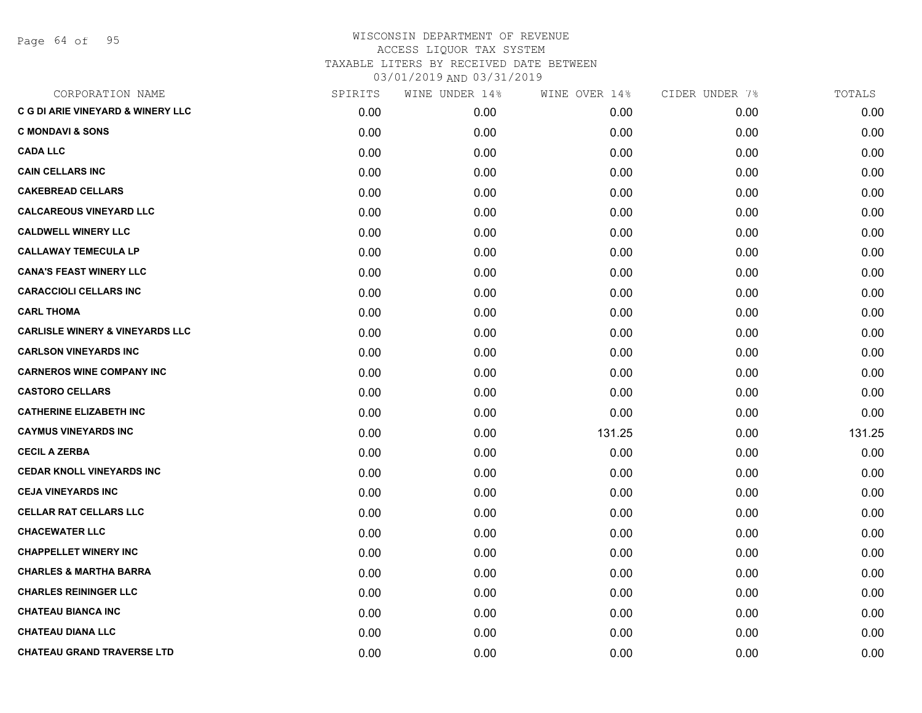WISCONSIN DEPARTMENT OF REVENUE
ACCESS LIQUOR TAX SYSTEM
TAXABLE LITERS BY RECEIVED DATE BETWEEN
03/01/2019 AND 03/31/2019

| CORPORATION NAME | SPIRITS | WINE UNDER 14% | WINE OVER 14% | CIDER UNDER 7% | TOTALS |
|---|---|---|---|---|---|
| C G DI ARIE VINEYARD & WINERY LLC | 0.00 | 0.00 | 0.00 | 0.00 | 0.00 |
| C MONDAVI & SONS | 0.00 | 0.00 | 0.00 | 0.00 | 0.00 |
| CADA LLC | 0.00 | 0.00 | 0.00 | 0.00 | 0.00 |
| CAIN CELLARS INC | 0.00 | 0.00 | 0.00 | 0.00 | 0.00 |
| CAKEBREAD CELLARS | 0.00 | 0.00 | 0.00 | 0.00 | 0.00 |
| CALCAREOUS VINEYARD LLC | 0.00 | 0.00 | 0.00 | 0.00 | 0.00 |
| CALDWELL WINERY LLC | 0.00 | 0.00 | 0.00 | 0.00 | 0.00 |
| CALLAWAY TEMECULA LP | 0.00 | 0.00 | 0.00 | 0.00 | 0.00 |
| CANA'S FEAST WINERY LLC | 0.00 | 0.00 | 0.00 | 0.00 | 0.00 |
| CARACCIOLI CELLARS INC | 0.00 | 0.00 | 0.00 | 0.00 | 0.00 |
| CARL THOMA | 0.00 | 0.00 | 0.00 | 0.00 | 0.00 |
| CARLISLE WINERY & VINEYARDS LLC | 0.00 | 0.00 | 0.00 | 0.00 | 0.00 |
| CARLSON VINEYARDS INC | 0.00 | 0.00 | 0.00 | 0.00 | 0.00 |
| CARNEROS WINE COMPANY INC | 0.00 | 0.00 | 0.00 | 0.00 | 0.00 |
| CASTORO CELLARS | 0.00 | 0.00 | 0.00 | 0.00 | 0.00 |
| CATHERINE ELIZABETH INC | 0.00 | 0.00 | 0.00 | 0.00 | 0.00 |
| CAYMUS VINEYARDS INC | 0.00 | 0.00 | 131.25 | 0.00 | 131.25 |
| CECIL A ZERBA | 0.00 | 0.00 | 0.00 | 0.00 | 0.00 |
| CEDAR KNOLL VINEYARDS INC | 0.00 | 0.00 | 0.00 | 0.00 | 0.00 |
| CEJA VINEYARDS INC | 0.00 | 0.00 | 0.00 | 0.00 | 0.00 |
| CELLAR RAT CELLARS LLC | 0.00 | 0.00 | 0.00 | 0.00 | 0.00 |
| CHACEWATER LLC | 0.00 | 0.00 | 0.00 | 0.00 | 0.00 |
| CHAPPELLET WINERY INC | 0.00 | 0.00 | 0.00 | 0.00 | 0.00 |
| CHARLES & MARTHA BARRA | 0.00 | 0.00 | 0.00 | 0.00 | 0.00 |
| CHARLES REININGER LLC | 0.00 | 0.00 | 0.00 | 0.00 | 0.00 |
| CHATEAU BIANCA INC | 0.00 | 0.00 | 0.00 | 0.00 | 0.00 |
| CHATEAU DIANA LLC | 0.00 | 0.00 | 0.00 | 0.00 | 0.00 |
| CHATEAU GRAND TRAVERSE LTD | 0.00 | 0.00 | 0.00 | 0.00 | 0.00 |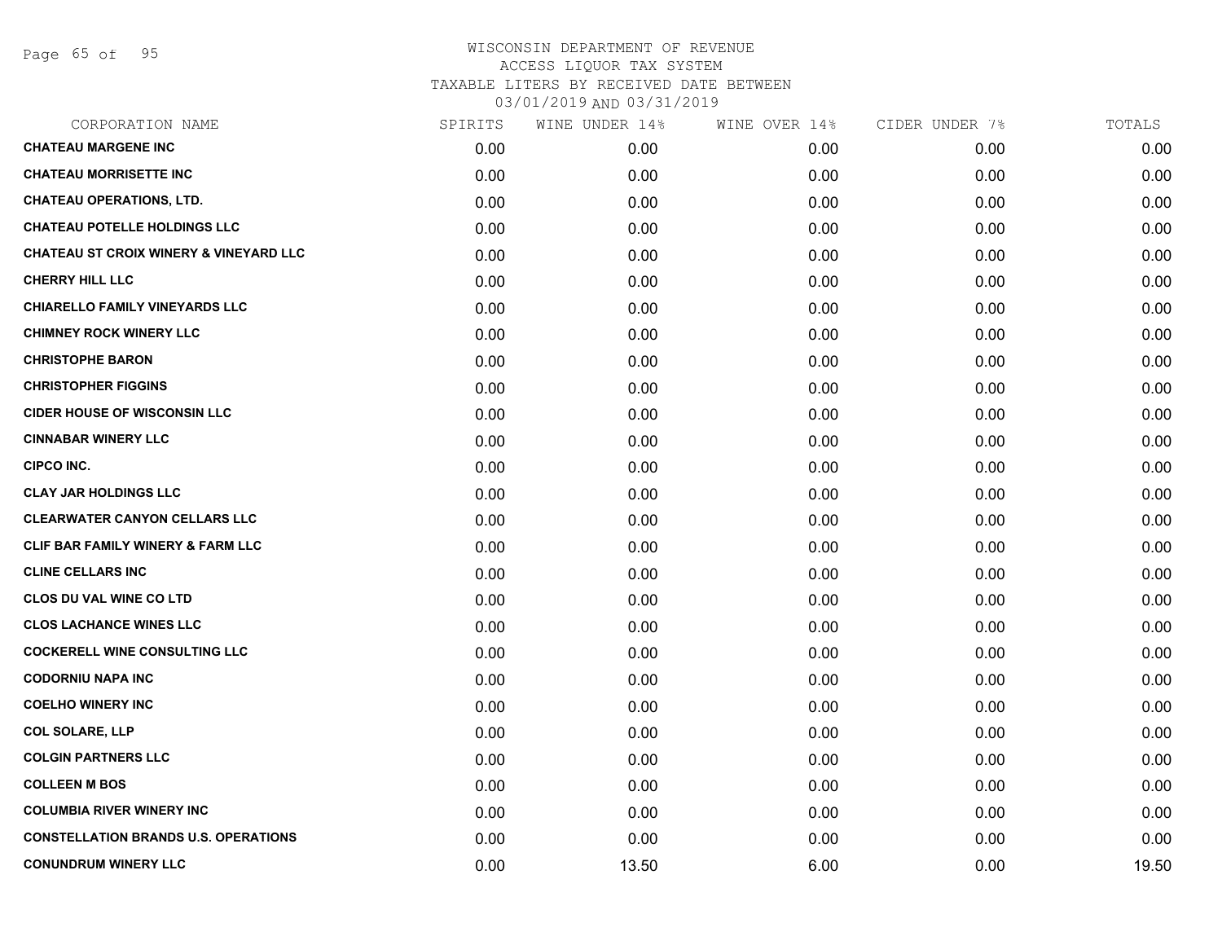# WISCONSIN DEPARTMENT OF REVENUE
ACCESS LIQUOR TAX SYSTEM
TAXABLE LITERS BY RECEIVED DATE BETWEEN
03/01/2019 AND 03/31/2019

| CORPORATION NAME | SPIRITS | WINE UNDER 14% | WINE OVER 14% | CIDER UNDER 7% | TOTALS |
|---|---|---|---|---|---|
| CHATEAU MARGENE INC | 0.00 | 0.00 | 0.00 | 0.00 | 0.00 |
| CHATEAU MORRISETTE INC | 0.00 | 0.00 | 0.00 | 0.00 | 0.00 |
| CHATEAU OPERATIONS, LTD. | 0.00 | 0.00 | 0.00 | 0.00 | 0.00 |
| CHATEAU POTELLE HOLDINGS LLC | 0.00 | 0.00 | 0.00 | 0.00 | 0.00 |
| CHATEAU ST CROIX WINERY & VINEYARD LLC | 0.00 | 0.00 | 0.00 | 0.00 | 0.00 |
| CHERRY HILL LLC | 0.00 | 0.00 | 0.00 | 0.00 | 0.00 |
| CHIARELLO FAMILY VINEYARDS LLC | 0.00 | 0.00 | 0.00 | 0.00 | 0.00 |
| CHIMNEY ROCK WINERY LLC | 0.00 | 0.00 | 0.00 | 0.00 | 0.00 |
| CHRISTOPHE BARON | 0.00 | 0.00 | 0.00 | 0.00 | 0.00 |
| CHRISTOPHER FIGGINS | 0.00 | 0.00 | 0.00 | 0.00 | 0.00 |
| CIDER HOUSE OF WISCONSIN LLC | 0.00 | 0.00 | 0.00 | 0.00 | 0.00 |
| CINNABAR WINERY LLC | 0.00 | 0.00 | 0.00 | 0.00 | 0.00 |
| CIPCO INC. | 0.00 | 0.00 | 0.00 | 0.00 | 0.00 |
| CLAY JAR HOLDINGS LLC | 0.00 | 0.00 | 0.00 | 0.00 | 0.00 |
| CLEARWATER CANYON CELLARS LLC | 0.00 | 0.00 | 0.00 | 0.00 | 0.00 |
| CLIF BAR FAMILY WINERY & FARM LLC | 0.00 | 0.00 | 0.00 | 0.00 | 0.00 |
| CLINE CELLARS INC | 0.00 | 0.00 | 0.00 | 0.00 | 0.00 |
| CLOS DU VAL WINE CO LTD | 0.00 | 0.00 | 0.00 | 0.00 | 0.00 |
| CLOS LACHANCE WINES LLC | 0.00 | 0.00 | 0.00 | 0.00 | 0.00 |
| COCKERELL WINE CONSULTING LLC | 0.00 | 0.00 | 0.00 | 0.00 | 0.00 |
| CODORNIU NAPA INC | 0.00 | 0.00 | 0.00 | 0.00 | 0.00 |
| COELHO WINERY INC | 0.00 | 0.00 | 0.00 | 0.00 | 0.00 |
| COL SOLARE, LLP | 0.00 | 0.00 | 0.00 | 0.00 | 0.00 |
| COLGIN PARTNERS LLC | 0.00 | 0.00 | 0.00 | 0.00 | 0.00 |
| COLLEEN M BOS | 0.00 | 0.00 | 0.00 | 0.00 | 0.00 |
| COLUMBIA RIVER WINERY INC | 0.00 | 0.00 | 0.00 | 0.00 | 0.00 |
| CONSTELLATION BRANDS U.S. OPERATIONS | 0.00 | 0.00 | 0.00 | 0.00 | 0.00 |
| CONUNDRUM WINERY LLC | 0.00 | 13.50 | 6.00 | 0.00 | 19.50 |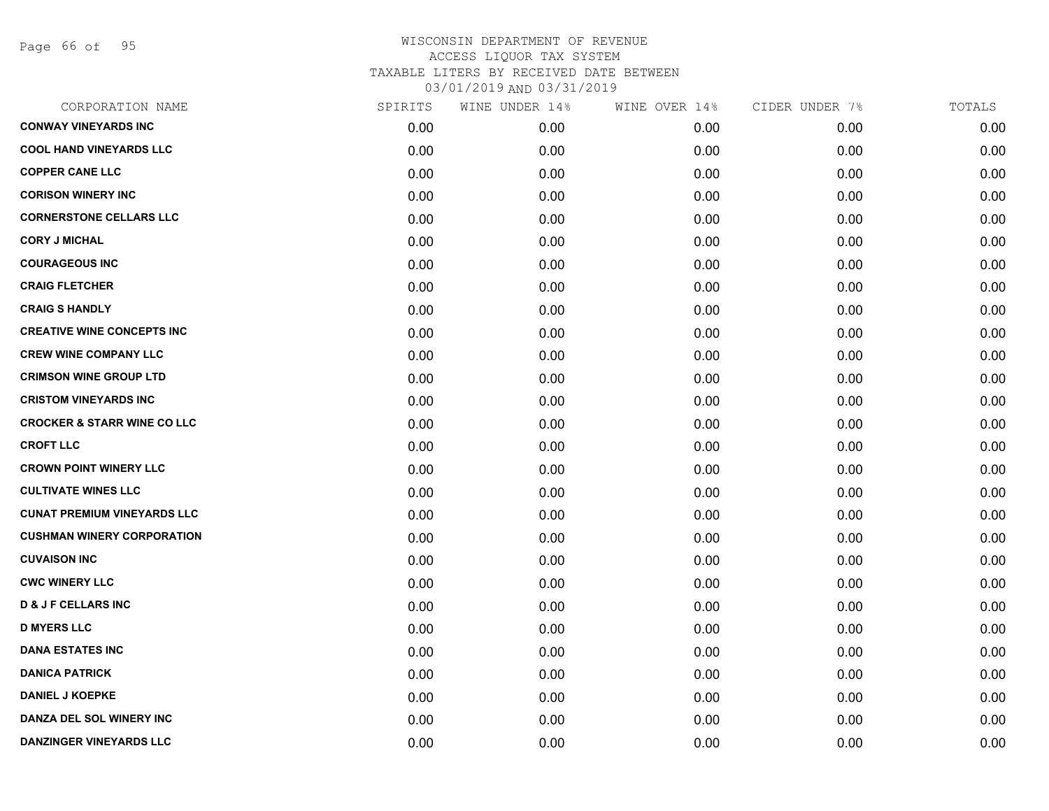WISCONSIN DEPARTMENT OF REVENUE
ACCESS LIQUOR TAX SYSTEM
TAXABLE LITERS BY RECEIVED DATE BETWEEN
03/01/2019 AND 03/31/2019

| CORPORATION NAME | SPIRITS | WINE UNDER 14% | WINE OVER 14% | CIDER UNDER 7% | TOTALS |
|---|---|---|---|---|---|
| CONWAY VINEYARDS INC | 0.00 | 0.00 | 0.00 | 0.00 | 0.00 |
| COOL HAND VINEYARDS LLC | 0.00 | 0.00 | 0.00 | 0.00 | 0.00 |
| COPPER CANE LLC | 0.00 | 0.00 | 0.00 | 0.00 | 0.00 |
| CORISON WINERY INC | 0.00 | 0.00 | 0.00 | 0.00 | 0.00 |
| CORNERSTONE CELLARS LLC | 0.00 | 0.00 | 0.00 | 0.00 | 0.00 |
| CORY J MICHAL | 0.00 | 0.00 | 0.00 | 0.00 | 0.00 |
| COURAGEOUS INC | 0.00 | 0.00 | 0.00 | 0.00 | 0.00 |
| CRAIG FLETCHER | 0.00 | 0.00 | 0.00 | 0.00 | 0.00 |
| CRAIG S HANDLY | 0.00 | 0.00 | 0.00 | 0.00 | 0.00 |
| CREATIVE WINE CONCEPTS INC | 0.00 | 0.00 | 0.00 | 0.00 | 0.00 |
| CREW WINE COMPANY LLC | 0.00 | 0.00 | 0.00 | 0.00 | 0.00 |
| CRIMSON WINE GROUP LTD | 0.00 | 0.00 | 0.00 | 0.00 | 0.00 |
| CRISTOM VINEYARDS INC | 0.00 | 0.00 | 0.00 | 0.00 | 0.00 |
| CROCKER & STARR WINE CO LLC | 0.00 | 0.00 | 0.00 | 0.00 | 0.00 |
| CROFT LLC | 0.00 | 0.00 | 0.00 | 0.00 | 0.00 |
| CROWN POINT WINERY LLC | 0.00 | 0.00 | 0.00 | 0.00 | 0.00 |
| CULTIVATE WINES LLC | 0.00 | 0.00 | 0.00 | 0.00 | 0.00 |
| CUNAT PREMIUM VINEYARDS LLC | 0.00 | 0.00 | 0.00 | 0.00 | 0.00 |
| CUSHMAN WINERY CORPORATION | 0.00 | 0.00 | 0.00 | 0.00 | 0.00 |
| CUVAISON INC | 0.00 | 0.00 | 0.00 | 0.00 | 0.00 |
| CWC WINERY LLC | 0.00 | 0.00 | 0.00 | 0.00 | 0.00 |
| D & J F CELLARS INC | 0.00 | 0.00 | 0.00 | 0.00 | 0.00 |
| D MYERS LLC | 0.00 | 0.00 | 0.00 | 0.00 | 0.00 |
| DANA ESTATES INC | 0.00 | 0.00 | 0.00 | 0.00 | 0.00 |
| DANICA PATRICK | 0.00 | 0.00 | 0.00 | 0.00 | 0.00 |
| DANIEL J KOEPKE | 0.00 | 0.00 | 0.00 | 0.00 | 0.00 |
| DANZA DEL SOL WINERY INC | 0.00 | 0.00 | 0.00 | 0.00 | 0.00 |
| DANZINGER VINEYARDS LLC | 0.00 | 0.00 | 0.00 | 0.00 | 0.00 |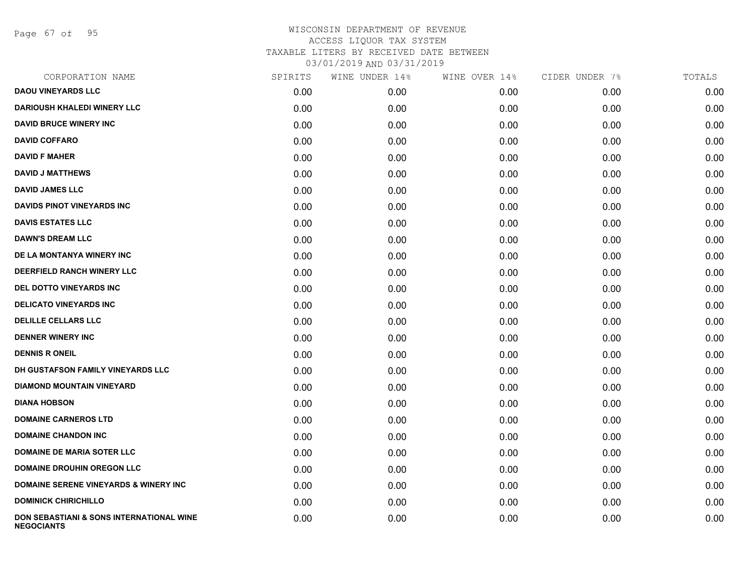WISCONSIN DEPARTMENT OF REVENUE
ACCESS LIQUOR TAX SYSTEM
TAXABLE LITERS BY RECEIVED DATE BETWEEN
03/01/2019 AND 03/31/2019

| CORPORATION NAME | SPIRITS | WINE UNDER 14% | WINE OVER 14% | CIDER UNDER 7% | TOTALS |
|---|---|---|---|---|---|
| DAOU VINEYARDS LLC | 0.00 | 0.00 | 0.00 | 0.00 | 0.00 |
| DARIOUSH KHALEDI WINERY LLC | 0.00 | 0.00 | 0.00 | 0.00 | 0.00 |
| DAVID BRUCE WINERY INC | 0.00 | 0.00 | 0.00 | 0.00 | 0.00 |
| DAVID COFFARO | 0.00 | 0.00 | 0.00 | 0.00 | 0.00 |
| DAVID F MAHER | 0.00 | 0.00 | 0.00 | 0.00 | 0.00 |
| DAVID J MATTHEWS | 0.00 | 0.00 | 0.00 | 0.00 | 0.00 |
| DAVID JAMES LLC | 0.00 | 0.00 | 0.00 | 0.00 | 0.00 |
| DAVIDS PINOT VINEYARDS INC | 0.00 | 0.00 | 0.00 | 0.00 | 0.00 |
| DAVIS ESTATES LLC | 0.00 | 0.00 | 0.00 | 0.00 | 0.00 |
| DAWN'S DREAM LLC | 0.00 | 0.00 | 0.00 | 0.00 | 0.00 |
| DE LA MONTANYA WINERY INC | 0.00 | 0.00 | 0.00 | 0.00 | 0.00 |
| DEERFIELD RANCH WINERY LLC | 0.00 | 0.00 | 0.00 | 0.00 | 0.00 |
| DEL DOTTO VINEYARDS INC | 0.00 | 0.00 | 0.00 | 0.00 | 0.00 |
| DELICATO VINEYARDS INC | 0.00 | 0.00 | 0.00 | 0.00 | 0.00 |
| DELILLE CELLARS LLC | 0.00 | 0.00 | 0.00 | 0.00 | 0.00 |
| DENNER WINERY INC | 0.00 | 0.00 | 0.00 | 0.00 | 0.00 |
| DENNIS R ONEIL | 0.00 | 0.00 | 0.00 | 0.00 | 0.00 |
| DH GUSTAFSON FAMILY VINEYARDS LLC | 0.00 | 0.00 | 0.00 | 0.00 | 0.00 |
| DIAMOND MOUNTAIN VINEYARD | 0.00 | 0.00 | 0.00 | 0.00 | 0.00 |
| DIANA HOBSON | 0.00 | 0.00 | 0.00 | 0.00 | 0.00 |
| DOMAINE CARNEROS LTD | 0.00 | 0.00 | 0.00 | 0.00 | 0.00 |
| DOMAINE CHANDON INC | 0.00 | 0.00 | 0.00 | 0.00 | 0.00 |
| DOMAINE DE MARIA SOTER LLC | 0.00 | 0.00 | 0.00 | 0.00 | 0.00 |
| DOMAINE DROUHIN OREGON LLC | 0.00 | 0.00 | 0.00 | 0.00 | 0.00 |
| DOMAINE SERENE VINEYARDS & WINERY INC | 0.00 | 0.00 | 0.00 | 0.00 | 0.00 |
| DOMINICK CHIRICHILLO | 0.00 | 0.00 | 0.00 | 0.00 | 0.00 |
| DON SEBASTIANI & SONS INTERNATIONAL WINE NEGOCIANTS | 0.00 | 0.00 | 0.00 | 0.00 | 0.00 |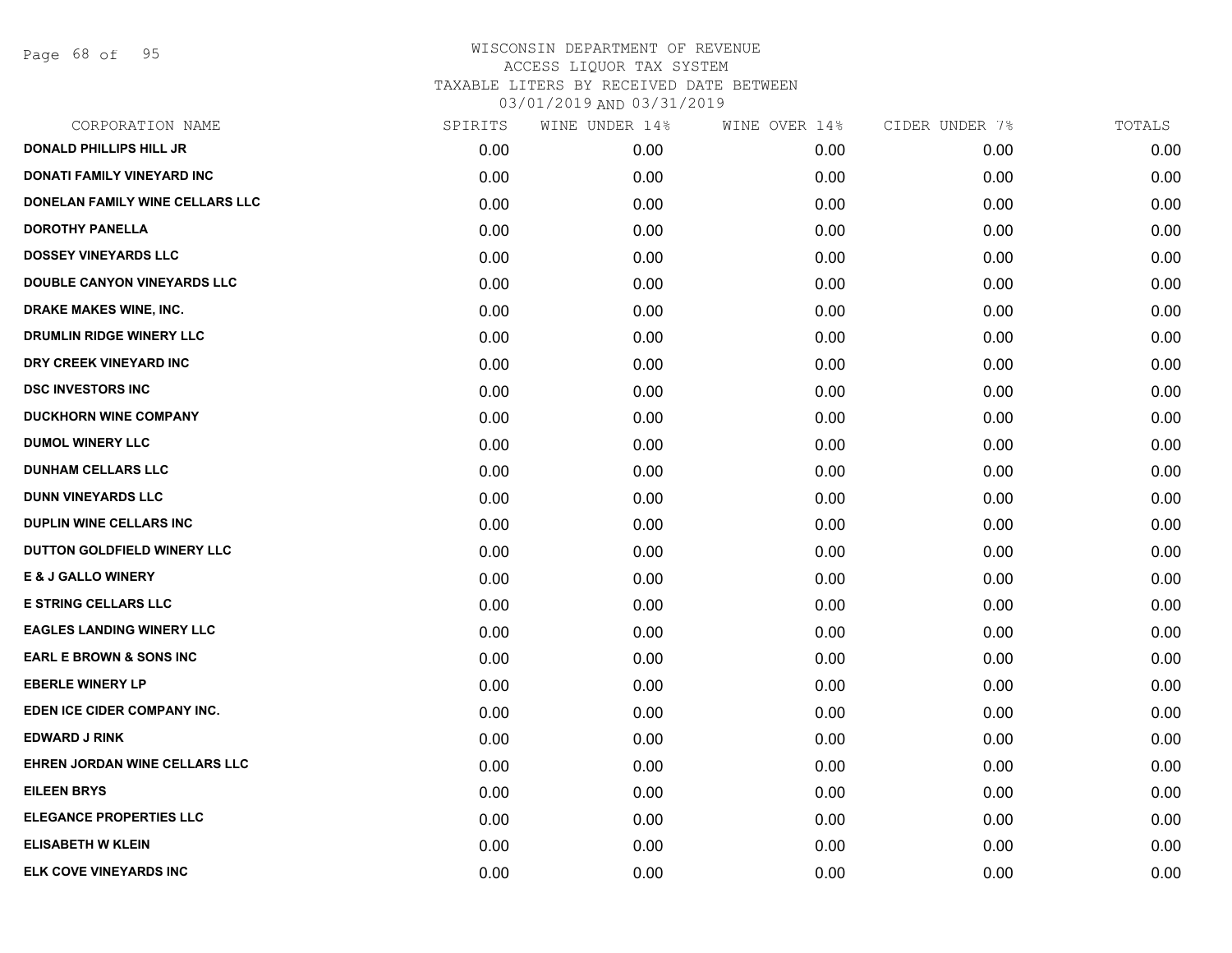WISCONSIN DEPARTMENT OF REVENUE
ACCESS LIQUOR TAX SYSTEM
TAXABLE LITERS BY RECEIVED DATE BETWEEN
03/01/2019 AND 03/31/2019

| CORPORATION NAME | SPIRITS | WINE UNDER 14% | WINE OVER 14% | CIDER UNDER 7% | TOTALS |
|---|---|---|---|---|---|
| DONALD PHILLIPS HILL JR | 0.00 | 0.00 | 0.00 | 0.00 | 0.00 |
| DONATI FAMILY VINEYARD INC | 0.00 | 0.00 | 0.00 | 0.00 | 0.00 |
| DONELAN FAMILY WINE CELLARS LLC | 0.00 | 0.00 | 0.00 | 0.00 | 0.00 |
| DOROTHY PANELLA | 0.00 | 0.00 | 0.00 | 0.00 | 0.00 |
| DOSSEY VINEYARDS LLC | 0.00 | 0.00 | 0.00 | 0.00 | 0.00 |
| DOUBLE CANYON VINEYARDS LLC | 0.00 | 0.00 | 0.00 | 0.00 | 0.00 |
| DRAKE MAKES WINE, INC. | 0.00 | 0.00 | 0.00 | 0.00 | 0.00 |
| DRUMLIN RIDGE WINERY LLC | 0.00 | 0.00 | 0.00 | 0.00 | 0.00 |
| DRY CREEK VINEYARD INC | 0.00 | 0.00 | 0.00 | 0.00 | 0.00 |
| DSC INVESTORS INC | 0.00 | 0.00 | 0.00 | 0.00 | 0.00 |
| DUCKHORN WINE COMPANY | 0.00 | 0.00 | 0.00 | 0.00 | 0.00 |
| DUMOL WINERY LLC | 0.00 | 0.00 | 0.00 | 0.00 | 0.00 |
| DUNHAM CELLARS LLC | 0.00 | 0.00 | 0.00 | 0.00 | 0.00 |
| DUNN VINEYARDS LLC | 0.00 | 0.00 | 0.00 | 0.00 | 0.00 |
| DUPLIN WINE CELLARS INC | 0.00 | 0.00 | 0.00 | 0.00 | 0.00 |
| DUTTON GOLDFIELD WINERY LLC | 0.00 | 0.00 | 0.00 | 0.00 | 0.00 |
| E & J GALLO WINERY | 0.00 | 0.00 | 0.00 | 0.00 | 0.00 |
| E STRING CELLARS LLC | 0.00 | 0.00 | 0.00 | 0.00 | 0.00 |
| EAGLES LANDING WINERY LLC | 0.00 | 0.00 | 0.00 | 0.00 | 0.00 |
| EARL E BROWN & SONS INC | 0.00 | 0.00 | 0.00 | 0.00 | 0.00 |
| EBERLE WINERY LP | 0.00 | 0.00 | 0.00 | 0.00 | 0.00 |
| EDEN ICE CIDER COMPANY INC. | 0.00 | 0.00 | 0.00 | 0.00 | 0.00 |
| EDWARD J RINK | 0.00 | 0.00 | 0.00 | 0.00 | 0.00 |
| EHREN JORDAN WINE CELLARS LLC | 0.00 | 0.00 | 0.00 | 0.00 | 0.00 |
| EILEEN BRYS | 0.00 | 0.00 | 0.00 | 0.00 | 0.00 |
| ELEGANCE PROPERTIES LLC | 0.00 | 0.00 | 0.00 | 0.00 | 0.00 |
| ELISABETH W KLEIN | 0.00 | 0.00 | 0.00 | 0.00 | 0.00 |
| ELK COVE VINEYARDS INC | 0.00 | 0.00 | 0.00 | 0.00 | 0.00 |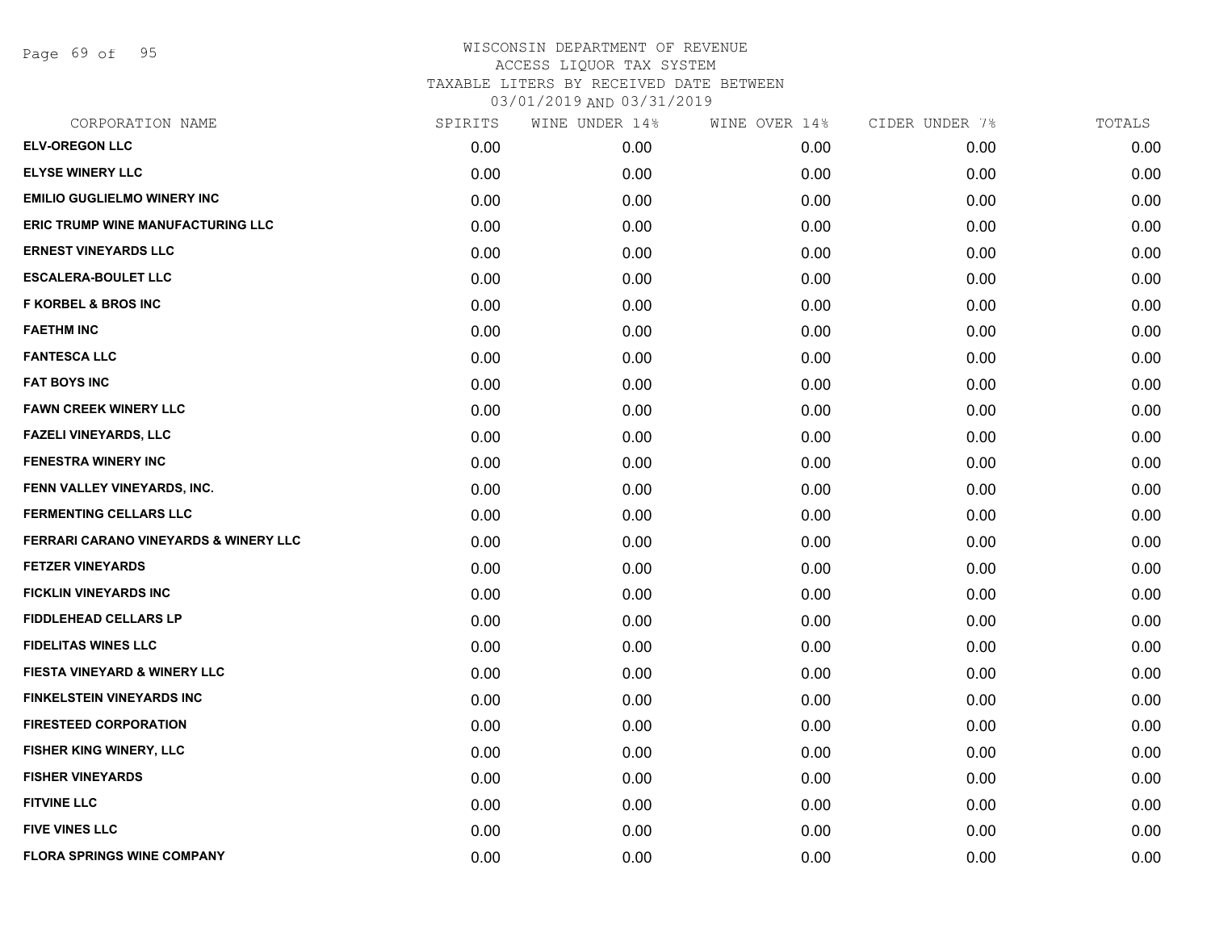WISCONSIN DEPARTMENT OF REVENUE
ACCESS LIQUOR TAX SYSTEM
TAXABLE LITERS BY RECEIVED DATE BETWEEN
03/01/2019 AND 03/31/2019

| CORPORATION NAME | SPIRITS | WINE UNDER 14% | WINE OVER 14% | CIDER UNDER 7% | TOTALS |
|---|---|---|---|---|---|
| ELV-OREGON LLC | 0.00 | 0.00 | 0.00 | 0.00 | 0.00 |
| ELYSE WINERY LLC | 0.00 | 0.00 | 0.00 | 0.00 | 0.00 |
| EMILIO GUGLIELMO WINERY INC | 0.00 | 0.00 | 0.00 | 0.00 | 0.00 |
| ERIC TRUMP WINE MANUFACTURING LLC | 0.00 | 0.00 | 0.00 | 0.00 | 0.00 |
| ERNEST VINEYARDS LLC | 0.00 | 0.00 | 0.00 | 0.00 | 0.00 |
| ESCALERA-BOULET LLC | 0.00 | 0.00 | 0.00 | 0.00 | 0.00 |
| F KORBEL & BROS INC | 0.00 | 0.00 | 0.00 | 0.00 | 0.00 |
| FAETHM INC | 0.00 | 0.00 | 0.00 | 0.00 | 0.00 |
| FANTESCA LLC | 0.00 | 0.00 | 0.00 | 0.00 | 0.00 |
| FAT BOYS INC | 0.00 | 0.00 | 0.00 | 0.00 | 0.00 |
| FAWN CREEK WINERY LLC | 0.00 | 0.00 | 0.00 | 0.00 | 0.00 |
| FAZELI VINEYARDS, LLC | 0.00 | 0.00 | 0.00 | 0.00 | 0.00 |
| FENESTRA WINERY INC | 0.00 | 0.00 | 0.00 | 0.00 | 0.00 |
| FENN VALLEY VINEYARDS, INC. | 0.00 | 0.00 | 0.00 | 0.00 | 0.00 |
| FERMENTING CELLARS LLC | 0.00 | 0.00 | 0.00 | 0.00 | 0.00 |
| FERRARI CARANO VINEYARDS & WINERY LLC | 0.00 | 0.00 | 0.00 | 0.00 | 0.00 |
| FETZER VINEYARDS | 0.00 | 0.00 | 0.00 | 0.00 | 0.00 |
| FICKLIN VINEYARDS INC | 0.00 | 0.00 | 0.00 | 0.00 | 0.00 |
| FIDDLEHEAD CELLARS LP | 0.00 | 0.00 | 0.00 | 0.00 | 0.00 |
| FIDELITAS WINES LLC | 0.00 | 0.00 | 0.00 | 0.00 | 0.00 |
| FIESTA VINEYARD & WINERY LLC | 0.00 | 0.00 | 0.00 | 0.00 | 0.00 |
| FINKELSTEIN VINEYARDS INC | 0.00 | 0.00 | 0.00 | 0.00 | 0.00 |
| FIRESTEED CORPORATION | 0.00 | 0.00 | 0.00 | 0.00 | 0.00 |
| FISHER KING WINERY, LLC | 0.00 | 0.00 | 0.00 | 0.00 | 0.00 |
| FISHER VINEYARDS | 0.00 | 0.00 | 0.00 | 0.00 | 0.00 |
| FITVINE LLC | 0.00 | 0.00 | 0.00 | 0.00 | 0.00 |
| FIVE VINES LLC | 0.00 | 0.00 | 0.00 | 0.00 | 0.00 |
| FLORA SPRINGS WINE COMPANY | 0.00 | 0.00 | 0.00 | 0.00 | 0.00 |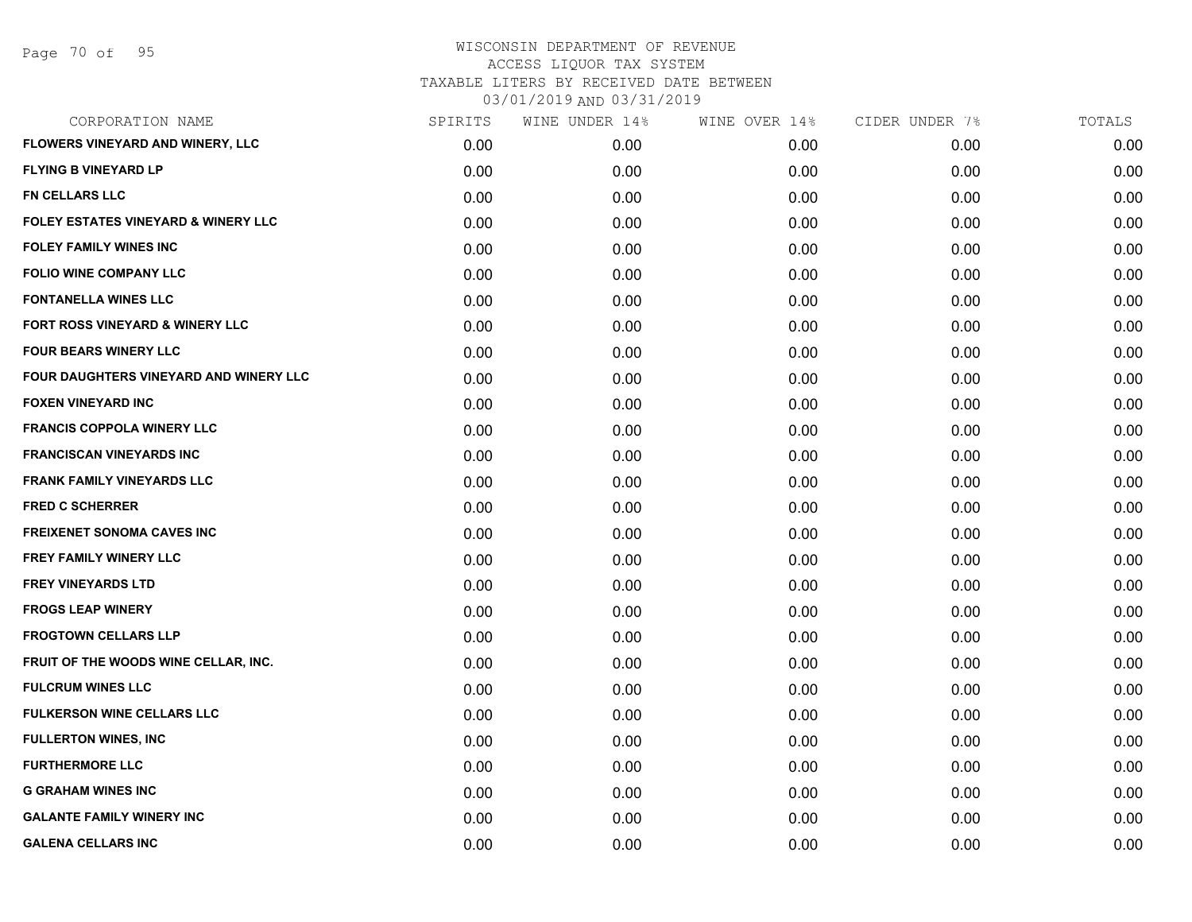WISCONSIN DEPARTMENT OF REVENUE
ACCESS LIQUOR TAX SYSTEM
TAXABLE LITERS BY RECEIVED DATE BETWEEN
03/01/2019 AND 03/31/2019

| CORPORATION NAME | SPIRITS | WINE UNDER 14% | WINE OVER 14% | CIDER UNDER 7% | TOTALS |
|---|---|---|---|---|---|
| FLOWERS VINEYARD AND WINERY, LLC | 0.00 | 0.00 | 0.00 | 0.00 | 0.00 |
| FLYING B VINEYARD LP | 0.00 | 0.00 | 0.00 | 0.00 | 0.00 |
| FN CELLARS LLC | 0.00 | 0.00 | 0.00 | 0.00 | 0.00 |
| FOLEY ESTATES VINEYARD & WINERY LLC | 0.00 | 0.00 | 0.00 | 0.00 | 0.00 |
| FOLEY FAMILY WINES INC | 0.00 | 0.00 | 0.00 | 0.00 | 0.00 |
| FOLIO WINE COMPANY LLC | 0.00 | 0.00 | 0.00 | 0.00 | 0.00 |
| FONTANELLA WINES LLC | 0.00 | 0.00 | 0.00 | 0.00 | 0.00 |
| FORT ROSS VINEYARD & WINERY LLC | 0.00 | 0.00 | 0.00 | 0.00 | 0.00 |
| FOUR BEARS WINERY LLC | 0.00 | 0.00 | 0.00 | 0.00 | 0.00 |
| FOUR DAUGHTERS VINEYARD AND WINERY LLC | 0.00 | 0.00 | 0.00 | 0.00 | 0.00 |
| FOXEN VINEYARD INC | 0.00 | 0.00 | 0.00 | 0.00 | 0.00 |
| FRANCIS COPPOLA WINERY LLC | 0.00 | 0.00 | 0.00 | 0.00 | 0.00 |
| FRANCISCAN VINEYARDS INC | 0.00 | 0.00 | 0.00 | 0.00 | 0.00 |
| FRANK FAMILY VINEYARDS LLC | 0.00 | 0.00 | 0.00 | 0.00 | 0.00 |
| FRED C SCHERRER | 0.00 | 0.00 | 0.00 | 0.00 | 0.00 |
| FREIXENET SONOMA CAVES INC | 0.00 | 0.00 | 0.00 | 0.00 | 0.00 |
| FREY FAMILY WINERY LLC | 0.00 | 0.00 | 0.00 | 0.00 | 0.00 |
| FREY VINEYARDS LTD | 0.00 | 0.00 | 0.00 | 0.00 | 0.00 |
| FROGS LEAP WINERY | 0.00 | 0.00 | 0.00 | 0.00 | 0.00 |
| FROGTOWN CELLARS LLP | 0.00 | 0.00 | 0.00 | 0.00 | 0.00 |
| FRUIT OF THE WOODS WINE CELLAR, INC. | 0.00 | 0.00 | 0.00 | 0.00 | 0.00 |
| FULCRUM WINES LLC | 0.00 | 0.00 | 0.00 | 0.00 | 0.00 |
| FULKERSON WINE CELLARS LLC | 0.00 | 0.00 | 0.00 | 0.00 | 0.00 |
| FULLERTON WINES, INC | 0.00 | 0.00 | 0.00 | 0.00 | 0.00 |
| FURTHERMORE LLC | 0.00 | 0.00 | 0.00 | 0.00 | 0.00 |
| G GRAHAM WINES INC | 0.00 | 0.00 | 0.00 | 0.00 | 0.00 |
| GALANTE FAMILY WINERY INC | 0.00 | 0.00 | 0.00 | 0.00 | 0.00 |
| GALENA CELLARS INC | 0.00 | 0.00 | 0.00 | 0.00 | 0.00 |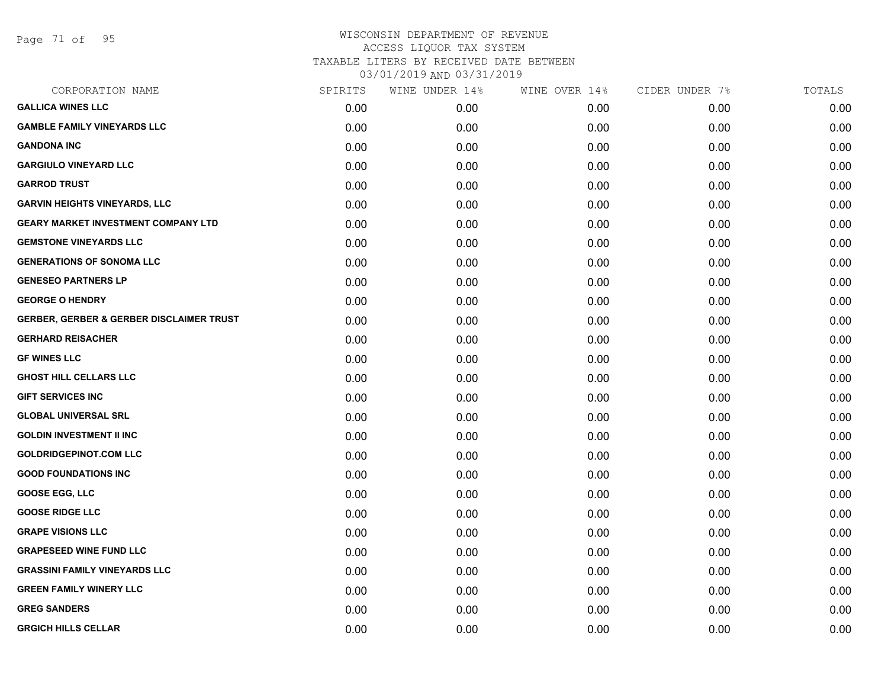WISCONSIN DEPARTMENT OF REVENUE
ACCESS LIQUOR TAX SYSTEM
TAXABLE LITERS BY RECEIVED DATE BETWEEN
03/01/2019 AND 03/31/2019

| CORPORATION NAME | SPIRITS | WINE UNDER 14% | WINE OVER 14% | CIDER UNDER 7% | TOTALS |
|---|---|---|---|---|---|
| GALLICA WINES LLC | 0.00 | 0.00 | 0.00 | 0.00 | 0.00 |
| GAMBLE FAMILY VINEYARDS LLC | 0.00 | 0.00 | 0.00 | 0.00 | 0.00 |
| GANDONA INC | 0.00 | 0.00 | 0.00 | 0.00 | 0.00 |
| GARGIULO VINEYARD LLC | 0.00 | 0.00 | 0.00 | 0.00 | 0.00 |
| GARROD TRUST | 0.00 | 0.00 | 0.00 | 0.00 | 0.00 |
| GARVIN HEIGHTS VINEYARDS, LLC | 0.00 | 0.00 | 0.00 | 0.00 | 0.00 |
| GEARY MARKET INVESTMENT COMPANY LTD | 0.00 | 0.00 | 0.00 | 0.00 | 0.00 |
| GEMSTONE VINEYARDS LLC | 0.00 | 0.00 | 0.00 | 0.00 | 0.00 |
| GENERATIONS OF SONOMA LLC | 0.00 | 0.00 | 0.00 | 0.00 | 0.00 |
| GENESEO PARTNERS LP | 0.00 | 0.00 | 0.00 | 0.00 | 0.00 |
| GEORGE O HENDRY | 0.00 | 0.00 | 0.00 | 0.00 | 0.00 |
| GERBER, GERBER & GERBER DISCLAIMER TRUST | 0.00 | 0.00 | 0.00 | 0.00 | 0.00 |
| GERHARD REISACHER | 0.00 | 0.00 | 0.00 | 0.00 | 0.00 |
| GF WINES LLC | 0.00 | 0.00 | 0.00 | 0.00 | 0.00 |
| GHOST HILL CELLARS LLC | 0.00 | 0.00 | 0.00 | 0.00 | 0.00 |
| GIFT SERVICES INC | 0.00 | 0.00 | 0.00 | 0.00 | 0.00 |
| GLOBAL UNIVERSAL SRL | 0.00 | 0.00 | 0.00 | 0.00 | 0.00 |
| GOLDIN INVESTMENT II INC | 0.00 | 0.00 | 0.00 | 0.00 | 0.00 |
| GOLDRIDGEPINOT.COM LLC | 0.00 | 0.00 | 0.00 | 0.00 | 0.00 |
| GOOD FOUNDATIONS INC | 0.00 | 0.00 | 0.00 | 0.00 | 0.00 |
| GOOSE EGG, LLC | 0.00 | 0.00 | 0.00 | 0.00 | 0.00 |
| GOOSE RIDGE LLC | 0.00 | 0.00 | 0.00 | 0.00 | 0.00 |
| GRAPE VISIONS LLC | 0.00 | 0.00 | 0.00 | 0.00 | 0.00 |
| GRAPESEED WINE FUND LLC | 0.00 | 0.00 | 0.00 | 0.00 | 0.00 |
| GRASSINI FAMILY VINEYARDS LLC | 0.00 | 0.00 | 0.00 | 0.00 | 0.00 |
| GREEN FAMILY WINERY LLC | 0.00 | 0.00 | 0.00 | 0.00 | 0.00 |
| GREG SANDERS | 0.00 | 0.00 | 0.00 | 0.00 | 0.00 |
| GRGICH HILLS CELLAR | 0.00 | 0.00 | 0.00 | 0.00 | 0.00 |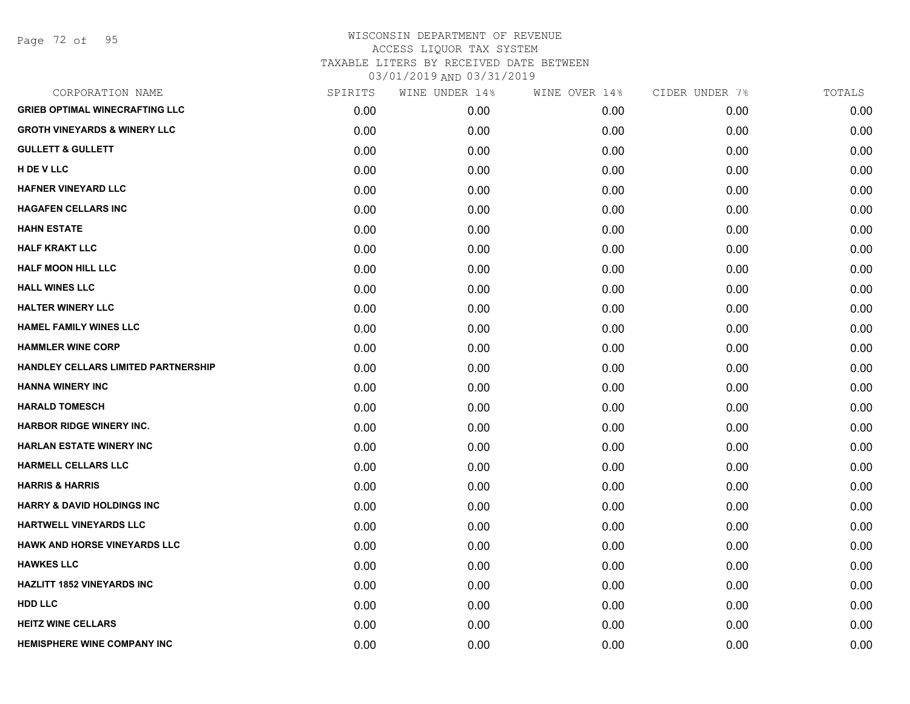WISCONSIN DEPARTMENT OF REVENUE
ACCESS LIQUOR TAX SYSTEM
TAXABLE LITERS BY RECEIVED DATE BETWEEN
03/01/2019 AND 03/31/2019

| CORPORATION NAME | SPIRITS | WINE UNDER 14% | WINE OVER 14% | CIDER UNDER 7% | TOTALS |
|---|---|---|---|---|---|
| GRIEB OPTIMAL WINECRAFTING LLC | 0.00 | 0.00 | 0.00 | 0.00 | 0.00 |
| GROTH VINEYARDS & WINERY LLC | 0.00 | 0.00 | 0.00 | 0.00 | 0.00 |
| GULLETT & GULLETT | 0.00 | 0.00 | 0.00 | 0.00 | 0.00 |
| H DE V LLC | 0.00 | 0.00 | 0.00 | 0.00 | 0.00 |
| HAFNER VINEYARD LLC | 0.00 | 0.00 | 0.00 | 0.00 | 0.00 |
| HAGAFEN CELLARS INC | 0.00 | 0.00 | 0.00 | 0.00 | 0.00 |
| HAHN ESTATE | 0.00 | 0.00 | 0.00 | 0.00 | 0.00 |
| HALF KRAKT LLC | 0.00 | 0.00 | 0.00 | 0.00 | 0.00 |
| HALF MOON HILL LLC | 0.00 | 0.00 | 0.00 | 0.00 | 0.00 |
| HALL WINES LLC | 0.00 | 0.00 | 0.00 | 0.00 | 0.00 |
| HALTER WINERY LLC | 0.00 | 0.00 | 0.00 | 0.00 | 0.00 |
| HAMEL FAMILY WINES LLC | 0.00 | 0.00 | 0.00 | 0.00 | 0.00 |
| HAMMLER WINE CORP | 0.00 | 0.00 | 0.00 | 0.00 | 0.00 |
| HANDLEY CELLARS LIMITED PARTNERSHIP | 0.00 | 0.00 | 0.00 | 0.00 | 0.00 |
| HANNA WINERY INC | 0.00 | 0.00 | 0.00 | 0.00 | 0.00 |
| HARALD TOMESCH | 0.00 | 0.00 | 0.00 | 0.00 | 0.00 |
| HARBOR RIDGE WINERY INC. | 0.00 | 0.00 | 0.00 | 0.00 | 0.00 |
| HARLAN ESTATE WINERY INC | 0.00 | 0.00 | 0.00 | 0.00 | 0.00 |
| HARMELL CELLARS LLC | 0.00 | 0.00 | 0.00 | 0.00 | 0.00 |
| HARRIS & HARRIS | 0.00 | 0.00 | 0.00 | 0.00 | 0.00 |
| HARRY & DAVID HOLDINGS INC | 0.00 | 0.00 | 0.00 | 0.00 | 0.00 |
| HARTWELL VINEYARDS LLC | 0.00 | 0.00 | 0.00 | 0.00 | 0.00 |
| HAWK AND HORSE VINEYARDS LLC | 0.00 | 0.00 | 0.00 | 0.00 | 0.00 |
| HAWKES LLC | 0.00 | 0.00 | 0.00 | 0.00 | 0.00 |
| HAZLITT 1852 VINEYARDS INC | 0.00 | 0.00 | 0.00 | 0.00 | 0.00 |
| HDD LLC | 0.00 | 0.00 | 0.00 | 0.00 | 0.00 |
| HEITZ WINE CELLARS | 0.00 | 0.00 | 0.00 | 0.00 | 0.00 |
| HEMISPHERE WINE COMPANY INC | 0.00 | 0.00 | 0.00 | 0.00 | 0.00 |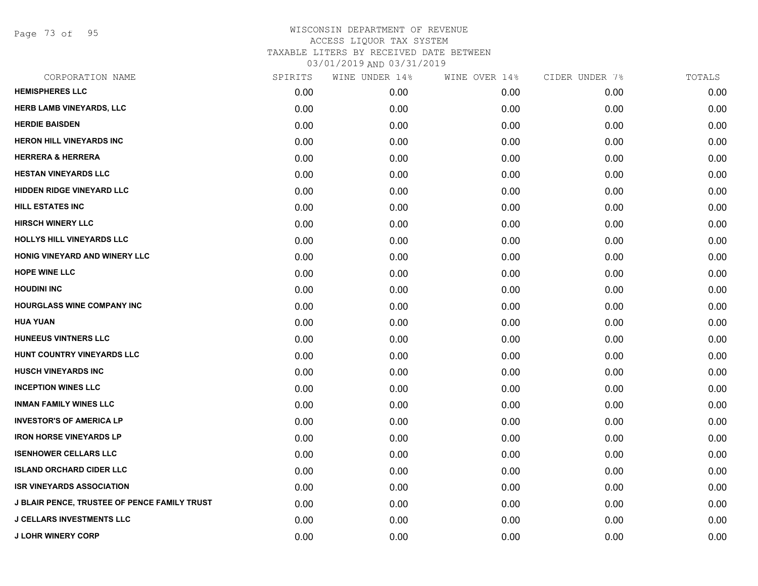WISCONSIN DEPARTMENT OF REVENUE
ACCESS LIQUOR TAX SYSTEM
TAXABLE LITERS BY RECEIVED DATE BETWEEN
03/01/2019 AND 03/31/2019

| CORPORATION NAME | SPIRITS | WINE UNDER 14% | WINE OVER 14% | CIDER UNDER 7% | TOTALS |
|---|---|---|---|---|---|
| HEMISPHERES LLC | 0.00 | 0.00 | 0.00 | 0.00 | 0.00 |
| HERB LAMB VINEYARDS, LLC | 0.00 | 0.00 | 0.00 | 0.00 | 0.00 |
| HERDIE BAISDEN | 0.00 | 0.00 | 0.00 | 0.00 | 0.00 |
| HERON HILL VINEYARDS INC | 0.00 | 0.00 | 0.00 | 0.00 | 0.00 |
| HERRERA & HERRERA | 0.00 | 0.00 | 0.00 | 0.00 | 0.00 |
| HESTAN VINEYARDS LLC | 0.00 | 0.00 | 0.00 | 0.00 | 0.00 |
| HIDDEN RIDGE VINEYARD LLC | 0.00 | 0.00 | 0.00 | 0.00 | 0.00 |
| HILL ESTATES INC | 0.00 | 0.00 | 0.00 | 0.00 | 0.00 |
| HIRSCH WINERY LLC | 0.00 | 0.00 | 0.00 | 0.00 | 0.00 |
| HOLLYS HILL VINEYARDS LLC | 0.00 | 0.00 | 0.00 | 0.00 | 0.00 |
| HONIG VINEYARD AND WINERY LLC | 0.00 | 0.00 | 0.00 | 0.00 | 0.00 |
| HOPE WINE LLC | 0.00 | 0.00 | 0.00 | 0.00 | 0.00 |
| HOUDINI INC | 0.00 | 0.00 | 0.00 | 0.00 | 0.00 |
| HOURGLASS WINE COMPANY INC | 0.00 | 0.00 | 0.00 | 0.00 | 0.00 |
| HUA YUAN | 0.00 | 0.00 | 0.00 | 0.00 | 0.00 |
| HUNEEUS VINTNERS LLC | 0.00 | 0.00 | 0.00 | 0.00 | 0.00 |
| HUNT COUNTRY VINEYARDS LLC | 0.00 | 0.00 | 0.00 | 0.00 | 0.00 |
| HUSCH VINEYARDS INC | 0.00 | 0.00 | 0.00 | 0.00 | 0.00 |
| INCEPTION WINES LLC | 0.00 | 0.00 | 0.00 | 0.00 | 0.00 |
| INMAN FAMILY WINES LLC | 0.00 | 0.00 | 0.00 | 0.00 | 0.00 |
| INVESTOR'S OF AMERICA LP | 0.00 | 0.00 | 0.00 | 0.00 | 0.00 |
| IRON HORSE VINEYARDS LP | 0.00 | 0.00 | 0.00 | 0.00 | 0.00 |
| ISENHOWER CELLARS LLC | 0.00 | 0.00 | 0.00 | 0.00 | 0.00 |
| ISLAND ORCHARD CIDER LLC | 0.00 | 0.00 | 0.00 | 0.00 | 0.00 |
| ISR VINEYARDS ASSOCIATION | 0.00 | 0.00 | 0.00 | 0.00 | 0.00 |
| J BLAIR PENCE, TRUSTEE OF PENCE FAMILY TRUST | 0.00 | 0.00 | 0.00 | 0.00 | 0.00 |
| J CELLARS INVESTMENTS LLC | 0.00 | 0.00 | 0.00 | 0.00 | 0.00 |
| J LOHR WINERY CORP | 0.00 | 0.00 | 0.00 | 0.00 | 0.00 |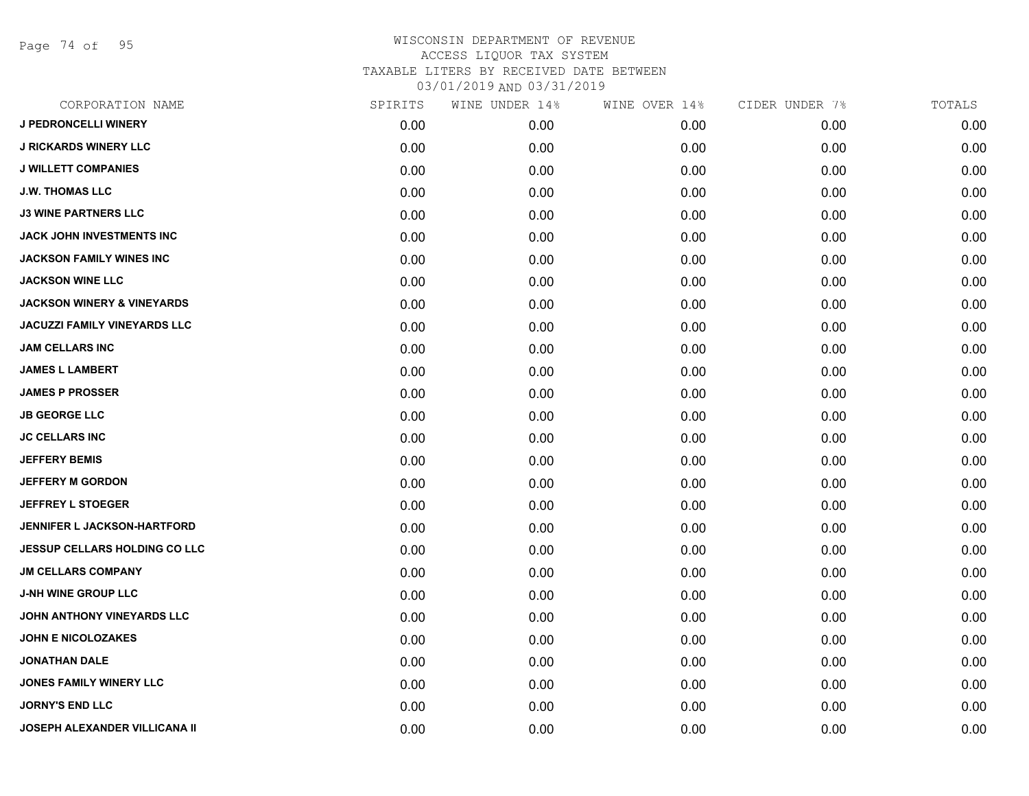# WISCONSIN DEPARTMENT OF REVENUE
ACCESS LIQUOR TAX SYSTEM
TAXABLE LITERS BY RECEIVED DATE BETWEEN
03/01/2019 AND 03/31/2019

| CORPORATION NAME | SPIRITS | WINE UNDER 14% | WINE OVER 14% | CIDER UNDER 7% | TOTALS |
|---|---|---|---|---|---|
| J PEDRONCELLI WINERY | 0.00 | 0.00 | 0.00 | 0.00 | 0.00 |
| J RICKARDS WINERY LLC | 0.00 | 0.00 | 0.00 | 0.00 | 0.00 |
| J WILLETT COMPANIES | 0.00 | 0.00 | 0.00 | 0.00 | 0.00 |
| J.W. THOMAS LLC | 0.00 | 0.00 | 0.00 | 0.00 | 0.00 |
| J3 WINE PARTNERS LLC | 0.00 | 0.00 | 0.00 | 0.00 | 0.00 |
| JACK JOHN INVESTMENTS INC | 0.00 | 0.00 | 0.00 | 0.00 | 0.00 |
| JACKSON FAMILY WINES INC | 0.00 | 0.00 | 0.00 | 0.00 | 0.00 |
| JACKSON WINE LLC | 0.00 | 0.00 | 0.00 | 0.00 | 0.00 |
| JACKSON WINERY & VINEYARDS | 0.00 | 0.00 | 0.00 | 0.00 | 0.00 |
| JACUZZI FAMILY VINEYARDS LLC | 0.00 | 0.00 | 0.00 | 0.00 | 0.00 |
| JAM CELLARS INC | 0.00 | 0.00 | 0.00 | 0.00 | 0.00 |
| JAMES L LAMBERT | 0.00 | 0.00 | 0.00 | 0.00 | 0.00 |
| JAMES P PROSSER | 0.00 | 0.00 | 0.00 | 0.00 | 0.00 |
| JB GEORGE LLC | 0.00 | 0.00 | 0.00 | 0.00 | 0.00 |
| JC CELLARS INC | 0.00 | 0.00 | 0.00 | 0.00 | 0.00 |
| JEFFERY BEMIS | 0.00 | 0.00 | 0.00 | 0.00 | 0.00 |
| JEFFERY M GORDON | 0.00 | 0.00 | 0.00 | 0.00 | 0.00 |
| JEFFREY L STOEGER | 0.00 | 0.00 | 0.00 | 0.00 | 0.00 |
| JENNIFER L JACKSON-HARTFORD | 0.00 | 0.00 | 0.00 | 0.00 | 0.00 |
| JESSUP CELLARS HOLDING CO LLC | 0.00 | 0.00 | 0.00 | 0.00 | 0.00 |
| JM CELLARS COMPANY | 0.00 | 0.00 | 0.00 | 0.00 | 0.00 |
| J-NH WINE GROUP LLC | 0.00 | 0.00 | 0.00 | 0.00 | 0.00 |
| JOHN ANTHONY VINEYARDS LLC | 0.00 | 0.00 | 0.00 | 0.00 | 0.00 |
| JOHN E NICOLOZAKES | 0.00 | 0.00 | 0.00 | 0.00 | 0.00 |
| JONATHAN DALE | 0.00 | 0.00 | 0.00 | 0.00 | 0.00 |
| JONES FAMILY WINERY LLC | 0.00 | 0.00 | 0.00 | 0.00 | 0.00 |
| JORNY'S END LLC | 0.00 | 0.00 | 0.00 | 0.00 | 0.00 |
| JOSEPH ALEXANDER VILLICANA II | 0.00 | 0.00 | 0.00 | 0.00 | 0.00 |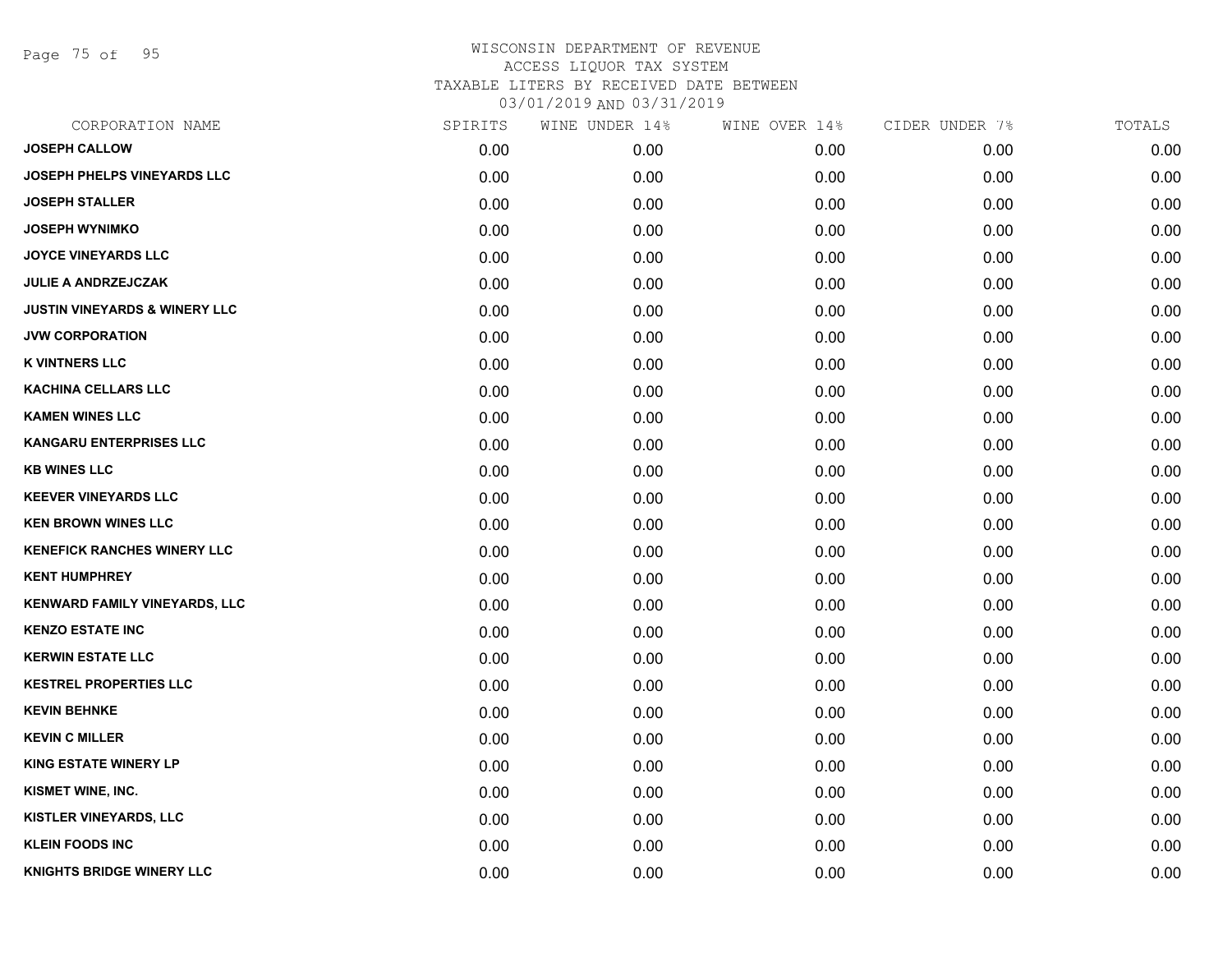# WISCONSIN DEPARTMENT OF REVENUE
ACCESS LIQUOR TAX SYSTEM
TAXABLE LITERS BY RECEIVED DATE BETWEEN
03/01/2019 AND 03/31/2019

| CORPORATION NAME | SPIRITS | WINE UNDER 14% | WINE OVER 14% | CIDER UNDER 7% | TOTALS |
|---|---|---|---|---|---|
| JOSEPH CALLOW | 0.00 | 0.00 | 0.00 | 0.00 | 0.00 |
| JOSEPH PHELPS VINEYARDS LLC | 0.00 | 0.00 | 0.00 | 0.00 | 0.00 |
| JOSEPH STALLER | 0.00 | 0.00 | 0.00 | 0.00 | 0.00 |
| JOSEPH WYNIMKO | 0.00 | 0.00 | 0.00 | 0.00 | 0.00 |
| JOYCE VINEYARDS LLC | 0.00 | 0.00 | 0.00 | 0.00 | 0.00 |
| JULIE A ANDRZEJCZAK | 0.00 | 0.00 | 0.00 | 0.00 | 0.00 |
| JUSTIN VINEYARDS & WINERY LLC | 0.00 | 0.00 | 0.00 | 0.00 | 0.00 |
| JVW CORPORATION | 0.00 | 0.00 | 0.00 | 0.00 | 0.00 |
| K VINTNERS LLC | 0.00 | 0.00 | 0.00 | 0.00 | 0.00 |
| KACHINA CELLARS LLC | 0.00 | 0.00 | 0.00 | 0.00 | 0.00 |
| KAMEN WINES LLC | 0.00 | 0.00 | 0.00 | 0.00 | 0.00 |
| KANGARU ENTERPRISES LLC | 0.00 | 0.00 | 0.00 | 0.00 | 0.00 |
| KB WINES LLC | 0.00 | 0.00 | 0.00 | 0.00 | 0.00 |
| KEEVER VINEYARDS LLC | 0.00 | 0.00 | 0.00 | 0.00 | 0.00 |
| KEN BROWN WINES LLC | 0.00 | 0.00 | 0.00 | 0.00 | 0.00 |
| KENEFICK RANCHES WINERY LLC | 0.00 | 0.00 | 0.00 | 0.00 | 0.00 |
| KENT HUMPHREY | 0.00 | 0.00 | 0.00 | 0.00 | 0.00 |
| KENWARD FAMILY VINEYARDS, LLC | 0.00 | 0.00 | 0.00 | 0.00 | 0.00 |
| KENZO ESTATE INC | 0.00 | 0.00 | 0.00 | 0.00 | 0.00 |
| KERWIN ESTATE LLC | 0.00 | 0.00 | 0.00 | 0.00 | 0.00 |
| KESTREL PROPERTIES LLC | 0.00 | 0.00 | 0.00 | 0.00 | 0.00 |
| KEVIN BEHNKE | 0.00 | 0.00 | 0.00 | 0.00 | 0.00 |
| KEVIN C MILLER | 0.00 | 0.00 | 0.00 | 0.00 | 0.00 |
| KING ESTATE WINERY LP | 0.00 | 0.00 | 0.00 | 0.00 | 0.00 |
| KISMET WINE, INC. | 0.00 | 0.00 | 0.00 | 0.00 | 0.00 |
| KISTLER VINEYARDS, LLC | 0.00 | 0.00 | 0.00 | 0.00 | 0.00 |
| KLEIN FOODS INC | 0.00 | 0.00 | 0.00 | 0.00 | 0.00 |
| KNIGHTS BRIDGE WINERY LLC | 0.00 | 0.00 | 0.00 | 0.00 | 0.00 |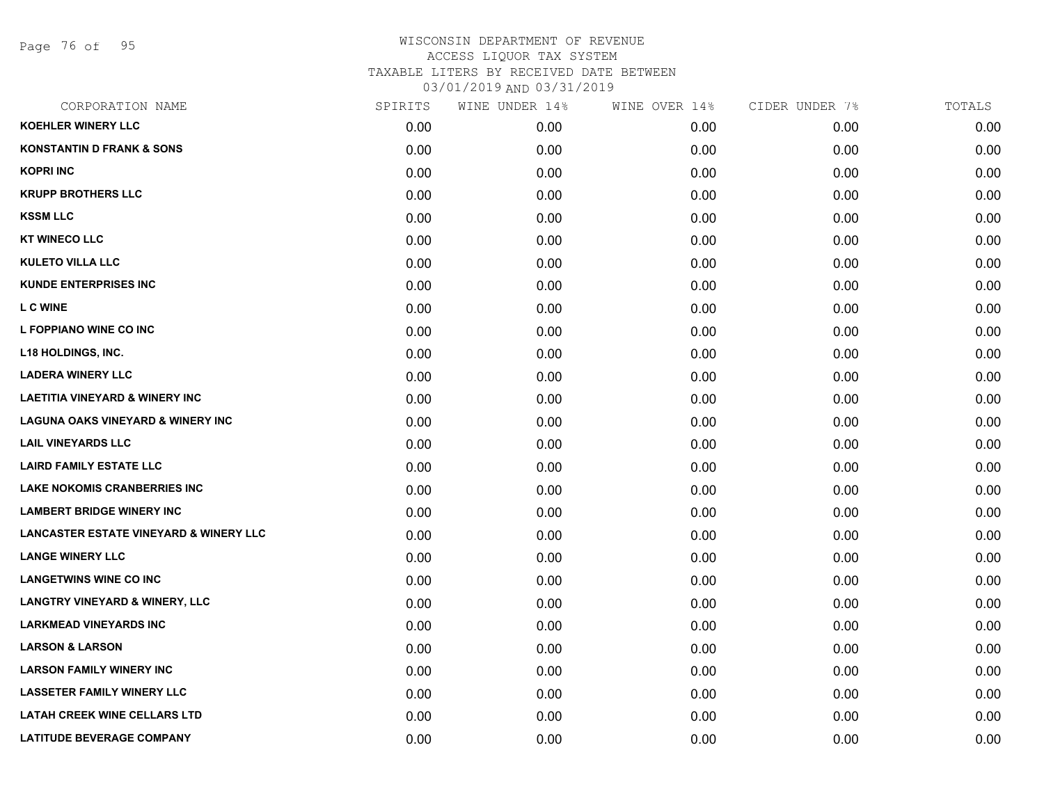# WISCONSIN DEPARTMENT OF REVENUE
ACCESS LIQUOR TAX SYSTEM
TAXABLE LITERS BY RECEIVED DATE BETWEEN
03/01/2019 AND 03/31/2019

| CORPORATION NAME | SPIRITS | WINE UNDER 14% | WINE OVER 14% | CIDER UNDER 7% | TOTALS |
|---|---|---|---|---|---|
| KOEHLER WINERY LLC | 0.00 | 0.00 | 0.00 | 0.00 | 0.00 |
| KONSTANTIN D FRANK & SONS | 0.00 | 0.00 | 0.00 | 0.00 | 0.00 |
| KOPRI INC | 0.00 | 0.00 | 0.00 | 0.00 | 0.00 |
| KRUPP BROTHERS LLC | 0.00 | 0.00 | 0.00 | 0.00 | 0.00 |
| KSSM LLC | 0.00 | 0.00 | 0.00 | 0.00 | 0.00 |
| KT WINECO LLC | 0.00 | 0.00 | 0.00 | 0.00 | 0.00 |
| KULETO VILLA LLC | 0.00 | 0.00 | 0.00 | 0.00 | 0.00 |
| KUNDE ENTERPRISES INC | 0.00 | 0.00 | 0.00 | 0.00 | 0.00 |
| L C WINE | 0.00 | 0.00 | 0.00 | 0.00 | 0.00 |
| L FOPPIANO WINE CO INC | 0.00 | 0.00 | 0.00 | 0.00 | 0.00 |
| L18 HOLDINGS, INC. | 0.00 | 0.00 | 0.00 | 0.00 | 0.00 |
| LADERA WINERY LLC | 0.00 | 0.00 | 0.00 | 0.00 | 0.00 |
| LAETITIA VINEYARD & WINERY INC | 0.00 | 0.00 | 0.00 | 0.00 | 0.00 |
| LAGUNA OAKS VINEYARD & WINERY INC | 0.00 | 0.00 | 0.00 | 0.00 | 0.00 |
| LAIL VINEYARDS LLC | 0.00 | 0.00 | 0.00 | 0.00 | 0.00 |
| LAIRD FAMILY ESTATE LLC | 0.00 | 0.00 | 0.00 | 0.00 | 0.00 |
| LAKE NOKOMIS CRANBERRIES INC | 0.00 | 0.00 | 0.00 | 0.00 | 0.00 |
| LAMBERT BRIDGE WINERY INC | 0.00 | 0.00 | 0.00 | 0.00 | 0.00 |
| LANCASTER ESTATE VINEYARD & WINERY LLC | 0.00 | 0.00 | 0.00 | 0.00 | 0.00 |
| LANGE WINERY LLC | 0.00 | 0.00 | 0.00 | 0.00 | 0.00 |
| LANGETWINS WINE CO INC | 0.00 | 0.00 | 0.00 | 0.00 | 0.00 |
| LANGTRY VINEYARD & WINERY, LLC | 0.00 | 0.00 | 0.00 | 0.00 | 0.00 |
| LARKMEAD VINEYARDS INC | 0.00 | 0.00 | 0.00 | 0.00 | 0.00 |
| LARSON & LARSON | 0.00 | 0.00 | 0.00 | 0.00 | 0.00 |
| LARSON FAMILY WINERY INC | 0.00 | 0.00 | 0.00 | 0.00 | 0.00 |
| LASSETER FAMILY WINERY LLC | 0.00 | 0.00 | 0.00 | 0.00 | 0.00 |
| LATAH CREEK WINE CELLARS LTD | 0.00 | 0.00 | 0.00 | 0.00 | 0.00 |
| LATITUDE BEVERAGE COMPANY | 0.00 | 0.00 | 0.00 | 0.00 | 0.00 |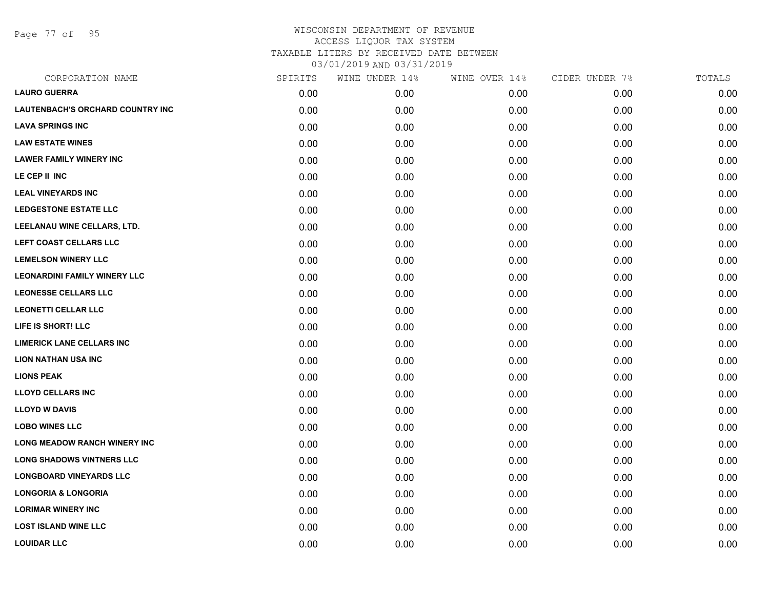WISCONSIN DEPARTMENT OF REVENUE
ACCESS LIQUOR TAX SYSTEM
TAXABLE LITERS BY RECEIVED DATE BETWEEN
03/01/2019 AND 03/31/2019

| CORPORATION NAME | SPIRITS | WINE UNDER 14% | WINE OVER 14% | CIDER UNDER 7% | TOTALS |
|---|---|---|---|---|---|
| LAURO GUERRA | 0.00 | 0.00 | 0.00 | 0.00 | 0.00 |
| LAUTENBACH'S ORCHARD COUNTRY INC | 0.00 | 0.00 | 0.00 | 0.00 | 0.00 |
| LAVA SPRINGS INC | 0.00 | 0.00 | 0.00 | 0.00 | 0.00 |
| LAW ESTATE WINES | 0.00 | 0.00 | 0.00 | 0.00 | 0.00 |
| LAWER FAMILY WINERY INC | 0.00 | 0.00 | 0.00 | 0.00 | 0.00 |
| LE CEP II INC | 0.00 | 0.00 | 0.00 | 0.00 | 0.00 |
| LEAL VINEYARDS INC | 0.00 | 0.00 | 0.00 | 0.00 | 0.00 |
| LEDGESTONE ESTATE LLC | 0.00 | 0.00 | 0.00 | 0.00 | 0.00 |
| LEELANAU WINE CELLARS, LTD. | 0.00 | 0.00 | 0.00 | 0.00 | 0.00 |
| LEFT COAST CELLARS LLC | 0.00 | 0.00 | 0.00 | 0.00 | 0.00 |
| LEMELSON WINERY LLC | 0.00 | 0.00 | 0.00 | 0.00 | 0.00 |
| LEONARDINI FAMILY WINERY LLC | 0.00 | 0.00 | 0.00 | 0.00 | 0.00 |
| LEONESSE CELLARS LLC | 0.00 | 0.00 | 0.00 | 0.00 | 0.00 |
| LEONETTI CELLAR LLC | 0.00 | 0.00 | 0.00 | 0.00 | 0.00 |
| LIFE IS SHORT! LLC | 0.00 | 0.00 | 0.00 | 0.00 | 0.00 |
| LIMERICK LANE CELLARS INC | 0.00 | 0.00 | 0.00 | 0.00 | 0.00 |
| LION NATHAN USA INC | 0.00 | 0.00 | 0.00 | 0.00 | 0.00 |
| LIONS PEAK | 0.00 | 0.00 | 0.00 | 0.00 | 0.00 |
| LLOYD CELLARS INC | 0.00 | 0.00 | 0.00 | 0.00 | 0.00 |
| LLOYD W DAVIS | 0.00 | 0.00 | 0.00 | 0.00 | 0.00 |
| LOBO WINES LLC | 0.00 | 0.00 | 0.00 | 0.00 | 0.00 |
| LONG MEADOW RANCH WINERY INC | 0.00 | 0.00 | 0.00 | 0.00 | 0.00 |
| LONG SHADOWS VINTNERS LLC | 0.00 | 0.00 | 0.00 | 0.00 | 0.00 |
| LONGBOARD VINEYARDS LLC | 0.00 | 0.00 | 0.00 | 0.00 | 0.00 |
| LONGORIA & LONGORIA | 0.00 | 0.00 | 0.00 | 0.00 | 0.00 |
| LORIMAR WINERY INC | 0.00 | 0.00 | 0.00 | 0.00 | 0.00 |
| LOST ISLAND WINE LLC | 0.00 | 0.00 | 0.00 | 0.00 | 0.00 |
| LOUIDAR LLC | 0.00 | 0.00 | 0.00 | 0.00 | 0.00 |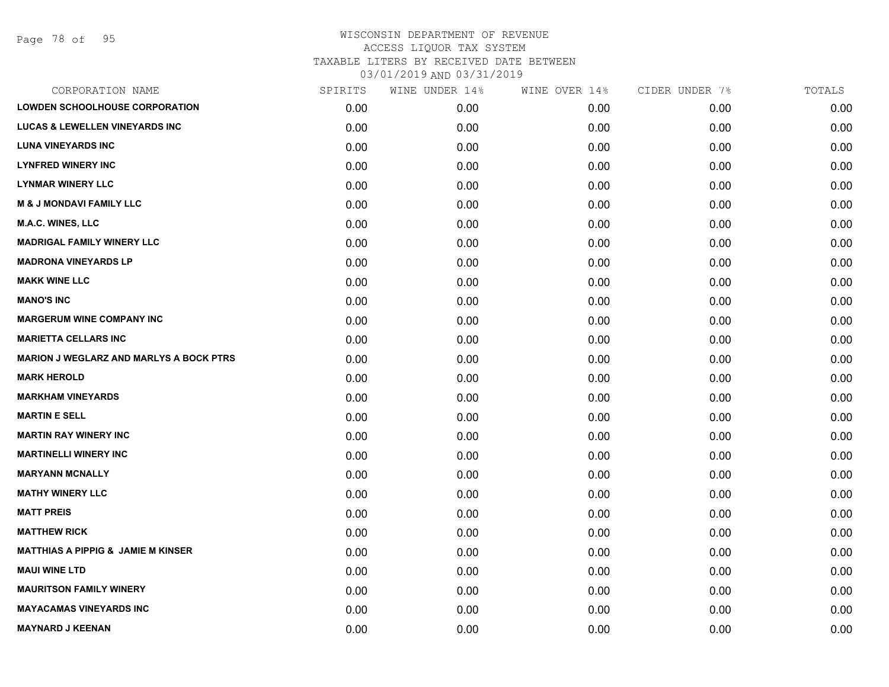WISCONSIN DEPARTMENT OF REVENUE
ACCESS LIQUOR TAX SYSTEM
TAXABLE LITERS BY RECEIVED DATE BETWEEN
03/01/2019 AND 03/31/2019

| CORPORATION NAME | SPIRITS | WINE UNDER 14% | WINE OVER 14% | CIDER UNDER 7% | TOTALS |
|---|---|---|---|---|---|
| **LOWDEN SCHOOLHOUSE CORPORATION** | 0.00 | 0.00 | 0.00 | 0.00 | 0.00 |
| **LUCAS & LEWELLEN VINEYARDS INC** | 0.00 | 0.00 | 0.00 | 0.00 | 0.00 |
| **LUNA VINEYARDS INC** | 0.00 | 0.00 | 0.00 | 0.00 | 0.00 |
| **LYNFRED WINERY INC** | 0.00 | 0.00 | 0.00 | 0.00 | 0.00 |
| **LYNMAR WINERY LLC** | 0.00 | 0.00 | 0.00 | 0.00 | 0.00 |
| **M & J MONDAVI FAMILY LLC** | 0.00 | 0.00 | 0.00 | 0.00 | 0.00 |
| **M.A.C. WINES, LLC** | 0.00 | 0.00 | 0.00 | 0.00 | 0.00 |
| **MADRIGAL FAMILY WINERY LLC** | 0.00 | 0.00 | 0.00 | 0.00 | 0.00 |
| **MADRONA VINEYARDS LP** | 0.00 | 0.00 | 0.00 | 0.00 | 0.00 |
| **MAKK WINE LLC** | 0.00 | 0.00 | 0.00 | 0.00 | 0.00 |
| **MANO'S INC** | 0.00 | 0.00 | 0.00 | 0.00 | 0.00 |
| **MARGERUM WINE COMPANY INC** | 0.00 | 0.00 | 0.00 | 0.00 | 0.00 |
| **MARIETTA CELLARS INC** | 0.00 | 0.00 | 0.00 | 0.00 | 0.00 |
| **MARION J WEGLARZ AND MARLYS A BOCK PTRS** | 0.00 | 0.00 | 0.00 | 0.00 | 0.00 |
| **MARK HEROLD** | 0.00 | 0.00 | 0.00 | 0.00 | 0.00 |
| **MARKHAM VINEYARDS** | 0.00 | 0.00 | 0.00 | 0.00 | 0.00 |
| **MARTIN E SELL** | 0.00 | 0.00 | 0.00 | 0.00 | 0.00 |
| **MARTIN RAY WINERY INC** | 0.00 | 0.00 | 0.00 | 0.00 | 0.00 |
| **MARTINELLI WINERY INC** | 0.00 | 0.00 | 0.00 | 0.00 | 0.00 |
| **MARYANN MCNALLY** | 0.00 | 0.00 | 0.00 | 0.00 | 0.00 |
| **MATHY WINERY LLC** | 0.00 | 0.00 | 0.00 | 0.00 | 0.00 |
| **MATT PREIS** | 0.00 | 0.00 | 0.00 | 0.00 | 0.00 |
| **MATTHEW RICK** | 0.00 | 0.00 | 0.00 | 0.00 | 0.00 |
| **MATTHIAS A PIPPIG & JAMIE M KINSER** | 0.00 | 0.00 | 0.00 | 0.00 | 0.00 |
| **MAUI WINE LTD** | 0.00 | 0.00 | 0.00 | 0.00 | 0.00 |
| **MAURITSON FAMILY WINERY** | 0.00 | 0.00 | 0.00 | 0.00 | 0.00 |
| **MAYACAMAS VINEYARDS INC** | 0.00 | 0.00 | 0.00 | 0.00 | 0.00 |
| **MAYNARD J KEENAN** | 0.00 | 0.00 | 0.00 | 0.00 | 0.00 |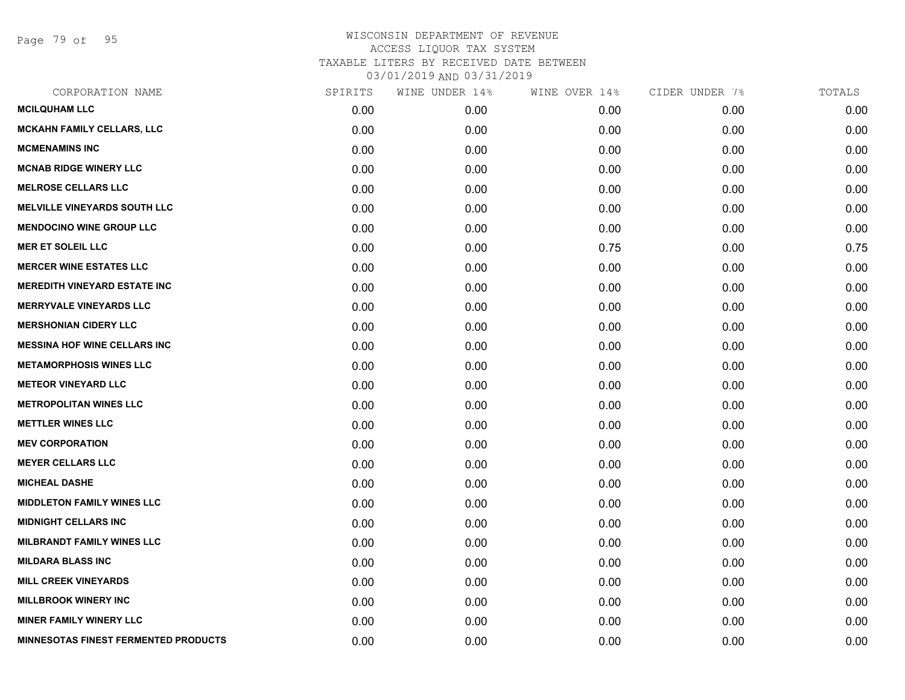WISCONSIN DEPARTMENT OF REVENUE
ACCESS LIQUOR TAX SYSTEM
TAXABLE LITERS BY RECEIVED DATE BETWEEN
03/01/2019 AND 03/31/2019

| CORPORATION NAME | SPIRITS | WINE UNDER 14% | WINE OVER 14% | CIDER UNDER 7% | TOTALS |
|---|---|---|---|---|---|
| MCILQUHAM LLC | 0.00 | 0.00 | 0.00 | 0.00 | 0.00 |
| MCKAHN FAMILY CELLARS, LLC | 0.00 | 0.00 | 0.00 | 0.00 | 0.00 |
| MCMENAMINS INC | 0.00 | 0.00 | 0.00 | 0.00 | 0.00 |
| MCNAB RIDGE WINERY LLC | 0.00 | 0.00 | 0.00 | 0.00 | 0.00 |
| MELROSE CELLARS LLC | 0.00 | 0.00 | 0.00 | 0.00 | 0.00 |
| MELVILLE VINEYARDS SOUTH LLC | 0.00 | 0.00 | 0.00 | 0.00 | 0.00 |
| MENDOCINO WINE GROUP LLC | 0.00 | 0.00 | 0.00 | 0.00 | 0.00 |
| MER ET SOLEIL LLC | 0.00 | 0.00 | 0.75 | 0.00 | 0.75 |
| MERCER WINE ESTATES LLC | 0.00 | 0.00 | 0.00 | 0.00 | 0.00 |
| MEREDITH VINEYARD ESTATE INC | 0.00 | 0.00 | 0.00 | 0.00 | 0.00 |
| MERRYVALE VINEYARDS LLC | 0.00 | 0.00 | 0.00 | 0.00 | 0.00 |
| MERSHONIAN CIDERY LLC | 0.00 | 0.00 | 0.00 | 0.00 | 0.00 |
| MESSINA HOF WINE CELLARS INC | 0.00 | 0.00 | 0.00 | 0.00 | 0.00 |
| METAMORPHOSIS WINES LLC | 0.00 | 0.00 | 0.00 | 0.00 | 0.00 |
| METEOR VINEYARD LLC | 0.00 | 0.00 | 0.00 | 0.00 | 0.00 |
| METROPOLITAN WINES LLC | 0.00 | 0.00 | 0.00 | 0.00 | 0.00 |
| METTLER WINES LLC | 0.00 | 0.00 | 0.00 | 0.00 | 0.00 |
| MEV CORPORATION | 0.00 | 0.00 | 0.00 | 0.00 | 0.00 |
| MEYER CELLARS LLC | 0.00 | 0.00 | 0.00 | 0.00 | 0.00 |
| MICHEAL DASHE | 0.00 | 0.00 | 0.00 | 0.00 | 0.00 |
| MIDDLETON FAMILY WINES LLC | 0.00 | 0.00 | 0.00 | 0.00 | 0.00 |
| MIDNIGHT CELLARS INC | 0.00 | 0.00 | 0.00 | 0.00 | 0.00 |
| MILBRANDT FAMILY WINES LLC | 0.00 | 0.00 | 0.00 | 0.00 | 0.00 |
| MILDARA BLASS INC | 0.00 | 0.00 | 0.00 | 0.00 | 0.00 |
| MILL CREEK VINEYARDS | 0.00 | 0.00 | 0.00 | 0.00 | 0.00 |
| MILLBROOK WINERY INC | 0.00 | 0.00 | 0.00 | 0.00 | 0.00 |
| MINER FAMILY WINERY LLC | 0.00 | 0.00 | 0.00 | 0.00 | 0.00 |
| MINNESOTAS FINEST FERMENTED PRODUCTS | 0.00 | 0.00 | 0.00 | 0.00 | 0.00 |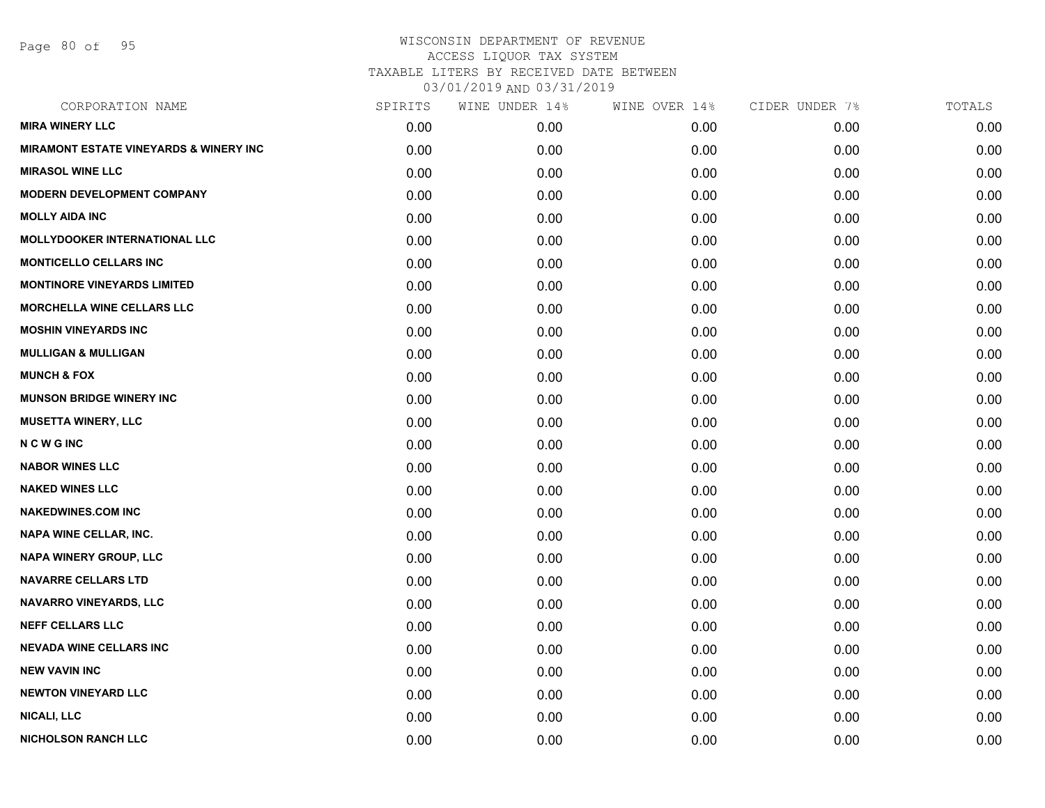WISCONSIN DEPARTMENT OF REVENUE
ACCESS LIQUOR TAX SYSTEM
TAXABLE LITERS BY RECEIVED DATE BETWEEN
03/01/2019 AND 03/31/2019

| CORPORATION NAME | SPIRITS | WINE UNDER 14% | WINE OVER 14% | CIDER UNDER 7% | TOTALS |
|---|---|---|---|---|---|
| **MIRA WINERY LLC** | 0.00 | 0.00 | 0.00 | 0.00 | 0.00 |
| **MIRAMONT ESTATE VINEYARDS & WINERY INC** | 0.00 | 0.00 | 0.00 | 0.00 | 0.00 |
| **MIRASOL WINE LLC** | 0.00 | 0.00 | 0.00 | 0.00 | 0.00 |
| **MODERN DEVELOPMENT COMPANY** | 0.00 | 0.00 | 0.00 | 0.00 | 0.00 |
| **MOLLY AIDA INC** | 0.00 | 0.00 | 0.00 | 0.00 | 0.00 |
| **MOLLYDOOKER INTERNATIONAL LLC** | 0.00 | 0.00 | 0.00 | 0.00 | 0.00 |
| **MONTICELLO CELLARS INC** | 0.00 | 0.00 | 0.00 | 0.00 | 0.00 |
| **MONTINORE VINEYARDS LIMITED** | 0.00 | 0.00 | 0.00 | 0.00 | 0.00 |
| **MORCHELLA WINE CELLARS LLC** | 0.00 | 0.00 | 0.00 | 0.00 | 0.00 |
| **MOSHIN VINEYARDS INC** | 0.00 | 0.00 | 0.00 | 0.00 | 0.00 |
| **MULLIGAN & MULLIGAN** | 0.00 | 0.00 | 0.00 | 0.00 | 0.00 |
| **MUNCH & FOX** | 0.00 | 0.00 | 0.00 | 0.00 | 0.00 |
| **MUNSON BRIDGE WINERY INC** | 0.00 | 0.00 | 0.00 | 0.00 | 0.00 |
| **MUSETTA WINERY, LLC** | 0.00 | 0.00 | 0.00 | 0.00 | 0.00 |
| **N C W G INC** | 0.00 | 0.00 | 0.00 | 0.00 | 0.00 |
| **NABOR WINES LLC** | 0.00 | 0.00 | 0.00 | 0.00 | 0.00 |
| **NAKED WINES LLC** | 0.00 | 0.00 | 0.00 | 0.00 | 0.00 |
| **NAKEDWINES.COM INC** | 0.00 | 0.00 | 0.00 | 0.00 | 0.00 |
| **NAPA WINE CELLAR, INC.** | 0.00 | 0.00 | 0.00 | 0.00 | 0.00 |
| **NAPA WINERY GROUP, LLC** | 0.00 | 0.00 | 0.00 | 0.00 | 0.00 |
| **NAVARRE CELLARS LTD** | 0.00 | 0.00 | 0.00 | 0.00 | 0.00 |
| **NAVARRO VINEYARDS, LLC** | 0.00 | 0.00 | 0.00 | 0.00 | 0.00 |
| **NEFF CELLARS LLC** | 0.00 | 0.00 | 0.00 | 0.00 | 0.00 |
| **NEVADA WINE CELLARS INC** | 0.00 | 0.00 | 0.00 | 0.00 | 0.00 |
| **NEW VAVIN INC** | 0.00 | 0.00 | 0.00 | 0.00 | 0.00 |
| **NEWTON VINEYARD LLC** | 0.00 | 0.00 | 0.00 | 0.00 | 0.00 |
| **NICALI, LLC** | 0.00 | 0.00 | 0.00 | 0.00 | 0.00 |
| **NICHOLSON RANCH LLC** | 0.00 | 0.00 | 0.00 | 0.00 | 0.00 |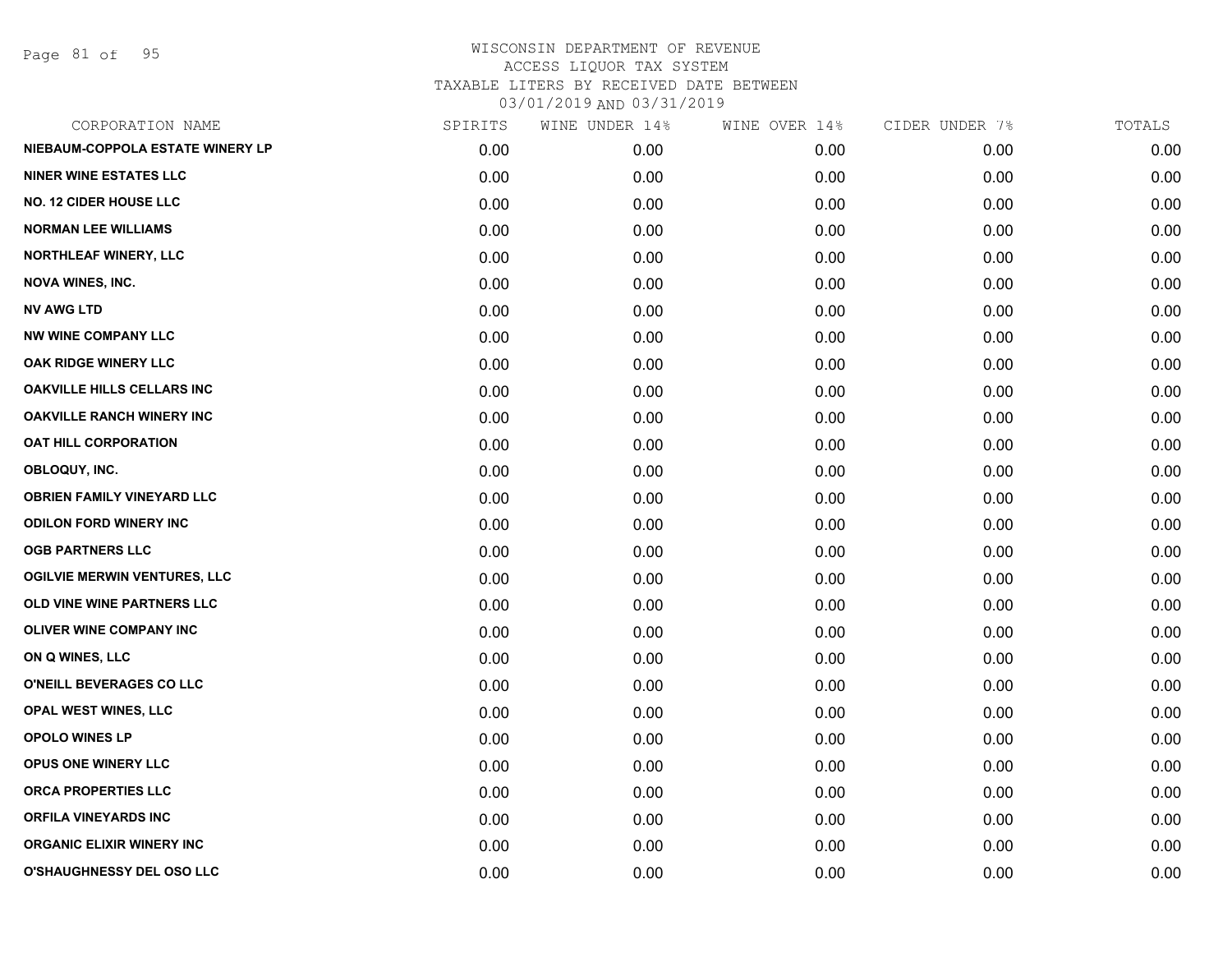WISCONSIN DEPARTMENT OF REVENUE
ACCESS LIQUOR TAX SYSTEM
TAXABLE LITERS BY RECEIVED DATE BETWEEN
03/01/2019 AND 03/31/2019

| CORPORATION NAME | SPIRITS | WINE UNDER 14% | WINE OVER 14% | CIDER UNDER 7% | TOTALS |
|---|---|---|---|---|---|
| NIEBAUM-COPPOLA ESTATE WINERY LP | 0.00 | 0.00 | 0.00 | 0.00 | 0.00 |
| NINER WINE ESTATES LLC | 0.00 | 0.00 | 0.00 | 0.00 | 0.00 |
| NO. 12 CIDER HOUSE LLC | 0.00 | 0.00 | 0.00 | 0.00 | 0.00 |
| NORMAN LEE WILLIAMS | 0.00 | 0.00 | 0.00 | 0.00 | 0.00 |
| NORTHLEAF WINERY, LLC | 0.00 | 0.00 | 0.00 | 0.00 | 0.00 |
| NOVA WINES, INC. | 0.00 | 0.00 | 0.00 | 0.00 | 0.00 |
| NV AWG LTD | 0.00 | 0.00 | 0.00 | 0.00 | 0.00 |
| NW WINE COMPANY LLC | 0.00 | 0.00 | 0.00 | 0.00 | 0.00 |
| OAK RIDGE WINERY LLC | 0.00 | 0.00 | 0.00 | 0.00 | 0.00 |
| OAKVILLE HILLS CELLARS INC | 0.00 | 0.00 | 0.00 | 0.00 | 0.00 |
| OAKVILLE RANCH WINERY INC | 0.00 | 0.00 | 0.00 | 0.00 | 0.00 |
| OAT HILL CORPORATION | 0.00 | 0.00 | 0.00 | 0.00 | 0.00 |
| OBLOQUY, INC. | 0.00 | 0.00 | 0.00 | 0.00 | 0.00 |
| OBRIEN FAMILY VINEYARD LLC | 0.00 | 0.00 | 0.00 | 0.00 | 0.00 |
| ODILON FORD WINERY INC | 0.00 | 0.00 | 0.00 | 0.00 | 0.00 |
| OGB PARTNERS LLC | 0.00 | 0.00 | 0.00 | 0.00 | 0.00 |
| OGILVIE MERWIN VENTURES, LLC | 0.00 | 0.00 | 0.00 | 0.00 | 0.00 |
| OLD VINE WINE PARTNERS LLC | 0.00 | 0.00 | 0.00 | 0.00 | 0.00 |
| OLIVER WINE COMPANY INC | 0.00 | 0.00 | 0.00 | 0.00 | 0.00 |
| ON Q WINES, LLC | 0.00 | 0.00 | 0.00 | 0.00 | 0.00 |
| O'NEILL BEVERAGES CO LLC | 0.00 | 0.00 | 0.00 | 0.00 | 0.00 |
| OPAL WEST WINES, LLC | 0.00 | 0.00 | 0.00 | 0.00 | 0.00 |
| OPOLO WINES LP | 0.00 | 0.00 | 0.00 | 0.00 | 0.00 |
| OPUS ONE WINERY LLC | 0.00 | 0.00 | 0.00 | 0.00 | 0.00 |
| ORCA PROPERTIES LLC | 0.00 | 0.00 | 0.00 | 0.00 | 0.00 |
| ORFILA VINEYARDS INC | 0.00 | 0.00 | 0.00 | 0.00 | 0.00 |
| ORGANIC ELIXIR WINERY INC | 0.00 | 0.00 | 0.00 | 0.00 | 0.00 |
| O'SHAUGHNESSY DEL OSO LLC | 0.00 | 0.00 | 0.00 | 0.00 | 0.00 |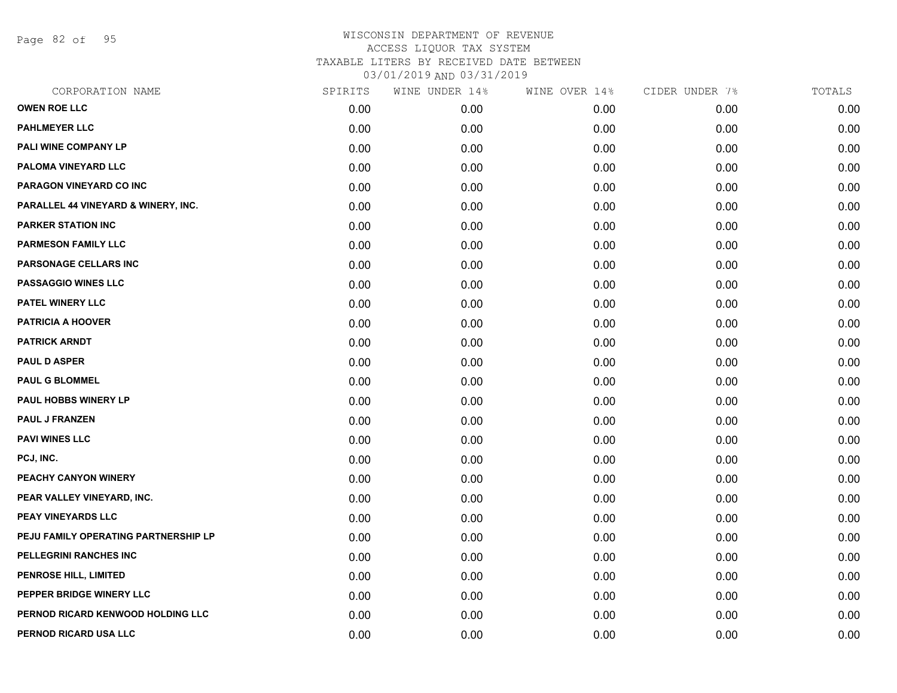WISCONSIN DEPARTMENT OF REVENUE
ACCESS LIQUOR TAX SYSTEM
TAXABLE LITERS BY RECEIVED DATE BETWEEN
03/01/2019 AND 03/31/2019

| CORPORATION NAME | SPIRITS | WINE UNDER 14% | WINE OVER 14% | CIDER UNDER 7% | TOTALS |
|---|---|---|---|---|---|
| OWEN ROE LLC | 0.00 | 0.00 | 0.00 | 0.00 | 0.00 |
| PAHLMEYER LLC | 0.00 | 0.00 | 0.00 | 0.00 | 0.00 |
| PALI WINE COMPANY LP | 0.00 | 0.00 | 0.00 | 0.00 | 0.00 |
| PALOMA VINEYARD LLC | 0.00 | 0.00 | 0.00 | 0.00 | 0.00 |
| PARAGON VINEYARD CO INC | 0.00 | 0.00 | 0.00 | 0.00 | 0.00 |
| PARALLEL 44 VINEYARD & WINERY, INC. | 0.00 | 0.00 | 0.00 | 0.00 | 0.00 |
| PARKER STATION INC | 0.00 | 0.00 | 0.00 | 0.00 | 0.00 |
| PARMESON FAMILY LLC | 0.00 | 0.00 | 0.00 | 0.00 | 0.00 |
| PARSONAGE CELLARS INC | 0.00 | 0.00 | 0.00 | 0.00 | 0.00 |
| PASSAGGIO WINES LLC | 0.00 | 0.00 | 0.00 | 0.00 | 0.00 |
| PATEL WINERY LLC | 0.00 | 0.00 | 0.00 | 0.00 | 0.00 |
| PATRICIA A HOOVER | 0.00 | 0.00 | 0.00 | 0.00 | 0.00 |
| PATRICK ARNDT | 0.00 | 0.00 | 0.00 | 0.00 | 0.00 |
| PAUL D ASPER | 0.00 | 0.00 | 0.00 | 0.00 | 0.00 |
| PAUL G BLOMMEL | 0.00 | 0.00 | 0.00 | 0.00 | 0.00 |
| PAUL HOBBS WINERY LP | 0.00 | 0.00 | 0.00 | 0.00 | 0.00 |
| PAUL J FRANZEN | 0.00 | 0.00 | 0.00 | 0.00 | 0.00 |
| PAVI WINES LLC | 0.00 | 0.00 | 0.00 | 0.00 | 0.00 |
| PCJ, INC. | 0.00 | 0.00 | 0.00 | 0.00 | 0.00 |
| PEACHY CANYON WINERY | 0.00 | 0.00 | 0.00 | 0.00 | 0.00 |
| PEAR VALLEY VINEYARD, INC. | 0.00 | 0.00 | 0.00 | 0.00 | 0.00 |
| PEAY VINEYARDS LLC | 0.00 | 0.00 | 0.00 | 0.00 | 0.00 |
| PEJU FAMILY OPERATING PARTNERSHIP LP | 0.00 | 0.00 | 0.00 | 0.00 | 0.00 |
| PELLEGRINI RANCHES INC | 0.00 | 0.00 | 0.00 | 0.00 | 0.00 |
| PENROSE HILL, LIMITED | 0.00 | 0.00 | 0.00 | 0.00 | 0.00 |
| PEPPER BRIDGE WINERY LLC | 0.00 | 0.00 | 0.00 | 0.00 | 0.00 |
| PERNOD RICARD KENWOOD HOLDING LLC | 0.00 | 0.00 | 0.00 | 0.00 | 0.00 |
| PERNOD RICARD USA LLC | 0.00 | 0.00 | 0.00 | 0.00 | 0.00 |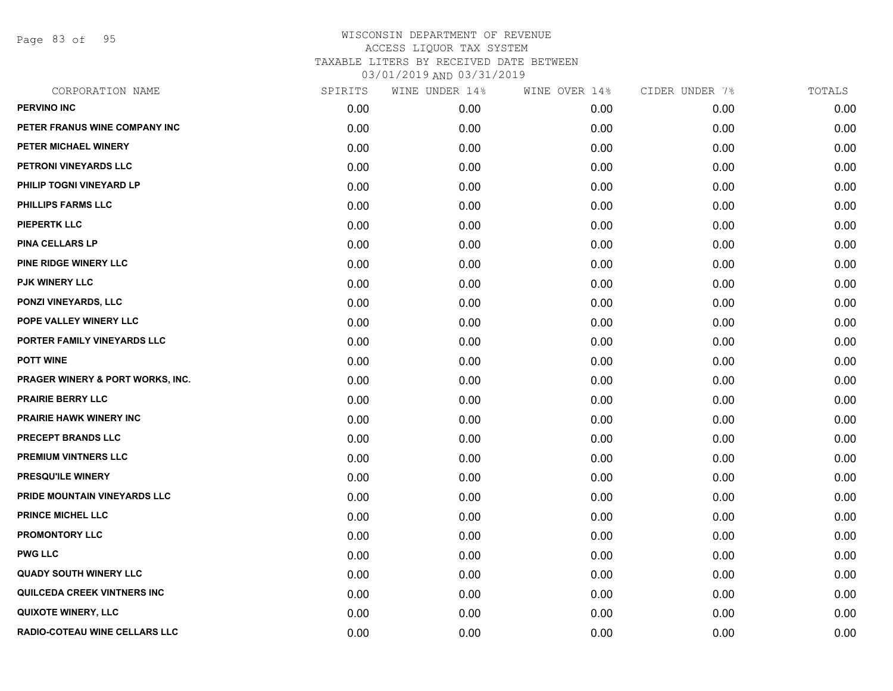WISCONSIN DEPARTMENT OF REVENUE
ACCESS LIQUOR TAX SYSTEM
TAXABLE LITERS BY RECEIVED DATE BETWEEN
03/01/2019 AND 03/31/2019

| CORPORATION NAME | SPIRITS | WINE UNDER 14% | WINE OVER 14% | CIDER UNDER 7% | TOTALS |
|---|---|---|---|---|---|
| PERVINO INC | 0.00 | 0.00 | 0.00 | 0.00 | 0.00 |
| PETER FRANUS WINE COMPANY INC | 0.00 | 0.00 | 0.00 | 0.00 | 0.00 |
| PETER MICHAEL WINERY | 0.00 | 0.00 | 0.00 | 0.00 | 0.00 |
| PETRONI VINEYARDS LLC | 0.00 | 0.00 | 0.00 | 0.00 | 0.00 |
| PHILIP TOGNI VINEYARD LP | 0.00 | 0.00 | 0.00 | 0.00 | 0.00 |
| PHILLIPS FARMS LLC | 0.00 | 0.00 | 0.00 | 0.00 | 0.00 |
| PIEPERTK LLC | 0.00 | 0.00 | 0.00 | 0.00 | 0.00 |
| PINA CELLARS LP | 0.00 | 0.00 | 0.00 | 0.00 | 0.00 |
| PINE RIDGE WINERY LLC | 0.00 | 0.00 | 0.00 | 0.00 | 0.00 |
| PJK WINERY LLC | 0.00 | 0.00 | 0.00 | 0.00 | 0.00 |
| PONZI VINEYARDS, LLC | 0.00 | 0.00 | 0.00 | 0.00 | 0.00 |
| POPE VALLEY WINERY LLC | 0.00 | 0.00 | 0.00 | 0.00 | 0.00 |
| PORTER FAMILY VINEYARDS LLC | 0.00 | 0.00 | 0.00 | 0.00 | 0.00 |
| POTT WINE | 0.00 | 0.00 | 0.00 | 0.00 | 0.00 |
| PRAGER WINERY & PORT WORKS, INC. | 0.00 | 0.00 | 0.00 | 0.00 | 0.00 |
| PRAIRIE BERRY LLC | 0.00 | 0.00 | 0.00 | 0.00 | 0.00 |
| PRAIRIE HAWK WINERY INC | 0.00 | 0.00 | 0.00 | 0.00 | 0.00 |
| PRECEPT BRANDS LLC | 0.00 | 0.00 | 0.00 | 0.00 | 0.00 |
| PREMIUM VINTNERS LLC | 0.00 | 0.00 | 0.00 | 0.00 | 0.00 |
| PRESQU'ILE WINERY | 0.00 | 0.00 | 0.00 | 0.00 | 0.00 |
| PRIDE MOUNTAIN VINEYARDS LLC | 0.00 | 0.00 | 0.00 | 0.00 | 0.00 |
| PRINCE MICHEL LLC | 0.00 | 0.00 | 0.00 | 0.00 | 0.00 |
| PROMONTORY LLC | 0.00 | 0.00 | 0.00 | 0.00 | 0.00 |
| PWG LLC | 0.00 | 0.00 | 0.00 | 0.00 | 0.00 |
| QUADY SOUTH WINERY LLC | 0.00 | 0.00 | 0.00 | 0.00 | 0.00 |
| QUILCEDA CREEK VINTNERS INC | 0.00 | 0.00 | 0.00 | 0.00 | 0.00 |
| QUIXOTE WINERY, LLC | 0.00 | 0.00 | 0.00 | 0.00 | 0.00 |
| RADIO-COTEAU WINE CELLARS LLC | 0.00 | 0.00 | 0.00 | 0.00 | 0.00 |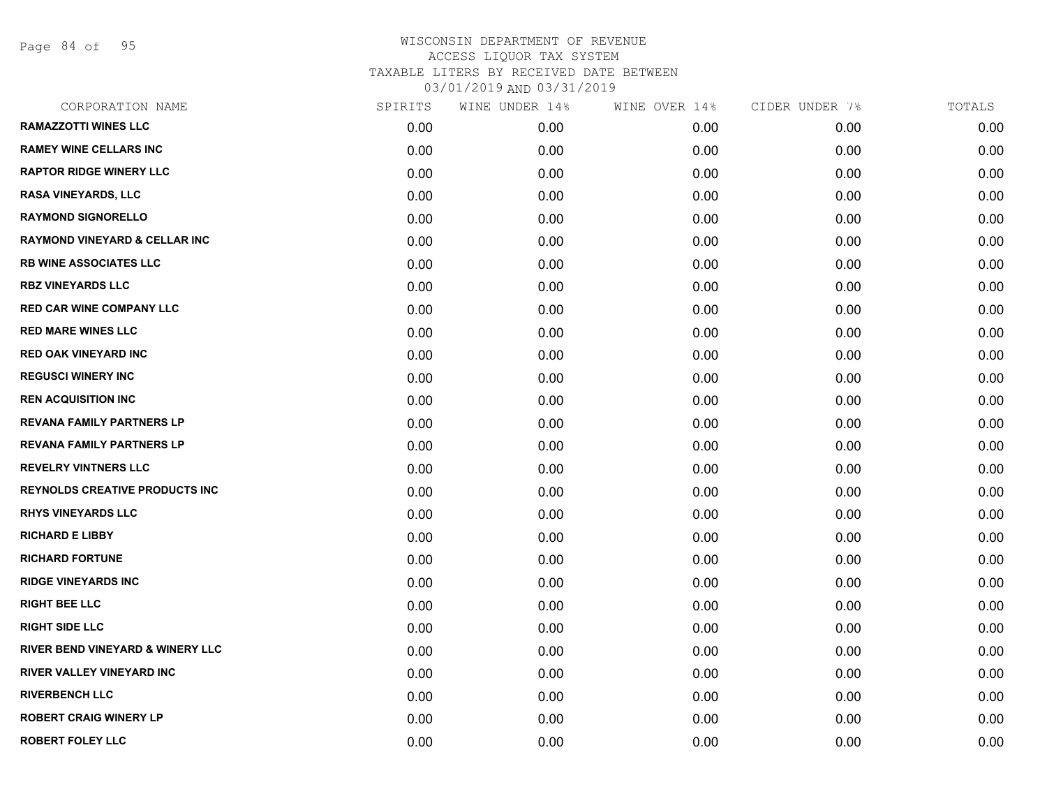WISCONSIN DEPARTMENT OF REVENUE
ACCESS LIQUOR TAX SYSTEM
TAXABLE LITERS BY RECEIVED DATE BETWEEN
03/01/2019 AND 03/31/2019

| CORPORATION NAME | SPIRITS | WINE UNDER 14% | WINE OVER 14% | CIDER UNDER 7% | TOTALS |
|---|---|---|---|---|---|
| RAMAZZOTTI WINES LLC | 0.00 | 0.00 | 0.00 | 0.00 | 0.00 |
| RAMEY WINE CELLARS INC | 0.00 | 0.00 | 0.00 | 0.00 | 0.00 |
| RAPTOR RIDGE WINERY LLC | 0.00 | 0.00 | 0.00 | 0.00 | 0.00 |
| RASA VINEYARDS, LLC | 0.00 | 0.00 | 0.00 | 0.00 | 0.00 |
| RAYMOND SIGNORELLO | 0.00 | 0.00 | 0.00 | 0.00 | 0.00 |
| RAYMOND VINEYARD & CELLAR INC | 0.00 | 0.00 | 0.00 | 0.00 | 0.00 |
| RB WINE ASSOCIATES LLC | 0.00 | 0.00 | 0.00 | 0.00 | 0.00 |
| RBZ VINEYARDS LLC | 0.00 | 0.00 | 0.00 | 0.00 | 0.00 |
| RED CAR WINE COMPANY LLC | 0.00 | 0.00 | 0.00 | 0.00 | 0.00 |
| RED MARE WINES LLC | 0.00 | 0.00 | 0.00 | 0.00 | 0.00 |
| RED OAK VINEYARD INC | 0.00 | 0.00 | 0.00 | 0.00 | 0.00 |
| REGUSCI WINERY INC | 0.00 | 0.00 | 0.00 | 0.00 | 0.00 |
| REN ACQUISITION INC | 0.00 | 0.00 | 0.00 | 0.00 | 0.00 |
| REVANA FAMILY PARTNERS LP | 0.00 | 0.00 | 0.00 | 0.00 | 0.00 |
| REVANA FAMILY PARTNERS LP | 0.00 | 0.00 | 0.00 | 0.00 | 0.00 |
| REVELRY VINTNERS LLC | 0.00 | 0.00 | 0.00 | 0.00 | 0.00 |
| REYNOLDS CREATIVE PRODUCTS INC | 0.00 | 0.00 | 0.00 | 0.00 | 0.00 |
| RHYS VINEYARDS LLC | 0.00 | 0.00 | 0.00 | 0.00 | 0.00 |
| RICHARD E LIBBY | 0.00 | 0.00 | 0.00 | 0.00 | 0.00 |
| RICHARD FORTUNE | 0.00 | 0.00 | 0.00 | 0.00 | 0.00 |
| RIDGE VINEYARDS INC | 0.00 | 0.00 | 0.00 | 0.00 | 0.00 |
| RIGHT BEE LLC | 0.00 | 0.00 | 0.00 | 0.00 | 0.00 |
| RIGHT SIDE LLC | 0.00 | 0.00 | 0.00 | 0.00 | 0.00 |
| RIVER BEND VINEYARD & WINERY LLC | 0.00 | 0.00 | 0.00 | 0.00 | 0.00 |
| RIVER VALLEY VINEYARD INC | 0.00 | 0.00 | 0.00 | 0.00 | 0.00 |
| RIVERBENCH LLC | 0.00 | 0.00 | 0.00 | 0.00 | 0.00 |
| ROBERT CRAIG WINERY LP | 0.00 | 0.00 | 0.00 | 0.00 | 0.00 |
| ROBERT FOLEY LLC | 0.00 | 0.00 | 0.00 | 0.00 | 0.00 |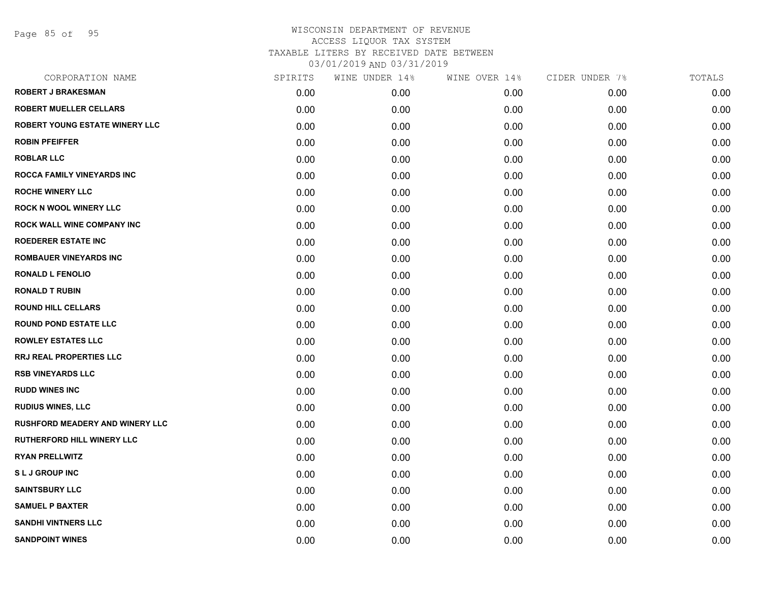WISCONSIN DEPARTMENT OF REVENUE
ACCESS LIQUOR TAX SYSTEM
TAXABLE LITERS BY RECEIVED DATE BETWEEN
03/01/2019 AND 03/31/2019

| CORPORATION NAME | SPIRITS | WINE UNDER 14% | WINE OVER 14% | CIDER UNDER 7% | TOTALS |
|---|---|---|---|---|---|
| ROBERT J BRAKESMAN | 0.00 | 0.00 | 0.00 | 0.00 | 0.00 |
| ROBERT MUELLER CELLARS | 0.00 | 0.00 | 0.00 | 0.00 | 0.00 |
| ROBERT YOUNG ESTATE WINERY LLC | 0.00 | 0.00 | 0.00 | 0.00 | 0.00 |
| ROBIN PFEIFFER | 0.00 | 0.00 | 0.00 | 0.00 | 0.00 |
| ROBLAR LLC | 0.00 | 0.00 | 0.00 | 0.00 | 0.00 |
| ROCCA FAMILY VINEYARDS INC | 0.00 | 0.00 | 0.00 | 0.00 | 0.00 |
| ROCHE WINERY LLC | 0.00 | 0.00 | 0.00 | 0.00 | 0.00 |
| ROCK N WOOL WINERY LLC | 0.00 | 0.00 | 0.00 | 0.00 | 0.00 |
| ROCK WALL WINE COMPANY INC | 0.00 | 0.00 | 0.00 | 0.00 | 0.00 |
| ROEDERER ESTATE INC | 0.00 | 0.00 | 0.00 | 0.00 | 0.00 |
| ROMBAUER VINEYARDS INC | 0.00 | 0.00 | 0.00 | 0.00 | 0.00 |
| RONALD L FENOLIO | 0.00 | 0.00 | 0.00 | 0.00 | 0.00 |
| RONALD T RUBIN | 0.00 | 0.00 | 0.00 | 0.00 | 0.00 |
| ROUND HILL CELLARS | 0.00 | 0.00 | 0.00 | 0.00 | 0.00 |
| ROUND POND ESTATE LLC | 0.00 | 0.00 | 0.00 | 0.00 | 0.00 |
| ROWLEY ESTATES LLC | 0.00 | 0.00 | 0.00 | 0.00 | 0.00 |
| RRJ REAL PROPERTIES LLC | 0.00 | 0.00 | 0.00 | 0.00 | 0.00 |
| RSB VINEYARDS LLC | 0.00 | 0.00 | 0.00 | 0.00 | 0.00 |
| RUDD WINES INC | 0.00 | 0.00 | 0.00 | 0.00 | 0.00 |
| RUDIUS WINES, LLC | 0.00 | 0.00 | 0.00 | 0.00 | 0.00 |
| RUSHFORD MEADERY AND WINERY LLC | 0.00 | 0.00 | 0.00 | 0.00 | 0.00 |
| RUTHERFORD HILL WINERY LLC | 0.00 | 0.00 | 0.00 | 0.00 | 0.00 |
| RYAN PRELLWITZ | 0.00 | 0.00 | 0.00 | 0.00 | 0.00 |
| S L J GROUP INC | 0.00 | 0.00 | 0.00 | 0.00 | 0.00 |
| SAINTSBURY LLC | 0.00 | 0.00 | 0.00 | 0.00 | 0.00 |
| SAMUEL P BAXTER | 0.00 | 0.00 | 0.00 | 0.00 | 0.00 |
| SANDHI VINTNERS LLC | 0.00 | 0.00 | 0.00 | 0.00 | 0.00 |
| SANDPOINT WINES | 0.00 | 0.00 | 0.00 | 0.00 | 0.00 |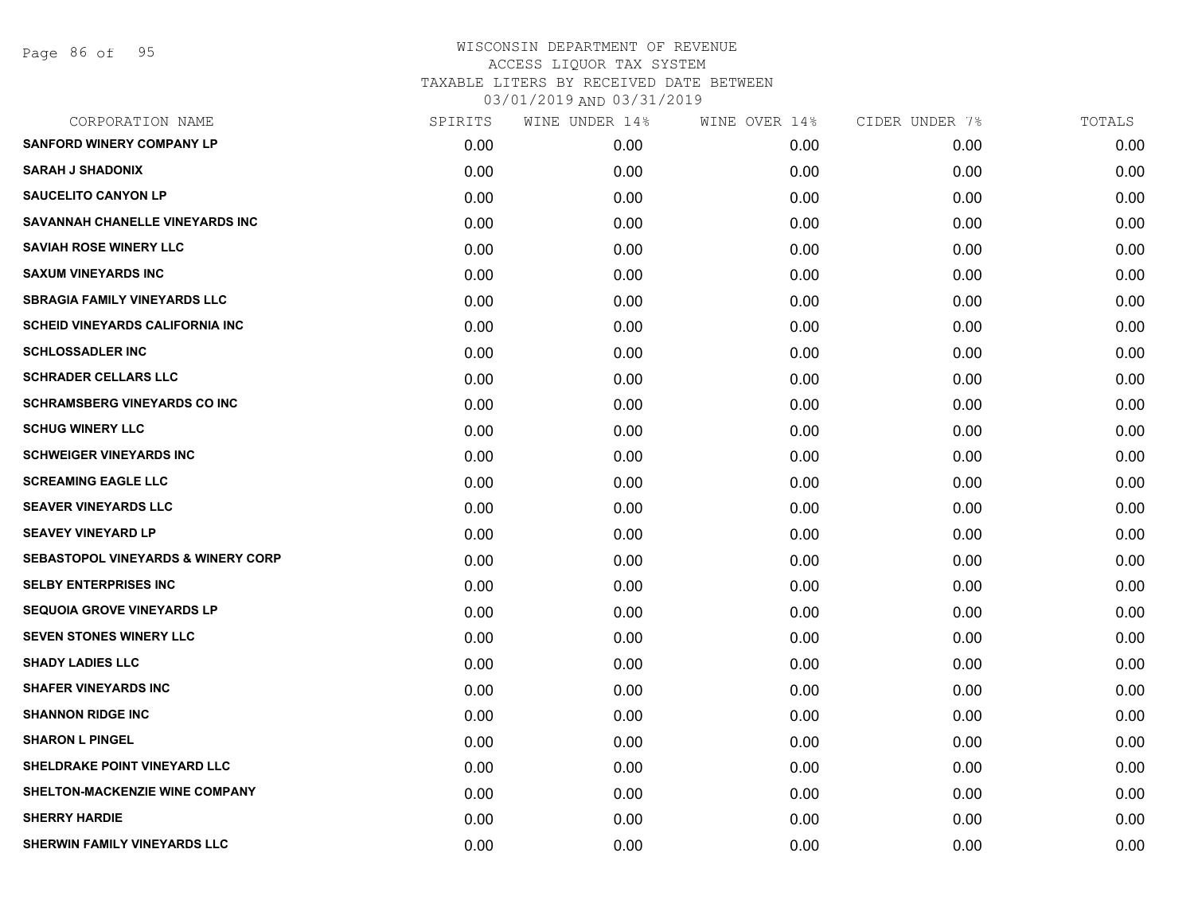# WISCONSIN DEPARTMENT OF REVENUE
ACCESS LIQUOR TAX SYSTEM
TAXABLE LITERS BY RECEIVED DATE BETWEEN
03/01/2019 AND 03/31/2019

| CORPORATION NAME | SPIRITS | WINE UNDER 14% | WINE OVER 14% | CIDER UNDER 7% | TOTALS |
|---|---|---|---|---|---|
| SANFORD WINERY COMPANY LP | 0.00 | 0.00 | 0.00 | 0.00 | 0.00 |
| SARAH J SHADONIX | 0.00 | 0.00 | 0.00 | 0.00 | 0.00 |
| SAUCELITO CANYON LP | 0.00 | 0.00 | 0.00 | 0.00 | 0.00 |
| SAVANNAH CHANELLE VINEYARDS INC | 0.00 | 0.00 | 0.00 | 0.00 | 0.00 |
| SAVIAH ROSE WINERY LLC | 0.00 | 0.00 | 0.00 | 0.00 | 0.00 |
| SAXUM VINEYARDS INC | 0.00 | 0.00 | 0.00 | 0.00 | 0.00 |
| SBRAGIA FAMILY VINEYARDS LLC | 0.00 | 0.00 | 0.00 | 0.00 | 0.00 |
| SCHEID VINEYARDS CALIFORNIA INC | 0.00 | 0.00 | 0.00 | 0.00 | 0.00 |
| SCHLOSSADLER INC | 0.00 | 0.00 | 0.00 | 0.00 | 0.00 |
| SCHRADER CELLARS LLC | 0.00 | 0.00 | 0.00 | 0.00 | 0.00 |
| SCHRAMSBERG VINEYARDS CO INC | 0.00 | 0.00 | 0.00 | 0.00 | 0.00 |
| SCHUG WINERY LLC | 0.00 | 0.00 | 0.00 | 0.00 | 0.00 |
| SCHWEIGER VINEYARDS INC | 0.00 | 0.00 | 0.00 | 0.00 | 0.00 |
| SCREAMING EAGLE LLC | 0.00 | 0.00 | 0.00 | 0.00 | 0.00 |
| SEAVER VINEYARDS LLC | 0.00 | 0.00 | 0.00 | 0.00 | 0.00 |
| SEAVEY VINEYARD LP | 0.00 | 0.00 | 0.00 | 0.00 | 0.00 |
| SEBASTOPOL VINEYARDS & WINERY CORP | 0.00 | 0.00 | 0.00 | 0.00 | 0.00 |
| SELBY ENTERPRISES INC | 0.00 | 0.00 | 0.00 | 0.00 | 0.00 |
| SEQUOIA GROVE VINEYARDS LP | 0.00 | 0.00 | 0.00 | 0.00 | 0.00 |
| SEVEN STONES WINERY LLC | 0.00 | 0.00 | 0.00 | 0.00 | 0.00 |
| SHADY LADIES LLC | 0.00 | 0.00 | 0.00 | 0.00 | 0.00 |
| SHAFER VINEYARDS INC | 0.00 | 0.00 | 0.00 | 0.00 | 0.00 |
| SHANNON RIDGE INC | 0.00 | 0.00 | 0.00 | 0.00 | 0.00 |
| SHARON L PINGEL | 0.00 | 0.00 | 0.00 | 0.00 | 0.00 |
| SHELDRAKE POINT VINEYARD LLC | 0.00 | 0.00 | 0.00 | 0.00 | 0.00 |
| SHELTON-MACKENZIE WINE COMPANY | 0.00 | 0.00 | 0.00 | 0.00 | 0.00 |
| SHERRY HARDIE | 0.00 | 0.00 | 0.00 | 0.00 | 0.00 |
| SHERWIN FAMILY VINEYARDS LLC | 0.00 | 0.00 | 0.00 | 0.00 | 0.00 |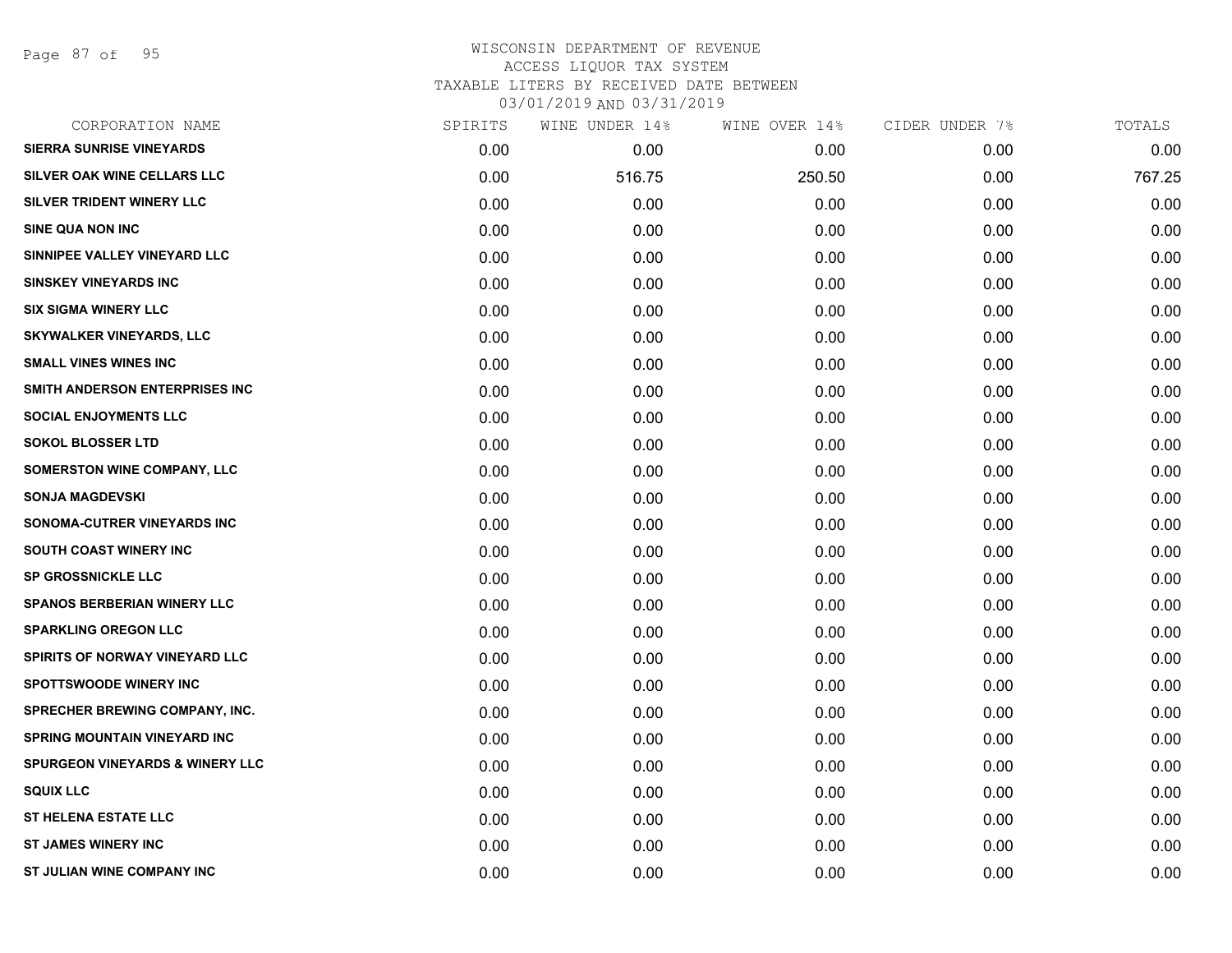# WISCONSIN DEPARTMENT OF REVENUE
ACCESS LIQUOR TAX SYSTEM
TAXABLE LITERS BY RECEIVED DATE BETWEEN
03/01/2019 AND 03/31/2019

| CORPORATION NAME | SPIRITS | WINE UNDER 14% | WINE OVER 14% | CIDER UNDER 7% | TOTALS |
|---|---|---|---|---|---|
| SIERRA SUNRISE VINEYARDS | 0.00 | 0.00 | 0.00 | 0.00 | 0.00 |
| SILVER OAK WINE CELLARS LLC | 0.00 | 516.75 | 250.50 | 0.00 | 767.25 |
| SILVER TRIDENT WINERY LLC | 0.00 | 0.00 | 0.00 | 0.00 | 0.00 |
| SINE QUA NON INC | 0.00 | 0.00 | 0.00 | 0.00 | 0.00 |
| SINNIPEE VALLEY VINEYARD LLC | 0.00 | 0.00 | 0.00 | 0.00 | 0.00 |
| SINSKEY VINEYARDS INC | 0.00 | 0.00 | 0.00 | 0.00 | 0.00 |
| SIX SIGMA WINERY LLC | 0.00 | 0.00 | 0.00 | 0.00 | 0.00 |
| SKYWALKER VINEYARDS, LLC | 0.00 | 0.00 | 0.00 | 0.00 | 0.00 |
| SMALL VINES WINES INC | 0.00 | 0.00 | 0.00 | 0.00 | 0.00 |
| SMITH ANDERSON ENTERPRISES INC | 0.00 | 0.00 | 0.00 | 0.00 | 0.00 |
| SOCIAL ENJOYMENTS LLC | 0.00 | 0.00 | 0.00 | 0.00 | 0.00 |
| SOKOL BLOSSER LTD | 0.00 | 0.00 | 0.00 | 0.00 | 0.00 |
| SOMERSTON WINE COMPANY, LLC | 0.00 | 0.00 | 0.00 | 0.00 | 0.00 |
| SONJA MAGDEVSKI | 0.00 | 0.00 | 0.00 | 0.00 | 0.00 |
| SONOMA-CUTRER VINEYARDS INC | 0.00 | 0.00 | 0.00 | 0.00 | 0.00 |
| SOUTH COAST WINERY INC | 0.00 | 0.00 | 0.00 | 0.00 | 0.00 |
| SP GROSSNICKLE LLC | 0.00 | 0.00 | 0.00 | 0.00 | 0.00 |
| SPANOS BERBERIAN WINERY LLC | 0.00 | 0.00 | 0.00 | 0.00 | 0.00 |
| SPARKLING OREGON LLC | 0.00 | 0.00 | 0.00 | 0.00 | 0.00 |
| SPIRITS OF NORWAY VINEYARD LLC | 0.00 | 0.00 | 0.00 | 0.00 | 0.00 |
| SPOTTSWOODE WINERY INC | 0.00 | 0.00 | 0.00 | 0.00 | 0.00 |
| SPRECHER BREWING COMPANY, INC. | 0.00 | 0.00 | 0.00 | 0.00 | 0.00 |
| SPRING MOUNTAIN VINEYARD INC | 0.00 | 0.00 | 0.00 | 0.00 | 0.00 |
| SPURGEON VINEYARDS & WINERY LLC | 0.00 | 0.00 | 0.00 | 0.00 | 0.00 |
| SQUIX LLC | 0.00 | 0.00 | 0.00 | 0.00 | 0.00 |
| ST HELENA ESTATE LLC | 0.00 | 0.00 | 0.00 | 0.00 | 0.00 |
| ST JAMES WINERY INC | 0.00 | 0.00 | 0.00 | 0.00 | 0.00 |
| ST JULIAN WINE COMPANY INC | 0.00 | 0.00 | 0.00 | 0.00 | 0.00 |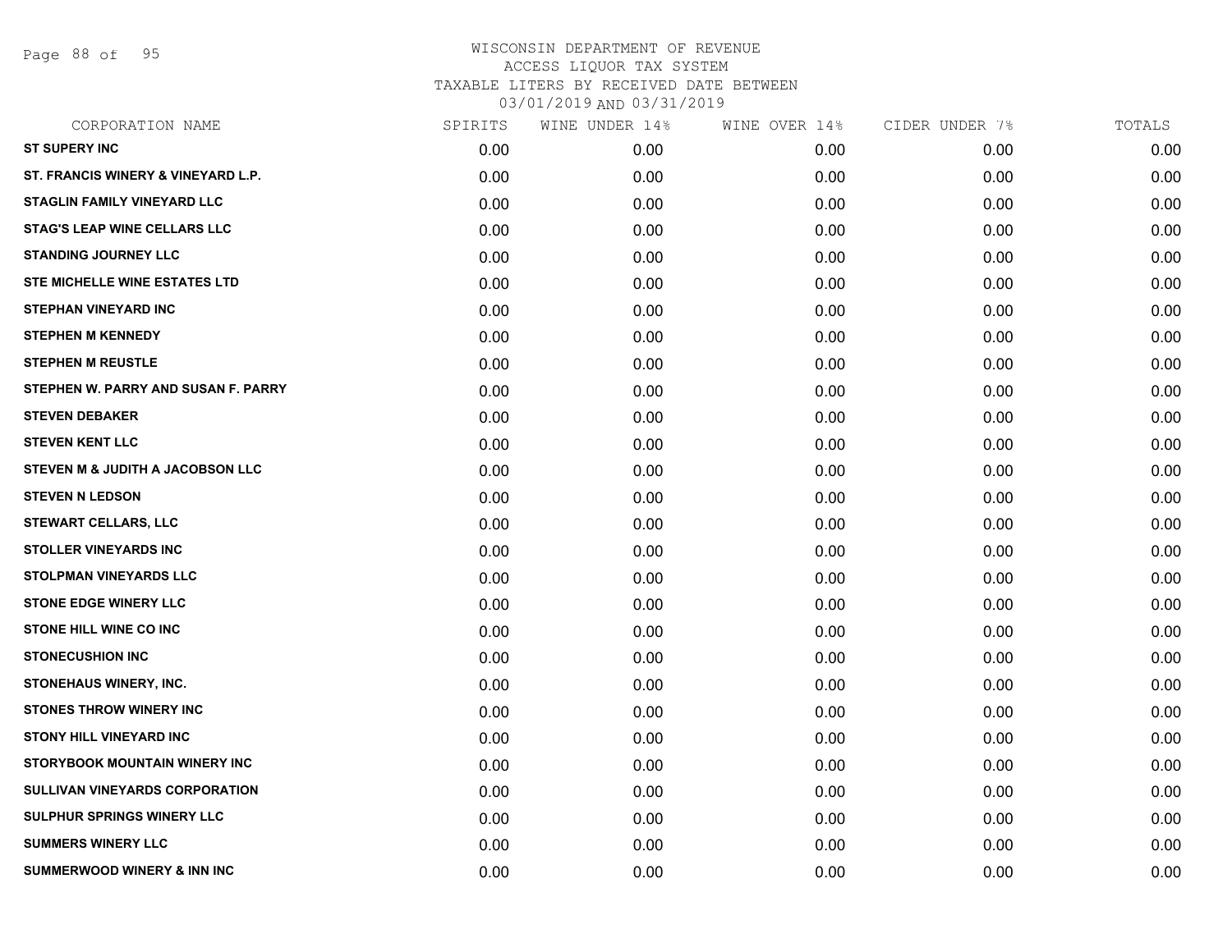# WISCONSIN DEPARTMENT OF REVENUE
ACCESS LIQUOR TAX SYSTEM
TAXABLE LITERS BY RECEIVED DATE BETWEEN
03/01/2019 AND 03/31/2019

| CORPORATION NAME | SPIRITS | WINE UNDER 14% | WINE OVER 14% | CIDER UNDER 7% | TOTALS |
|---|---|---|---|---|---|
| ST SUPERY INC | 0.00 | 0.00 | 0.00 | 0.00 | 0.00 |
| ST. FRANCIS WINERY & VINEYARD L.P. | 0.00 | 0.00 | 0.00 | 0.00 | 0.00 |
| STAGLIN FAMILY VINEYARD LLC | 0.00 | 0.00 | 0.00 | 0.00 | 0.00 |
| STAG'S LEAP WINE CELLARS LLC | 0.00 | 0.00 | 0.00 | 0.00 | 0.00 |
| STANDING JOURNEY LLC | 0.00 | 0.00 | 0.00 | 0.00 | 0.00 |
| STE MICHELLE WINE ESTATES LTD | 0.00 | 0.00 | 0.00 | 0.00 | 0.00 |
| STEPHAN VINEYARD INC | 0.00 | 0.00 | 0.00 | 0.00 | 0.00 |
| STEPHEN M KENNEDY | 0.00 | 0.00 | 0.00 | 0.00 | 0.00 |
| STEPHEN M REUSTLE | 0.00 | 0.00 | 0.00 | 0.00 | 0.00 |
| STEPHEN W. PARRY AND SUSAN F. PARRY | 0.00 | 0.00 | 0.00 | 0.00 | 0.00 |
| STEVEN DEBAKER | 0.00 | 0.00 | 0.00 | 0.00 | 0.00 |
| STEVEN KENT LLC | 0.00 | 0.00 | 0.00 | 0.00 | 0.00 |
| STEVEN M & JUDITH A JACOBSON LLC | 0.00 | 0.00 | 0.00 | 0.00 | 0.00 |
| STEVEN N LEDSON | 0.00 | 0.00 | 0.00 | 0.00 | 0.00 |
| STEWART CELLARS, LLC | 0.00 | 0.00 | 0.00 | 0.00 | 0.00 |
| STOLLER VINEYARDS INC | 0.00 | 0.00 | 0.00 | 0.00 | 0.00 |
| STOLPMAN VINEYARDS LLC | 0.00 | 0.00 | 0.00 | 0.00 | 0.00 |
| STONE EDGE WINERY LLC | 0.00 | 0.00 | 0.00 | 0.00 | 0.00 |
| STONE HILL WINE CO INC | 0.00 | 0.00 | 0.00 | 0.00 | 0.00 |
| STONECUSHION INC | 0.00 | 0.00 | 0.00 | 0.00 | 0.00 |
| STONEHAUS WINERY, INC. | 0.00 | 0.00 | 0.00 | 0.00 | 0.00 |
| STONES THROW WINERY INC | 0.00 | 0.00 | 0.00 | 0.00 | 0.00 |
| STONY HILL VINEYARD INC | 0.00 | 0.00 | 0.00 | 0.00 | 0.00 |
| STORYBOOK MOUNTAIN WINERY INC | 0.00 | 0.00 | 0.00 | 0.00 | 0.00 |
| SULLIVAN VINEYARDS CORPORATION | 0.00 | 0.00 | 0.00 | 0.00 | 0.00 |
| SULPHUR SPRINGS WINERY LLC | 0.00 | 0.00 | 0.00 | 0.00 | 0.00 |
| SUMMERS WINERY LLC | 0.00 | 0.00 | 0.00 | 0.00 | 0.00 |
| SUMMERWOOD WINERY & INN INC | 0.00 | 0.00 | 0.00 | 0.00 | 0.00 |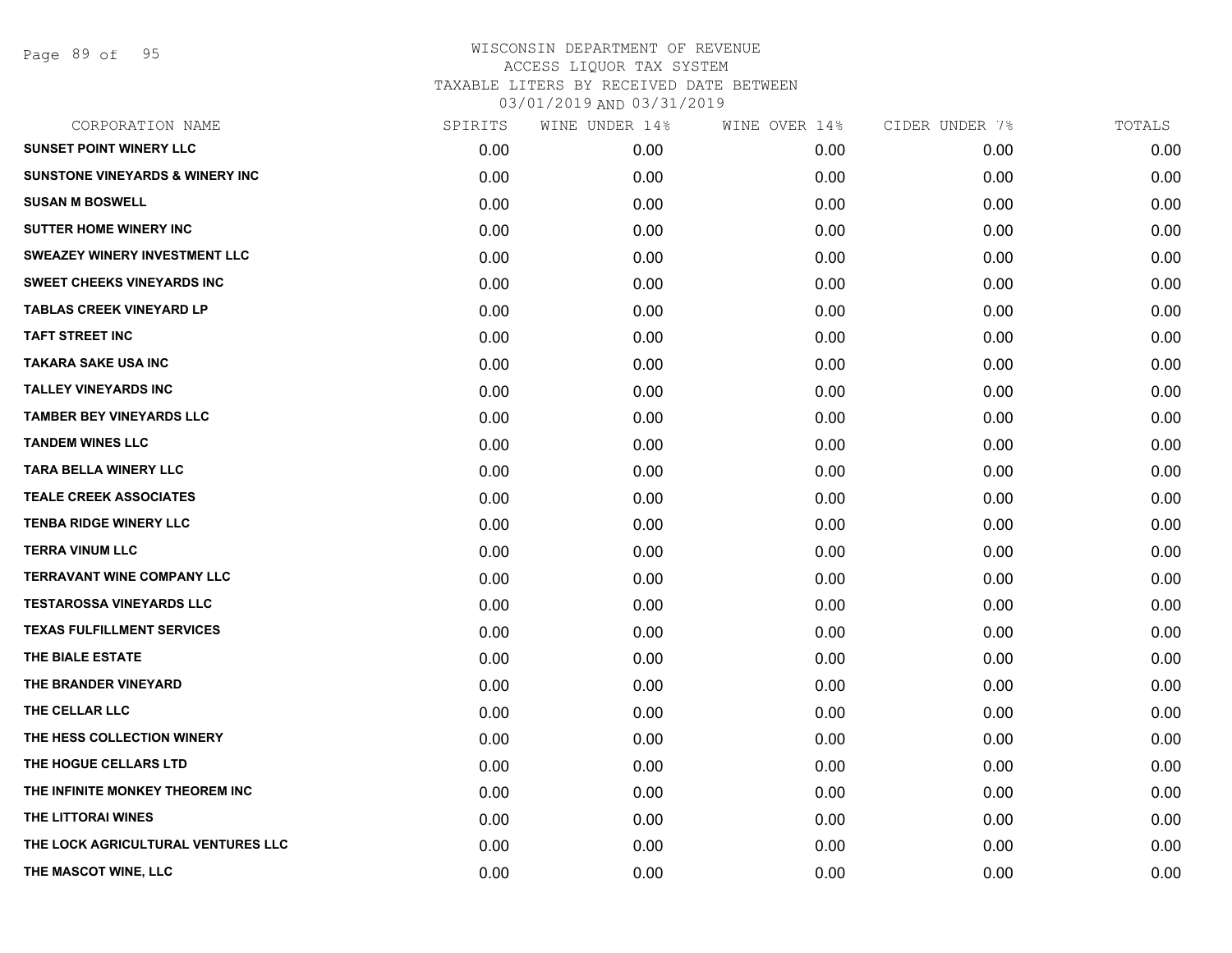WISCONSIN DEPARTMENT OF REVENUE
ACCESS LIQUOR TAX SYSTEM
TAXABLE LITERS BY RECEIVED DATE BETWEEN
03/01/2019 AND 03/31/2019

| CORPORATION NAME | SPIRITS | WINE UNDER 14% | WINE OVER 14% | CIDER UNDER 7% | TOTALS |
|---|---|---|---|---|---|
| SUNSET POINT WINERY LLC | 0.00 | 0.00 | 0.00 | 0.00 | 0.00 |
| SUNSTONE VINEYARDS & WINERY INC | 0.00 | 0.00 | 0.00 | 0.00 | 0.00 |
| SUSAN M BOSWELL | 0.00 | 0.00 | 0.00 | 0.00 | 0.00 |
| SUTTER HOME WINERY INC | 0.00 | 0.00 | 0.00 | 0.00 | 0.00 |
| SWEAZEY WINERY INVESTMENT LLC | 0.00 | 0.00 | 0.00 | 0.00 | 0.00 |
| SWEET CHEEKS VINEYARDS INC | 0.00 | 0.00 | 0.00 | 0.00 | 0.00 |
| TABLAS CREEK VINEYARD LP | 0.00 | 0.00 | 0.00 | 0.00 | 0.00 |
| TAFT STREET INC | 0.00 | 0.00 | 0.00 | 0.00 | 0.00 |
| TAKARA SAKE USA INC | 0.00 | 0.00 | 0.00 | 0.00 | 0.00 |
| TALLEY VINEYARDS INC | 0.00 | 0.00 | 0.00 | 0.00 | 0.00 |
| TAMBER BEY VINEYARDS LLC | 0.00 | 0.00 | 0.00 | 0.00 | 0.00 |
| TANDEM WINES LLC | 0.00 | 0.00 | 0.00 | 0.00 | 0.00 |
| TARA BELLA WINERY LLC | 0.00 | 0.00 | 0.00 | 0.00 | 0.00 |
| TEALE CREEK ASSOCIATES | 0.00 | 0.00 | 0.00 | 0.00 | 0.00 |
| TENBA RIDGE WINERY LLC | 0.00 | 0.00 | 0.00 | 0.00 | 0.00 |
| TERRA VINUM LLC | 0.00 | 0.00 | 0.00 | 0.00 | 0.00 |
| TERRAVANT WINE COMPANY LLC | 0.00 | 0.00 | 0.00 | 0.00 | 0.00 |
| TESTAROSSA VINEYARDS LLC | 0.00 | 0.00 | 0.00 | 0.00 | 0.00 |
| TEXAS FULFILLMENT SERVICES | 0.00 | 0.00 | 0.00 | 0.00 | 0.00 |
| THE BIALE ESTATE | 0.00 | 0.00 | 0.00 | 0.00 | 0.00 |
| THE BRANDER VINEYARD | 0.00 | 0.00 | 0.00 | 0.00 | 0.00 |
| THE CELLAR LLC | 0.00 | 0.00 | 0.00 | 0.00 | 0.00 |
| THE HESS COLLECTION WINERY | 0.00 | 0.00 | 0.00 | 0.00 | 0.00 |
| THE HOGUE CELLARS LTD | 0.00 | 0.00 | 0.00 | 0.00 | 0.00 |
| THE INFINITE MONKEY THEOREM INC | 0.00 | 0.00 | 0.00 | 0.00 | 0.00 |
| THE LITTORAI WINES | 0.00 | 0.00 | 0.00 | 0.00 | 0.00 |
| THE LOCK AGRICULTURAL VENTURES LLC | 0.00 | 0.00 | 0.00 | 0.00 | 0.00 |
| THE MASCOT WINE, LLC | 0.00 | 0.00 | 0.00 | 0.00 | 0.00 |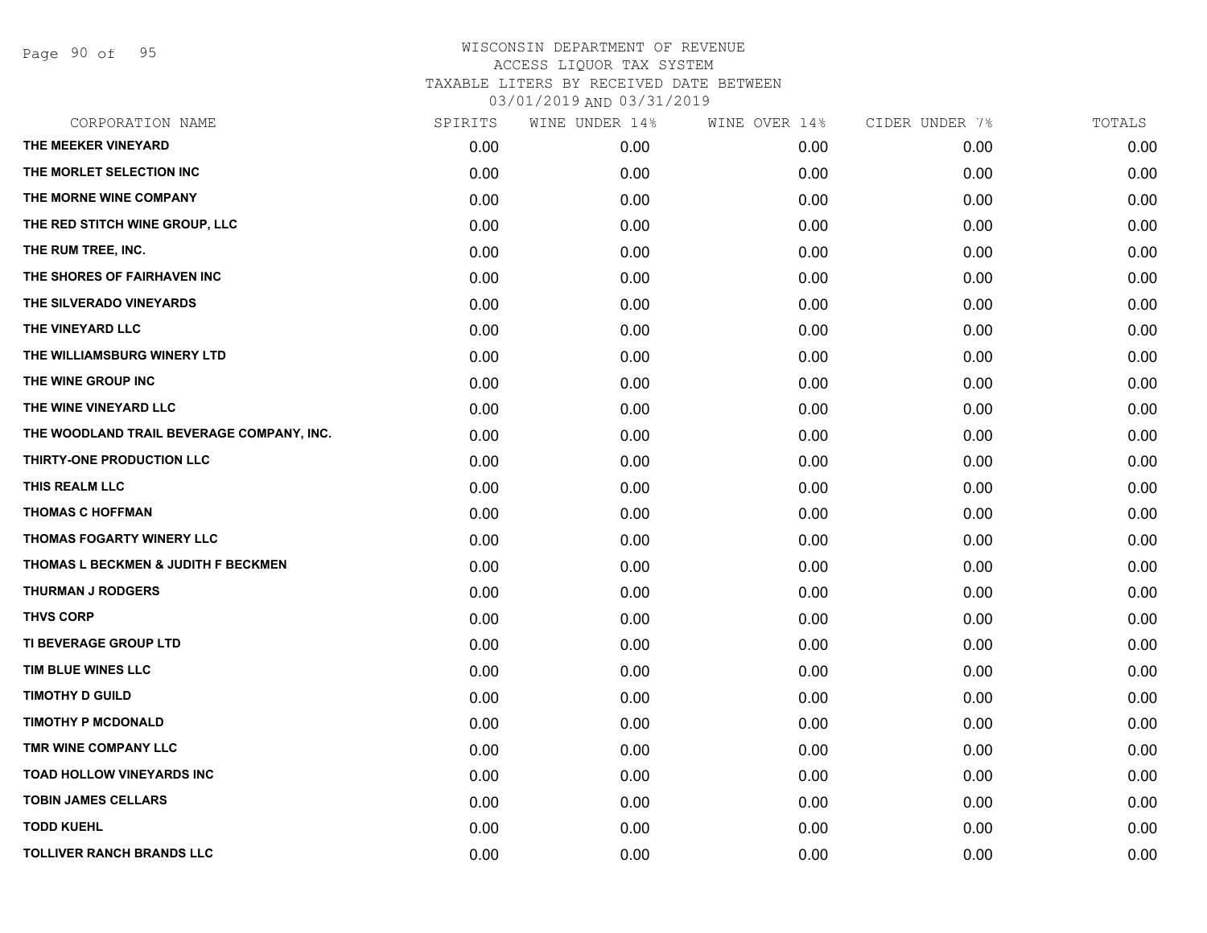WISCONSIN DEPARTMENT OF REVENUE
ACCESS LIQUOR TAX SYSTEM
TAXABLE LITERS BY RECEIVED DATE BETWEEN
03/01/2019 AND 03/31/2019

| CORPORATION NAME | SPIRITS | WINE UNDER 14% | WINE OVER 14% | CIDER UNDER 7% | TOTALS |
|---|---|---|---|---|---|
| THE MEEKER VINEYARD | 0.00 | 0.00 | 0.00 | 0.00 | 0.00 |
| THE MORLET SELECTION INC | 0.00 | 0.00 | 0.00 | 0.00 | 0.00 |
| THE MORNE WINE COMPANY | 0.00 | 0.00 | 0.00 | 0.00 | 0.00 |
| THE RED STITCH WINE GROUP, LLC | 0.00 | 0.00 | 0.00 | 0.00 | 0.00 |
| THE RUM TREE, INC. | 0.00 | 0.00 | 0.00 | 0.00 | 0.00 |
| THE SHORES OF FAIRHAVEN INC | 0.00 | 0.00 | 0.00 | 0.00 | 0.00 |
| THE SILVERADO VINEYARDS | 0.00 | 0.00 | 0.00 | 0.00 | 0.00 |
| THE VINEYARD LLC | 0.00 | 0.00 | 0.00 | 0.00 | 0.00 |
| THE WILLIAMSBURG WINERY LTD | 0.00 | 0.00 | 0.00 | 0.00 | 0.00 |
| THE WINE GROUP INC | 0.00 | 0.00 | 0.00 | 0.00 | 0.00 |
| THE WINE VINEYARD LLC | 0.00 | 0.00 | 0.00 | 0.00 | 0.00 |
| THE WOODLAND TRAIL BEVERAGE COMPANY, INC. | 0.00 | 0.00 | 0.00 | 0.00 | 0.00 |
| THIRTY-ONE PRODUCTION LLC | 0.00 | 0.00 | 0.00 | 0.00 | 0.00 |
| THIS REALM LLC | 0.00 | 0.00 | 0.00 | 0.00 | 0.00 |
| THOMAS C HOFFMAN | 0.00 | 0.00 | 0.00 | 0.00 | 0.00 |
| THOMAS FOGARTY WINERY LLC | 0.00 | 0.00 | 0.00 | 0.00 | 0.00 |
| THOMAS L BECKMEN & JUDITH F BECKMEN | 0.00 | 0.00 | 0.00 | 0.00 | 0.00 |
| THURMAN J RODGERS | 0.00 | 0.00 | 0.00 | 0.00 | 0.00 |
| THVS CORP | 0.00 | 0.00 | 0.00 | 0.00 | 0.00 |
| TI BEVERAGE GROUP LTD | 0.00 | 0.00 | 0.00 | 0.00 | 0.00 |
| TIM BLUE WINES LLC | 0.00 | 0.00 | 0.00 | 0.00 | 0.00 |
| TIMOTHY D GUILD | 0.00 | 0.00 | 0.00 | 0.00 | 0.00 |
| TIMOTHY P MCDONALD | 0.00 | 0.00 | 0.00 | 0.00 | 0.00 |
| TMR WINE COMPANY LLC | 0.00 | 0.00 | 0.00 | 0.00 | 0.00 |
| TOAD HOLLOW VINEYARDS INC | 0.00 | 0.00 | 0.00 | 0.00 | 0.00 |
| TOBIN JAMES CELLARS | 0.00 | 0.00 | 0.00 | 0.00 | 0.00 |
| TODD KUEHL | 0.00 | 0.00 | 0.00 | 0.00 | 0.00 |
| TOLLIVER RANCH BRANDS LLC | 0.00 | 0.00 | 0.00 | 0.00 | 0.00 |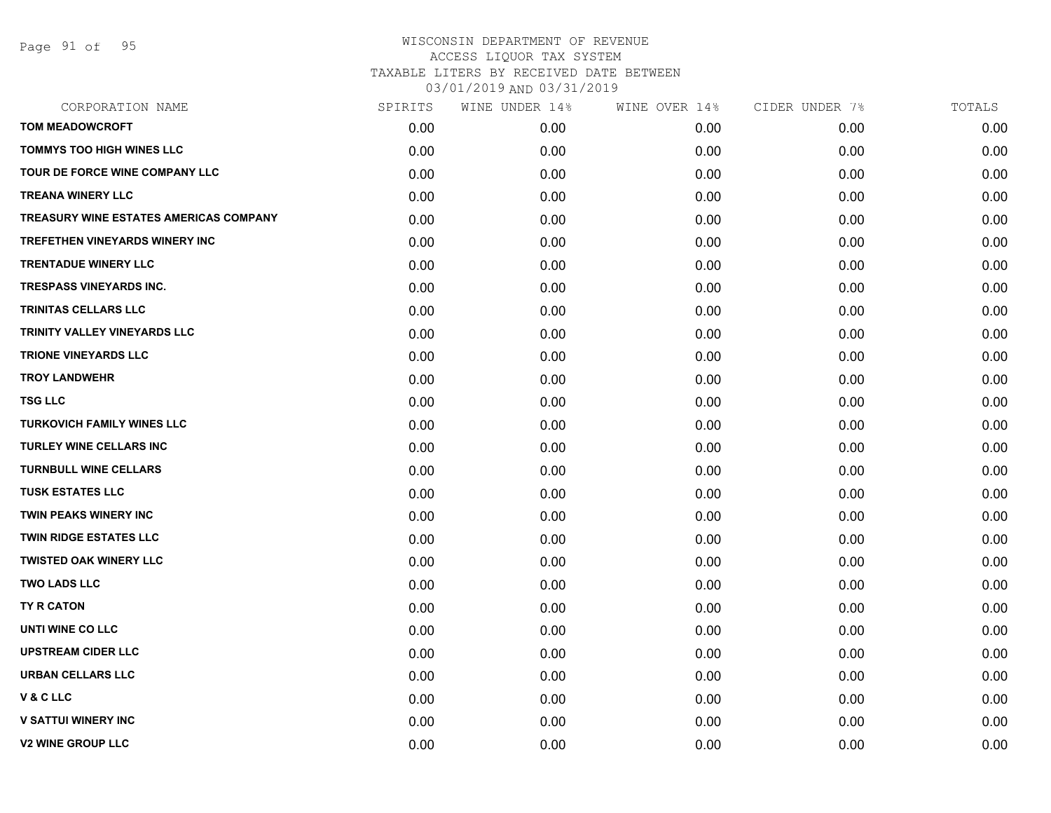# WISCONSIN DEPARTMENT OF REVENUE
ACCESS LIQUOR TAX SYSTEM
TAXABLE LITERS BY RECEIVED DATE BETWEEN
03/01/2019 AND 03/31/2019

| CORPORATION NAME | SPIRITS | WINE UNDER 14% | WINE OVER 14% | CIDER UNDER 7% | TOTALS |
|---|---|---|---|---|---|
| TOM MEADOWCROFT | 0.00 | 0.00 | 0.00 | 0.00 | 0.00 |
| TOMMYS TOO HIGH WINES LLC | 0.00 | 0.00 | 0.00 | 0.00 | 0.00 |
| TOUR DE FORCE WINE COMPANY LLC | 0.00 | 0.00 | 0.00 | 0.00 | 0.00 |
| TREANA WINERY LLC | 0.00 | 0.00 | 0.00 | 0.00 | 0.00 |
| TREASURY WINE ESTATES AMERICAS COMPANY | 0.00 | 0.00 | 0.00 | 0.00 | 0.00 |
| TREFETHEN VINEYARDS WINERY INC | 0.00 | 0.00 | 0.00 | 0.00 | 0.00 |
| TRENTADUE WINERY LLC | 0.00 | 0.00 | 0.00 | 0.00 | 0.00 |
| TRESPASS VINEYARDS INC. | 0.00 | 0.00 | 0.00 | 0.00 | 0.00 |
| TRINITAS CELLARS LLC | 0.00 | 0.00 | 0.00 | 0.00 | 0.00 |
| TRINITY VALLEY VINEYARDS LLC | 0.00 | 0.00 | 0.00 | 0.00 | 0.00 |
| TRIONE VINEYARDS LLC | 0.00 | 0.00 | 0.00 | 0.00 | 0.00 |
| TROY LANDWEHR | 0.00 | 0.00 | 0.00 | 0.00 | 0.00 |
| TSG LLC | 0.00 | 0.00 | 0.00 | 0.00 | 0.00 |
| TURKOVICH FAMILY WINES LLC | 0.00 | 0.00 | 0.00 | 0.00 | 0.00 |
| TURLEY WINE CELLARS INC | 0.00 | 0.00 | 0.00 | 0.00 | 0.00 |
| TURNBULL WINE CELLARS | 0.00 | 0.00 | 0.00 | 0.00 | 0.00 |
| TUSK ESTATES LLC | 0.00 | 0.00 | 0.00 | 0.00 | 0.00 |
| TWIN PEAKS WINERY INC | 0.00 | 0.00 | 0.00 | 0.00 | 0.00 |
| TWIN RIDGE ESTATES LLC | 0.00 | 0.00 | 0.00 | 0.00 | 0.00 |
| TWISTED OAK WINERY LLC | 0.00 | 0.00 | 0.00 | 0.00 | 0.00 |
| TWO LADS LLC | 0.00 | 0.00 | 0.00 | 0.00 | 0.00 |
| TY R CATON | 0.00 | 0.00 | 0.00 | 0.00 | 0.00 |
| UNTI WINE CO LLC | 0.00 | 0.00 | 0.00 | 0.00 | 0.00 |
| UPSTREAM CIDER LLC | 0.00 | 0.00 | 0.00 | 0.00 | 0.00 |
| URBAN CELLARS LLC | 0.00 | 0.00 | 0.00 | 0.00 | 0.00 |
| V & C LLC | 0.00 | 0.00 | 0.00 | 0.00 | 0.00 |
| V SATTUI WINERY INC | 0.00 | 0.00 | 0.00 | 0.00 | 0.00 |
| V2 WINE GROUP LLC | 0.00 | 0.00 | 0.00 | 0.00 | 0.00 |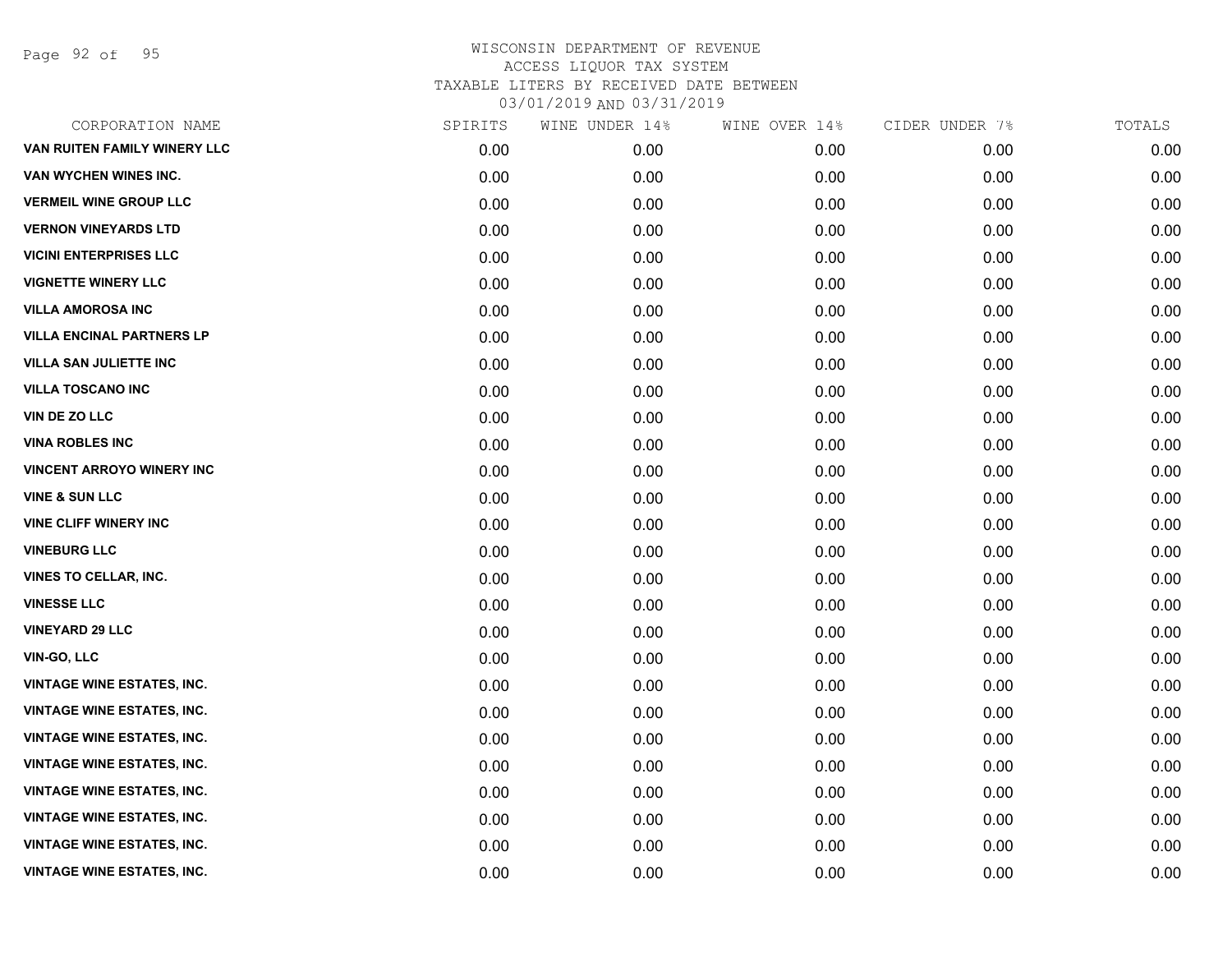WISCONSIN DEPARTMENT OF REVENUE
ACCESS LIQUOR TAX SYSTEM
TAXABLE LITERS BY RECEIVED DATE BETWEEN
03/01/2019 AND 03/31/2019

| CORPORATION NAME | SPIRITS | WINE UNDER 14% | WINE OVER 14% | CIDER UNDER 7% | TOTALS |
|---|---|---|---|---|---|
| VAN RUITEN FAMILY WINERY LLC | 0.00 | 0.00 | 0.00 | 0.00 | 0.00 |
| VAN WYCHEN WINES INC. | 0.00 | 0.00 | 0.00 | 0.00 | 0.00 |
| VERMEIL WINE GROUP LLC | 0.00 | 0.00 | 0.00 | 0.00 | 0.00 |
| VERNON VINEYARDS LTD | 0.00 | 0.00 | 0.00 | 0.00 | 0.00 |
| VICINI ENTERPRISES LLC | 0.00 | 0.00 | 0.00 | 0.00 | 0.00 |
| VIGNETTE WINERY LLC | 0.00 | 0.00 | 0.00 | 0.00 | 0.00 |
| VILLA AMOROSA INC | 0.00 | 0.00 | 0.00 | 0.00 | 0.00 |
| VILLA ENCINAL PARTNERS LP | 0.00 | 0.00 | 0.00 | 0.00 | 0.00 |
| VILLA SAN JULIETTE INC | 0.00 | 0.00 | 0.00 | 0.00 | 0.00 |
| VILLA TOSCANO INC | 0.00 | 0.00 | 0.00 | 0.00 | 0.00 |
| VIN DE ZO LLC | 0.00 | 0.00 | 0.00 | 0.00 | 0.00 |
| VINA ROBLES INC | 0.00 | 0.00 | 0.00 | 0.00 | 0.00 |
| VINCENT ARROYO WINERY INC | 0.00 | 0.00 | 0.00 | 0.00 | 0.00 |
| VINE & SUN LLC | 0.00 | 0.00 | 0.00 | 0.00 | 0.00 |
| VINE CLIFF WINERY INC | 0.00 | 0.00 | 0.00 | 0.00 | 0.00 |
| VINEBURG LLC | 0.00 | 0.00 | 0.00 | 0.00 | 0.00 |
| VINES TO CELLAR, INC. | 0.00 | 0.00 | 0.00 | 0.00 | 0.00 |
| VINESSE LLC | 0.00 | 0.00 | 0.00 | 0.00 | 0.00 |
| VINEYARD 29 LLC | 0.00 | 0.00 | 0.00 | 0.00 | 0.00 |
| VIN-GO, LLC | 0.00 | 0.00 | 0.00 | 0.00 | 0.00 |
| VINTAGE WINE ESTATES, INC. | 0.00 | 0.00 | 0.00 | 0.00 | 0.00 |
| VINTAGE WINE ESTATES, INC. | 0.00 | 0.00 | 0.00 | 0.00 | 0.00 |
| VINTAGE WINE ESTATES, INC. | 0.00 | 0.00 | 0.00 | 0.00 | 0.00 |
| VINTAGE WINE ESTATES, INC. | 0.00 | 0.00 | 0.00 | 0.00 | 0.00 |
| VINTAGE WINE ESTATES, INC. | 0.00 | 0.00 | 0.00 | 0.00 | 0.00 |
| VINTAGE WINE ESTATES, INC. | 0.00 | 0.00 | 0.00 | 0.00 | 0.00 |
| VINTAGE WINE ESTATES, INC. | 0.00 | 0.00 | 0.00 | 0.00 | 0.00 |
| VINTAGE WINE ESTATES, INC. | 0.00 | 0.00 | 0.00 | 0.00 | 0.00 |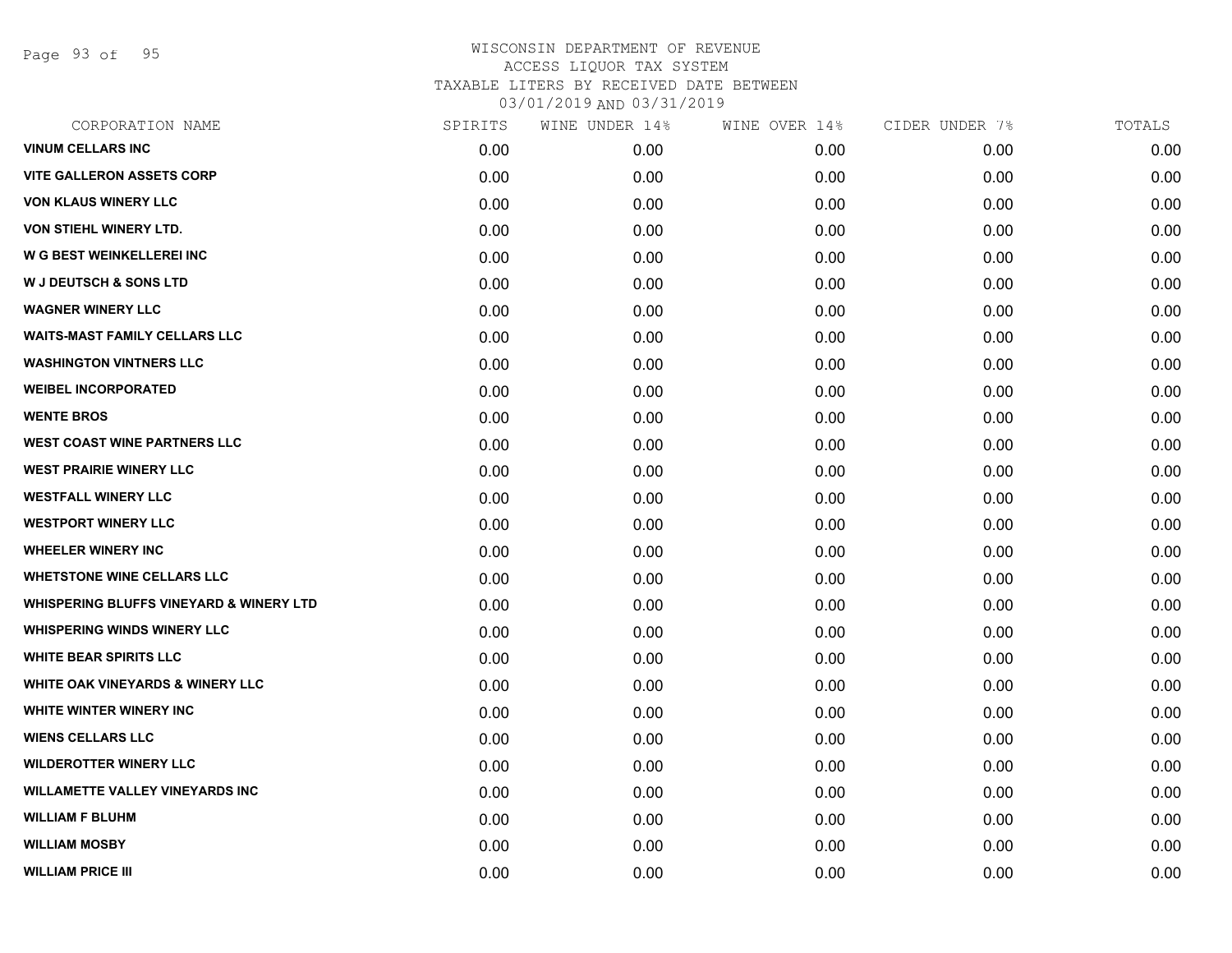WISCONSIN DEPARTMENT OF REVENUE
ACCESS LIQUOR TAX SYSTEM
TAXABLE LITERS BY RECEIVED DATE BETWEEN
03/01/2019 AND 03/31/2019

| CORPORATION NAME | SPIRITS | WINE UNDER 14% | WINE OVER 14% | CIDER UNDER 7% | TOTALS |
|---|---|---|---|---|---|
| VINUM CELLARS INC | 0.00 | 0.00 | 0.00 | 0.00 | 0.00 |
| VITE GALLERON ASSETS CORP | 0.00 | 0.00 | 0.00 | 0.00 | 0.00 |
| VON KLAUS WINERY LLC | 0.00 | 0.00 | 0.00 | 0.00 | 0.00 |
| VON STIEHL WINERY LTD. | 0.00 | 0.00 | 0.00 | 0.00 | 0.00 |
| W G BEST WEINKELLEREI INC | 0.00 | 0.00 | 0.00 | 0.00 | 0.00 |
| W J DEUTSCH & SONS LTD | 0.00 | 0.00 | 0.00 | 0.00 | 0.00 |
| WAGNER WINERY LLC | 0.00 | 0.00 | 0.00 | 0.00 | 0.00 |
| WAITS-MAST FAMILY CELLARS LLC | 0.00 | 0.00 | 0.00 | 0.00 | 0.00 |
| WASHINGTON VINTNERS LLC | 0.00 | 0.00 | 0.00 | 0.00 | 0.00 |
| WEIBEL INCORPORATED | 0.00 | 0.00 | 0.00 | 0.00 | 0.00 |
| WENTE BROS | 0.00 | 0.00 | 0.00 | 0.00 | 0.00 |
| WEST COAST WINE PARTNERS LLC | 0.00 | 0.00 | 0.00 | 0.00 | 0.00 |
| WEST PRAIRIE WINERY LLC | 0.00 | 0.00 | 0.00 | 0.00 | 0.00 |
| WESTFALL WINERY LLC | 0.00 | 0.00 | 0.00 | 0.00 | 0.00 |
| WESTPORT WINERY LLC | 0.00 | 0.00 | 0.00 | 0.00 | 0.00 |
| WHEELER WINERY INC | 0.00 | 0.00 | 0.00 | 0.00 | 0.00 |
| WHETSTONE WINE CELLARS LLC | 0.00 | 0.00 | 0.00 | 0.00 | 0.00 |
| WHISPERING BLUFFS VINEYARD & WINERY LTD | 0.00 | 0.00 | 0.00 | 0.00 | 0.00 |
| WHISPERING WINDS WINERY LLC | 0.00 | 0.00 | 0.00 | 0.00 | 0.00 |
| WHITE BEAR SPIRITS LLC | 0.00 | 0.00 | 0.00 | 0.00 | 0.00 |
| WHITE OAK VINEYARDS & WINERY LLC | 0.00 | 0.00 | 0.00 | 0.00 | 0.00 |
| WHITE WINTER WINERY INC | 0.00 | 0.00 | 0.00 | 0.00 | 0.00 |
| WIENS CELLARS LLC | 0.00 | 0.00 | 0.00 | 0.00 | 0.00 |
| WILDEROTTER WINERY LLC | 0.00 | 0.00 | 0.00 | 0.00 | 0.00 |
| WILLAMETTE VALLEY VINEYARDS INC | 0.00 | 0.00 | 0.00 | 0.00 | 0.00 |
| WILLIAM F BLUHM | 0.00 | 0.00 | 0.00 | 0.00 | 0.00 |
| WILLIAM MOSBY | 0.00 | 0.00 | 0.00 | 0.00 | 0.00 |
| WILLIAM PRICE III | 0.00 | 0.00 | 0.00 | 0.00 | 0.00 |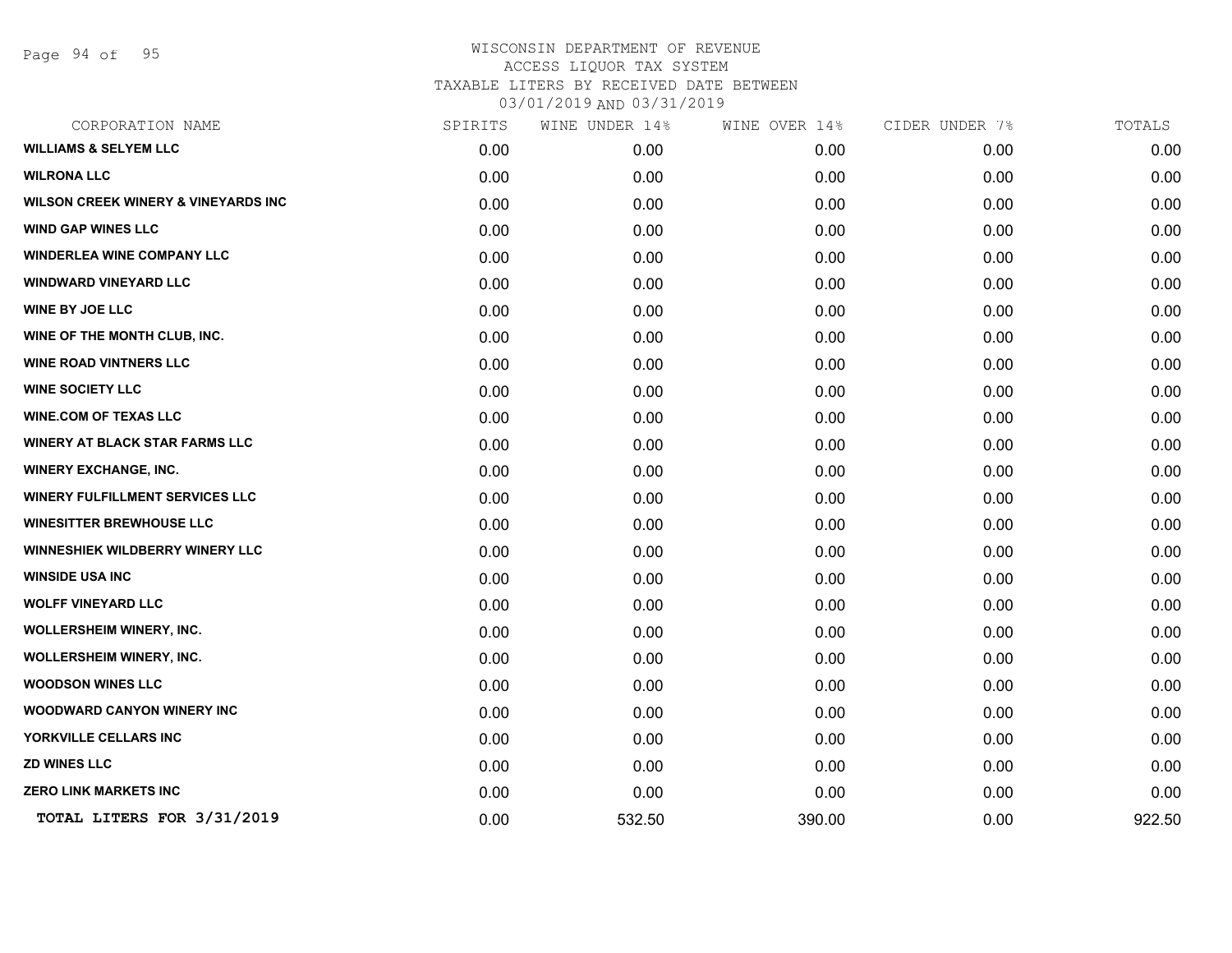WISCONSIN DEPARTMENT OF REVENUE
ACCESS LIQUOR TAX SYSTEM
TAXABLE LITERS BY RECEIVED DATE BETWEEN
03/01/2019 AND 03/31/2019

| CORPORATION NAME | SPIRITS | WINE UNDER 14% | WINE OVER 14% | CIDER UNDER 7% | TOTALS |
|---|---|---|---|---|---|
| **WILLIAMS & SELYEM LLC** | 0.00 | 0.00 | 0.00 | 0.00 | 0.00 |
| **WILRONA LLC** | 0.00 | 0.00 | 0.00 | 0.00 | 0.00 |
| **WILSON CREEK WINERY & VINEYARDS INC** | 0.00 | 0.00 | 0.00 | 0.00 | 0.00 |
| **WIND GAP WINES LLC** | 0.00 | 0.00 | 0.00 | 0.00 | 0.00 |
| **WINDERLEA WINE COMPANY LLC** | 0.00 | 0.00 | 0.00 | 0.00 | 0.00 |
| **WINDWARD VINEYARD LLC** | 0.00 | 0.00 | 0.00 | 0.00 | 0.00 |
| **WINE BY JOE LLC** | 0.00 | 0.00 | 0.00 | 0.00 | 0.00 |
| **WINE OF THE MONTH CLUB, INC.** | 0.00 | 0.00 | 0.00 | 0.00 | 0.00 |
| **WINE ROAD VINTNERS LLC** | 0.00 | 0.00 | 0.00 | 0.00 | 0.00 |
| **WINE SOCIETY LLC** | 0.00 | 0.00 | 0.00 | 0.00 | 0.00 |
| **WINE.COM OF TEXAS LLC** | 0.00 | 0.00 | 0.00 | 0.00 | 0.00 |
| **WINERY AT BLACK STAR FARMS LLC** | 0.00 | 0.00 | 0.00 | 0.00 | 0.00 |
| **WINERY EXCHANGE, INC.** | 0.00 | 0.00 | 0.00 | 0.00 | 0.00 |
| **WINERY FULFILLMENT SERVICES LLC** | 0.00 | 0.00 | 0.00 | 0.00 | 0.00 |
| **WINESITTER BREWHOUSE LLC** | 0.00 | 0.00 | 0.00 | 0.00 | 0.00 |
| **WINNESHIEK WILDBERRY WINERY LLC** | 0.00 | 0.00 | 0.00 | 0.00 | 0.00 |
| **WINSIDE USA INC** | 0.00 | 0.00 | 0.00 | 0.00 | 0.00 |
| **WOLFF VINEYARD LLC** | 0.00 | 0.00 | 0.00 | 0.00 | 0.00 |
| **WOLLERSHEIM WINERY, INC.** | 0.00 | 0.00 | 0.00 | 0.00 | 0.00 |
| **WOLLERSHEIM WINERY, INC.** | 0.00 | 0.00 | 0.00 | 0.00 | 0.00 |
| **WOODSON WINES LLC** | 0.00 | 0.00 | 0.00 | 0.00 | 0.00 |
| **WOODWARD CANYON WINERY INC** | 0.00 | 0.00 | 0.00 | 0.00 | 0.00 |
| **YORKVILLE CELLARS INC** | 0.00 | 0.00 | 0.00 | 0.00 | 0.00 |
| **ZD WINES LLC** | 0.00 | 0.00 | 0.00 | 0.00 | 0.00 |
| **ZERO LINK MARKETS INC** | 0.00 | 0.00 | 0.00 | 0.00 | 0.00 |
| **TOTAL LITERS FOR 3/31/2019** | 0.00 | 532.50 | 390.00 | 0.00 | 922.50 |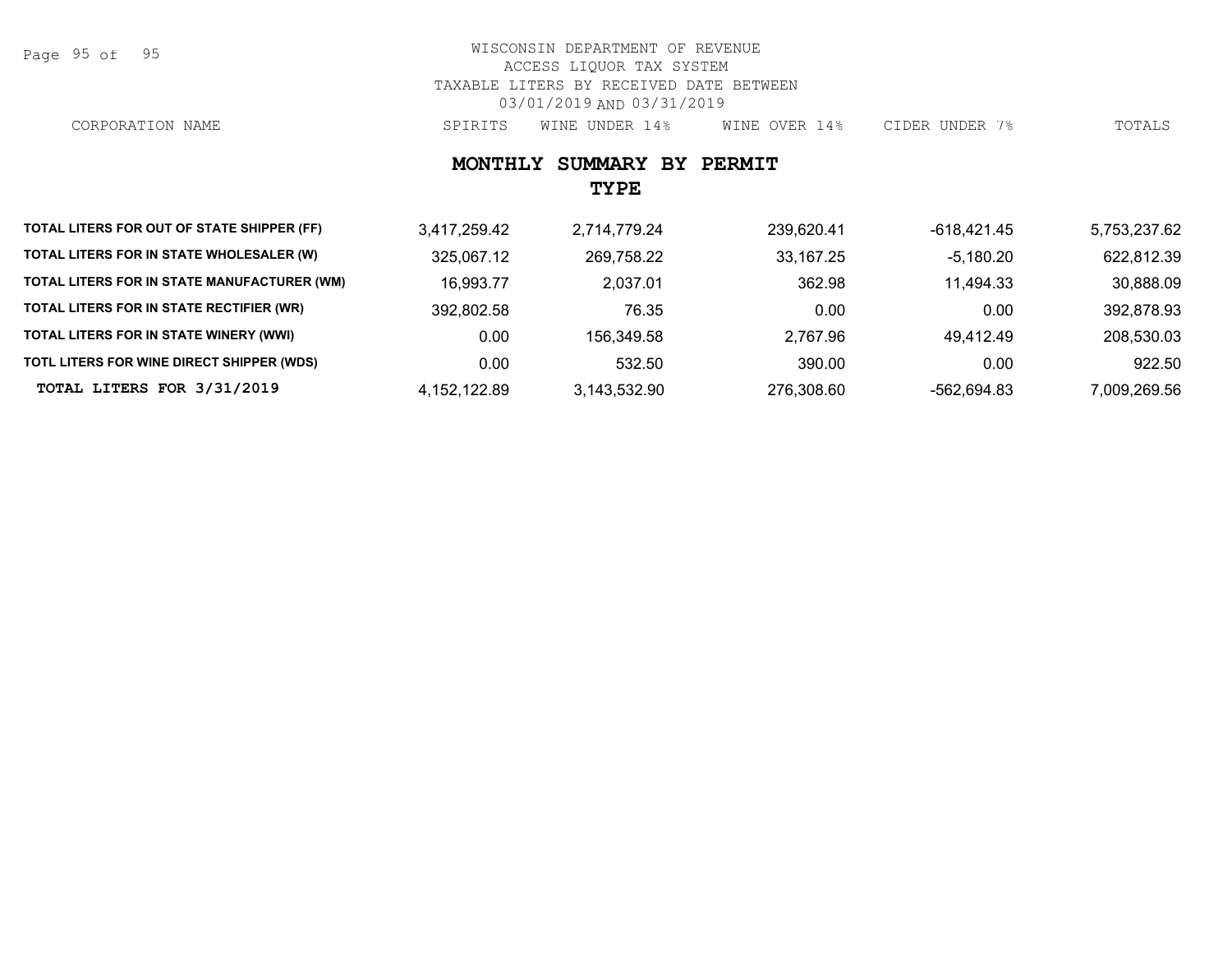WISCONSIN DEPARTMENT OF REVENUE
ACCESS LIQUOR TAX SYSTEM
TAXABLE LITERS BY RECEIVED DATE BETWEEN
03/01/2019 AND 03/31/2019

## MONTHLY SUMMARY BY PERMIT TYPE

| CORPORATION NAME | SPIRITS | WINE UNDER 14% | WINE OVER 14% | CIDER UNDER 7% | TOTALS |
|---|---|---|---|---|---|
| TOTAL LITERS FOR OUT OF STATE SHIPPER (FF) | 3,417,259.42 | 2,714,779.24 | 239,620.41 | -618,421.45 | 5,753,237.62 |
| TOTAL LITERS FOR IN STATE WHOLESALER (W) | 325,067.12 | 269,758.22 | 33,167.25 | -5,180.20 | 622,812.39 |
| TOTAL LITERS FOR IN STATE MANUFACTURER (WM) | 16,993.77 | 2,037.01 | 362.98 | 11,494.33 | 30,888.09 |
| TOTAL LITERS FOR IN STATE RECTIFIER (WR) | 392,802.58 | 76.35 | 0.00 | 0.00 | 392,878.93 |
| TOTAL LITERS FOR IN STATE WINERY (WWI) | 0.00 | 156,349.58 | 2,767.96 | 49,412.49 | 208,530.03 |
| TOTL LITERS FOR WINE DIRECT SHIPPER (WDS) | 0.00 | 532.50 | 390.00 | 0.00 | 922.50 |
| **TOTAL LITERS FOR 3/31/2019** | 4,152,122.89 | 3,143,532.90 | 276,308.60 | -562,694.83 | 7,009,269.56 |